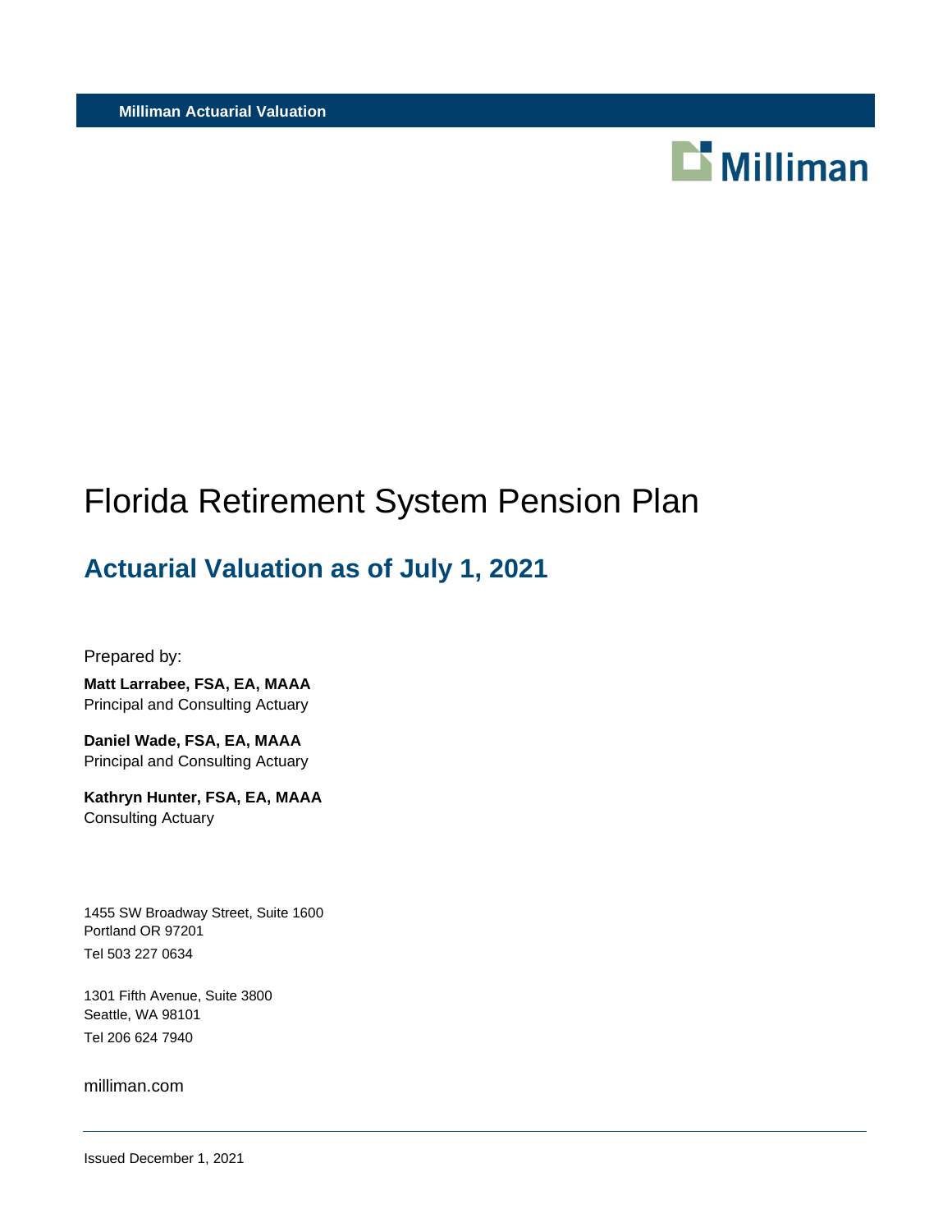**Milliman Actuarial Valuation**

Milliman

# Florida Retirement System Pension Plan

## Actuarial Valuation as of July 1, 2021

Prepared by:

**Matt Larrabee, FSA, EA, MAAA**
Principal and Consulting Actuary

**Daniel Wade, FSA, EA, MAAA**
Principal and Consulting Actuary

**Kathryn Hunter, FSA, EA, MAAA**
Consulting Actuary

1455 SW Broadway Street, Suite 1600
Portland OR 97201
Tel 503 227 0634

1301 Fifth Avenue, Suite 3800
Seattle, WA 98101
Tel 206 624 7940

milliman.com

Issued December 1, 2021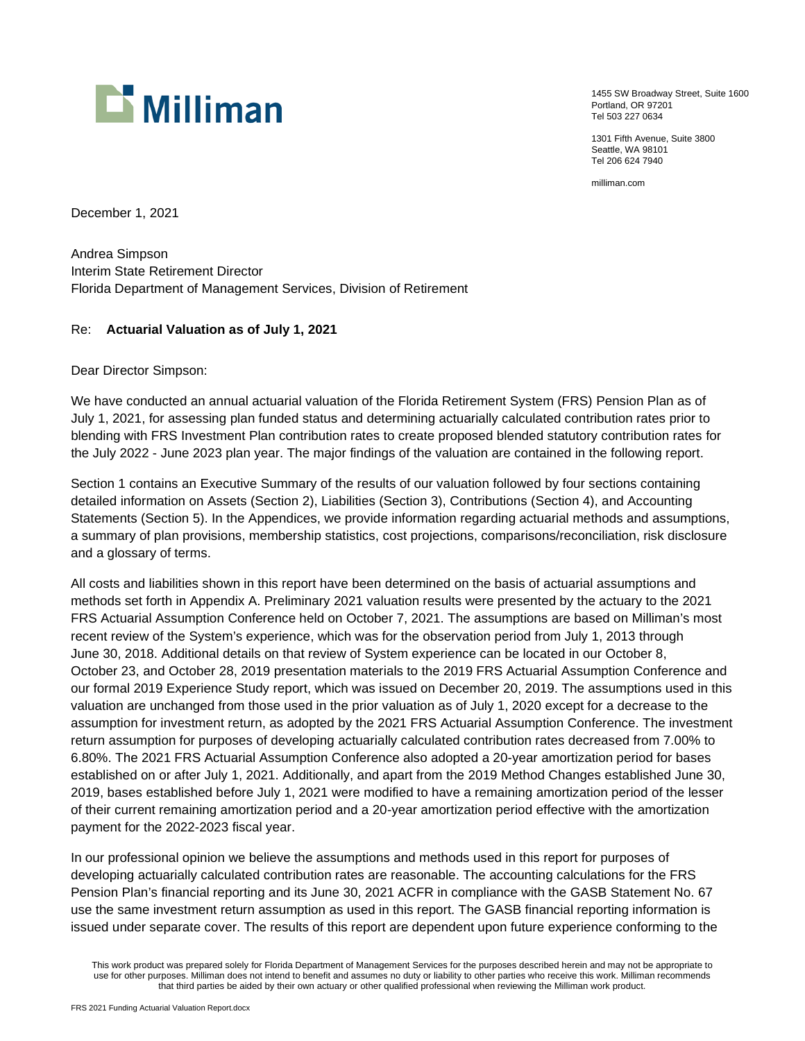Milliman

1455 SW Broadway Street, Suite 1600
Portland, OR 97201
Tel 503 227 0634

1301 Fifth Avenue, Suite 3800
Seattle, WA 98101
Tel 206 624 7940

milliman.com

December 1, 2021

Andrea Simpson
Interim State Retirement Director
Florida Department of Management Services, Division of Retirement

Re: **Actuarial Valuation as of July 1, 2021**

Dear Director Simpson:

We have conducted an annual actuarial valuation of the Florida Retirement System (FRS) Pension Plan as of July 1, 2021, for assessing plan funded status and determining actuarially calculated contribution rates prior to blending with FRS Investment Plan contribution rates to create proposed blended statutory contribution rates for the July 2022 - June 2023 plan year. The major findings of the valuation are contained in the following report.

Section 1 contains an Executive Summary of the results of our valuation followed by four sections containing detailed information on Assets (Section 2), Liabilities (Section 3), Contributions (Section 4), and Accounting Statements (Section 5). In the Appendices, we provide information regarding actuarial methods and assumptions, a summary of plan provisions, membership statistics, cost projections, comparisons/reconciliation, risk disclosure and a glossary of terms.

All costs and liabilities shown in this report have been determined on the basis of actuarial assumptions and methods set forth in Appendix A. Preliminary 2021 valuation results were presented by the actuary to the 2021 FRS Actuarial Assumption Conference held on October 7, 2021. The assumptions are based on Milliman's most recent review of the System's experience, which was for the observation period from July 1, 2013 through June 30, 2018. Additional details on that review of System experience can be located in our October 8, October 23, and October 28, 2019 presentation materials to the 2019 FRS Actuarial Assumption Conference and our formal 2019 Experience Study report, which was issued on December 20, 2019. The assumptions used in this valuation are unchanged from those used in the prior valuation as of July 1, 2020 except for a decrease to the assumption for investment return, as adopted by the 2021 FRS Actuarial Assumption Conference. The investment return assumption for purposes of developing actuarially calculated contribution rates decreased from 7.00% to 6.80%. The 2021 FRS Actuarial Assumption Conference also adopted a 20-year amortization period for bases established on or after July 1, 2021. Additionally, and apart from the 2019 Method Changes established June 30, 2019, bases established before July 1, 2021 were modified to have a remaining amortization period of the lesser of their current remaining amortization period and a 20-year amortization period effective with the amortization payment for the 2022-2023 fiscal year.

In our professional opinion we believe the assumptions and methods used in this report for purposes of developing actuarially calculated contribution rates are reasonable. The accounting calculations for the FRS Pension Plan's financial reporting and its June 30, 2021 ACFR in compliance with the GASB Statement No. 67 use the same investment return assumption as used in this report. The GASB financial reporting information is issued under separate cover. The results of this report are dependent upon future experience conforming to the

This work product was prepared solely for Florida Department of Management Services for the purposes described herein and may not be appropriate to use for other purposes. Milliman does not intend to benefit and assumes no duty or liability to other parties who receive this work. Milliman recommends that third parties be aided by their own actuary or other qualified professional when reviewing the Milliman work product.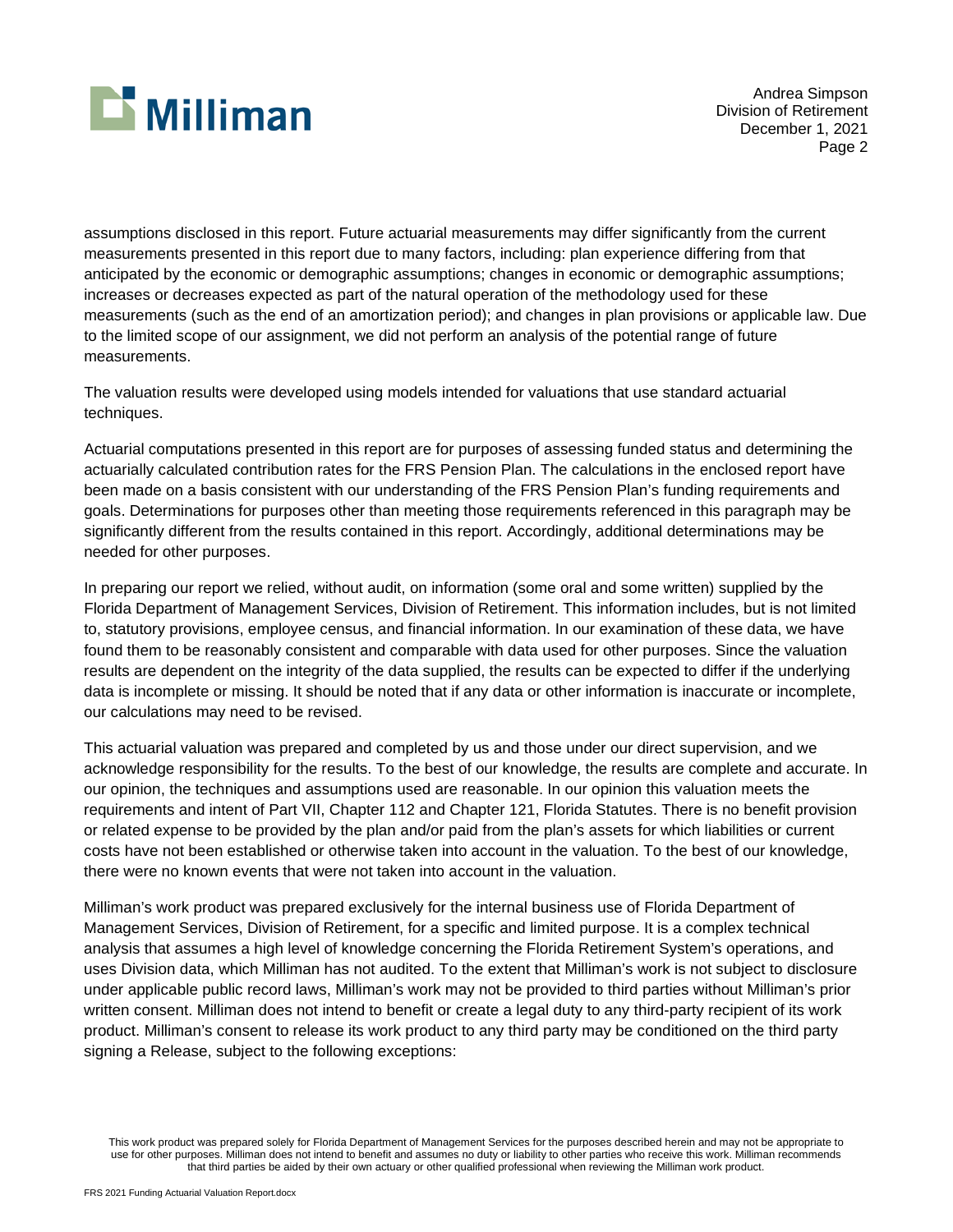assumptions disclosed in this report. Future actuarial measurements may differ significantly from the current measurements presented in this report due to many factors, including: plan experience differing from that anticipated by the economic or demographic assumptions; changes in economic or demographic assumptions; increases or decreases expected as part of the natural operation of the methodology used for these measurements (such as the end of an amortization period); and changes in plan provisions or applicable law. Due to the limited scope of our assignment, we did not perform an analysis of the potential range of future measurements.

The valuation results were developed using models intended for valuations that use standard actuarial techniques.

Actuarial computations presented in this report are for purposes of assessing funded status and determining the actuarially calculated contribution rates for the FRS Pension Plan. The calculations in the enclosed report have been made on a basis consistent with our understanding of the FRS Pension Plan's funding requirements and goals. Determinations for purposes other than meeting those requirements referenced in this paragraph may be significantly different from the results contained in this report. Accordingly, additional determinations may be needed for other purposes.

In preparing our report we relied, without audit, on information (some oral and some written) supplied by the Florida Department of Management Services, Division of Retirement. This information includes, but is not limited to, statutory provisions, employee census, and financial information. In our examination of these data, we have found them to be reasonably consistent and comparable with data used for other purposes. Since the valuation results are dependent on the integrity of the data supplied, the results can be expected to differ if the underlying data is incomplete or missing. It should be noted that if any data or other information is inaccurate or incomplete, our calculations may need to be revised.

This actuarial valuation was prepared and completed by us and those under our direct supervision, and we acknowledge responsibility for the results. To the best of our knowledge, the results are complete and accurate. In our opinion, the techniques and assumptions used are reasonable. In our opinion this valuation meets the requirements and intent of Part VII, Chapter 112 and Chapter 121, Florida Statutes. There is no benefit provision or related expense to be provided by the plan and/or paid from the plan's assets for which liabilities or current costs have not been established or otherwise taken into account in the valuation. To the best of our knowledge, there were no known events that were not taken into account in the valuation.

Milliman's work product was prepared exclusively for the internal business use of Florida Department of Management Services, Division of Retirement, for a specific and limited purpose. It is a complex technical analysis that assumes a high level of knowledge concerning the Florida Retirement System's operations, and uses Division data, which Milliman has not audited. To the extent that Milliman's work is not subject to disclosure under applicable public record laws, Milliman's work may not be provided to third parties without Milliman's prior written consent. Milliman does not intend to benefit or create a legal duty to any third-party recipient of its work product. Milliman's consent to release its work product to any third party may be conditioned on the third party signing a Release, subject to the following exceptions: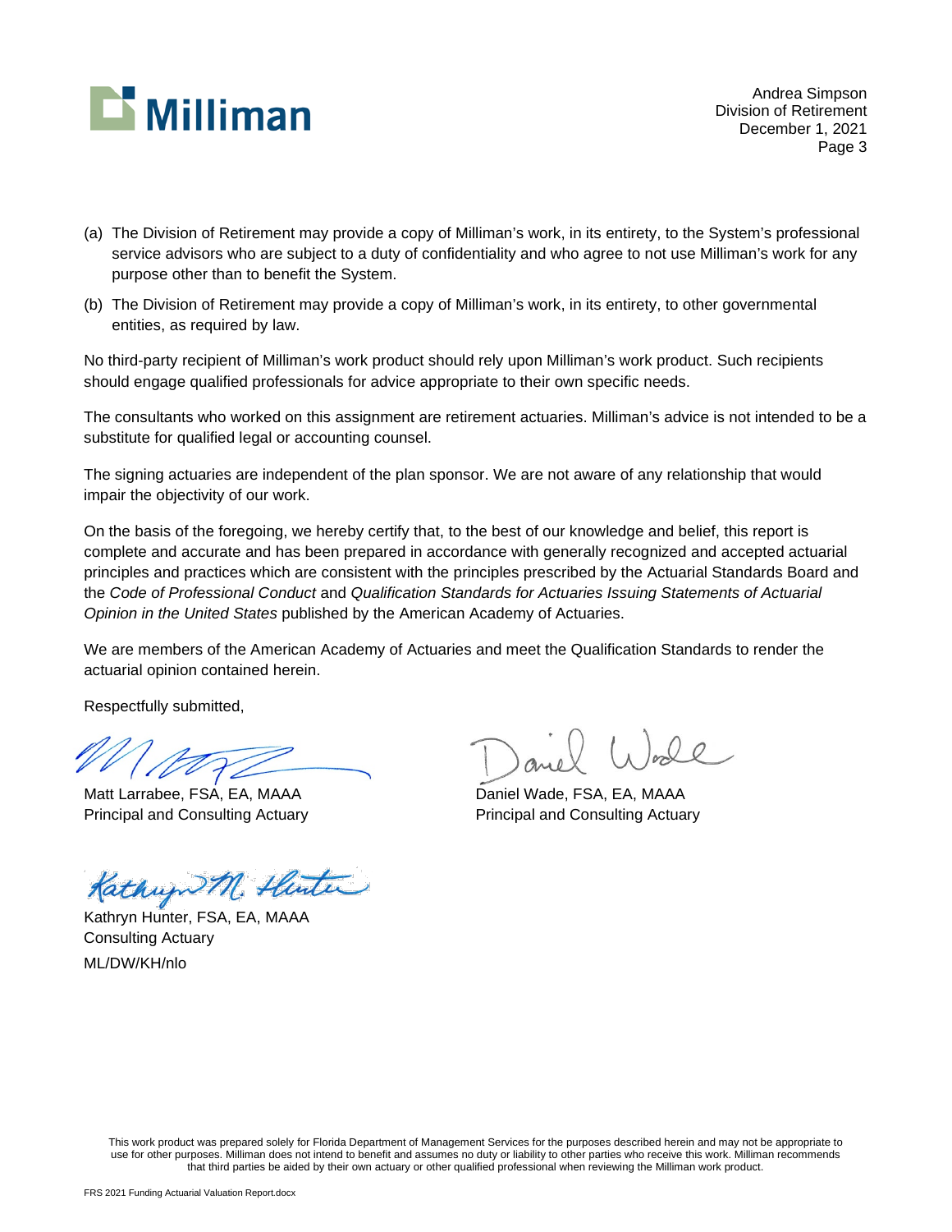(a) The Division of Retirement may provide a copy of Milliman's work, in its entirety, to the System's professional service advisors who are subject to a duty of confidentiality and who agree to not use Milliman's work for any purpose other than to benefit the System.

(b) The Division of Retirement may provide a copy of Milliman's work, in its entirety, to other governmental entities, as required by law.

No third-party recipient of Milliman's work product should rely upon Milliman's work product. Such recipients should engage qualified professionals for advice appropriate to their own specific needs.

The consultants who worked on this assignment are retirement actuaries. Milliman's advice is not intended to be a substitute for qualified legal or accounting counsel.

The signing actuaries are independent of the plan sponsor. We are not aware of any relationship that would impair the objectivity of our work.

On the basis of the foregoing, we hereby certify that, to the best of our knowledge and belief, this report is complete and accurate and has been prepared in accordance with generally recognized and accepted actuarial principles and practices which are consistent with the principles prescribed by the Actuarial Standards Board and the *Code of Professional Conduct* and *Qualification Standards for Actuaries Issuing Statements of Actuarial Opinion in the United States* published by the American Academy of Actuaries.

We are members of the American Academy of Actuaries and meet the Qualification Standards to render the actuarial opinion contained herein.

Respectfully submitted,

Matt Larrabee, FSA, EA, MAAA
Principal and Consulting Actuary

Daniel Wade, FSA, EA, MAAA
Principal and Consulting Actuary

Kathryn Hunter, FSA, EA, MAAA
Consulting Actuary

ML/DW/KH/nlo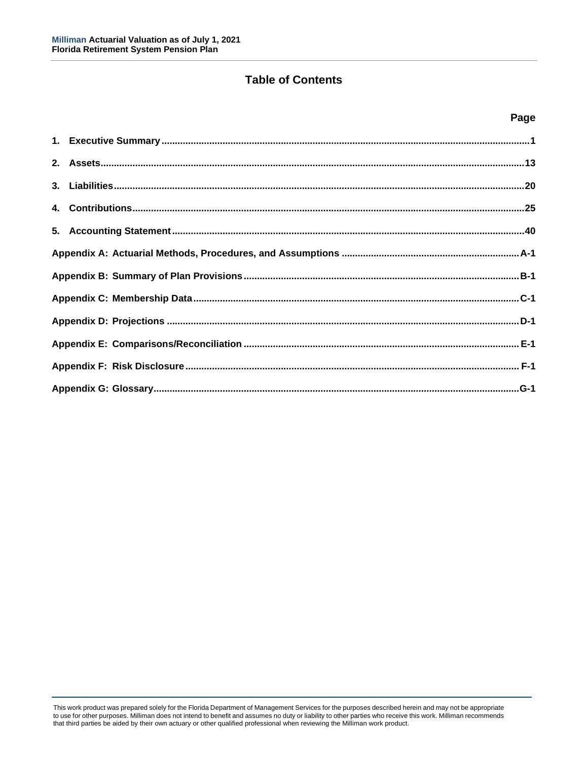# Table of Contents

| | Page |
|---|---|
| **1. Executive Summary** | **1** |
| **2. Assets** | **13** |
| **3. Liabilities** | **20** |
| **4. Contributions** | **25** |
| **5. Accounting Statement** | **40** |
| **Appendix A: Actuarial Methods, Procedures, and Assumptions** | **A-1** |
| **Appendix B: Summary of Plan Provisions** | **B-1** |
| **Appendix C: Membership Data** | **C-1** |
| **Appendix D: Projections** | **D-1** |
| **Appendix E: Comparisons/Reconciliation** | **E-1** |
| **Appendix F: Risk Disclosure** | **F-1** |
| **Appendix G: Glossary** | **G-1** |

This work product was prepared solely for the Florida Department of Management Services for the purposes described herein and may not be appropriate to use for other purposes. Milliman does not intend to benefit and assumes no duty or liability to other parties who receive this work. Milliman recommends that third parties be aided by their own actuary or other qualified professional when reviewing the Milliman work product.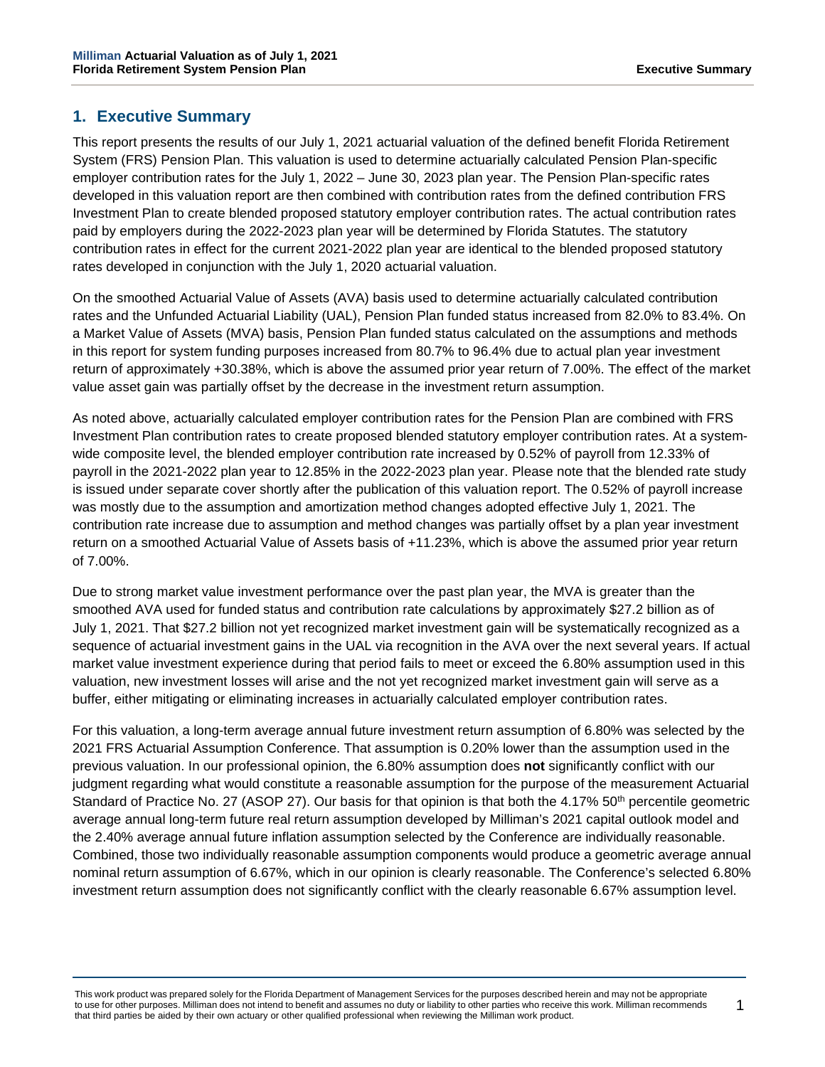## 1. Executive Summary

This report presents the results of our July 1, 2021 actuarial valuation of the defined benefit Florida Retirement System (FRS) Pension Plan. This valuation is used to determine actuarially calculated Pension Plan-specific employer contribution rates for the July 1, 2022 – June 30, 2023 plan year. The Pension Plan-specific rates developed in this valuation report are then combined with contribution rates from the defined contribution FRS Investment Plan to create blended proposed statutory employer contribution rates. The actual contribution rates paid by employers during the 2022-2023 plan year will be determined by Florida Statutes. The statutory contribution rates in effect for the current 2021-2022 plan year are identical to the blended proposed statutory rates developed in conjunction with the July 1, 2020 actuarial valuation.

On the smoothed Actuarial Value of Assets (AVA) basis used to determine actuarially calculated contribution rates and the Unfunded Actuarial Liability (UAL), Pension Plan funded status increased from 82.0% to 83.4%. On a Market Value of Assets (MVA) basis, Pension Plan funded status calculated on the assumptions and methods in this report for system funding purposes increased from 80.7% to 96.4% due to actual plan year investment return of approximately +30.38%, which is above the assumed prior year return of 7.00%. The effect of the market value asset gain was partially offset by the decrease in the investment return assumption.

As noted above, actuarially calculated employer contribution rates for the Pension Plan are combined with FRS Investment Plan contribution rates to create proposed blended statutory employer contribution rates. At a system-wide composite level, the blended employer contribution rate increased by 0.52% of payroll from 12.33% of payroll in the 2021-2022 plan year to 12.85% in the 2022-2023 plan year. Please note that the blended rate study is issued under separate cover shortly after the publication of this valuation report. The 0.52% of payroll increase was mostly due to the assumption and amortization method changes adopted effective July 1, 2021. The contribution rate increase due to assumption and method changes was partially offset by a plan year investment return on a smoothed Actuarial Value of Assets basis of +11.23%, which is above the assumed prior year return of 7.00%.

Due to strong market value investment performance over the past plan year, the MVA is greater than the smoothed AVA used for funded status and contribution rate calculations by approximately $27.2 billion as of July 1, 2021. That $27.2 billion not yet recognized market investment gain will be systematically recognized as a sequence of actuarial investment gains in the UAL via recognition in the AVA over the next several years. If actual market value investment experience during that period fails to meet or exceed the 6.80% assumption used in this valuation, new investment losses will arise and the not yet recognized market investment gain will serve as a buffer, either mitigating or eliminating increases in actuarially calculated employer contribution rates.

For this valuation, a long-term average annual future investment return assumption of 6.80% was selected by the 2021 FRS Actuarial Assumption Conference. That assumption is 0.20% lower than the assumption used in the previous valuation. In our professional opinion, the 6.80% assumption does **not** significantly conflict with our judgment regarding what would constitute a reasonable assumption for the purpose of the measurement Actuarial Standard of Practice No. 27 (ASOP 27). Our basis for that opinion is that both the 4.17% 50th percentile geometric average annual long-term future real return assumption developed by Milliman's 2021 capital outlook model and the 2.40% average annual future inflation assumption selected by the Conference are individually reasonable. Combined, those two individually reasonable assumption components would produce a geometric average annual nominal return assumption of 6.67%, which in our opinion is clearly reasonable. The Conference's selected 6.80% investment return assumption does not significantly conflict with the clearly reasonable 6.67% assumption level.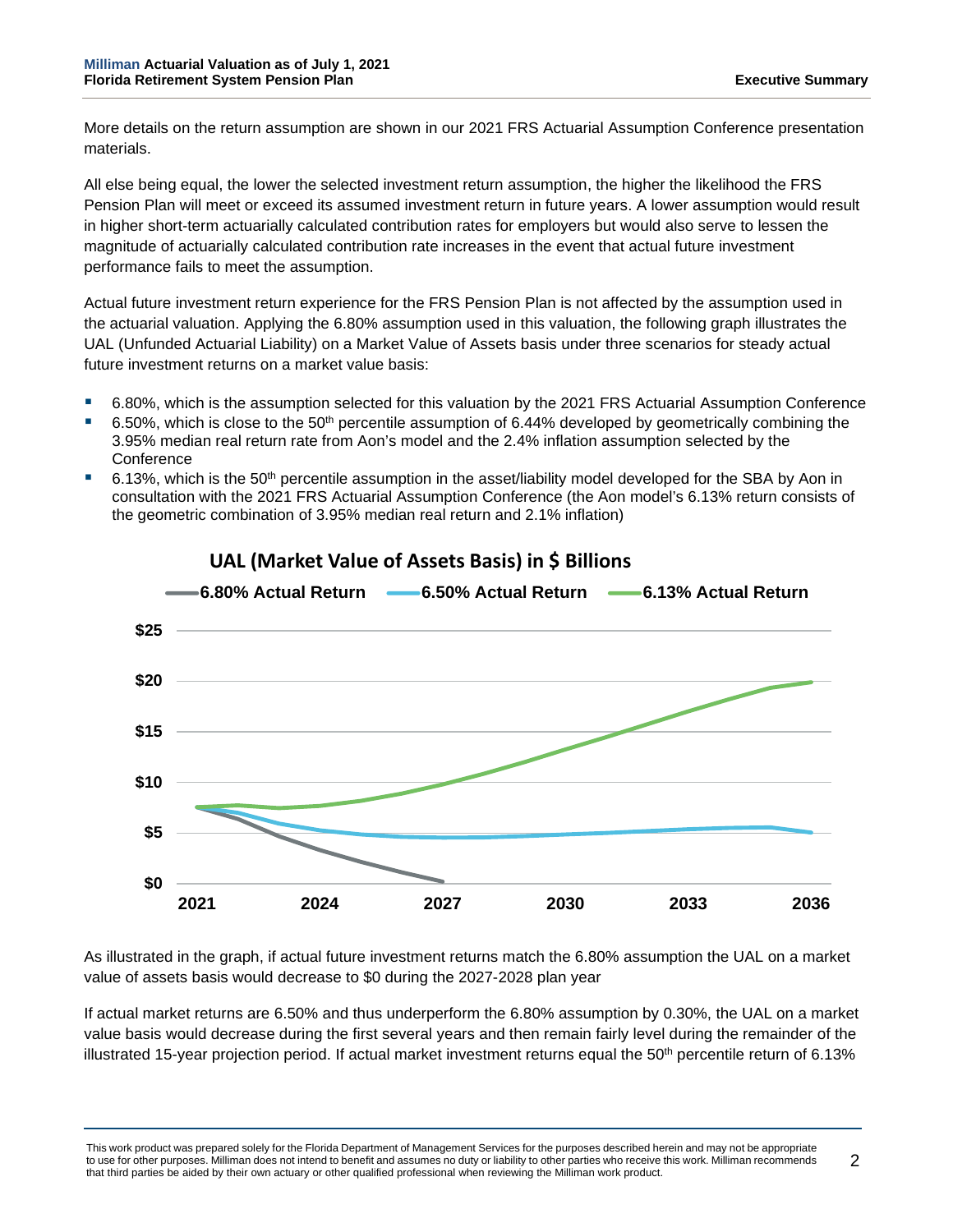More details on the return assumption are shown in our 2021 FRS Actuarial Assumption Conference presentation materials.

All else being equal, the lower the selected investment return assumption, the higher the likelihood the FRS Pension Plan will meet or exceed its assumed investment return in future years. A lower assumption would result in higher short-term actuarially calculated contribution rates for employers but would also serve to lessen the magnitude of actuarially calculated contribution rate increases in the event that actual future investment performance fails to meet the assumption.

Actual future investment return experience for the FRS Pension Plan is not affected by the assumption used in the actuarial valuation. Applying the 6.80% assumption used in this valuation, the following graph illustrates the UAL (Unfunded Actuarial Liability) on a Market Value of Assets basis under three scenarios for steady actual future investment returns on a market value basis:

- 6.80%, which is the assumption selected for this valuation by the 2021 FRS Actuarial Assumption Conference
- 6.50%, which is close to the 50th percentile assumption of 6.44% developed by geometrically combining the 3.95% median real return rate from Aon's model and the 2.4% inflation assumption selected by the Conference
- 6.13%, which is the 50th percentile assumption in the asset/liability model developed for the SBA by Aon in consultation with the 2021 FRS Actuarial Assumption Conference (the Aon model's 6.13% return consists of the geometric combination of 3.95% median real return and 2.1% inflation)

**UAL (Market Value of Assets Basis) in $ Billions**

6.80% Actual Return | 6.50% Actual Return | 6.13% Actual Return

As illustrated in the graph, if actual future investment returns match the 6.80% assumption the UAL on a market value of assets basis would decrease to $0 during the 2027-2028 plan year

If actual market returns are 6.50% and thus underperform the 6.80% assumption by 0.30%, the UAL on a market value basis would decrease during the first several years and then remain fairly level during the remainder of the illustrated 15-year projection period. If actual market investment returns equal the 50th percentile return of 6.13%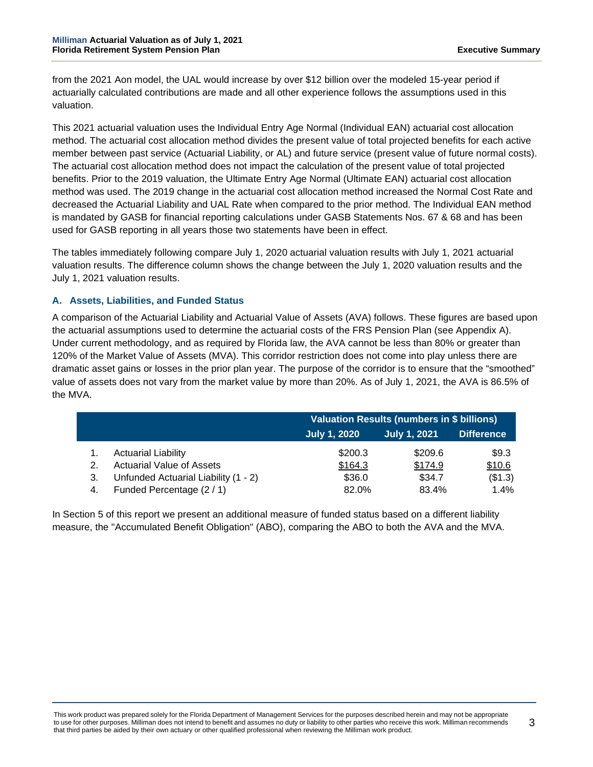from the 2021 Aon model, the UAL would increase by over $12 billion over the modeled 15-year period if actuarially calculated contributions are made and all other experience follows the assumptions used in this valuation.

This 2021 actuarial valuation uses the Individual Entry Age Normal (Individual EAN) actuarial cost allocation method. The actuarial cost allocation method divides the present value of total projected benefits for each active member between past service (Actuarial Liability, or AL) and future service (present value of future normal costs). The actuarial cost allocation method does not impact the calculation of the present value of total projected benefits. Prior to the 2019 valuation, the Ultimate Entry Age Normal (Ultimate EAN) actuarial cost allocation method was used. The 2019 change in the actuarial cost allocation method increased the Normal Cost Rate and decreased the Actuarial Liability and UAL Rate when compared to the prior method. The Individual EAN method is mandated by GASB for financial reporting calculations under GASB Statements Nos. 67 & 68 and has been used for GASB reporting in all years those two statements have been in effect.

The tables immediately following compare July 1, 2020 actuarial valuation results with July 1, 2021 actuarial valuation results. The difference column shows the change between the July 1, 2020 valuation results and the July 1, 2021 valuation results.

### A. Assets, Liabilities, and Funded Status

A comparison of the Actuarial Liability and Actuarial Value of Assets (AVA) follows. These figures are based upon the actuarial assumptions used to determine the actuarial costs of the FRS Pension Plan (see Appendix A). Under current methodology, and as required by Florida law, the AVA cannot be less than 80% or greater than 120% of the Market Value of Assets (MVA). This corridor restriction does not come into play unless there are dramatic asset gains or losses in the prior plan year. The purpose of the corridor is to ensure that the "smoothed" value of assets does not vary from the market value by more than 20%. As of July 1, 2021, the AVA is 86.5% of the MVA.

| | | Valuation Results (numbers in $ billions) | | |
|---|---|---|---|---|
| | | July 1, 2020 | July 1, 2021 | Difference |
| 1. | Actuarial Liability | $200.3 | $209.6 | $9.3 |
| 2. | Actuarial Value of Assets | $164.3 | $174.9 | $10.6 |
| 3. | Unfunded Actuarial Liability (1 - 2) | $36.0 | $34.7 | ($1.3) |
| 4. | Funded Percentage (2 / 1) | 82.0% | 83.4% | 1.4% |

In Section 5 of this report we present an additional measure of funded status based on a different liability measure, the "Accumulated Benefit Obligation" (ABO), comparing the ABO to both the AVA and the MVA.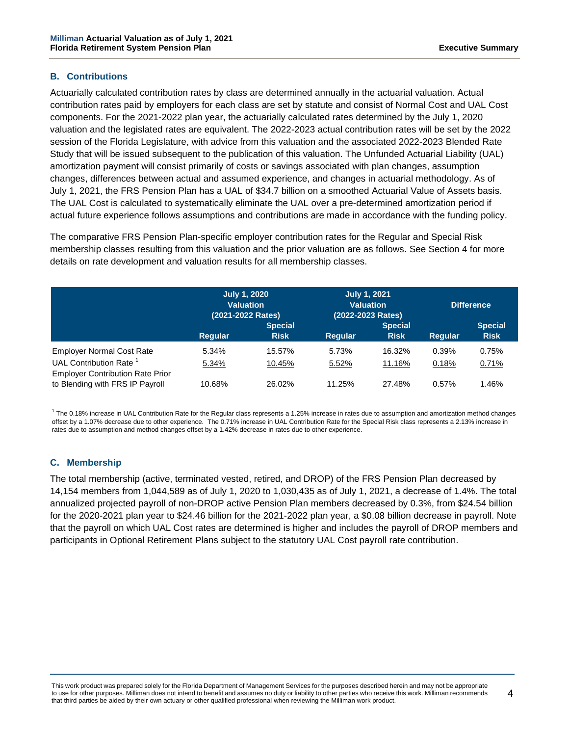## B. Contributions

Actuarially calculated contribution rates by class are determined annually in the actuarial valuation. Actual contribution rates paid by employers for each class are set by statute and consist of Normal Cost and UAL Cost components. For the 2021-2022 plan year, the actuarially calculated rates determined by the July 1, 2020 valuation and the legislated rates are equivalent. The 2022-2023 actual contribution rates will be set by the 2022 session of the Florida Legislature, with advice from this valuation and the associated 2022-2023 Blended Rate Study that will be issued subsequent to the publication of this valuation. The Unfunded Actuarial Liability (UAL) amortization payment will consist primarily of costs or savings associated with plan changes, assumption changes, differences between actual and assumed experience, and changes in actuarial methodology. As of July 1, 2021, the FRS Pension Plan has a UAL of $34.7 billion on a smoothed Actuarial Value of Assets basis. The UAL Cost is calculated to systematically eliminate the UAL over a pre-determined amortization period if actual future experience follows assumptions and contributions are made in accordance with the funding policy.

The comparative FRS Pension Plan-specific employer contribution rates for the Regular and Special Risk membership classes resulting from this valuation and the prior valuation are as follows. See Section 4 for more details on rate development and valuation results for all membership classes.

| | July 1, 2020 Valuation (2021-2022 Rates) | | July 1, 2021 Valuation (2022-2023 Rates) | | Difference | |
|---|---|---|---|---|---|---|
| | Regular | Special Risk | Regular | Special Risk | Regular | Special Risk |
| Employer Normal Cost Rate | 5.34% | 15.57% | 5.73% | 16.32% | 0.39% | 0.75% |
| UAL Contribution Rate [1] | 5.34% | 10.45% | 5.52% | 11.16% | 0.18% | 0.71% |
| Employer Contribution Rate Prior to Blending with FRS IP Payroll | 10.68% | 26.02% | 11.25% | 27.48% | 0.57% | 1.46% |

[1] The 0.18% increase in UAL Contribution Rate for the Regular class represents a 1.25% increase in rates due to assumption and amortization method changes offset by a 1.07% decrease due to other experience. The 0.71% increase in UAL Contribution Rate for the Special Risk class represents a 2.13% increase in rates due to assumption and method changes offset by a 1.42% decrease in rates due to other experience.

## C. Membership

The total membership (active, terminated vested, retired, and DROP) of the FRS Pension Plan decreased by 14,154 members from 1,044,589 as of July 1, 2020 to 1,030,435 as of July 1, 2021, a decrease of 1.4%. The total annualized projected payroll of non-DROP active Pension Plan members decreased by 0.3%, from $24.54 billion for the 2020-2021 plan year to $24.46 billion for the 2021-2022 plan year, a $0.08 billion decrease in payroll. Note that the payroll on which UAL Cost rates are determined is higher and includes the payroll of DROP members and participants in Optional Retirement Plans subject to the statutory UAL Cost payroll rate contribution.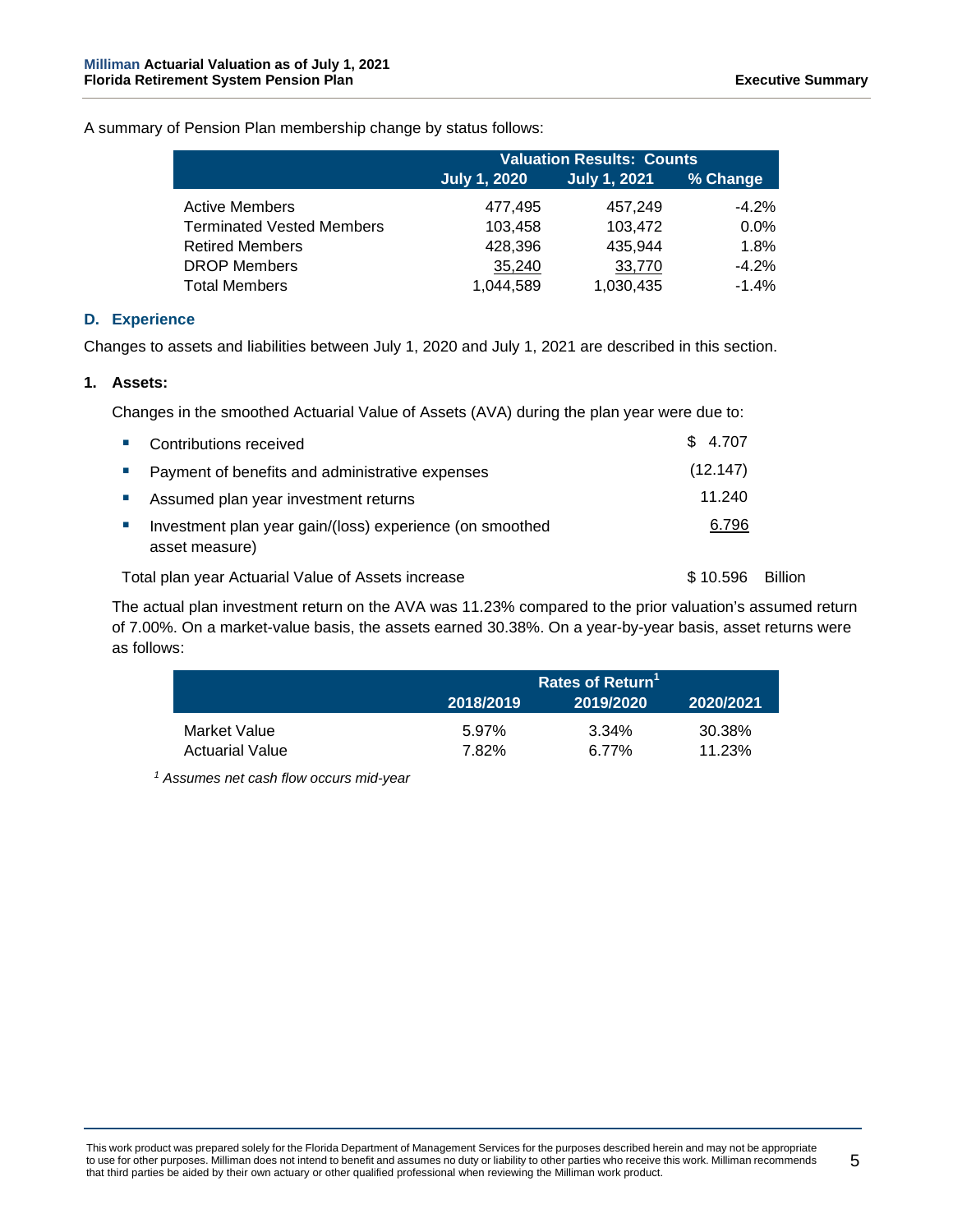A summary of Pension Plan membership change by status follows:

| | Valuation Results: Counts | | |
|---|---|---|---|
| | July 1, 2020 | July 1, 2021 | % Change |
| Active Members | 477,495 | 457,249 | -4.2% |
| Terminated Vested Members | 103,458 | 103,472 | 0.0% |
| Retired Members | 428,396 | 435,944 | 1.8% |
| DROP Members | 35,240 | 33,770 | -4.2% |
| Total Members | 1,044,589 | 1,030,435 | -1.4% |

### D. Experience

Changes to assets and liabilities between July 1, 2020 and July 1, 2021 are described in this section.

**1. Assets:**

Changes in the smoothed Actuarial Value of Assets (AVA) during the plan year were due to:

| | | |
|---|---|---|
| ▪ Contributions received | $ 4.707 | |
| ▪ Payment of benefits and administrative expenses | (12.147) | |
| ▪ Assumed plan year investment returns | 11.240 | |
| ▪ Investment plan year gain/(loss) experience (on smoothed asset measure) | 6.796 | |
| Total plan year Actuarial Value of Assets increase | $ 10.596 | Billion |

The actual plan investment return on the AVA was 11.23% compared to the prior valuation's assumed return of 7.00%. On a market-value basis, the assets earned 30.38%. On a year-by-year basis, asset returns were as follows:

| | Rates of Return[1] | | |
|---|---|---|---|
| | 2018/2019 | 2019/2020 | 2020/2021 |
| Market Value | 5.97% | 3.34% | 30.38% |
| Actuarial Value | 7.82% | 6.77% | 11.23% |

*[1] Assumes net cash flow occurs mid-year*

This work product was prepared solely for the Florida Department of Management Services for the purposes described herein and may not be appropriate to use for other purposes. Milliman does not intend to benefit and assumes no duty or liability to other parties who receive this work. Milliman recommends that third parties be aided by their own actuary or other qualified professional when reviewing the Milliman work product.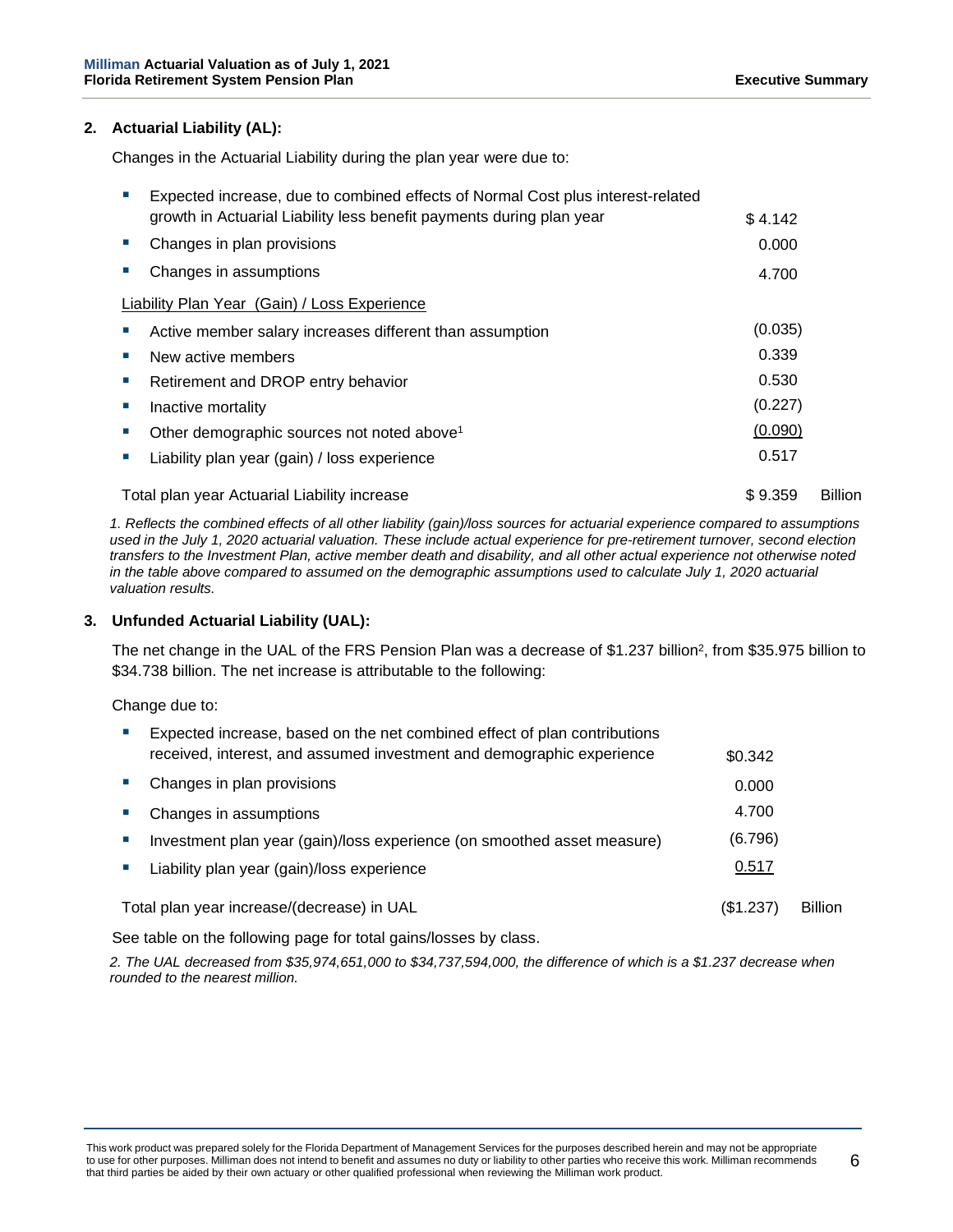## 2. Actuarial Liability (AL):

Changes in the Actuarial Liability during the plan year were due to:

| | | |
|---|---|---|
| ▪ Expected increase, due to combined effects of Normal Cost plus interest-related growth in Actuarial Liability less benefit payments during plan year | $ 4.142 | |
| ▪ Changes in plan provisions | 0.000 | |
| ▪ Changes in assumptions | 4.700 | |
| Liability Plan Year (Gain) / Loss Experience | | |
| ▪ Active member salary increases different than assumption | (0.035) | |
| ▪ New active members | 0.339 | |
| ▪ Retirement and DROP entry behavior | 0.530 | |
| ▪ Inactive mortality | (0.227) | |
| ▪ Other demographic sources not noted above[1] | (0.090) | |
| ▪ Liability plan year (gain) / loss experience | 0.517 | |
| Total plan year Actuarial Liability increase | $ 9.359 | Billion |

*1. Reflects the combined effects of all other liability (gain)/loss sources for actuarial experience compared to assumptions used in the July 1, 2020 actuarial valuation. These include actual experience for pre-retirement turnover, second election transfers to the Investment Plan, active member death and disability, and all other actual experience not otherwise noted in the table above compared to assumed on the demographic assumptions used to calculate July 1, 2020 actuarial valuation results.*

## 3. Unfunded Actuarial Liability (UAL):

The net change in the UAL of the FRS Pension Plan was a decrease of $1.237 billion[2], from $35.975 billion to $34.738 billion. The net increase is attributable to the following:

Change due to:

| | | |
|---|---|---|
| ▪ Expected increase, based on the net combined effect of plan contributions received, interest, and assumed investment and demographic experience | $0.342 | |
| ▪ Changes in plan provisions | 0.000 | |
| ▪ Changes in assumptions | 4.700 | |
| ▪ Investment plan year (gain)/loss experience (on smoothed asset measure) | (6.796) | |
| ▪ Liability plan year (gain)/loss experience | 0.517 | |
| Total plan year increase/(decrease) in UAL | ($1.237) | Billion |

See table on the following page for total gains/losses by class.

*2. The UAL decreased from $35,974,651,000 to $34,737,594,000, the difference of which is a $1.237 decrease when rounded to the nearest million.*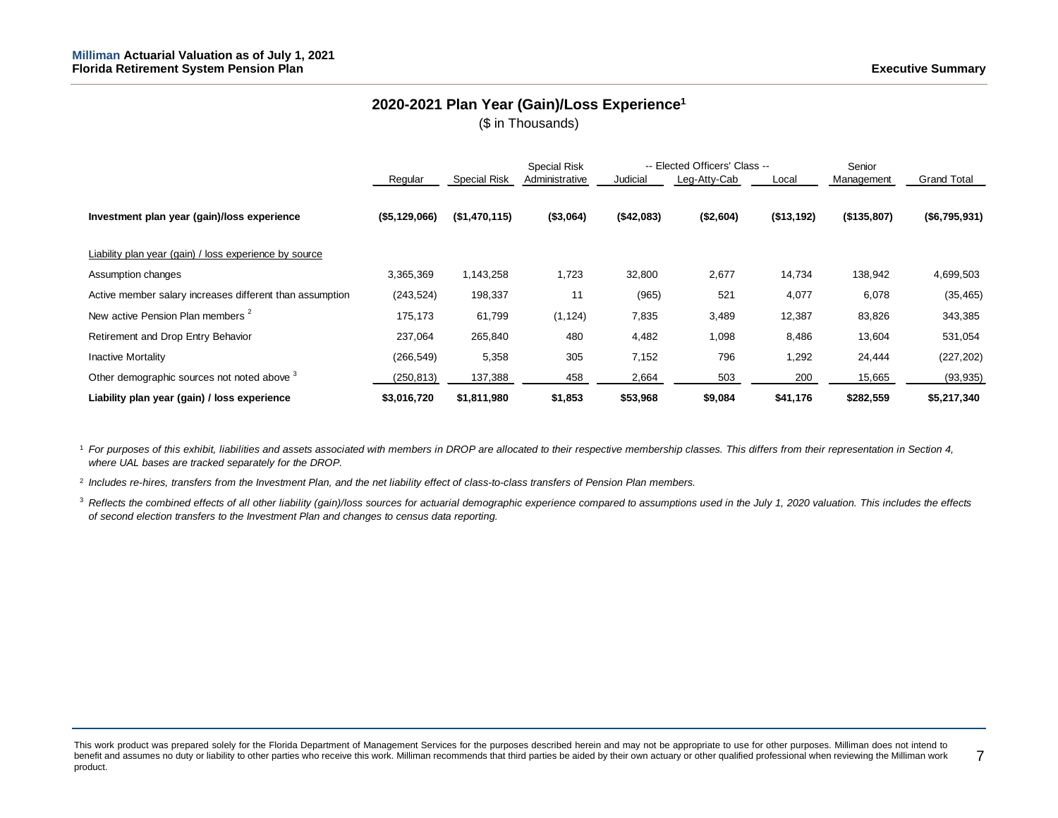## 2020-2021 Plan Year (Gain)/Loss Experience[1]

($ in Thousands)

| | Regular | Special Risk | Special Risk Administrative | -- Elected Officers' Class -- Judicial | Leg-Atty-Cab | Local | Senior Management | Grand Total |
|---|---|---|---|---|---|---|---|---|
| **Investment plan year (gain)/loss experience** | **($5,129,066)** | **($1,470,115)** | **($3,064)** | **($42,083)** | **($2,604)** | **($13,192)** | **($135,807)** | **($6,795,931)** |
| Liability plan year (gain) / loss experience by source | | | | | | | | |
| Assumption changes | 3,365,369 | 1,143,258 | 1,723 | 32,800 | 2,677 | 14,734 | 138,942 | 4,699,503 |
| Active member salary increases different than assumption | (243,524) | 198,337 | 11 | (965) | 521 | 4,077 | 6,078 | (35,465) |
| New active Pension Plan members [2] | 175,173 | 61,799 | (1,124) | 7,835 | 3,489 | 12,387 | 83,826 | 343,385 |
| Retirement and Drop Entry Behavior | 237,064 | 265,840 | 480 | 4,482 | 1,098 | 8,486 | 13,604 | 531,054 |
| Inactive Mortality | (266,549) | 5,358 | 305 | 7,152 | 796 | 1,292 | 24,444 | (227,202) |
| Other demographic sources not noted above [3] | (250,813) | 137,388 | 458 | 2,664 | 503 | 200 | 15,665 | (93,935) |
| **Liability plan year (gain) / loss experience** | **$3,016,720** | **$1,811,980** | **$1,853** | **$53,968** | **$9,084** | **$41,176** | **$282,559** | **$5,217,340** |

[1] *For purposes of this exhibit, liabilities and assets associated with members in DROP are allocated to their respective membership classes. This differs from their representation in Section 4, where UAL bases are tracked separately for the DROP.*

[2] *Includes re-hires, transfers from the Investment Plan, and the net liability effect of class-to-class transfers of Pension Plan members.*

[3] *Reflects the combined effects of all other liability (gain)/loss sources for actuarial demographic experience compared to assumptions used in the July 1, 2020 valuation. This includes the effects of second election transfers to the Investment Plan and changes to census data reporting.*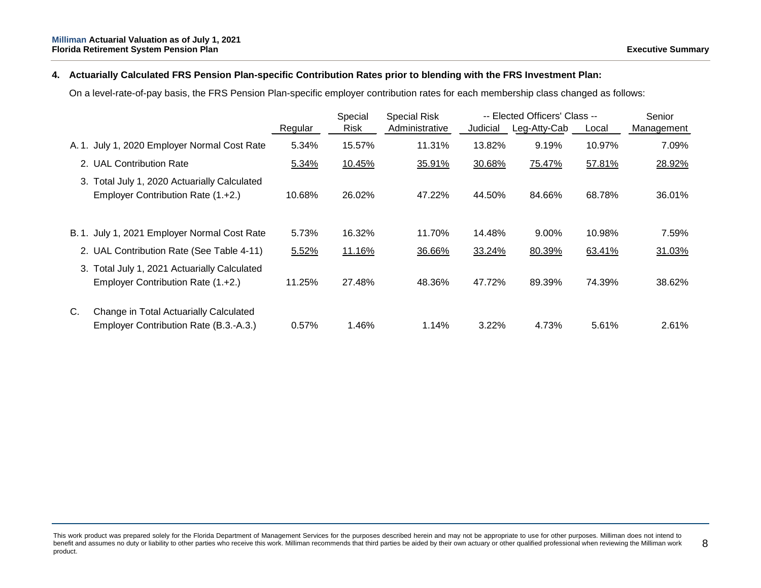## 4. Actuarially Calculated FRS Pension Plan-specific Contribution Rates prior to blending with the FRS Investment Plan:

On a level-rate-of-pay basis, the FRS Pension Plan-specific employer contribution rates for each membership class changed as follows:

| | Regular | Special Risk | Special Risk Administrative | -- Elected Officers' Class -- Judicial | Leg-Atty-Cab | Local | Senior Management |
|---|---|---|---|---|---|---|---|
| A. 1. July 1, 2020 Employer Normal Cost Rate | 5.34% | 15.57% | 11.31% | 13.82% | 9.19% | 10.97% | 7.09% |
| 2. UAL Contribution Rate | 5.34% | 10.45% | 35.91% | 30.68% | 75.47% | 57.81% | 28.92% |
| 3. Total July 1, 2020 Actuarially Calculated Employer Contribution Rate (1.+2.) | 10.68% | 26.02% | 47.22% | 44.50% | 84.66% | 68.78% | 36.01% |
| B. 1. July 1, 2021 Employer Normal Cost Rate | 5.73% | 16.32% | 11.70% | 14.48% | 9.00% | 10.98% | 7.59% |
| 2. UAL Contribution Rate (See Table 4-11) | 5.52% | 11.16% | 36.66% | 33.24% | 80.39% | 63.41% | 31.03% |
| 3. Total July 1, 2021 Actuarially Calculated Employer Contribution Rate (1.+2.) | 11.25% | 27.48% | 48.36% | 47.72% | 89.39% | 74.39% | 38.62% |
| C. Change in Total Actuarially Calculated Employer Contribution Rate (B.3.-A.3.) | 0.57% | 1.46% | 1.14% | 3.22% | 4.73% | 5.61% | 2.61% |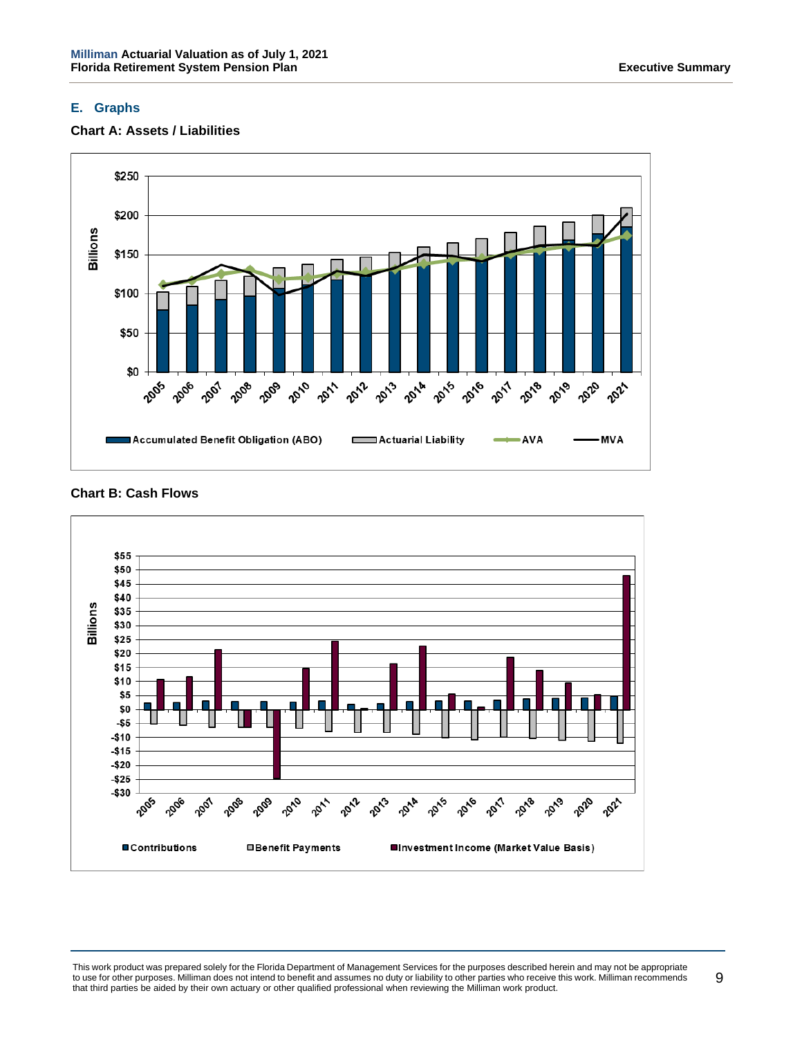## E. Graphs

### Chart A: Assets / Liabilities

### Chart B: Cash Flows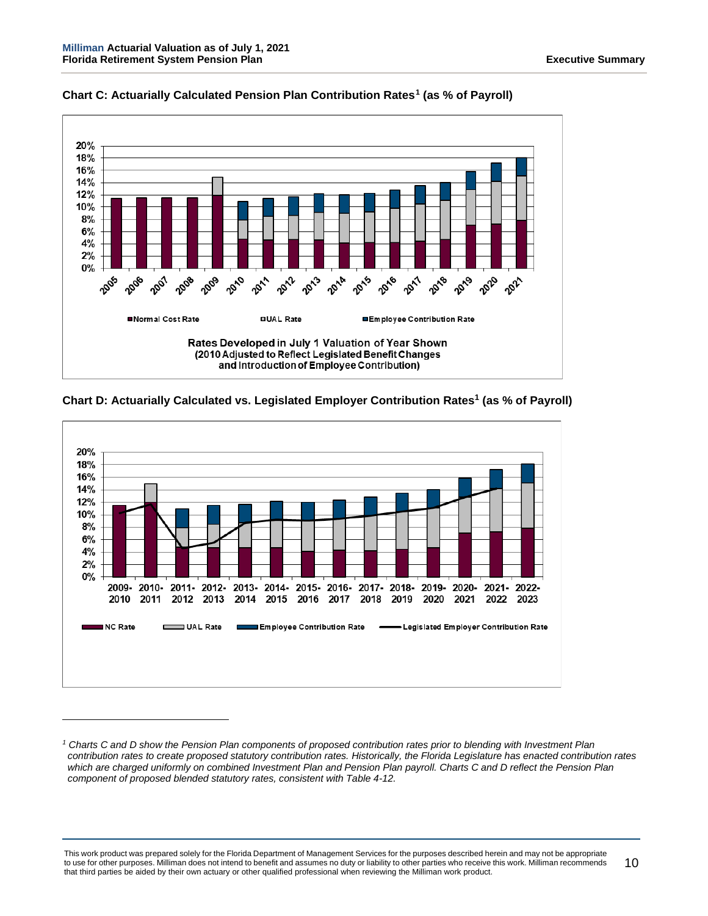### Chart C: Actuarially Calculated Pension Plan Contribution Rates[1] (as % of Payroll)

Rates Developed in July 1 Valuation of Year Shown
(2010 Adjusted to Reflect Legislated Benefit Changes and Introduction of Employee Contribution)

### Chart D: Actuarially Calculated vs. Legislated Employer Contribution Rates[1] (as % of Payroll)

---

[1] *Charts C and D show the Pension Plan components of proposed contribution rates prior to blending with Investment Plan contribution rates to create proposed statutory contribution rates. Historically, the Florida Legislature has enacted contribution rates which are charged uniformly on combined Investment Plan and Pension Plan payroll. Charts C and D reflect the Pension Plan component of proposed blended statutory rates, consistent with Table 4-12.*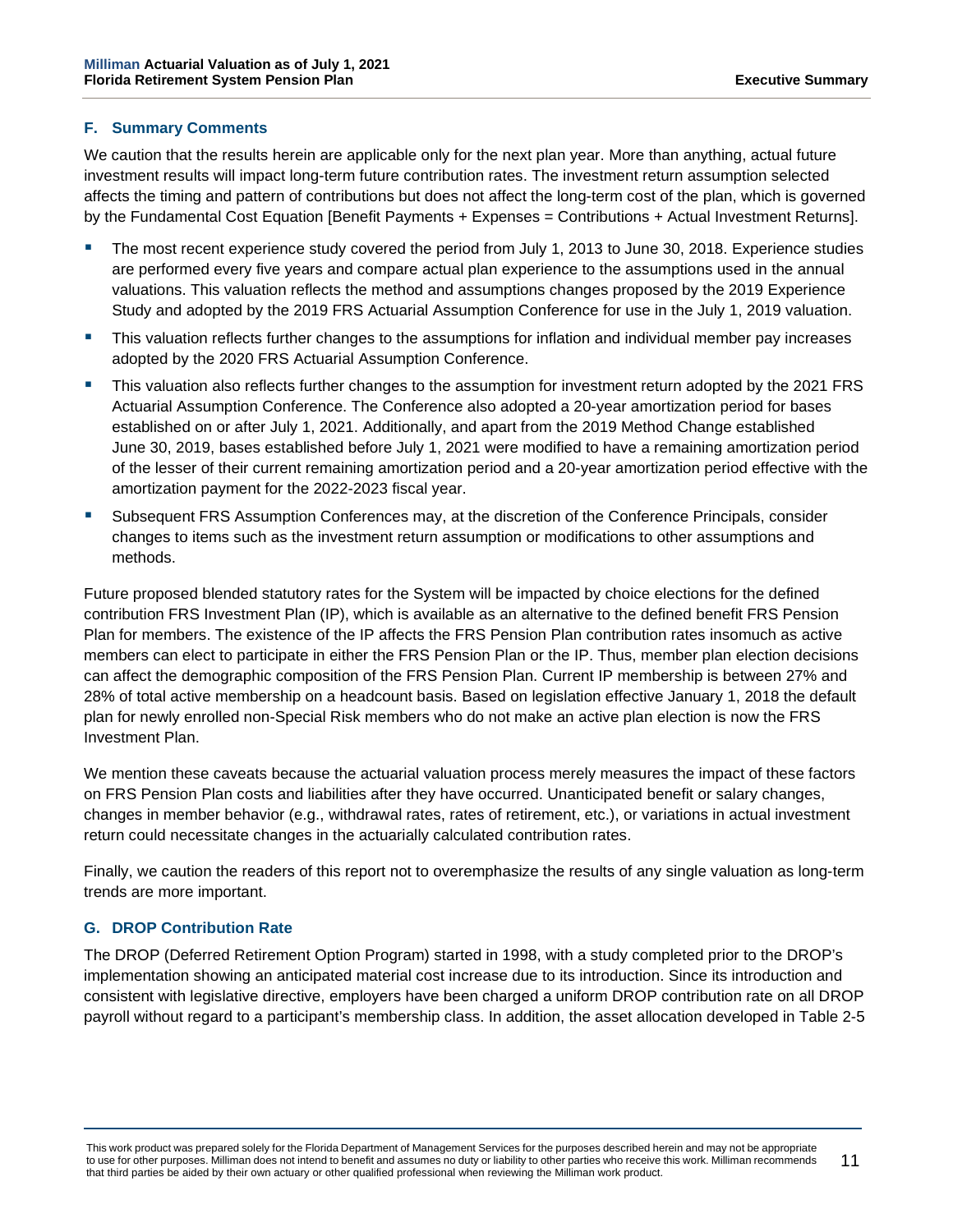### F. Summary Comments

We caution that the results herein are applicable only for the next plan year. More than anything, actual future investment results will impact long-term future contribution rates. The investment return assumption selected affects the timing and pattern of contributions but does not affect the long-term cost of the plan, which is governed by the Fundamental Cost Equation [Benefit Payments + Expenses = Contributions + Actual Investment Returns].

- The most recent experience study covered the period from July 1, 2013 to June 30, 2018. Experience studies are performed every five years and compare actual plan experience to the assumptions used in the annual valuations. This valuation reflects the method and assumptions changes proposed by the 2019 Experience Study and adopted by the 2019 FRS Actuarial Assumption Conference for use in the July 1, 2019 valuation.
- This valuation reflects further changes to the assumptions for inflation and individual member pay increases adopted by the 2020 FRS Actuarial Assumption Conference.
- This valuation also reflects further changes to the assumption for investment return adopted by the 2021 FRS Actuarial Assumption Conference. The Conference also adopted a 20-year amortization period for bases established on or after July 1, 2021. Additionally, and apart from the 2019 Method Change established June 30, 2019, bases established before July 1, 2021 were modified to have a remaining amortization period of the lesser of their current remaining amortization period and a 20-year amortization period effective with the amortization payment for the 2022-2023 fiscal year.
- Subsequent FRS Assumption Conferences may, at the discretion of the Conference Principals, consider changes to items such as the investment return assumption or modifications to other assumptions and methods.

Future proposed blended statutory rates for the System will be impacted by choice elections for the defined contribution FRS Investment Plan (IP), which is available as an alternative to the defined benefit FRS Pension Plan for members. The existence of the IP affects the FRS Pension Plan contribution rates insomuch as active members can elect to participate in either the FRS Pension Plan or the IP. Thus, member plan election decisions can affect the demographic composition of the FRS Pension Plan. Current IP membership is between 27% and 28% of total active membership on a headcount basis. Based on legislation effective January 1, 2018 the default plan for newly enrolled non-Special Risk members who do not make an active plan election is now the FRS Investment Plan.

We mention these caveats because the actuarial valuation process merely measures the impact of these factors on FRS Pension Plan costs and liabilities after they have occurred. Unanticipated benefit or salary changes, changes in member behavior (e.g., withdrawal rates, rates of retirement, etc.), or variations in actual investment return could necessitate changes in the actuarially calculated contribution rates.

Finally, we caution the readers of this report not to overemphasize the results of any single valuation as long-term trends are more important.

### G. DROP Contribution Rate

The DROP (Deferred Retirement Option Program) started in 1998, with a study completed prior to the DROP's implementation showing an anticipated material cost increase due to its introduction. Since its introduction and consistent with legislative directive, employers have been charged a uniform DROP contribution rate on all DROP payroll without regard to a participant's membership class. In addition, the asset allocation developed in Table 2-5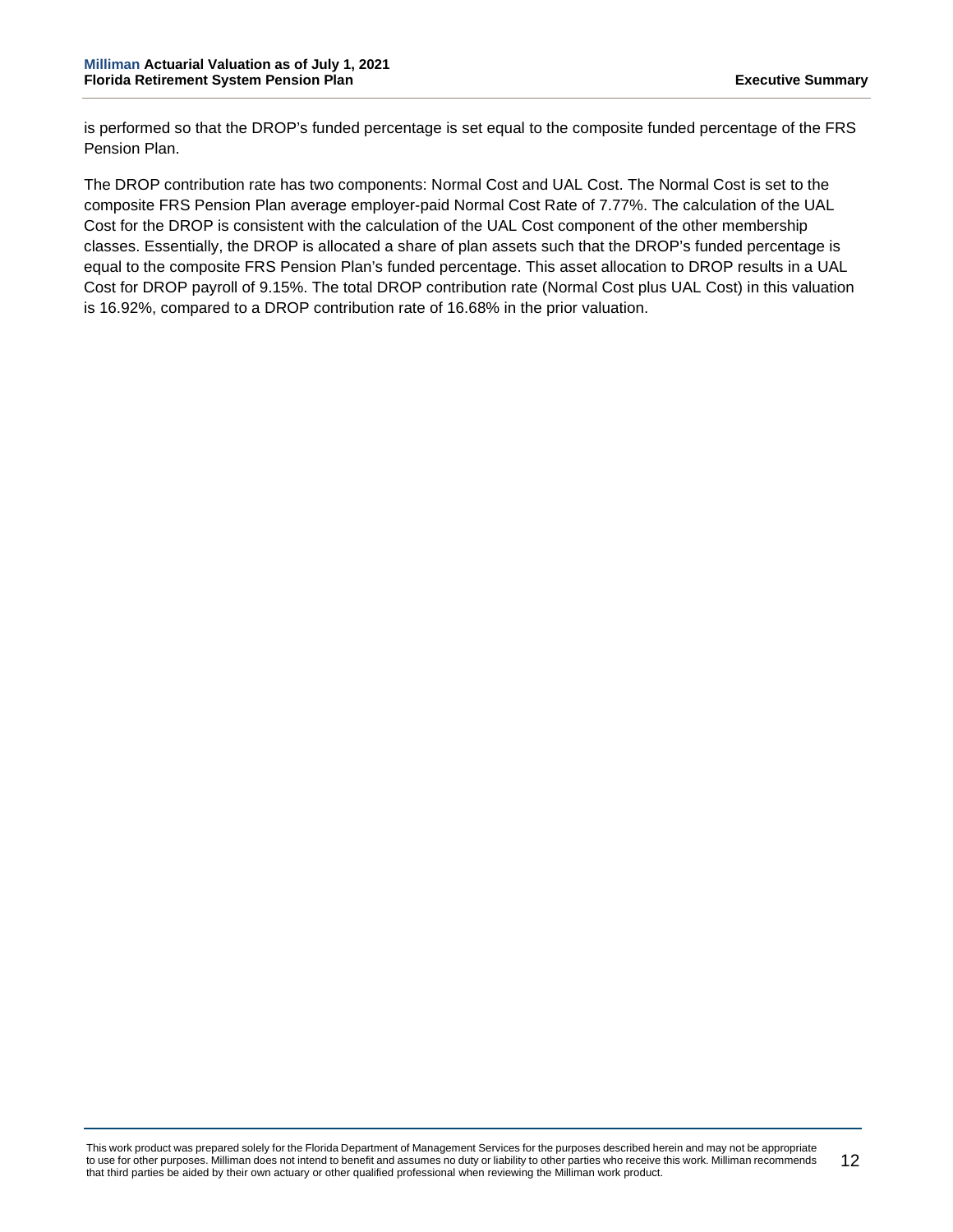is performed so that the DROP's funded percentage is set equal to the composite funded percentage of the FRS Pension Plan.

The DROP contribution rate has two components: Normal Cost and UAL Cost. The Normal Cost is set to the composite FRS Pension Plan average employer-paid Normal Cost Rate of 7.77%. The calculation of the UAL Cost for the DROP is consistent with the calculation of the UAL Cost component of the other membership classes. Essentially, the DROP is allocated a share of plan assets such that the DROP's funded percentage is equal to the composite FRS Pension Plan's funded percentage. This asset allocation to DROP results in a UAL Cost for DROP payroll of 9.15%. The total DROP contribution rate (Normal Cost plus UAL Cost) in this valuation is 16.92%, compared to a DROP contribution rate of 16.68% in the prior valuation.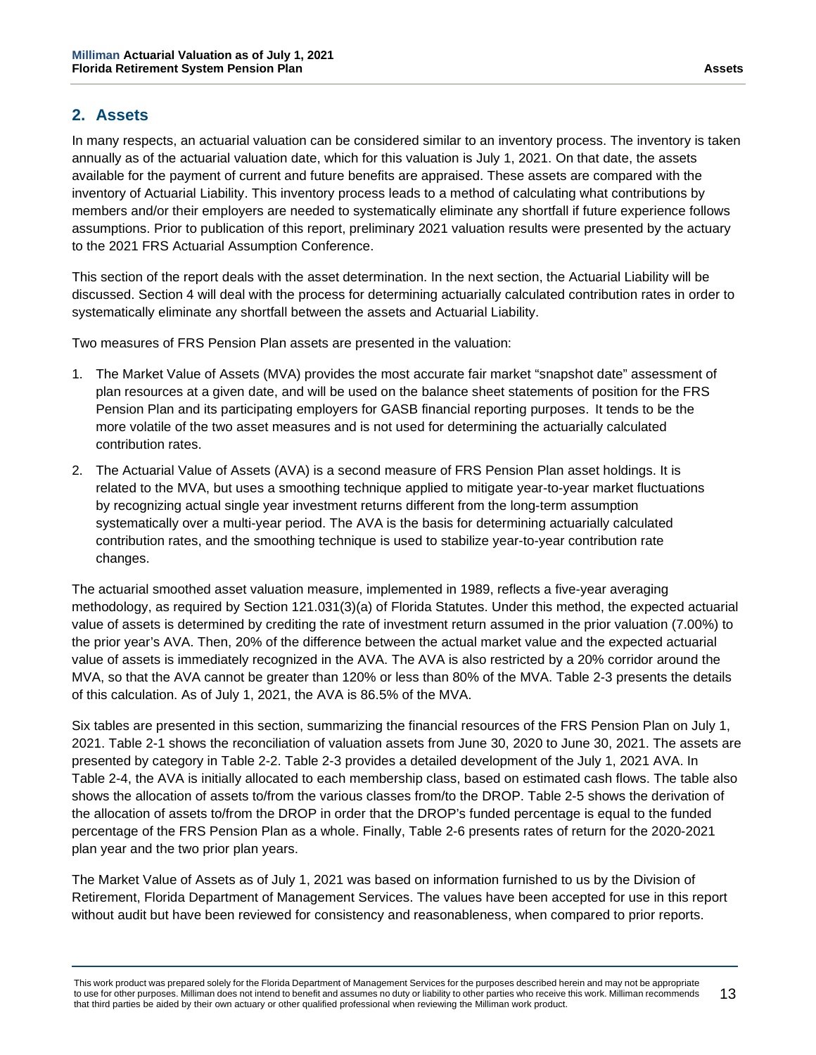## 2. Assets

In many respects, an actuarial valuation can be considered similar to an inventory process. The inventory is taken annually as of the actuarial valuation date, which for this valuation is July 1, 2021. On that date, the assets available for the payment of current and future benefits are appraised. These assets are compared with the inventory of Actuarial Liability. This inventory process leads to a method of calculating what contributions by members and/or their employers are needed to systematically eliminate any shortfall if future experience follows assumptions. Prior to publication of this report, preliminary 2021 valuation results were presented by the actuary to the 2021 FRS Actuarial Assumption Conference.

This section of the report deals with the asset determination. In the next section, the Actuarial Liability will be discussed. Section 4 will deal with the process for determining actuarially calculated contribution rates in order to systematically eliminate any shortfall between the assets and Actuarial Liability.

Two measures of FRS Pension Plan assets are presented in the valuation:

1. The Market Value of Assets (MVA) provides the most accurate fair market "snapshot date" assessment of plan resources at a given date, and will be used on the balance sheet statements of position for the FRS Pension Plan and its participating employers for GASB financial reporting purposes. It tends to be the more volatile of the two asset measures and is not used for determining the actuarially calculated contribution rates.
2. The Actuarial Value of Assets (AVA) is a second measure of FRS Pension Plan asset holdings. It is related to the MVA, but uses a smoothing technique applied to mitigate year-to-year market fluctuations by recognizing actual single year investment returns different from the long-term assumption systematically over a multi-year period. The AVA is the basis for determining actuarially calculated contribution rates, and the smoothing technique is used to stabilize year-to-year contribution rate changes.

The actuarial smoothed asset valuation measure, implemented in 1989, reflects a five-year averaging methodology, as required by Section 121.031(3)(a) of Florida Statutes. Under this method, the expected actuarial value of assets is determined by crediting the rate of investment return assumed in the prior valuation (7.00%) to the prior year's AVA. Then, 20% of the difference between the actual market value and the expected actuarial value of assets is immediately recognized in the AVA. The AVA is also restricted by a 20% corridor around the MVA, so that the AVA cannot be greater than 120% or less than 80% of the MVA. Table 2-3 presents the details of this calculation. As of July 1, 2021, the AVA is 86.5% of the MVA.

Six tables are presented in this section, summarizing the financial resources of the FRS Pension Plan on July 1, 2021. Table 2-1 shows the reconciliation of valuation assets from June 30, 2020 to June 30, 2021. The assets are presented by category in Table 2-2. Table 2-3 provides a detailed development of the July 1, 2021 AVA. In Table 2-4, the AVA is initially allocated to each membership class, based on estimated cash flows. The table also shows the allocation of assets to/from the various classes from/to the DROP. Table 2-5 shows the derivation of the allocation of assets to/from the DROP in order that the DROP's funded percentage is equal to the funded percentage of the FRS Pension Plan as a whole. Finally, Table 2-6 presents rates of return for the 2020-2021 plan year and the two prior plan years.

The Market Value of Assets as of July 1, 2021 was based on information furnished to us by the Division of Retirement, Florida Department of Management Services. The values have been accepted for use in this report without audit but have been reviewed for consistency and reasonableness, when compared to prior reports.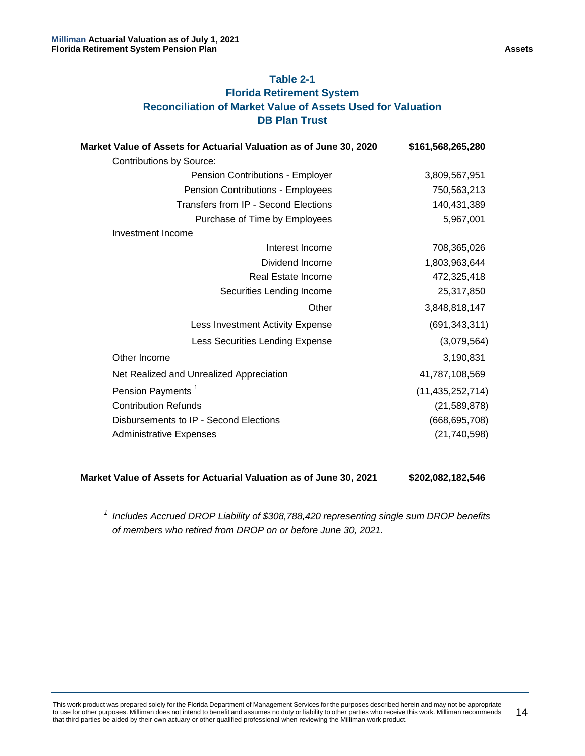## Table 2-1
## Florida Retirement System
## Reconciliation of Market Value of Assets Used for Valuation
## DB Plan Trust

| Item | Amount |
|---|---|
| **Market Value of Assets for Actuarial Valuation as of June 30, 2020** | **$161,568,265,280** |
| Contributions by Source: | |
| Pension Contributions - Employer | 3,809,567,951 |
| Pension Contributions - Employees | 750,563,213 |
| Transfers from IP - Second Elections | 140,431,389 |
| Purchase of Time by Employees | 5,967,001 |
| Investment Income | |
| Interest Income | 708,365,026 |
| Dividend Income | 1,803,963,644 |
| Real Estate Income | 472,325,418 |
| Securities Lending Income | 25,317,850 |
| Other | 3,848,818,147 |
| Less Investment Activity Expense | (691,343,311) |
| Less Securities Lending Expense | (3,079,564) |
| Other Income | 3,190,831 |
| Net Realized and Unrealized Appreciation | 41,787,108,569 |
| Pension Payments [1] | (11,435,252,714) |
| Contribution Refunds | (21,589,878) |
| Disbursements to IP - Second Elections | (668,695,708) |
| Administrative Expenses | (21,740,598) |
| **Market Value of Assets for Actuarial Valuation as of June 30, 2021** | **$202,082,182,546** |

[1] *Includes Accrued DROP Liability of $308,788,420 representing single sum DROP benefits of members who retired from DROP on or before June 30, 2021.*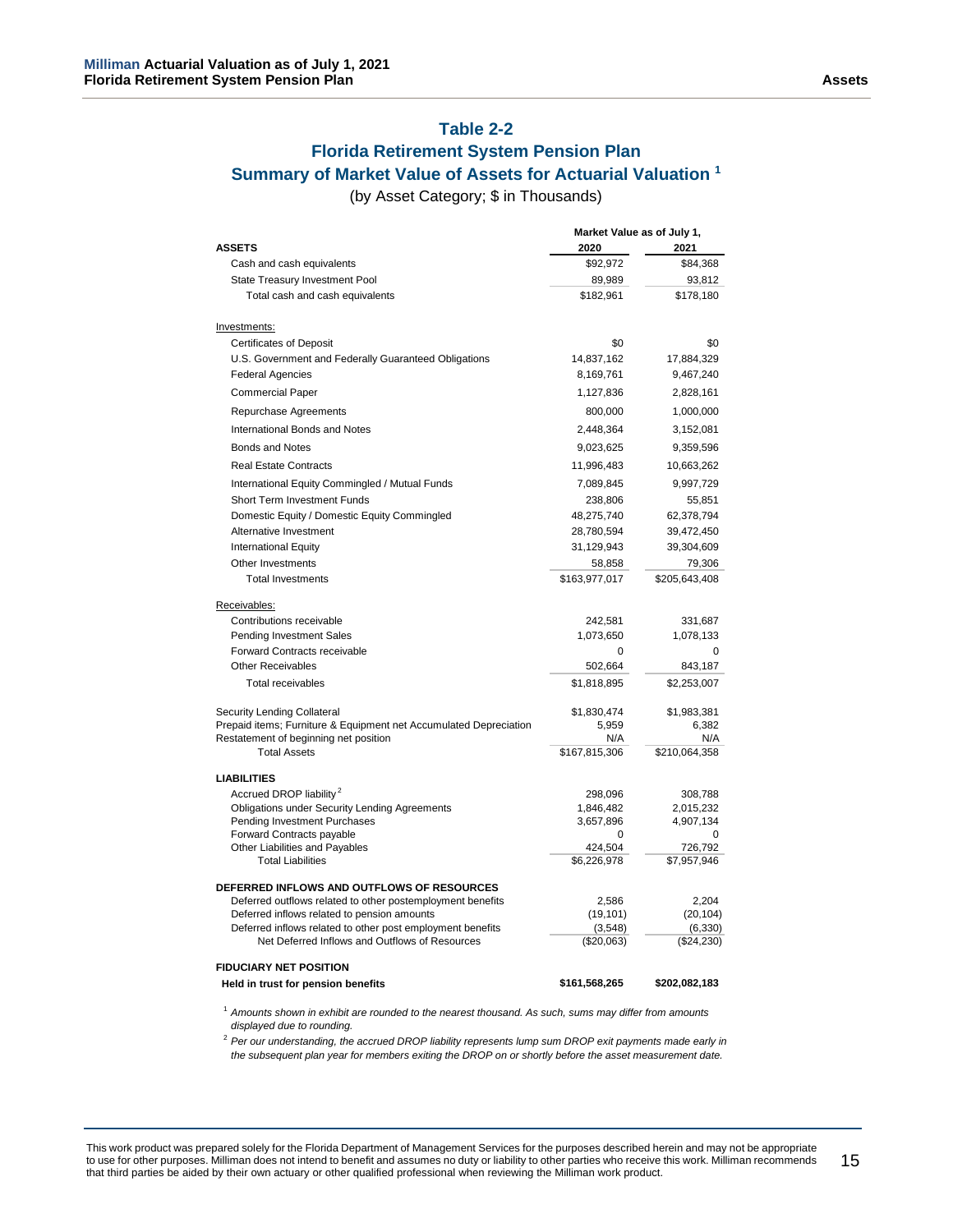## Table 2-2

## Florida Retirement System Pension Plan

## Summary of Market Value of Assets for Actuarial Valuation [1]

(by Asset Category; $ in Thousands)

| | Market Value as of July 1, | |
|---|---|---|
| **ASSETS** | **2020** | **2021** |
| Cash and cash equivalents | $92,972 | $84,368 |
| State Treasury Investment Pool | 89,989 | 93,812 |
| Total cash and cash equivalents | $182,961 | $178,180 |
| | | |
| Investments: | | |
| Certificates of Deposit | $0 | $0 |
| U.S. Government and Federally Guaranteed Obligations | 14,837,162 | 17,884,329 |
| Federal Agencies | 8,169,761 | 9,467,240 |
| Commercial Paper | 1,127,836 | 2,828,161 |
| Repurchase Agreements | 800,000 | 1,000,000 |
| International Bonds and Notes | 2,448,364 | 3,152,081 |
| Bonds and Notes | 9,023,625 | 9,359,596 |
| Real Estate Contracts | 11,996,483 | 10,663,262 |
| International Equity Commingled / Mutual Funds | 7,089,845 | 9,997,729 |
| Short Term Investment Funds | 238,806 | 55,851 |
| Domestic Equity / Domestic Equity Commingled | 48,275,740 | 62,378,794 |
| Alternative Investment | 28,780,594 | 39,472,450 |
| International Equity | 31,129,943 | 39,304,609 |
| Other Investments | 58,858 | 79,306 |
| Total Investments | $163,977,017 | $205,643,408 |
| | | |
| Receivables: | | |
| Contributions receivable | 242,581 | 331,687 |
| Pending Investment Sales | 1,073,650 | 1,078,133 |
| Forward Contracts receivable | 0 | 0 |
| Other Receivables | 502,664 | 843,187 |
| Total receivables | $1,818,895 | $2,253,007 |
| | | |
| Security Lending Collateral | $1,830,474 | $1,983,381 |
| Prepaid items; Furniture & Equipment net Accumulated Depreciation | 5,959 | 6,382 |
| Restatement of beginning net position | N/A | N/A |
| Total Assets | $167,815,306 | $210,064,358 |
| | | |
| **LIABILITIES** | | |
| Accrued DROP liability [2] | 298,096 | 308,788 |
| Obligations under Security Lending Agreements | 1,846,482 | 2,015,232 |
| Pending Investment Purchases | 3,657,896 | 4,907,134 |
| Forward Contracts payable | 0 | 0 |
| Other Liabilities and Payables | 424,504 | 726,792 |
| Total Liabilities | $6,226,978 | $7,957,946 |
| | | |
| **DEFERRED INFLOWS AND OUTFLOWS OF RESOURCES** | | |
| Deferred outflows related to other postemployment benefits | 2,586 | 2,204 |
| Deferred inflows related to pension amounts | (19,101) | (20,104) |
| Deferred inflows related to other post employment benefits | (3,548) | (6,330) |
| Net Deferred Inflows and Outflows of Resources | ($20,063) | ($24,230) |
| | | |
| **FIDUCIARY NET POSITION** | | |
| **Held in trust for pension benefits** | **$161,568,265** | **$202,082,183** |

[1] *Amounts shown in exhibit are rounded to the nearest thousand. As such, sums may differ from amounts displayed due to rounding.*

[2] *Per our understanding, the accrued DROP liability represents lump sum DROP exit payments made early in the subsequent plan year for members exiting the DROP on or shortly before the asset measurement date.*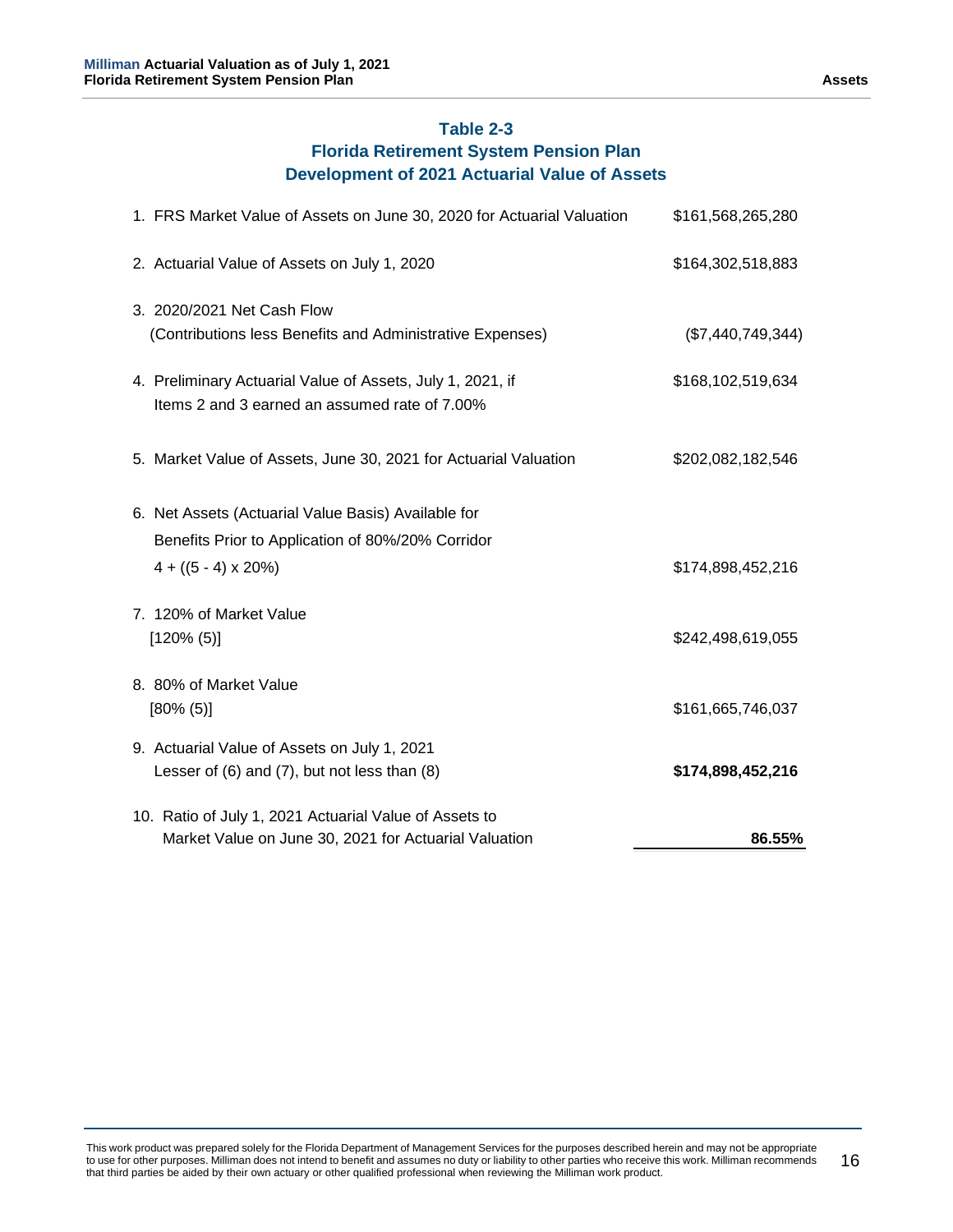### Table 2-3
### Florida Retirement System Pension Plan
### Development of 2021 Actuarial Value of Assets

| | |
|---|---|
| 1. FRS Market Value of Assets on June 30, 2020 for Actuarial Valuation | $161,568,265,280 |
| 2. Actuarial Value of Assets on July 1, 2020 | $164,302,518,883 |
| 3. 2020/2021 Net Cash Flow (Contributions less Benefits and Administrative Expenses) | ($7,440,749,344) |
| 4. Preliminary Actuarial Value of Assets, July 1, 2021, if Items 2 and 3 earned an assumed rate of 7.00% | $168,102,519,634 |
| 5. Market Value of Assets, June 30, 2021 for Actuarial Valuation | $202,082,182,546 |
| 6. Net Assets (Actuarial Value Basis) Available for Benefits Prior to Application of 80%/20% Corridor 4 + ((5 - 4) x 20%) | $174,898,452,216 |
| 7. 120% of Market Value [120% (5)] | $242,498,619,055 |
| 8. 80% of Market Value [80% (5)] | $161,665,746,037 |
| 9. Actuarial Value of Assets on July 1, 2021 Lesser of (6) and (7), but not less than (8) | **$174,898,452,216** |
| 10. Ratio of July 1, 2021 Actuarial Value of Assets to Market Value on June 30, 2021 for Actuarial Valuation | **86.55%** |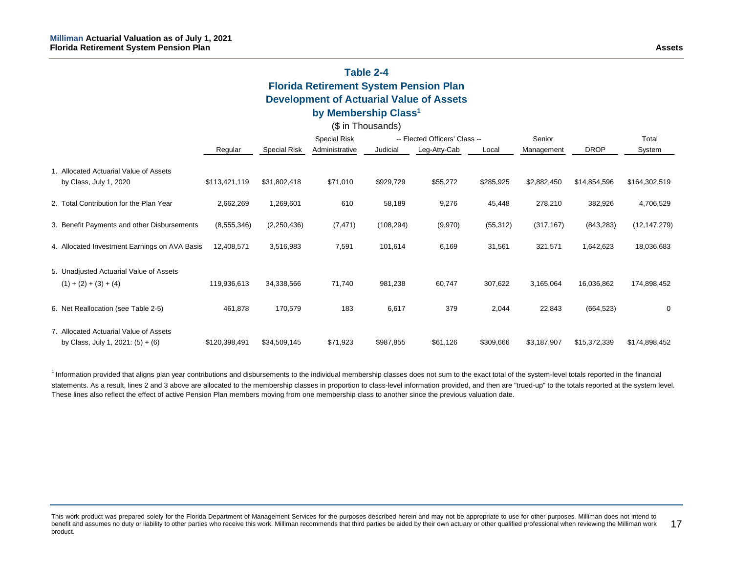## Table 2-4
## Florida Retirement System Pension Plan
## Development of Actuarial Value of Assets
## by Membership Class[1]

($ in Thousands)

| | Regular | Special Risk | Special Risk Administrative | -- Elected Officers' Class -- Judicial | Leg-Atty-Cab | Local | Senior Management | DROP | Total System |
|---|---|---|---|---|---|---|---|---|---|
| 1. Allocated Actuarial Value of Assets by Class, July 1, 2020 | $113,421,119 | $31,802,418 | $71,010 | $929,729 | $55,272 | $285,925 | $2,882,450 | $14,854,596 | $164,302,519 |
| 2. Total Contribution for the Plan Year | 2,662,269 | 1,269,601 | 610 | 58,189 | 9,276 | 45,448 | 278,210 | 382,926 | 4,706,529 |
| 3. Benefit Payments and other Disbursements | (8,555,346) | (2,250,436) | (7,471) | (108,294) | (9,970) | (55,312) | (317,167) | (843,283) | (12,147,279) |
| 4. Allocated Investment Earnings on AVA Basis | 12,408,571 | 3,516,983 | 7,591 | 101,614 | 6,169 | 31,561 | 321,571 | 1,642,623 | 18,036,683 |
| 5. Unadjusted Actuarial Value of Assets (1) + (2) + (3) + (4) | 119,936,613 | 34,338,566 | 71,740 | 981,238 | 60,747 | 307,622 | 3,165,064 | 16,036,862 | 174,898,452 |
| 6. Net Reallocation (see Table 2-5) | 461,878 | 170,579 | 183 | 6,617 | 379 | 2,044 | 22,843 | (664,523) | 0 |
| 7. Allocated Actuarial Value of Assets by Class, July 1, 2021: (5) + (6) | $120,398,491 | $34,509,145 | $71,923 | $987,855 | $61,126 | $309,666 | $3,187,907 | $15,372,339 | $174,898,452 |

[1] Information provided that aligns plan year contributions and disbursements to the individual membership classes does not sum to the exact total of the system-level totals reported in the financial statements. As a result, lines 2 and 3 above are allocated to the membership classes in proportion to class-level information provided, and then are "trued-up" to the totals reported at the system level. These lines also reflect the effect of active Pension Plan members moving from one membership class to another since the previous valuation date.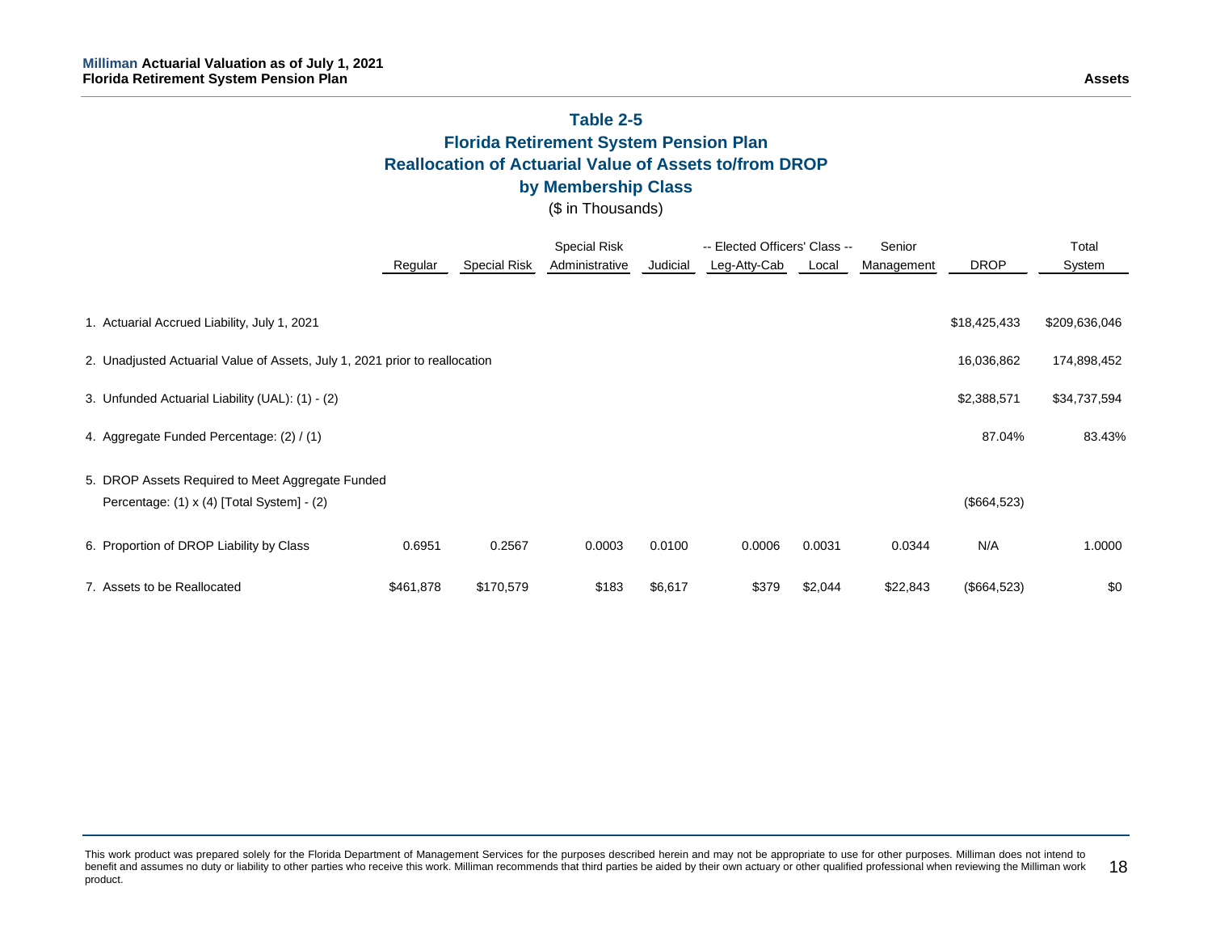# Table 2-5
## Florida Retirement System Pension Plan
## Reallocation of Actuarial Value of Assets to/from DROP
## by Membership Class

($ in Thousands)

| | Regular | Special Risk | Special Risk Administrative | Judicial | -- Elected Officers' Class -- Leg-Atty-Cab | Local | Senior Management | DROP | Total System |
|---|---|---|---|---|---|---|---|---|---|
| 1. Actuarial Accrued Liability, July 1, 2021 | | | | | | | | $18,425,433 | $209,636,046 |
| 2. Unadjusted Actuarial Value of Assets, July 1, 2021 prior to reallocation | | | | | | | | 16,036,862 | 174,898,452 |
| 3. Unfunded Actuarial Liability (UAL): (1) - (2) | | | | | | | | $2,388,571 | $34,737,594 |
| 4. Aggregate Funded Percentage: (2) / (1) | | | | | | | | 87.04% | 83.43% |
| 5. DROP Assets Required to Meet Aggregate Funded Percentage: (1) x (4) [Total System] - (2) | | | | | | | | ($664,523) | |
| 6. Proportion of DROP Liability by Class | 0.6951 | 0.2567 | 0.0003 | 0.0100 | 0.0006 | 0.0031 | 0.0344 | N/A | 1.0000 |
| 7. Assets to be Reallocated | $461,878 | $170,579 | $183 | $6,617 | $379 | $2,044 | $22,843 | ($664,523) | $0 |

This work product was prepared solely for the Florida Department of Management Services for the purposes described herein and may not be appropriate to use for other purposes. Milliman does not intend to benefit and assumes no duty or liability to other parties who receive this work. Milliman recommends that third parties be aided by their own actuary or other qualified professional when reviewing the Milliman work product.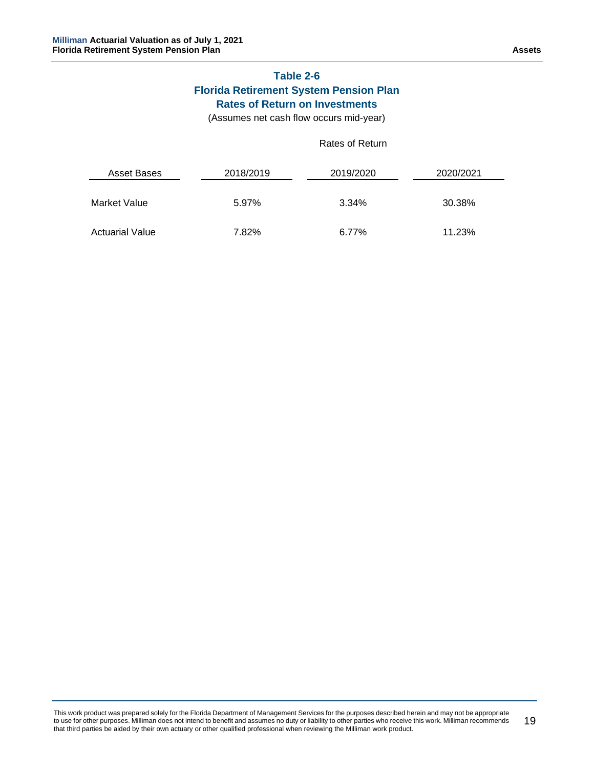## Table 2-6
## Florida Retirement System Pension Plan
## Rates of Return on Investments

(Assumes net cash flow occurs mid-year)

| Asset Bases | Rates of Return | | |
|---|---|---|---|
| | 2018/2019 | 2019/2020 | 2020/2021 |
| Market Value | 5.97% | 3.34% | 30.38% |
| Actuarial Value | 7.82% | 6.77% | 11.23% |

This work product was prepared solely for the Florida Department of Management Services for the purposes described herein and may not be appropriate to use for other purposes. Milliman does not intend to benefit and assumes no duty or liability to other parties who receive this work. Milliman recommends that third parties be aided by their own actuary or other qualified professional when reviewing the Milliman work product.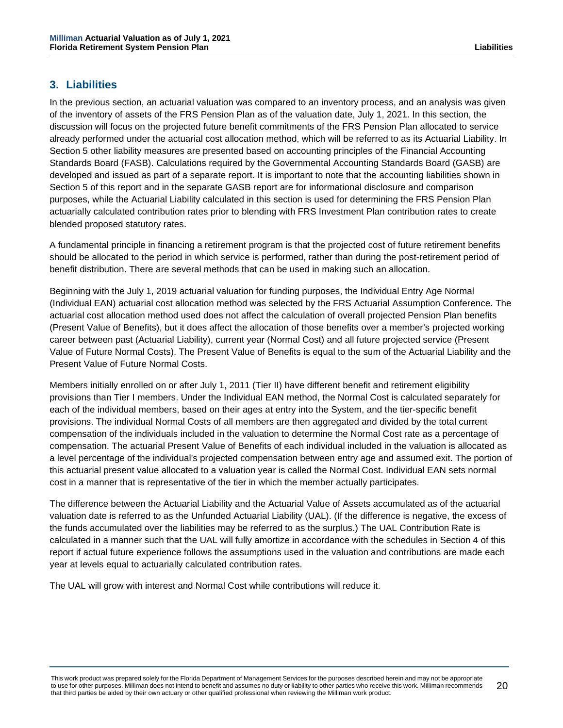## 3. Liabilities

In the previous section, an actuarial valuation was compared to an inventory process, and an analysis was given of the inventory of assets of the FRS Pension Plan as of the valuation date, July 1, 2021. In this section, the discussion will focus on the projected future benefit commitments of the FRS Pension Plan allocated to service already performed under the actuarial cost allocation method, which will be referred to as its Actuarial Liability. In Section 5 other liability measures are presented based on accounting principles of the Financial Accounting Standards Board (FASB). Calculations required by the Governmental Accounting Standards Board (GASB) are developed and issued as part of a separate report. It is important to note that the accounting liabilities shown in Section 5 of this report and in the separate GASB report are for informational disclosure and comparison purposes, while the Actuarial Liability calculated in this section is used for determining the FRS Pension Plan actuarially calculated contribution rates prior to blending with FRS Investment Plan contribution rates to create blended proposed statutory rates.

A fundamental principle in financing a retirement program is that the projected cost of future retirement benefits should be allocated to the period in which service is performed, rather than during the post-retirement period of benefit distribution. There are several methods that can be used in making such an allocation.

Beginning with the July 1, 2019 actuarial valuation for funding purposes, the Individual Entry Age Normal (Individual EAN) actuarial cost allocation method was selected by the FRS Actuarial Assumption Conference. The actuarial cost allocation method used does not affect the calculation of overall projected Pension Plan benefits (Present Value of Benefits), but it does affect the allocation of those benefits over a member's projected working career between past (Actuarial Liability), current year (Normal Cost) and all future projected service (Present Value of Future Normal Costs). The Present Value of Benefits is equal to the sum of the Actuarial Liability and the Present Value of Future Normal Costs.

Members initially enrolled on or after July 1, 2011 (Tier II) have different benefit and retirement eligibility provisions than Tier I members. Under the Individual EAN method, the Normal Cost is calculated separately for each of the individual members, based on their ages at entry into the System, and the tier-specific benefit provisions. The individual Normal Costs of all members are then aggregated and divided by the total current compensation of the individuals included in the valuation to determine the Normal Cost rate as a percentage of compensation. The actuarial Present Value of Benefits of each individual included in the valuation is allocated as a level percentage of the individual's projected compensation between entry age and assumed exit. The portion of this actuarial present value allocated to a valuation year is called the Normal Cost. Individual EAN sets normal cost in a manner that is representative of the tier in which the member actually participates.

The difference between the Actuarial Liability and the Actuarial Value of Assets accumulated as of the actuarial valuation date is referred to as the Unfunded Actuarial Liability (UAL). (If the difference is negative, the excess of the funds accumulated over the liabilities may be referred to as the surplus.) The UAL Contribution Rate is calculated in a manner such that the UAL will fully amortize in accordance with the schedules in Section 4 of this report if actual future experience follows the assumptions used in the valuation and contributions are made each year at levels equal to actuarially calculated contribution rates.

The UAL will grow with interest and Normal Cost while contributions will reduce it.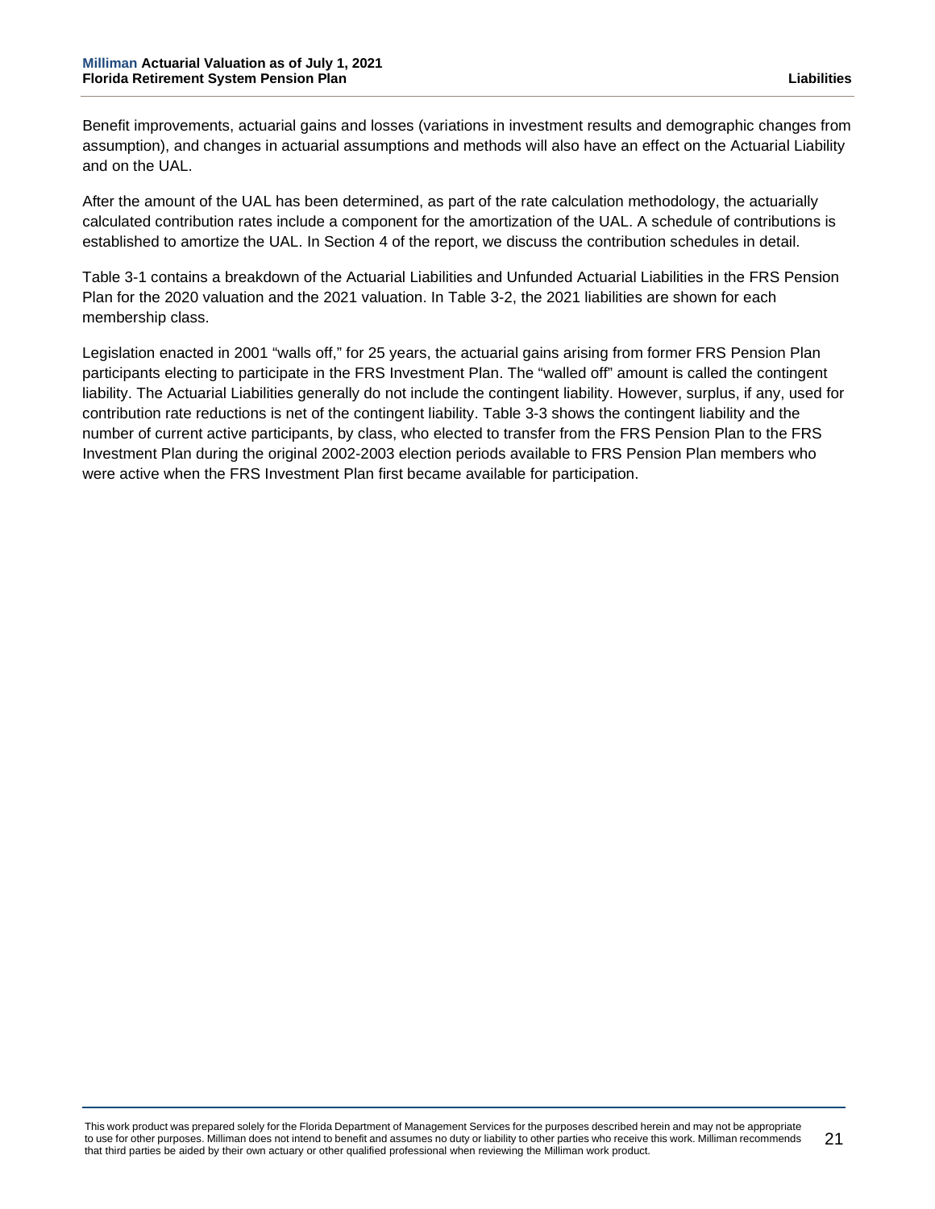Benefit improvements, actuarial gains and losses (variations in investment results and demographic changes from assumption), and changes in actuarial assumptions and methods will also have an effect on the Actuarial Liability and on the UAL.

After the amount of the UAL has been determined, as part of the rate calculation methodology, the actuarially calculated contribution rates include a component for the amortization of the UAL. A schedule of contributions is established to amortize the UAL. In Section 4 of the report, we discuss the contribution schedules in detail.

Table 3-1 contains a breakdown of the Actuarial Liabilities and Unfunded Actuarial Liabilities in the FRS Pension Plan for the 2020 valuation and the 2021 valuation. In Table 3-2, the 2021 liabilities are shown for each membership class.

Legislation enacted in 2001 "walls off," for 25 years, the actuarial gains arising from former FRS Pension Plan participants electing to participate in the FRS Investment Plan. The "walled off" amount is called the contingent liability. The Actuarial Liabilities generally do not include the contingent liability. However, surplus, if any, used for contribution rate reductions is net of the contingent liability. Table 3-3 shows the contingent liability and the number of current active participants, by class, who elected to transfer from the FRS Pension Plan to the FRS Investment Plan during the original 2002-2003 election periods available to FRS Pension Plan members who were active when the FRS Investment Plan first became available for participation.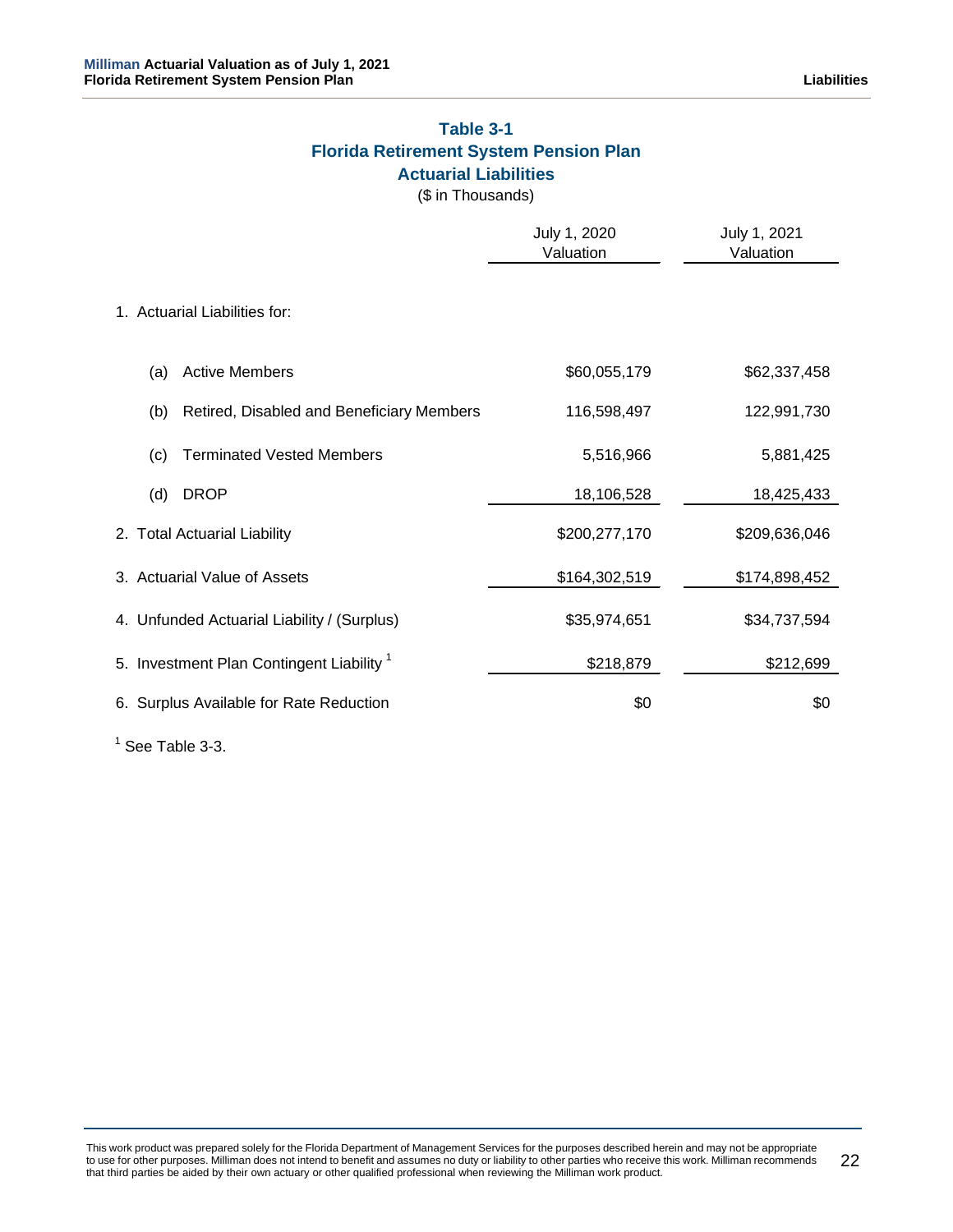## Table 3-1
## Florida Retirement System Pension Plan
## Actuarial Liabilities

($ in Thousands)

| | July 1, 2020 Valuation | July 1, 2021 Valuation |
|---|---|---|
| 1. Actuarial Liabilities for: | | |
| (a) Active Members | $60,055,179 | $62,337,458 |
| (b) Retired, Disabled and Beneficiary Members | 116,598,497 | 122,991,730 |
| (c) Terminated Vested Members | 5,516,966 | 5,881,425 |
| (d) DROP | 18,106,528 | 18,425,433 |
| 2. Total Actuarial Liability | $200,277,170 | $209,636,046 |
| 3. Actuarial Value of Assets | $164,302,519 | $174,898,452 |
| 4. Unfunded Actuarial Liability / (Surplus) | $35,974,651 | $34,737,594 |
| 5. Investment Plan Contingent Liability [1] | $218,879 | $212,699 |
| 6. Surplus Available for Rate Reduction | $0 | $0 |

[1] See Table 3-3.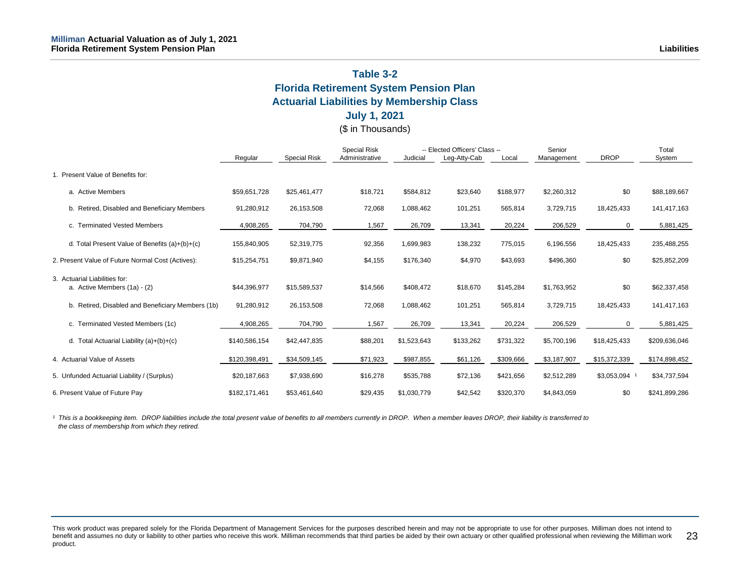## Table 3-2
## Florida Retirement System Pension Plan
## Actuarial Liabilities by Membership Class
## July 1, 2021

($ in Thousands)

| | Regular | Special Risk | Special Risk Administrative | -- Elected Officers' Class -- Judicial | Leg-Atty-Cab | Local | Senior Management | DROP | Total System |
|---|---|---|---|---|---|---|---|---|---|
| 1. Present Value of Benefits for: | | | | | | | | | |
| a. Active Members | $59,651,728 | $25,461,477 | $18,721 | $584,812 | $23,640 | $188,977 | $2,260,312 | $0 | $88,189,667 |
| b. Retired, Disabled and Beneficiary Members | 91,280,912 | 26,153,508 | 72,068 | 1,088,462 | 101,251 | 565,814 | 3,729,715 | 18,425,433 | 141,417,163 |
| c. Terminated Vested Members | 4,908,265 | 704,790 | 1,567 | 26,709 | 13,341 | 20,224 | 206,529 | 0 | 5,881,425 |
| d. Total Present Value of Benefits (a)+(b)+(c) | 155,840,905 | 52,319,775 | 92,356 | 1,699,983 | 138,232 | 775,015 | 6,196,556 | 18,425,433 | 235,488,255 |
| 2. Present Value of Future Normal Cost (Actives): | $15,254,751 | $9,871,940 | $4,155 | $176,340 | $4,970 | $43,693 | $496,360 | $0 | $25,852,209 |
| 3. Actuarial Liabilities for: | | | | | | | | | |
| a. Active Members (1a) - (2) | $44,396,977 | $15,589,537 | $14,566 | $408,472 | $18,670 | $145,284 | $1,763,952 | $0 | $62,337,458 |
| b. Retired, Disabled and Beneficiary Members (1b) | 91,280,912 | 26,153,508 | 72,068 | 1,088,462 | 101,251 | 565,814 | 3,729,715 | 18,425,433 | 141,417,163 |
| c. Terminated Vested Members (1c) | 4,908,265 | 704,790 | 1,567 | 26,709 | 13,341 | 20,224 | 206,529 | 0 | 5,881,425 |
| d. Total Actuarial Liability (a)+(b)+(c) | $140,586,154 | $42,447,835 | $88,201 | $1,523,643 | $133,262 | $731,322 | $5,700,196 | $18,425,433 | $209,636,046 |
| 4. Actuarial Value of Assets | $120,398,491 | $34,509,145 | $71,923 | $987,855 | $61,126 | $309,666 | $3,187,907 | $15,372,339 | $174,898,452 |
| 5. Unfunded Actuarial Liability / (Surplus) | $20,187,663 | $7,938,690 | $16,278 | $535,788 | $72,136 | $421,656 | $2,512,289 | $3,053,094 [1] | $34,737,594 |
| 6. Present Value of Future Pay | $182,171,461 | $53,461,640 | $29,435 | $1,030,779 | $42,542 | $320,370 | $4,843,059 | $0 | $241,899,286 |

*[1] This is a bookkeeping item. DROP liabilities include the total present value of benefits to all members currently in DROP. When a member leaves DROP, their liability is transferred to the class of membership from which they retired.*

This work product was prepared solely for the Florida Department of Management Services for the purposes described herein and may not be appropriate to use for other purposes. Milliman does not intend to benefit and assumes no duty or liability to other parties who receive this work. Milliman recommends that third parties be aided by their own actuary or other qualified professional when reviewing the Milliman work product.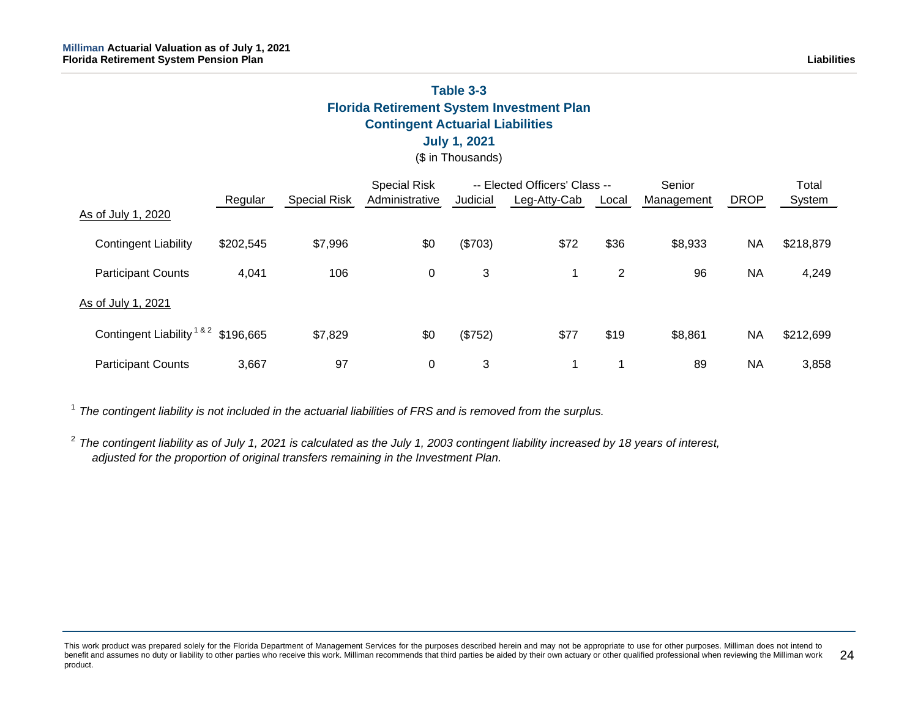## Table 3-3
## Florida Retirement System Investment Plan
## Contingent Actuarial Liabilities
## July 1, 2021

($ in Thousands)

| | Regular | Special Risk | Special Risk Administrative | -- Elected Officers' Class -- Judicial | Leg-Atty-Cab | Local | Senior Management | DROP | Total System |
|---|---|---|---|---|---|---|---|---|---|
| As of July 1, 2020 | | | | | | | | | |
| Contingent Liability | $202,545 | $7,996 | $0 | ($703) | $72 | $36 | $8,933 | NA | $218,879 |
| Participant Counts | 4,041 | 106 | 0 | 3 | 1 | 2 | 96 | NA | 4,249 |
| As of July 1, 2021 | | | | | | | | | |
| Contingent Liability [1 & 2] | $196,665 | $7,829 | $0 | ($752) | $77 | $19 | $8,861 | NA | $212,699 |
| Participant Counts | 3,667 | 97 | 0 | 3 | 1 | 1 | 89 | NA | 3,858 |

[1] *The contingent liability is not included in the actuarial liabilities of FRS and is removed from the surplus.*

[2] *The contingent liability as of July 1, 2021 is calculated as the July 1, 2003 contingent liability increased by 18 years of interest, adjusted for the proportion of original transfers remaining in the Investment Plan.*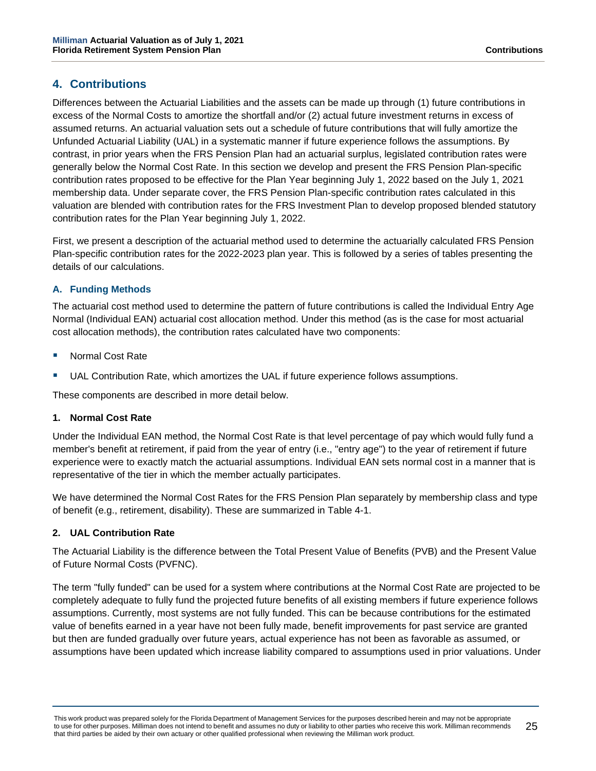## 4. Contributions

Differences between the Actuarial Liabilities and the assets can be made up through (1) future contributions in excess of the Normal Costs to amortize the shortfall and/or (2) actual future investment returns in excess of assumed returns. An actuarial valuation sets out a schedule of future contributions that will fully amortize the Unfunded Actuarial Liability (UAL) in a systematic manner if future experience follows the assumptions. By contrast, in prior years when the FRS Pension Plan had an actuarial surplus, legislated contribution rates were generally below the Normal Cost Rate. In this section we develop and present the FRS Pension Plan-specific contribution rates proposed to be effective for the Plan Year beginning July 1, 2022 based on the July 1, 2021 membership data. Under separate cover, the FRS Pension Plan-specific contribution rates calculated in this valuation are blended with contribution rates for the FRS Investment Plan to develop proposed blended statutory contribution rates for the Plan Year beginning July 1, 2022.

First, we present a description of the actuarial method used to determine the actuarially calculated FRS Pension Plan-specific contribution rates for the 2022-2023 plan year. This is followed by a series of tables presenting the details of our calculations.

### A. Funding Methods

The actuarial cost method used to determine the pattern of future contributions is called the Individual Entry Age Normal (Individual EAN) actuarial cost allocation method. Under this method (as is the case for most actuarial cost allocation methods), the contribution rates calculated have two components:

- Normal Cost Rate
- UAL Contribution Rate, which amortizes the UAL if future experience follows assumptions.

These components are described in more detail below.

#### 1. Normal Cost Rate

Under the Individual EAN method, the Normal Cost Rate is that level percentage of pay which would fully fund a member's benefit at retirement, if paid from the year of entry (i.e., "entry age") to the year of retirement if future experience were to exactly match the actuarial assumptions. Individual EAN sets normal cost in a manner that is representative of the tier in which the member actually participates.

We have determined the Normal Cost Rates for the FRS Pension Plan separately by membership class and type of benefit (e.g., retirement, disability). These are summarized in Table 4-1.

#### 2. UAL Contribution Rate

The Actuarial Liability is the difference between the Total Present Value of Benefits (PVB) and the Present Value of Future Normal Costs (PVFNC).

The term "fully funded" can be used for a system where contributions at the Normal Cost Rate are projected to be completely adequate to fully fund the projected future benefits of all existing members if future experience follows assumptions. Currently, most systems are not fully funded. This can be because contributions for the estimated value of benefits earned in a year have not been fully made, benefit improvements for past service are granted but then are funded gradually over future years, actual experience has not been as favorable as assumed, or assumptions have been updated which increase liability compared to assumptions used in prior valuations. Under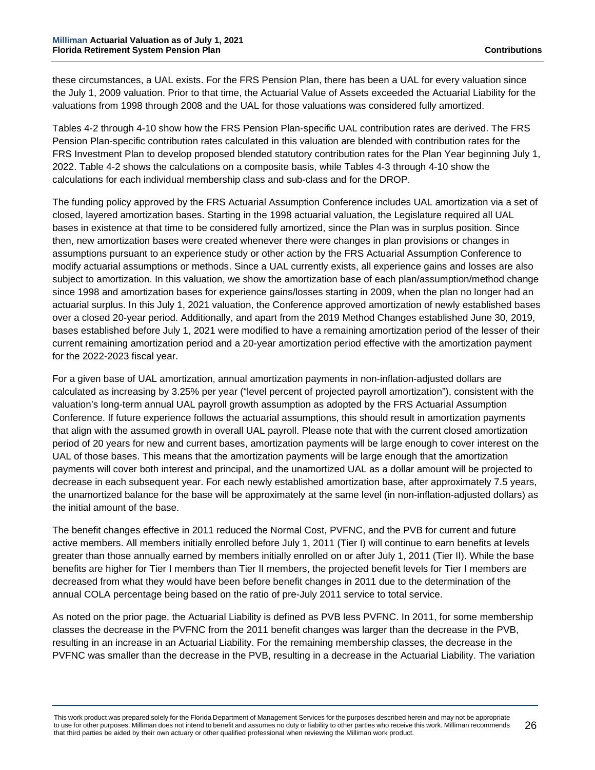these circumstances, a UAL exists. For the FRS Pension Plan, there has been a UAL for every valuation since the July 1, 2009 valuation. Prior to that time, the Actuarial Value of Assets exceeded the Actuarial Liability for the valuations from 1998 through 2008 and the UAL for those valuations was considered fully amortized.

Tables 4-2 through 4-10 show how the FRS Pension Plan-specific UAL contribution rates are derived. The FRS Pension Plan-specific contribution rates calculated in this valuation are blended with contribution rates for the FRS Investment Plan to develop proposed blended statutory contribution rates for the Plan Year beginning July 1, 2022. Table 4-2 shows the calculations on a composite basis, while Tables 4-3 through 4-10 show the calculations for each individual membership class and sub-class and for the DROP.

The funding policy approved by the FRS Actuarial Assumption Conference includes UAL amortization via a set of closed, layered amortization bases. Starting in the 1998 actuarial valuation, the Legislature required all UAL bases in existence at that time to be considered fully amortized, since the Plan was in surplus position. Since then, new amortization bases were created whenever there were changes in plan provisions or changes in assumptions pursuant to an experience study or other action by the FRS Actuarial Assumption Conference to modify actuarial assumptions or methods. Since a UAL currently exists, all experience gains and losses are also subject to amortization. In this valuation, we show the amortization base of each plan/assumption/method change since 1998 and amortization bases for experience gains/losses starting in 2009, when the plan no longer had an actuarial surplus. In this July 1, 2021 valuation, the Conference approved amortization of newly established bases over a closed 20-year period. Additionally, and apart from the 2019 Method Changes established June 30, 2019, bases established before July 1, 2021 were modified to have a remaining amortization period of the lesser of their current remaining amortization period and a 20-year amortization period effective with the amortization payment for the 2022-2023 fiscal year.

For a given base of UAL amortization, annual amortization payments in non-inflation-adjusted dollars are calculated as increasing by 3.25% per year ("level percent of projected payroll amortization"), consistent with the valuation's long-term annual UAL payroll growth assumption as adopted by the FRS Actuarial Assumption Conference. If future experience follows the actuarial assumptions, this should result in amortization payments that align with the assumed growth in overall UAL payroll. Please note that with the current closed amortization period of 20 years for new and current bases, amortization payments will be large enough to cover interest on the UAL of those bases. This means that the amortization payments will be large enough that the amortization payments will cover both interest and principal, and the unamortized UAL as a dollar amount will be projected to decrease in each subsequent year. For each newly established amortization base, after approximately 7.5 years, the unamortized balance for the base will be approximately at the same level (in non-inflation-adjusted dollars) as the initial amount of the base.

The benefit changes effective in 2011 reduced the Normal Cost, PVFNC, and the PVB for current and future active members. All members initially enrolled before July 1, 2011 (Tier I) will continue to earn benefits at levels greater than those annually earned by members initially enrolled on or after July 1, 2011 (Tier II). While the base benefits are higher for Tier I members than Tier II members, the projected benefit levels for Tier I members are decreased from what they would have been before benefit changes in 2011 due to the determination of the annual COLA percentage being based on the ratio of pre-July 2011 service to total service.

As noted on the prior page, the Actuarial Liability is defined as PVB less PVFNC. In 2011, for some membership classes the decrease in the PVFNC from the 2011 benefit changes was larger than the decrease in the PVB, resulting in an increase in an Actuarial Liability. For the remaining membership classes, the decrease in the PVFNC was smaller than the decrease in the PVB, resulting in a decrease in the Actuarial Liability. The variation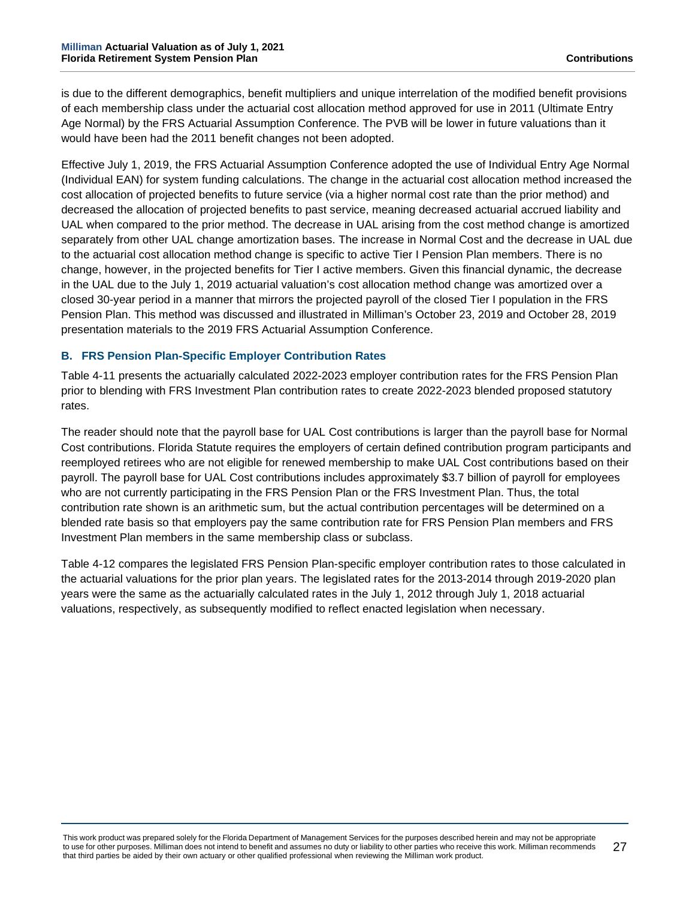is due to the different demographics, benefit multipliers and unique interrelation of the modified benefit provisions of each membership class under the actuarial cost allocation method approved for use in 2011 (Ultimate Entry Age Normal) by the FRS Actuarial Assumption Conference. The PVB will be lower in future valuations than it would have been had the 2011 benefit changes not been adopted.

Effective July 1, 2019, the FRS Actuarial Assumption Conference adopted the use of Individual Entry Age Normal (Individual EAN) for system funding calculations. The change in the actuarial cost allocation method increased the cost allocation of projected benefits to future service (via a higher normal cost rate than the prior method) and decreased the allocation of projected benefits to past service, meaning decreased actuarial accrued liability and UAL when compared to the prior method. The decrease in UAL arising from the cost method change is amortized separately from other UAL change amortization bases. The increase in Normal Cost and the decrease in UAL due to the actuarial cost allocation method change is specific to active Tier I Pension Plan members. There is no change, however, in the projected benefits for Tier I active members. Given this financial dynamic, the decrease in the UAL due to the July 1, 2019 actuarial valuation's cost allocation method change was amortized over a closed 30-year period in a manner that mirrors the projected payroll of the closed Tier I population in the FRS Pension Plan. This method was discussed and illustrated in Milliman's October 23, 2019 and October 28, 2019 presentation materials to the 2019 FRS Actuarial Assumption Conference.

### B. FRS Pension Plan-Specific Employer Contribution Rates

Table 4-11 presents the actuarially calculated 2022-2023 employer contribution rates for the FRS Pension Plan prior to blending with FRS Investment Plan contribution rates to create 2022-2023 blended proposed statutory rates.

The reader should note that the payroll base for UAL Cost contributions is larger than the payroll base for Normal Cost contributions. Florida Statute requires the employers of certain defined contribution program participants and reemployed retirees who are not eligible for renewed membership to make UAL Cost contributions based on their payroll. The payroll base for UAL Cost contributions includes approximately $3.7 billion of payroll for employees who are not currently participating in the FRS Pension Plan or the FRS Investment Plan. Thus, the total contribution rate shown is an arithmetic sum, but the actual contribution percentages will be determined on a blended rate basis so that employers pay the same contribution rate for FRS Pension Plan members and FRS Investment Plan members in the same membership class or subclass.

Table 4-12 compares the legislated FRS Pension Plan-specific employer contribution rates to those calculated in the actuarial valuations for the prior plan years. The legislated rates for the 2013-2014 through 2019-2020 plan years were the same as the actuarially calculated rates in the July 1, 2012 through July 1, 2018 actuarial valuations, respectively, as subsequently modified to reflect enacted legislation when necessary.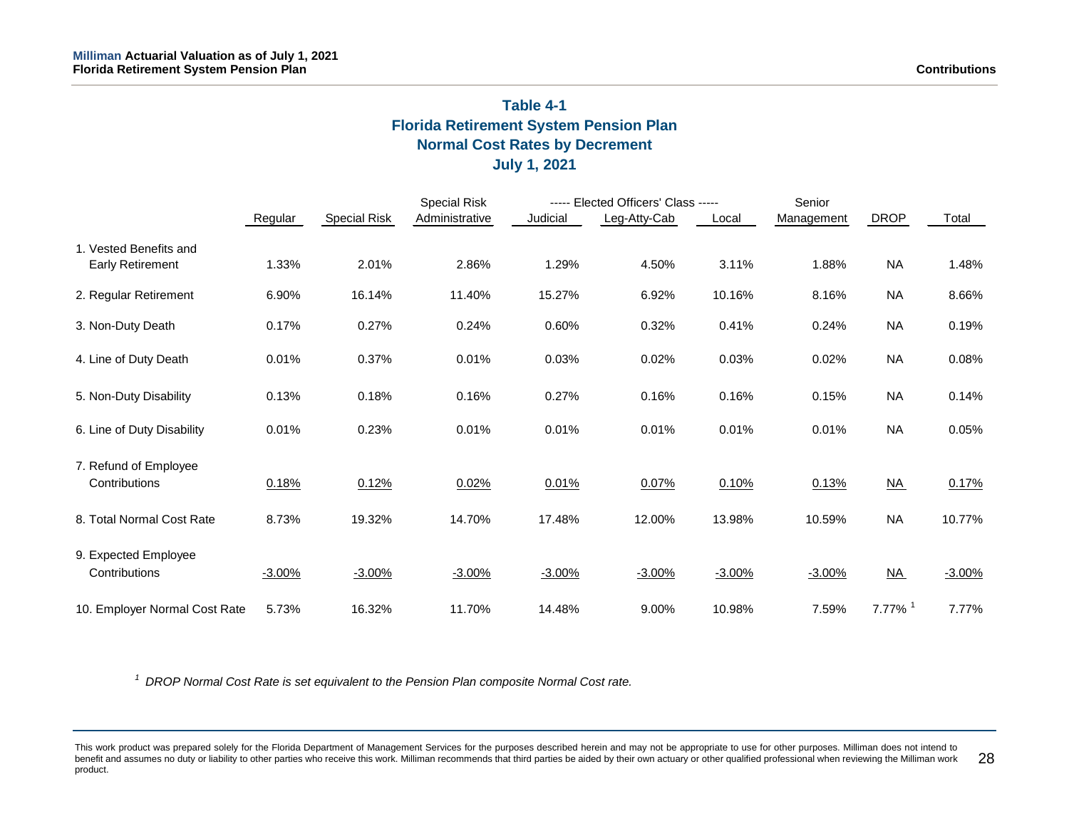## Table 4-1
## Florida Retirement System Pension Plan
## Normal Cost Rates by Decrement
## July 1, 2021

| | Regular | Special Risk | Special Risk Administrative | ----- Elected Officers' Class ----- Judicial | Leg-Atty-Cab | Local | Senior Management | DROP | Total |
|---|---|---|---|---|---|---|---|---|---|
| 1. Vested Benefits and Early Retirement | 1.33% | 2.01% | 2.86% | 1.29% | 4.50% | 3.11% | 1.88% | NA | 1.48% |
| 2. Regular Retirement | 6.90% | 16.14% | 11.40% | 15.27% | 6.92% | 10.16% | 8.16% | NA | 8.66% |
| 3. Non-Duty Death | 0.17% | 0.27% | 0.24% | 0.60% | 0.32% | 0.41% | 0.24% | NA | 0.19% |
| 4. Line of Duty Death | 0.01% | 0.37% | 0.01% | 0.03% | 0.02% | 0.03% | 0.02% | NA | 0.08% |
| 5. Non-Duty Disability | 0.13% | 0.18% | 0.16% | 0.27% | 0.16% | 0.16% | 0.15% | NA | 0.14% |
| 6. Line of Duty Disability | 0.01% | 0.23% | 0.01% | 0.01% | 0.01% | 0.01% | 0.01% | NA | 0.05% |
| 7. Refund of Employee Contributions | 0.18% | 0.12% | 0.02% | 0.01% | 0.07% | 0.10% | 0.13% | NA | 0.17% |
| 8. Total Normal Cost Rate | 8.73% | 19.32% | 14.70% | 17.48% | 12.00% | 13.98% | 10.59% | NA | 10.77% |
| 9. Expected Employee Contributions | -3.00% | -3.00% | -3.00% | -3.00% | -3.00% | -3.00% | -3.00% | NA | -3.00% |
| 10. Employer Normal Cost Rate | 5.73% | 16.32% | 11.70% | 14.48% | 9.00% | 10.98% | 7.59% | 7.77% [1] | 7.77% |

*[1] DROP Normal Cost Rate is set equivalent to the Pension Plan composite Normal Cost rate.*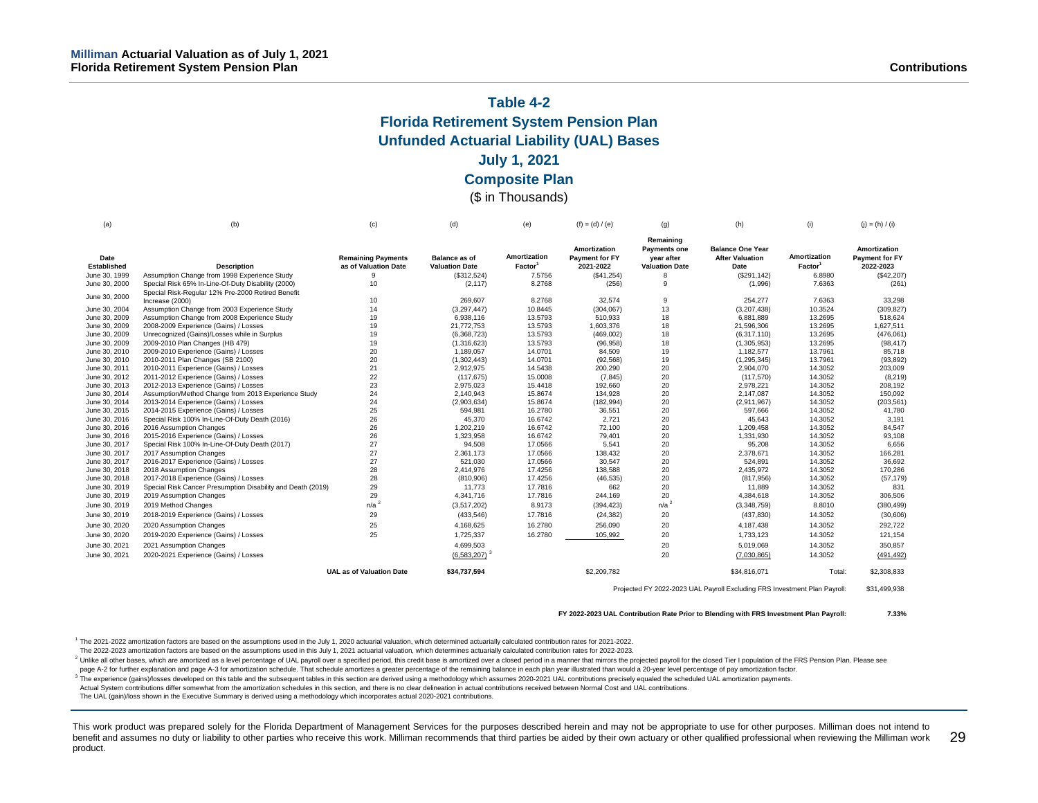## Table 4-2
## Florida Retirement System Pension Plan
## Unfunded Actuarial Liability (UAL) Bases
## July 1, 2021
## Composite Plan
($ in Thousands)

| (a) | (b) | (c) | (d) | (e) | (f) = (d) / (e) | (g) | (h) | (i) | (j) = (h) / (i) |
|---|---|---|---|---|---|---|---|---|---|
| Date Established | Description | Remaining Payments as of Valuation Date | Balance as of Valuation Date | Amortization Factor[1] | Amortization Payment for FY 2021-2022 | Remaining Payments one year after Valuation Date | Balance One Year After Valuation Date | Amortization Factor[1] | Amortization Payment for FY 2022-2023 |
| June 30, 1999 | Assumption Change from 1998 Experience Study | 9 | ($312,524) | 7.5756 | ($41,254) | 8 | ($291,142) | 6.8980 | ($42,207) |
| June 30, 2000 | Special Risk 65% In-Line-Of-Duty Disability (2000) | 10 | (2,117) | 8.2768 | (256) | 9 | (1,996) | 7.6363 | (261) |
| June 30, 2000 | Special Risk-Regular 12% Pre-2000 Retired Benefit Increase (2000) | 10 | 269,607 | 8.2768 | 32,574 | 9 | 254,277 | 7.6363 | 33,298 |
| June 30, 2004 | Assumption Change from 2003 Experience Study | 14 | (3,297,447) | 10.8445 | (304,067) | 13 | (3,207,438) | 10.3524 | (309,827) |
| June 30, 2009 | Assumption Change from 2008 Experience Study | 19 | 6,938,116 | 13.5793 | 510,933 | 18 | 6,881,889 | 13.2695 | 518,624 |
| June 30, 2009 | 2008-2009 Experience (Gains) / Losses | 19 | 21,772,753 | 13.5793 | 1,603,376 | 18 | 21,596,306 | 13.2695 | 1,627,511 |
| June 30, 2009 | Unrecognized (Gains)/Losses while in Surplus | 19 | (6,368,723) | 13.5793 | (469,002) | 18 | (6,317,110) | 13.2695 | (476,061) |
| June 30, 2009 | 2009-2010 Plan Changes (HB 479) | 19 | (1,316,623) | 13.5793 | (96,958) | 18 | (1,305,953) | 13.2695 | (98,417) |
| June 30, 2010 | 2009-2010 Experience (Gains) / Losses | 20 | 1,189,057 | 14.0701 | 84,509 | 19 | 1,182,577 | 13.7961 | 85,718 |
| June 30, 2010 | 2010-2011 Plan Changes (SB 2100) | 20 | (1,302,443) | 14.0701 | (92,568) | 19 | (1,295,345) | 13.7961 | (93,892) |
| June 30, 2011 | 2010-2011 Experience (Gains) / Losses | 21 | 2,912,975 | 14.5438 | 200,290 | 20 | 2,904,070 | 14.3052 | 203,009 |
| June 30, 2012 | 2011-2012 Experience (Gains) / Losses | 22 | (117,675) | 15.0008 | (7,845) | 20 | (117,570) | 14.3052 | (8,219) |
| June 30, 2013 | 2012-2013 Experience (Gains) / Losses | 23 | 2,975,023 | 15.4418 | 192,660 | 20 | 2,978,221 | 14.3052 | 208,192 |
| June 30, 2014 | Assumption/Method Change from 2013 Experience Study | 24 | 2,140,943 | 15.8674 | 134,928 | 20 | 2,147,087 | 14.3052 | 150,092 |
| June 30, 2014 | 2013-2014 Experience (Gains) / Losses | 24 | (2,903,634) | 15.8674 | (182,994) | 20 | (2,911,967) | 14.3052 | (203,561) |
| June 30, 2015 | 2014-2015 Experience (Gains) / Losses | 25 | 594,981 | 16.2780 | 36,551 | 20 | 597,666 | 14.3052 | 41,780 |
| June 30, 2016 | Special Risk 100% In-Line-Of-Duty Death (2016) | 26 | 45,370 | 16.6742 | 2,721 | 20 | 45,643 | 14.3052 | 3,191 |
| June 30, 2016 | 2016 Assumption Changes | 26 | 1,202,219 | 16.6742 | 72,100 | 20 | 1,209,458 | 14.3052 | 84,547 |
| June 30, 2016 | 2015-2016 Experience (Gains) / Losses | 26 | 1,323,958 | 16.6742 | 79,401 | 20 | 1,331,930 | 14.3052 | 93,108 |
| June 30, 2017 | Special Risk 100% In-Line-Of-Duty Death (2017) | 27 | 94,508 | 17.0566 | 5,541 | 20 | 95,208 | 14.3052 | 6,656 |
| June 30, 2017 | 2017 Assumption Changes | 27 | 2,361,173 | 17.0566 | 138,432 | 20 | 2,378,671 | 14.3052 | 166,281 |
| June 30, 2017 | 2016-2017 Experience (Gains) / Losses | 27 | 521,030 | 17.0566 | 30,547 | 20 | 524,891 | 14.3052 | 36,692 |
| June 30, 2018 | 2018 Assumption Changes | 28 | 2,414,976 | 17.4256 | 138,588 | 20 | 2,435,972 | 14.3052 | 170,286 |
| June 30, 2018 | 2017-2018 Experience (Gains) / Losses | 28 | (810,906) | 17.4256 | (46,535) | 20 | (817,956) | 14.3052 | (57,179) |
| June 30, 2019 | Special Risk Cancer Presumption Disability and Death (2019) | 29 | 11,773 | 17.7816 | 662 | 20 | 11,889 | 14.3052 | 831 |
| June 30, 2019 | 2019 Assumption Changes | 29 | 4,341,716 | 17.7816 | 244,169 | 20 | 4,384,618 | 14.3052 | 306,506 |
| June 30, 2019 | 2019 Method Changes | n/a[2] | (3,517,202) | 8.9173 | (394,423) | n/a[2] | (3,348,759) | 8.8010 | (380,499) |
| June 30, 2019 | 2018-2019 Experience (Gains) / Losses | 29 | (433,546) | 17.7816 | (24,382) | 20 | (437,830) | 14.3052 | (30,606) |
| June 30, 2020 | 2020 Assumption Changes | 25 | 4,168,625 | 16.2780 | 256,090 | 20 | 4,187,438 | 14.3052 | 292,722 |
| June 30, 2020 | 2019-2020 Experience (Gains) / Losses | 25 | 1,725,337 | 16.2780 | 105,992 | 20 | 1,733,123 | 14.3052 | 121,154 |
| June 30, 2021 | 2021 Assumption Changes | | 4,699,503 | | | 20 | 5,019,069 | 14.3052 | 350,857 |
| June 30, 2021 | 2020-2021 Experience (Gains) / Losses | | (6,583,207)[3] | | | 20 | (7,030,865) | 14.3052 | (491,492) |
| | | UAL as of Valuation Date | $34,737,594 | | $2,209,782 | | $34,816,071 | Total: | $2,308,833 |

Projected FY 2022-2023 UAL Payroll Excluding FRS Investment Plan Payroll: $31,499,938

**FY 2022-2023 UAL Contribution Rate Prior to Blending with FRS Investment Plan Payroll: 7.33%**

[1] The 2021-2022 amortization factors are based on the assumptions used in the July 1, 2020 actuarial valuation, which determined actuarially calculated contribution rates for 2021-2022.
The 2022-2023 amortization factors are based on the assumptions used in this July 1, 2021 actuarial valuation, which determines actuarially calculated contribution rates for 2022-2023.

[2] Unlike all other bases, which are amortized as a level percentage of UAL payroll over a specified period, this credit base is amortized over a closed period in a manner that mirrors the projected payroll for the closed Tier I population of the FRS Pension Plan. Please see page A-2 for further explanation and page A-3 for amortization schedule. That schedule amortizes a greater percentage of the remaining balance in each plan year illustrated than would a 20-year level percentage of pay amortization factor.

[3] The experience (gains)/losses developed on this table and the subsequent tables in this section are derived using a methodology which assumes 2020-2021 UAL contributions precisely equaled the scheduled UAL amortization payments.
Actual System contributions differ somewhat from the amortization schedules in this section, and there is no clear delineation in actual contributions received between Normal Cost and UAL contributions.
The UAL (gain)/loss shown in the Executive Summary is derived using a methodology which incorporates actual 2020-2021 contributions.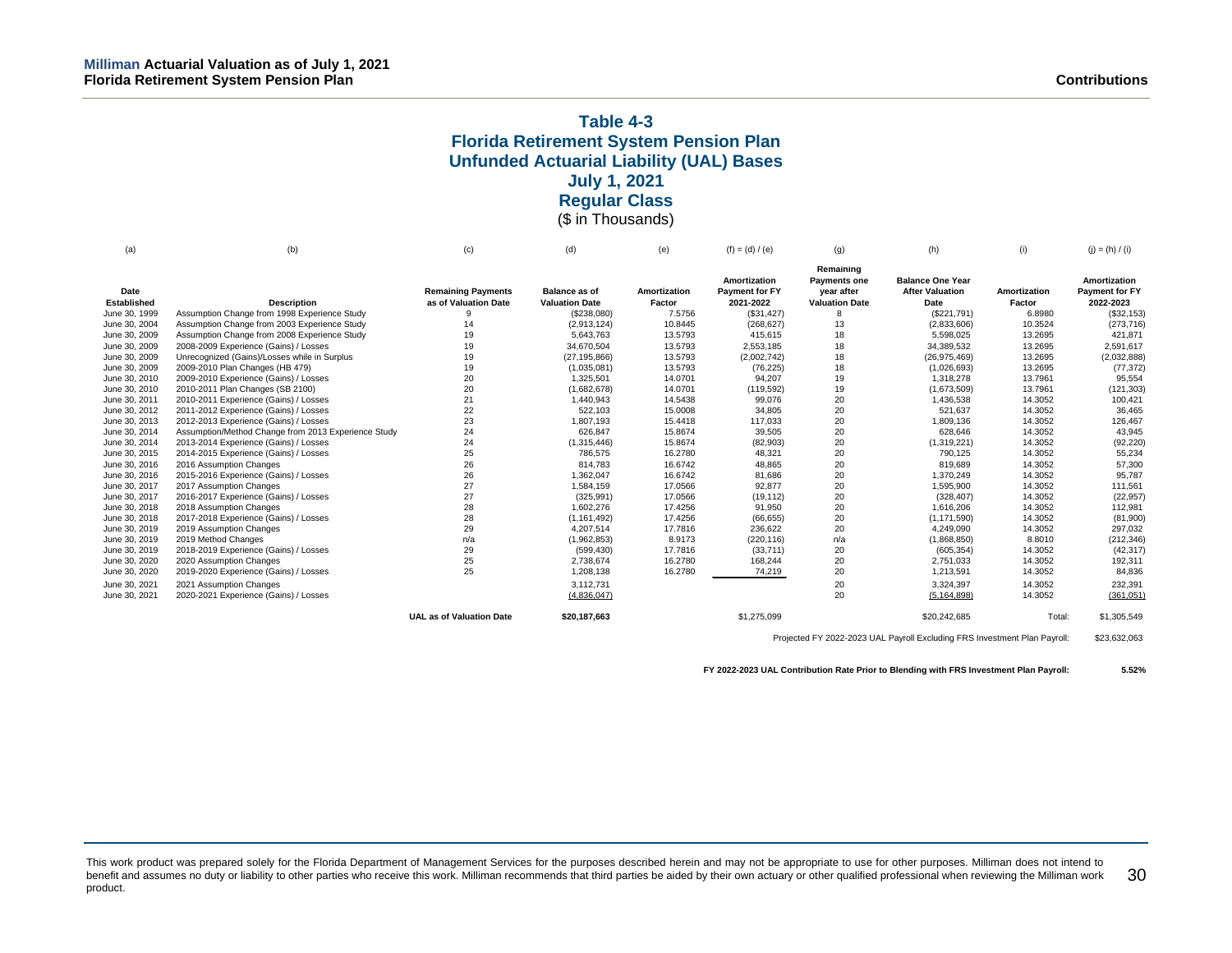## Table 4-3
## Florida Retirement System Pension Plan
## Unfunded Actuarial Liability (UAL) Bases
## July 1, 2021
## Regular Class
(\$ in Thousands)

| (a) | (b) | (c) | (d) | (e) | (f) = (d) / (e) | (g) | (h) | (i) | (j) = (h) / (i) |
|---|---|---|---|---|---|---|---|---|---|
| Date Established | Description | Remaining Payments as of Valuation Date | Balance as of Valuation Date | Amortization Factor | Amortization Payment for FY 2021-2022 | Remaining Payments one year after Valuation Date | Balance One Year After Valuation Date | Amortization Factor | Amortization Payment for FY 2022-2023 |
| June 30, 1999 | Assumption Change from 1998 Experience Study | 9 | (\$238,080) | 7.5756 | (\$31,427) | 8 | (\$221,791) | 6.8980 | (\$32,153) |
| June 30, 2004 | Assumption Change from 2003 Experience Study | 14 | (2,913,124) | 10.8445 | (268,627) | 13 | (2,833,606) | 10.3524 | (273,716) |
| June 30, 2009 | Assumption Change from 2008 Experience Study | 19 | 5,643,763 | 13.5793 | 415,615 | 18 | 5,598,025 | 13.2695 | 421,871 |
| June 30, 2009 | 2008-2009 Experience (Gains) / Losses | 19 | 34,670,504 | 13.5793 | 2,553,185 | 18 | 34,389,532 | 13.2695 | 2,591,617 |
| June 30, 2009 | Unrecognized (Gains)/Losses while in Surplus | 19 | (27,195,866) | 13.5793 | (2,002,742) | 18 | (26,975,469) | 13.2695 | (2,032,888) |
| June 30, 2009 | 2009-2010 Plan Changes (HB 479) | 19 | (1,035,081) | 13.5793 | (76,225) | 18 | (1,026,693) | 13.2695 | (77,372) |
| June 30, 2010 | 2009-2010 Experience (Gains) / Losses | 20 | 1,325,501 | 14.0701 | 94,207 | 19 | 1,318,278 | 13.7961 | 95,554 |
| June 30, 2010 | 2010-2011 Plan Changes (SB 2100) | 20 | (1,682,678) | 14.0701 | (119,592) | 19 | (1,673,509) | 13.7961 | (121,303) |
| June 30, 2011 | 2010-2011 Experience (Gains) / Losses | 21 | 1,440,943 | 14.5438 | 99,076 | 20 | 1,436,538 | 14.3052 | 100,421 |
| June 30, 2012 | 2011-2012 Experience (Gains) / Losses | 22 | 522,103 | 15.0008 | 34,805 | 20 | 521,637 | 14.3052 | 36,465 |
| June 30, 2013 | 2012-2013 Experience (Gains) / Losses | 23 | 1,807,193 | 15.4418 | 117,033 | 20 | 1,809,136 | 14.3052 | 126,467 |
| June 30, 2014 | Assumption/Method Change from 2013 Experience Study | 24 | 626,847 | 15.8674 | 39,505 | 20 | 628,646 | 14.3052 | 43,945 |
| June 30, 2014 | 2013-2014 Experience (Gains) / Losses | 24 | (1,315,446) | 15.8674 | (82,903) | 20 | (1,319,221) | 14.3052 | (92,220) |
| June 30, 2015 | 2014-2015 Experience (Gains) / Losses | 25 | 786,575 | 16.2780 | 48,321 | 20 | 790,125 | 14.3052 | 55,234 |
| June 30, 2016 | 2016 Assumption Changes | 26 | 814,783 | 16.6742 | 48,865 | 20 | 819,689 | 14.3052 | 57,300 |
| June 30, 2016 | 2015-2016 Experience (Gains) / Losses | 26 | 1,362,047 | 16.6742 | 81,686 | 20 | 1,370,249 | 14.3052 | 95,787 |
| June 30, 2017 | 2017 Assumption Changes | 27 | 1,584,159 | 17.0566 | 92,877 | 20 | 1,595,900 | 14.3052 | 111,561 |
| June 30, 2017 | 2016-2017 Experience (Gains) / Losses | 27 | (325,991) | 17.0566 | (19,112) | 20 | (328,407) | 14.3052 | (22,957) |
| June 30, 2018 | 2018 Assumption Changes | 28 | 1,602,276 | 17.4256 | 91,950 | 20 | 1,616,206 | 14.3052 | 112,981 |
| June 30, 2018 | 2017-2018 Experience (Gains) / Losses | 28 | (1,161,492) | 17.4256 | (66,655) | 20 | (1,171,590) | 14.3052 | (81,900) |
| June 30, 2019 | 2019 Assumption Changes | 29 | 4,207,514 | 17.7816 | 236,622 | 20 | 4,249,090 | 14.3052 | 297,032 |
| June 30, 2019 | 2019 Method Changes | n/a | (1,962,853) | 8.9173 | (220,116) | n/a | (1,868,850) | 8.8010 | (212,346) |
| June 30, 2019 | 2018-2019 Experience (Gains) / Losses | 29 | (599,430) | 17.7816 | (33,711) | 20 | (605,354) | 14.3052 | (42,317) |
| June 30, 2020 | 2020 Assumption Changes | 25 | 2,738,674 | 16.2780 | 168,244 | 20 | 2,751,033 | 14.3052 | 192,311 |
| June 30, 2020 | 2019-2020 Experience (Gains) / Losses | 25 | 1,208,138 | 16.2780 | 74,219 | 20 | 1,213,591 | 14.3052 | 84,836 |
| June 30, 2021 | 2021 Assumption Changes | | 3,112,731 | | | 20 | 3,324,397 | 14.3052 | 232,391 |
| June 30, 2021 | 2020-2021 Experience (Gains) / Losses | | (4,836,047) | | | 20 | (5,164,898) | 14.3052 | (361,051) |
| | | UAL as of Valuation Date | \$20,187,663 | | \$1,275,099 | | \$20,242,685 | Total: | \$1,305,549 |

Projected FY 2022-2023 UAL Payroll Excluding FRS Investment Plan Payroll: \$23,632,063

**FY 2022-2023 UAL Contribution Rate Prior to Blending with FRS Investment Plan Payroll: 5.52%**

This work product was prepared solely for the Florida Department of Management Services for the purposes described herein and may not be appropriate to use for other purposes. Milliman does not intend to benefit and assumes no duty or liability to other parties who receive this work. Milliman recommends that third parties be aided by their own actuary or other qualified professional when reviewing the Milliman work product.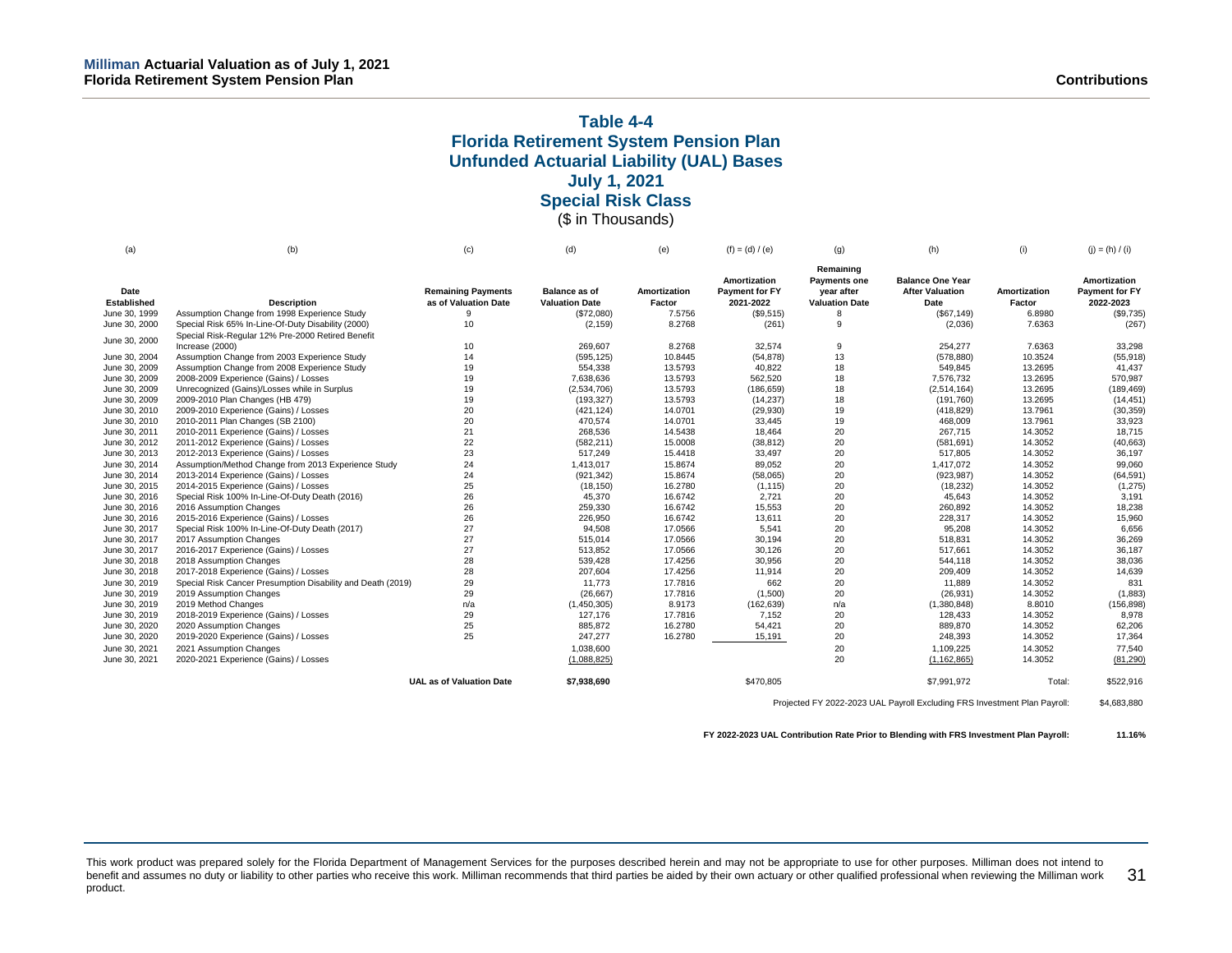## Table 4-4
## Florida Retirement System Pension Plan
## Unfunded Actuarial Liability (UAL) Bases
## July 1, 2021
## Special Risk Class
($ in Thousands)

| (a) | (b) | (c) | (d) | (e) | (f) = (d) / (e) | (g) | (h) | (i) | (j) = (h) / (i) |
|---|---|---|---|---|---|---|---|---|---|
| Date Established | Description | Remaining Payments as of Valuation Date | Balance as of Valuation Date | Amortization Factor | Amortization Payment for FY 2021-2022 | Remaining Payments one year after Valuation Date | Balance One Year After Valuation Date | Amortization Factor | Amortization Payment for FY 2022-2023 |
| June 30, 1999 | Assumption Change from 1998 Experience Study | 9 | ($72,080) | 7.5756 | ($9,515) | 8 | ($67,149) | 6.8980 | ($9,735) |
| June 30, 2000 | Special Risk 65% In-Line-Of-Duty Disability (2000) | 10 | (2,159) | 8.2768 | (261) | 9 | (2,036) | 7.6363 | (267) |
| June 30, 2000 | Special Risk-Regular 12% Pre-2000 Retired Benefit Increase (2000) | 10 | 269,607 | 8.2768 | 32,574 | 9 | 254,277 | 7.6363 | 33,298 |
| June 30, 2004 | Assumption Change from 2003 Experience Study | 14 | (595,125) | 10.8445 | (54,878) | 13 | (578,880) | 10.3524 | (55,918) |
| June 30, 2009 | Assumption Change from 2008 Experience Study | 19 | 554,338 | 13.5793 | 40,822 | 18 | 549,845 | 13.2695 | 41,437 |
| June 30, 2009 | 2008-2009 Experience (Gains) / Losses | 19 | 7,638,636 | 13.5793 | 562,520 | 18 | 7,576,732 | 13.2695 | 570,987 |
| June 30, 2009 | Unrecognized (Gains)/Losses while in Surplus | 19 | (2,534,706) | 13.5793 | (186,659) | 18 | (2,514,164) | 13.2695 | (189,469) |
| June 30, 2009 | 2009-2010 Plan Changes (HB 479) | 19 | (193,327) | 13.5793 | (14,237) | 18 | (191,760) | 13.2695 | (14,451) |
| June 30, 2010 | 2009-2010 Experience (Gains) / Losses | 20 | (421,124) | 14.0701 | (29,930) | 19 | (418,829) | 13.7961 | (30,359) |
| June 30, 2010 | 2010-2011 Plan Changes (SB 2100) | 20 | 470,574 | 14.0701 | 33,445 | 19 | 468,009 | 13.7961 | 33,923 |
| June 30, 2011 | 2010-2011 Experience (Gains) / Losses | 21 | 268,536 | 14.5438 | 18,464 | 20 | 267,715 | 14.3052 | 18,715 |
| June 30, 2012 | 2011-2012 Experience (Gains) / Losses | 22 | (582,211) | 15.0008 | (38,812) | 20 | (581,691) | 14.3052 | (40,663) |
| June 30, 2013 | 2012-2013 Experience (Gains) / Losses | 23 | 517,249 | 15.4418 | 33,497 | 20 | 517,805 | 14.3052 | 36,197 |
| June 30, 2014 | Assumption/Method Change from 2013 Experience Study | 24 | 1,413,017 | 15.8674 | 89,052 | 20 | 1,417,072 | 14.3052 | 99,060 |
| June 30, 2014 | 2013-2014 Experience (Gains) / Losses | 24 | (921,342) | 15.8674 | (58,065) | 20 | (923,987) | 14.3052 | (64,591) |
| June 30, 2015 | 2014-2015 Experience (Gains) / Losses | 25 | (18,150) | 16.2780 | (1,115) | 20 | (18,232) | 14.3052 | (1,275) |
| June 30, 2016 | Special Risk 100% In-Line-Of-Duty Death (2016) | 26 | 45,370 | 16.6742 | 2,721 | 20 | 45,643 | 14.3052 | 3,191 |
| June 30, 2016 | 2016 Assumption Changes | 26 | 259,330 | 16.6742 | 15,553 | 20 | 260,892 | 14.3052 | 18,238 |
| June 30, 2016 | 2015-2016 Experience (Gains) / Losses | 26 | 226,950 | 16.6742 | 13,611 | 20 | 228,317 | 14.3052 | 15,960 |
| June 30, 2017 | Special Risk 100% In-Line-Of-Duty Death (2017) | 27 | 94,508 | 17.0566 | 5,541 | 20 | 95,208 | 14.3052 | 6,656 |
| June 30, 2017 | 2017 Assumption Changes | 27 | 515,014 | 17.0566 | 30,194 | 20 | 518,831 | 14.3052 | 36,269 |
| June 30, 2017 | 2016-2017 Experience (Gains) / Losses | 27 | 513,852 | 17.0566 | 30,126 | 20 | 517,661 | 14.3052 | 36,187 |
| June 30, 2018 | 2018 Assumption Changes | 28 | 539,428 | 17.4256 | 30,956 | 20 | 544,118 | 14.3052 | 38,036 |
| June 30, 2018 | 2017-2018 Experience (Gains) / Losses | 28 | 207,604 | 17.4256 | 11,914 | 20 | 209,409 | 14.3052 | 14,639 |
| June 30, 2019 | Special Risk Cancer Presumption Disability and Death (2019) | 29 | 11,773 | 17.7816 | 662 | 20 | 11,889 | 14.3052 | 831 |
| June 30, 2019 | 2019 Assumption Changes | 29 | (26,667) | 17.7816 | (1,500) | 20 | (26,931) | 14.3052 | (1,883) |
| June 30, 2019 | 2019 Method Changes | n/a | (1,450,305) | 8.9173 | (162,639) | n/a | (1,380,848) | 8.8010 | (156,898) |
| June 30, 2019 | 2018-2019 Experience (Gains) / Losses | 29 | 127,176 | 17.7816 | 7,152 | 20 | 128,433 | 14.3052 | 8,978 |
| June 30, 2020 | 2020 Assumption Changes | 25 | 885,872 | 16.2780 | 54,421 | 20 | 889,870 | 14.3052 | 62,206 |
| June 30, 2020 | 2019-2020 Experience (Gains) / Losses | 25 | 247,277 | 16.2780 | 15,191 | 20 | 248,393 | 14.3052 | 17,364 |
| June 30, 2021 | 2021 Assumption Changes | | 1,038,600 | | | 20 | 1,109,225 | 14.3052 | 77,540 |
| June 30, 2021 | 2020-2021 Experience (Gains) / Losses | | (1,088,825) | | | 20 | (1,162,865) | 14.3052 | (81,290) |
| | | UAL as of Valuation Date | $7,938,690 | | $470,805 | | $7,991,972 | Total: | $522,916 |

Projected FY 2022-2023 UAL Payroll Excluding FRS Investment Plan Payroll: $4,683,880

**FY 2022-2023 UAL Contribution Rate Prior to Blending with FRS Investment Plan Payroll: 11.16%**

This work product was prepared solely for the Florida Department of Management Services for the purposes described herein and may not be appropriate to use for other purposes. Milliman does not intend to benefit and assumes no duty or liability to other parties who receive this work. Milliman recommends that third parties be aided by their own actuary or other qualified professional when reviewing the Milliman work product.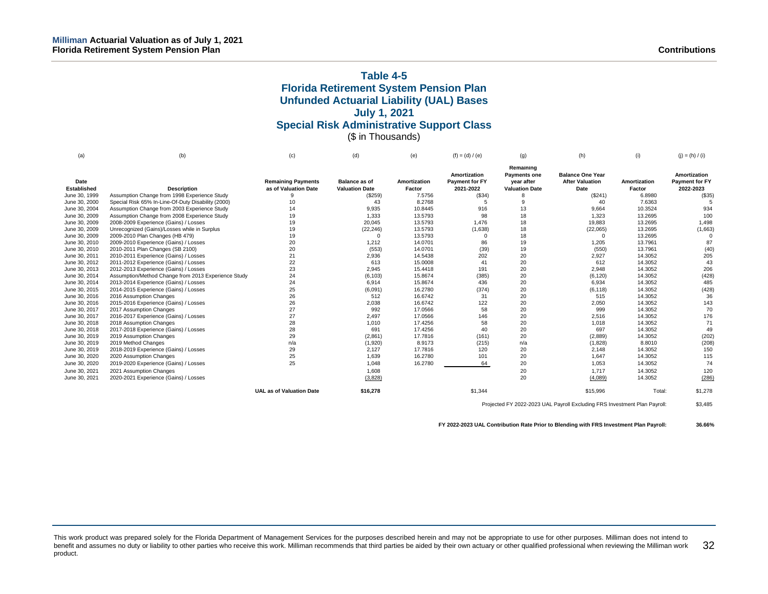## Table 4-5
## Florida Retirement System Pension Plan
## Unfunded Actuarial Liability (UAL) Bases
## July 1, 2021
## Special Risk Administrative Support Class

($ in Thousands)

| (a) | (b) | (c) | (d) | (e) | (f) = (d) / (e) | (g) | (h) | (i) | (j) = (h) / (i) |
|---|---|---|---|---|---|---|---|---|---|
| Date Established | Description | Remaining Payments as of Valuation Date | Balance as of Valuation Date | Amortization Factor | Amortization Payment for FY 2021-2022 | Remaining Payments one year after Valuation Date | Balance One Year After Valuation Date | Amortization Factor | Amortization Payment for FY 2022-2023 |
| June 30, 1999 | Assumption Change from 1998 Experience Study | 9 | ($259) | 7.5756 | ($34) | 8 | ($241) | 6.8980 | ($35) |
| June 30, 2000 | Special Risk 65% In-Line-Of-Duty Disability (2000) | 10 | 43 | 8.2768 | 5 | 9 | 40 | 7.6363 | 5 |
| June 30, 2004 | Assumption Change from 2003 Experience Study | 14 | 9,935 | 10.8445 | 916 | 13 | 9,664 | 10.3524 | 934 |
| June 30, 2009 | Assumption Change from 2008 Experience Study | 19 | 1,333 | 13.5793 | 98 | 18 | 1,323 | 13.2695 | 100 |
| June 30, 2009 | 2008-2009 Experience (Gains) / Losses | 19 | 20,045 | 13.5793 | 1,476 | 18 | 19,883 | 13.2695 | 1,498 |
| June 30, 2009 | Unrecognized (Gains)/Losses while in Surplus | 19 | (22,246) | 13.5793 | (1,638) | 18 | (22,065) | 13.2695 | (1,663) |
| June 30, 2009 | 2009-2010 Plan Changes (HB 479) | 19 | 0 | 13.5793 | 0 | 18 | 0 | 13.2695 | 0 |
| June 30, 2010 | 2009-2010 Experience (Gains) / Losses | 20 | 1,212 | 14.0701 | 86 | 19 | 1,205 | 13.7961 | 87 |
| June 30, 2010 | 2010-2011 Plan Changes (SB 2100) | 20 | (553) | 14.0701 | (39) | 19 | (550) | 13.7961 | (40) |
| June 30, 2011 | 2010-2011 Experience (Gains) / Losses | 21 | 2,936 | 14.5438 | 202 | 20 | 2,927 | 14.3052 | 205 |
| June 30, 2012 | 2011-2012 Experience (Gains) / Losses | 22 | 613 | 15.0008 | 41 | 20 | 612 | 14.3052 | 43 |
| June 30, 2013 | 2012-2013 Experience (Gains) / Losses | 23 | 2,945 | 15.4418 | 191 | 20 | 2,948 | 14.3052 | 206 |
| June 30, 2014 | Assumption/Method Change from 2013 Experience Study | 24 | (6,103) | 15.8674 | (385) | 20 | (6,120) | 14.3052 | (428) |
| June 30, 2014 | 2013-2014 Experience (Gains) / Losses | 24 | 6,914 | 15.8674 | 436 | 20 | 6,934 | 14.3052 | 485 |
| June 30, 2015 | 2014-2015 Experience (Gains) / Losses | 25 | (6,091) | 16.2780 | (374) | 20 | (6,118) | 14.3052 | (428) |
| June 30, 2016 | 2016 Assumption Changes | 26 | 512 | 16.6742 | 31 | 20 | 515 | 14.3052 | 36 |
| June 30, 2016 | 2015-2016 Experience (Gains) / Losses | 26 | 2,038 | 16.6742 | 122 | 20 | 2,050 | 14.3052 | 143 |
| June 30, 2017 | 2017 Assumption Changes | 27 | 992 | 17.0566 | 58 | 20 | 999 | 14.3052 | 70 |
| June 30, 2017 | 2016-2017 Experience (Gains) / Losses | 27 | 2,497 | 17.0566 | 146 | 20 | 2,516 | 14.3052 | 176 |
| June 30, 2018 | 2018 Assumption Changes | 28 | 1,010 | 17.4256 | 58 | 20 | 1,018 | 14.3052 | 71 |
| June 30, 2018 | 2017-2018 Experience (Gains) / Losses | 28 | 691 | 17.4256 | 40 | 20 | 697 | 14.3052 | 49 |
| June 30, 2019 | 2019 Assumption Changes | 29 | (2,861) | 17.7816 | (161) | 20 | (2,889) | 14.3052 | (202) |
| June 30, 2019 | 2019 Method Changes | n/a | (1,920) | 8.9173 | (215) | n/a | (1,828) | 8.8010 | (208) |
| June 30, 2019 | 2018-2019 Experience (Gains) / Losses | 29 | 2,127 | 17.7816 | 120 | 20 | 2,148 | 14.3052 | 150 |
| June 30, 2020 | 2020 Assumption Changes | 25 | 1,639 | 16.2780 | 101 | 20 | 1,647 | 14.3052 | 115 |
| June 30, 2020 | 2019-2020 Experience (Gains) / Losses | 25 | 1,048 | 16.2780 | 64 | 20 | 1,053 | 14.3052 | 74 |
| June 30, 2021 | 2021 Assumption Changes | | 1,608 | | | 20 | 1,717 | 14.3052 | 120 |
| June 30, 2021 | 2020-2021 Experience (Gains) / Losses | | (3,828) | | | 20 | (4,089) | 14.3052 | (286) |
| | | UAL as of Valuation Date | $16,278 | | $1,344 | | $15,996 | Total: | $1,278 |

Projected FY 2022-2023 UAL Payroll Excluding FRS Investment Plan Payroll: $3,485

**FY 2022-2023 UAL Contribution Rate Prior to Blending with FRS Investment Plan Payroll: 36.66%**

This work product was prepared solely for the Florida Department of Management Services for the purposes described herein and may not be appropriate to use for other purposes. Milliman does not intend to benefit and assumes no duty or liability to other parties who receive this work. Milliman recommends that third parties be aided by their own actuary or other qualified professional when reviewing the Milliman work product.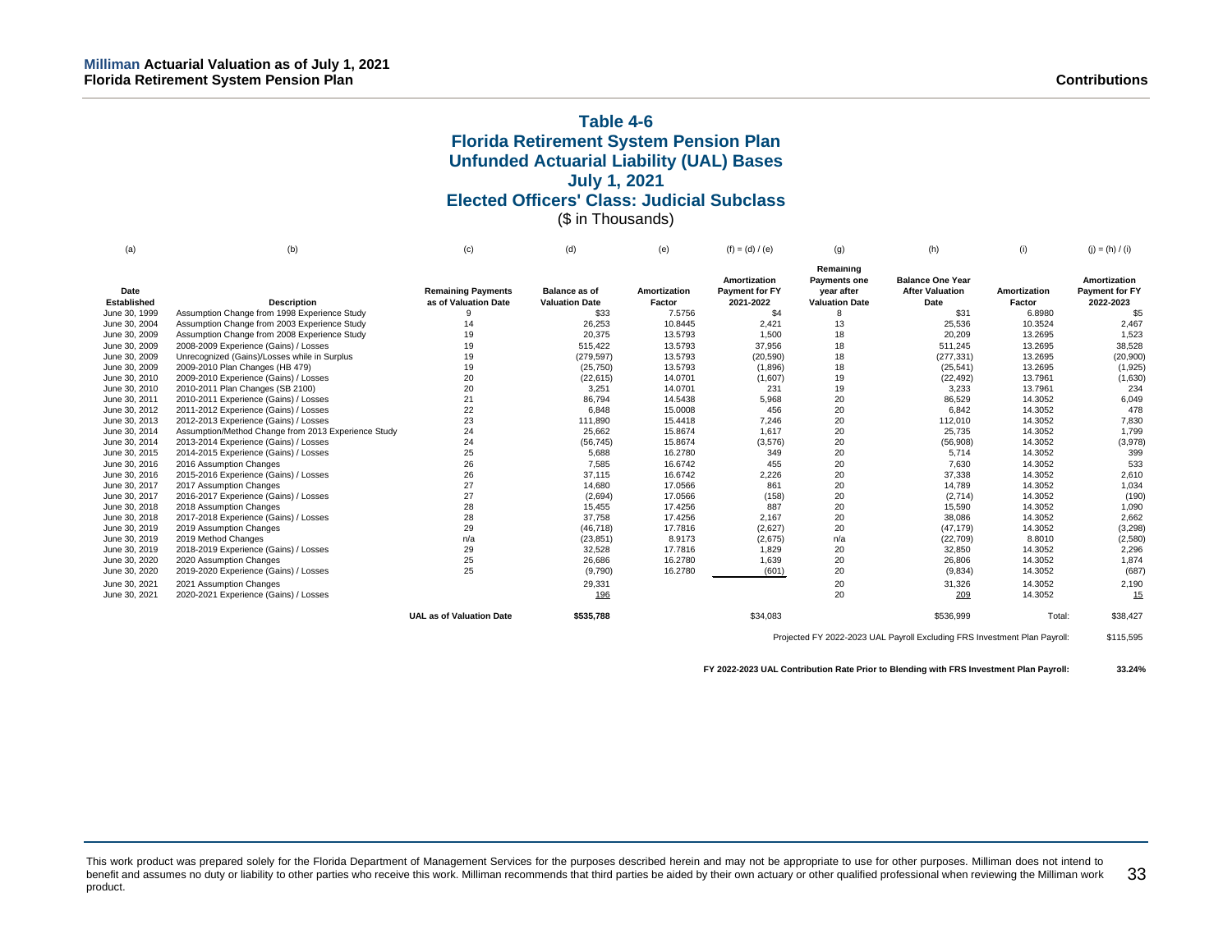## Table 4-6
## Florida Retirement System Pension Plan
## Unfunded Actuarial Liability (UAL) Bases
## July 1, 2021
## Elected Officers' Class: Judicial Subclass
($ in Thousands)

| (a) | (b) | (c) | (d) | (e) | (f) = (d) / (e) | (g) | (h) | (i) | (j) = (h) / (i) |
|---|---|---|---|---|---|---|---|---|---|
| **Date Established** | **Description** | **Remaining Payments as of Valuation Date** | **Balance as of Valuation Date** | **Amortization Factor** | **Amortization Payment for FY 2021-2022** | **Remaining Payments one year after Valuation Date** | **Balance One Year After Valuation Date** | **Amortization Factor** | **Amortization Payment for FY 2022-2023** |
| June 30, 1999 | Assumption Change from 1998 Experience Study | 9 | $33 | 7.5756 | $4 | 8 | $31 | 6.8980 | $5 |
| June 30, 2004 | Assumption Change from 2003 Experience Study | 14 | 26,253 | 10.8445 | 2,421 | 13 | 25,536 | 10.3524 | 2,467 |
| June 30, 2009 | Assumption Change from 2008 Experience Study | 19 | 20,375 | 13.5793 | 1,500 | 18 | 20,209 | 13.2695 | 1,523 |
| June 30, 2009 | 2008-2009 Experience (Gains) / Losses | 19 | 515,422 | 13.5793 | 37,956 | 18 | 511,245 | 13.2695 | 38,528 |
| June 30, 2009 | Unrecognized (Gains)/Losses while in Surplus | 19 | (279,597) | 13.5793 | (20,590) | 18 | (277,331) | 13.2695 | (20,900) |
| June 30, 2009 | 2009-2010 Plan Changes (HB 479) | 19 | (25,750) | 13.5793 | (1,896) | 18 | (25,541) | 13.2695 | (1,925) |
| June 30, 2010 | 2009-2010 Experience (Gains) / Losses | 20 | (22,615) | 14.0701 | (1,607) | 19 | (22,492) | 13.7961 | (1,630) |
| June 30, 2010 | 2010-2011 Plan Changes (SB 2100) | 20 | 3,251 | 14.0701 | 231 | 19 | 3,233 | 13.7961 | 234 |
| June 30, 2011 | 2010-2011 Experience (Gains) / Losses | 21 | 86,794 | 14.5438 | 5,968 | 20 | 86,529 | 14.3052 | 6,049 |
| June 30, 2012 | 2011-2012 Experience (Gains) / Losses | 22 | 6,848 | 15.0008 | 456 | 20 | 6,842 | 14.3052 | 478 |
| June 30, 2013 | 2012-2013 Experience (Gains) / Losses | 23 | 111,890 | 15.4418 | 7,246 | 20 | 112,010 | 14.3052 | 7,830 |
| June 30, 2014 | Assumption/Method Change from 2013 Experience Study | 24 | 25,662 | 15.8674 | 1,617 | 20 | 25,735 | 14.3052 | 1,799 |
| June 30, 2014 | 2013-2014 Experience (Gains) / Losses | 24 | (56,745) | 15.8674 | (3,576) | 20 | (56,908) | 14.3052 | (3,978) |
| June 30, 2015 | 2014-2015 Experience (Gains) / Losses | 25 | 5,688 | 16.2780 | 349 | 20 | 5,714 | 14.3052 | 399 |
| June 30, 2016 | 2016 Assumption Changes | 26 | 7,585 | 16.6742 | 455 | 20 | 7,630 | 14.3052 | 533 |
| June 30, 2016 | 2015-2016 Experience (Gains) / Losses | 26 | 37,115 | 16.6742 | 2,226 | 20 | 37,338 | 14.3052 | 2,610 |
| June 30, 2017 | 2017 Assumption Changes | 27 | 14,680 | 17.0566 | 861 | 20 | 14,789 | 14.3052 | 1,034 |
| June 30, 2017 | 2016-2017 Experience (Gains) / Losses | 27 | (2,694) | 17.0566 | (158) | 20 | (2,714) | 14.3052 | (190) |
| June 30, 2018 | 2018 Assumption Changes | 28 | 15,455 | 17.4256 | 887 | 20 | 15,590 | 14.3052 | 1,090 |
| June 30, 2018 | 2017-2018 Experience (Gains) / Losses | 28 | 37,758 | 17.4256 | 2,167 | 20 | 38,086 | 14.3052 | 2,662 |
| June 30, 2019 | 2019 Assumption Changes | 29 | (46,718) | 17.7816 | (2,627) | 20 | (47,179) | 14.3052 | (3,298) |
| June 30, 2019 | 2019 Method Changes | n/a | (23,851) | 8.9173 | (2,675) | n/a | (22,709) | 8.8010 | (2,580) |
| June 30, 2019 | 2018-2019 Experience (Gains) / Losses | 29 | 32,528 | 17.7816 | 1,829 | 20 | 32,850 | 14.3052 | 2,296 |
| June 30, 2020 | 2020 Assumption Changes | 25 | 26,686 | 16.2780 | 1,639 | 20 | 26,806 | 14.3052 | 1,874 |
| June 30, 2020 | 2019-2020 Experience (Gains) / Losses | 25 | (9,790) | 16.2780 | (601) | 20 | (9,834) | 14.3052 | (687) |
| June 30, 2021 | 2021 Assumption Changes | | 29,331 | | | 20 | 31,326 | 14.3052 | 2,190 |
| June 30, 2021 | 2020-2021 Experience (Gains) / Losses | | 196 | | | 20 | 209 | 14.3052 | 15 |
| | | **UAL as of Valuation Date** | **$535,788** | | $34,083 | | $536,999 | Total: | $38,427 |

Projected FY 2022-2023 UAL Payroll Excluding FRS Investment Plan Payroll: $115,595

**FY 2022-2023 UAL Contribution Rate Prior to Blending with FRS Investment Plan Payroll: 33.24%**

This work product was prepared solely for the Florida Department of Management Services for the purposes described herein and may not be appropriate to use for other purposes. Milliman does not intend to benefit and assumes no duty or liability to other parties who receive this work. Milliman recommends that third parties be aided by their own actuary or other qualified professional when reviewing the Milliman work product.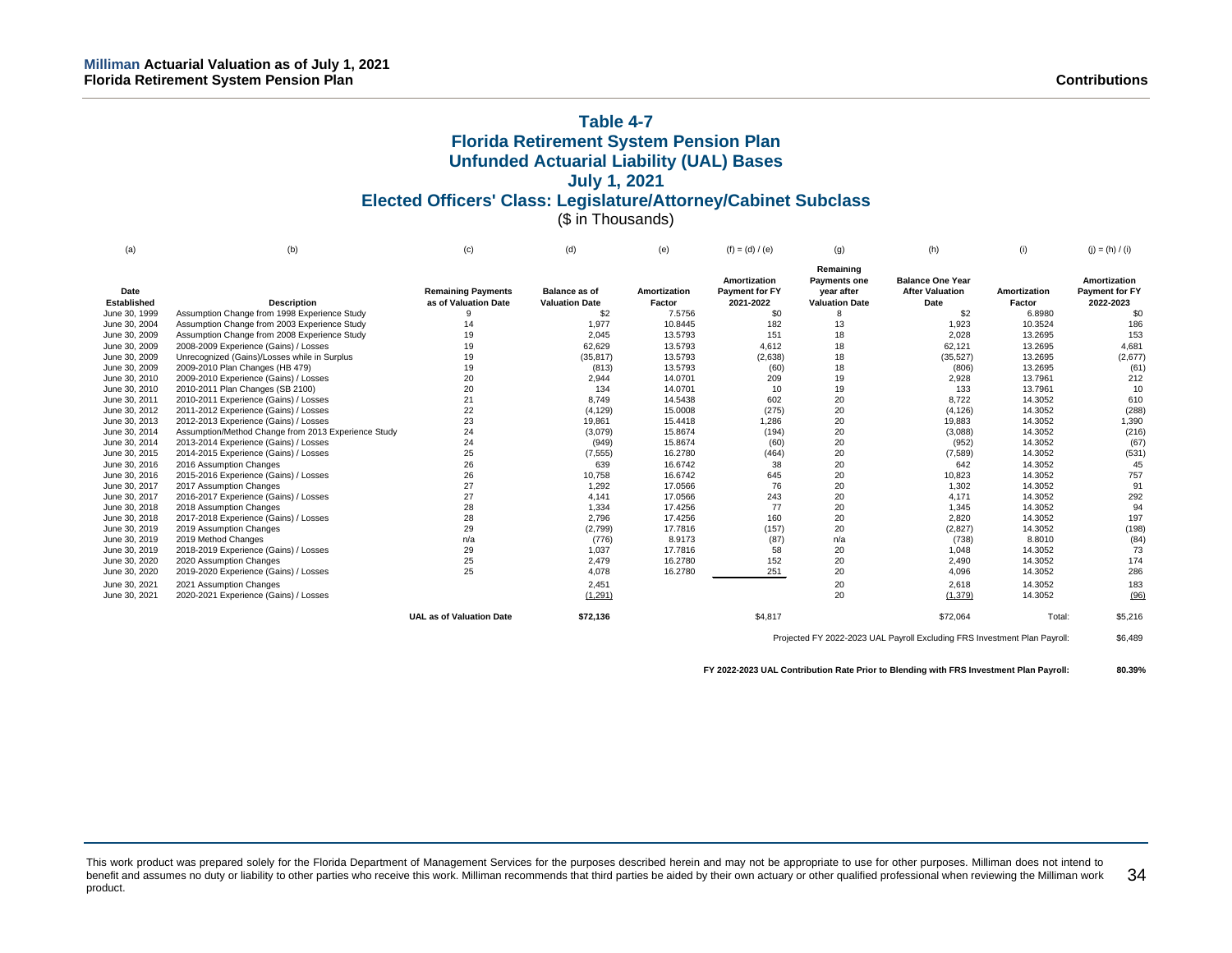# Table 4-7
## Florida Retirement System Pension Plan
## Unfunded Actuarial Liability (UAL) Bases
## July 1, 2021
## Elected Officers' Class: Legislature/Attorney/Cabinet Subclass
($ in Thousands)

| (a) | (b) | (c) | (d) | (e) | (f) = (d) / (e) | (g) | (h) | (i) | (j) = (h) / (i) |
|---|---|---|---|---|---|---|---|---|---|
| Date Established | Description | Remaining Payments as of Valuation Date | Balance as of Valuation Date | Amortization Factor | Amortization Payment for FY 2021-2022 | Remaining Payments one year after Valuation Date | Balance One Year After Valuation Date | Amortization Factor | Amortization Payment for FY 2022-2023 |
| June 30, 1999 | Assumption Change from 1998 Experience Study | 9 | $2 | 7.5756 | $0 | 8 | $2 | 6.8980 | $0 |
| June 30, 2004 | Assumption Change from 2003 Experience Study | 14 | 1,977 | 10.8445 | 182 | 13 | 1,923 | 10.3524 | 186 |
| June 30, 2009 | Assumption Change from 2008 Experience Study | 19 | 2,045 | 13.5793 | 151 | 18 | 2,028 | 13.2695 | 153 |
| June 30, 2009 | 2008-2009 Experience (Gains) / Losses | 19 | 62,629 | 13.5793 | 4,612 | 18 | 62,121 | 13.2695 | 4,681 |
| June 30, 2009 | Unrecognized (Gains)/Losses while in Surplus | 19 | (35,817) | 13.5793 | (2,638) | 18 | (35,527) | 13.2695 | (2,677) |
| June 30, 2009 | 2009-2010 Plan Changes (HB 479) | 19 | (813) | 13.5793 | (60) | 18 | (806) | 13.2695 | (61) |
| June 30, 2010 | 2009-2010 Experience (Gains) / Losses | 20 | 2,944 | 14.0701 | 209 | 19 | 2,928 | 13.7961 | 212 |
| June 30, 2010 | 2010-2011 Plan Changes (SB 2100) | 20 | 134 | 14.0701 | 10 | 19 | 133 | 13.7961 | 10 |
| June 30, 2011 | 2010-2011 Experience (Gains) / Losses | 21 | 8,749 | 14.5438 | 602 | 20 | 8,722 | 14.3052 | 610 |
| June 30, 2012 | 2011-2012 Experience (Gains) / Losses | 22 | (4,129) | 15.0008 | (275) | 20 | (4,126) | 14.3052 | (288) |
| June 30, 2013 | 2012-2013 Experience (Gains) / Losses | 23 | 19,861 | 15.4418 | 1,286 | 20 | 19,883 | 14.3052 | 1,390 |
| June 30, 2014 | Assumption/Method Change from 2013 Experience Study | 24 | (3,079) | 15.8674 | (194) | 20 | (3,088) | 14.3052 | (216) |
| June 30, 2014 | 2013-2014 Experience (Gains) / Losses | 24 | (949) | 15.8674 | (60) | 20 | (952) | 14.3052 | (67) |
| June 30, 2015 | 2014-2015 Experience (Gains) / Losses | 25 | (7,555) | 16.2780 | (464) | 20 | (7,589) | 14.3052 | (531) |
| June 30, 2016 | 2016 Assumption Changes | 26 | 639 | 16.6742 | 38 | 20 | 642 | 14.3052 | 45 |
| June 30, 2016 | 2015-2016 Experience (Gains) / Losses | 26 | 10,758 | 16.6742 | 645 | 20 | 10,823 | 14.3052 | 757 |
| June 30, 2017 | 2017 Assumption Changes | 27 | 1,292 | 17.0566 | 76 | 20 | 1,302 | 14.3052 | 91 |
| June 30, 2017 | 2016-2017 Experience (Gains) / Losses | 27 | 4,141 | 17.0566 | 243 | 20 | 4,171 | 14.3052 | 292 |
| June 30, 2018 | 2018 Assumption Changes | 28 | 1,334 | 17.4256 | 77 | 20 | 1,345 | 14.3052 | 94 |
| June 30, 2018 | 2017-2018 Experience (Gains) / Losses | 28 | 2,796 | 17.4256 | 160 | 20 | 2,820 | 14.3052 | 197 |
| June 30, 2019 | 2019 Assumption Changes | 29 | (2,799) | 17.7816 | (157) | 20 | (2,827) | 14.3052 | (198) |
| June 30, 2019 | 2019 Method Changes | n/a | (776) | 8.9173 | (87) | n/a | (738) | 8.8010 | (84) |
| June 30, 2019 | 2018-2019 Experience (Gains) / Losses | 29 | 1,037 | 17.7816 | 58 | 20 | 1,048 | 14.3052 | 73 |
| June 30, 2020 | 2020 Assumption Changes | 25 | 2,479 | 16.2780 | 152 | 20 | 2,490 | 14.3052 | 174 |
| June 30, 2020 | 2019-2020 Experience (Gains) / Losses | 25 | 4,078 | 16.2780 | 251 | 20 | 4,096 | 14.3052 | 286 |
| June 30, 2021 | 2021 Assumption Changes | | 2,451 | | | 20 | 2,618 | 14.3052 | 183 |
| June 30, 2021 | 2020-2021 Experience (Gains) / Losses | | (1,291) | | | 20 | (1,379) | 14.3052 | (96) |
| | | UAL as of Valuation Date | $72,136 | | $4,817 | | $72,064 | Total: | $5,216 |

Projected FY 2022-2023 UAL Payroll Excluding FRS Investment Plan Payroll: $6,489

**FY 2022-2023 UAL Contribution Rate Prior to Blending with FRS Investment Plan Payroll: 80.39%**

This work product was prepared solely for the Florida Department of Management Services for the purposes described herein and may not be appropriate to use for other purposes. Milliman does not intend to benefit and assumes no duty or liability to other parties who receive this work. Milliman recommends that third parties be aided by their own actuary or other qualified professional when reviewing the Milliman work product.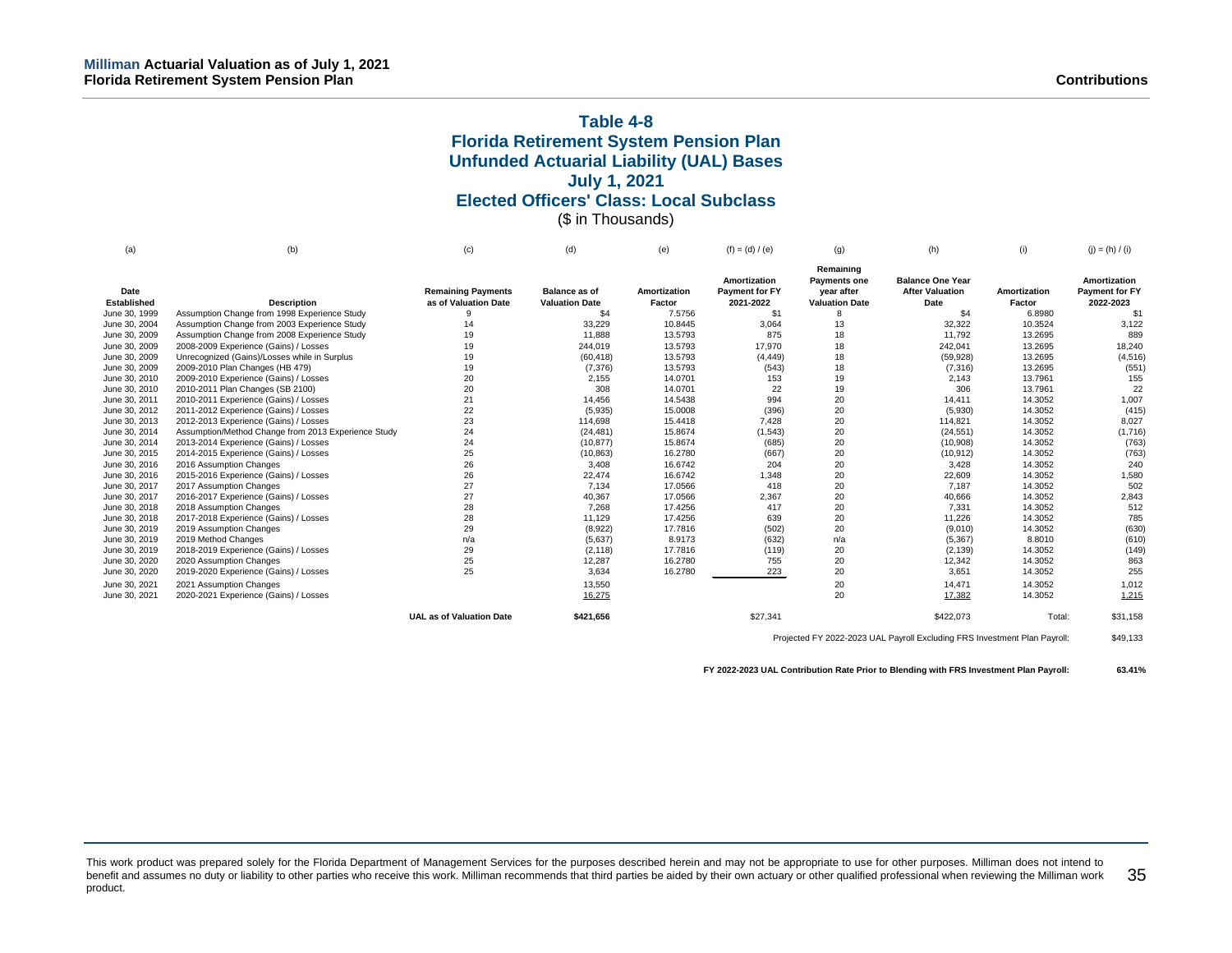## Table 4-8
## Florida Retirement System Pension Plan
## Unfunded Actuarial Liability (UAL) Bases
## July 1, 2021
## Elected Officers' Class: Local Subclass

($ in Thousands)

| (a) | (b) | (c) | (d) | (e) | (f) = (d) / (e) | (g) | (h) | (i) | (j) = (h) / (i) |
|---|---|---|---|---|---|---|---|---|---|
| Date Established | Description | Remaining Payments as of Valuation Date | Balance as of Valuation Date | Amortization Factor | Amortization Payment for FY 2021-2022 | Remaining Payments one year after Valuation Date | Balance One Year After Valuation Date | Amortization Factor | Amortization Payment for FY 2022-2023 |
| June 30, 1999 | Assumption Change from 1998 Experience Study | 9 | $4 | 7.5756 | $1 | 8 | $4 | 6.8980 | $1 |
| June 30, 2004 | Assumption Change from 2003 Experience Study | 14 | 33,229 | 10.8445 | 3,064 | 13 | 32,322 | 10.3524 | 3,122 |
| June 30, 2009 | Assumption Change from 2008 Experience Study | 19 | 11,888 | 13.5793 | 875 | 18 | 11,792 | 13.2695 | 889 |
| June 30, 2009 | 2008-2009 Experience (Gains) / Losses | 19 | 244,019 | 13.5793 | 17,970 | 18 | 242,041 | 13.2695 | 18,240 |
| June 30, 2009 | Unrecognized (Gains)/Losses while in Surplus | 19 | (60,418) | 13.5793 | (4,449) | 18 | (59,928) | 13.2695 | (4,516) |
| June 30, 2009 | 2009-2010 Plan Changes (HB 479) | 19 | (7,376) | 13.5793 | (543) | 18 | (7,316) | 13.2695 | (551) |
| June 30, 2010 | 2009-2010 Experience (Gains) / Losses | 20 | 2,155 | 14.0701 | 153 | 19 | 2,143 | 13.7961 | 155 |
| June 30, 2010 | 2010-2011 Plan Changes (SB 2100) | 20 | 308 | 14.0701 | 22 | 19 | 306 | 13.7961 | 22 |
| June 30, 2011 | 2010-2011 Experience (Gains) / Losses | 21 | 14,456 | 14.5438 | 994 | 20 | 14,411 | 14.3052 | 1,007 |
| June 30, 2012 | 2011-2012 Experience (Gains) / Losses | 22 | (5,935) | 15.0008 | (396) | 20 | (5,930) | 14.3052 | (415) |
| June 30, 2013 | 2012-2013 Experience (Gains) / Losses | 23 | 114,698 | 15.4418 | 7,428 | 20 | 114,821 | 14.3052 | 8,027 |
| June 30, 2014 | Assumption/Method Change from 2013 Experience Study | 24 | (24,481) | 15.8674 | (1,543) | 20 | (24,551) | 14.3052 | (1,716) |
| June 30, 2014 | 2013-2014 Experience (Gains) / Losses | 24 | (10,877) | 15.8674 | (685) | 20 | (10,908) | 14.3052 | (763) |
| June 30, 2015 | 2014-2015 Experience (Gains) / Losses | 25 | (10,863) | 16.2780 | (667) | 20 | (10,912) | 14.3052 | (763) |
| June 30, 2016 | 2016 Assumption Changes | 26 | 3,408 | 16.6742 | 204 | 20 | 3,428 | 14.3052 | 240 |
| June 30, 2016 | 2015-2016 Experience (Gains) / Losses | 26 | 22,474 | 16.6742 | 1,348 | 20 | 22,609 | 14.3052 | 1,580 |
| June 30, 2017 | 2017 Assumption Changes | 27 | 7,134 | 17.0566 | 418 | 20 | 7,187 | 14.3052 | 502 |
| June 30, 2017 | 2016-2017 Experience (Gains) / Losses | 27 | 40,367 | 17.0566 | 2,367 | 20 | 40,666 | 14.3052 | 2,843 |
| June 30, 2018 | 2018 Assumption Changes | 28 | 7,268 | 17.4256 | 417 | 20 | 7,331 | 14.3052 | 512 |
| June 30, 2018 | 2017-2018 Experience (Gains) / Losses | 28 | 11,129 | 17.4256 | 639 | 20 | 11,226 | 14.3052 | 785 |
| June 30, 2019 | 2019 Assumption Changes | 29 | (8,922) | 17.7816 | (502) | 20 | (9,010) | 14.3052 | (630) |
| June 30, 2019 | 2019 Method Changes | n/a | (5,637) | 8.9173 | (632) | n/a | (5,367) | 8.8010 | (610) |
| June 30, 2019 | 2018-2019 Experience (Gains) / Losses | 29 | (2,118) | 17.7816 | (119) | 20 | (2,139) | 14.3052 | (149) |
| June 30, 2020 | 2020 Assumption Changes | 25 | 12,287 | 16.2780 | 755 | 20 | 12,342 | 14.3052 | 863 |
| June 30, 2020 | 2019-2020 Experience (Gains) / Losses | 25 | 3,634 | 16.2780 | 223 | 20 | 3,651 | 14.3052 | 255 |
| June 30, 2021 | 2021 Assumption Changes | | 13,550 | | | 20 | 14,471 | 14.3052 | 1,012 |
| June 30, 2021 | 2020-2021 Experience (Gains) / Losses | | 16,275 | | | 20 | 17,382 | 14.3052 | 1,215 |
| | | UAL as of Valuation Date | $421,656 | | $27,341 | | $422,073 | Total: | $31,158 |

Projected FY 2022-2023 UAL Payroll Excluding FRS Investment Plan Payroll: $49,133

**FY 2022-2023 UAL Contribution Rate Prior to Blending with FRS Investment Plan Payroll: 63.41%**

This work product was prepared solely for the Florida Department of Management Services for the purposes described herein and may not be appropriate to use for other purposes. Milliman does not intend to benefit and assumes no duty or liability to other parties who receive this work. Milliman recommends that third parties be aided by their own actuary or other qualified professional when reviewing the Milliman work product.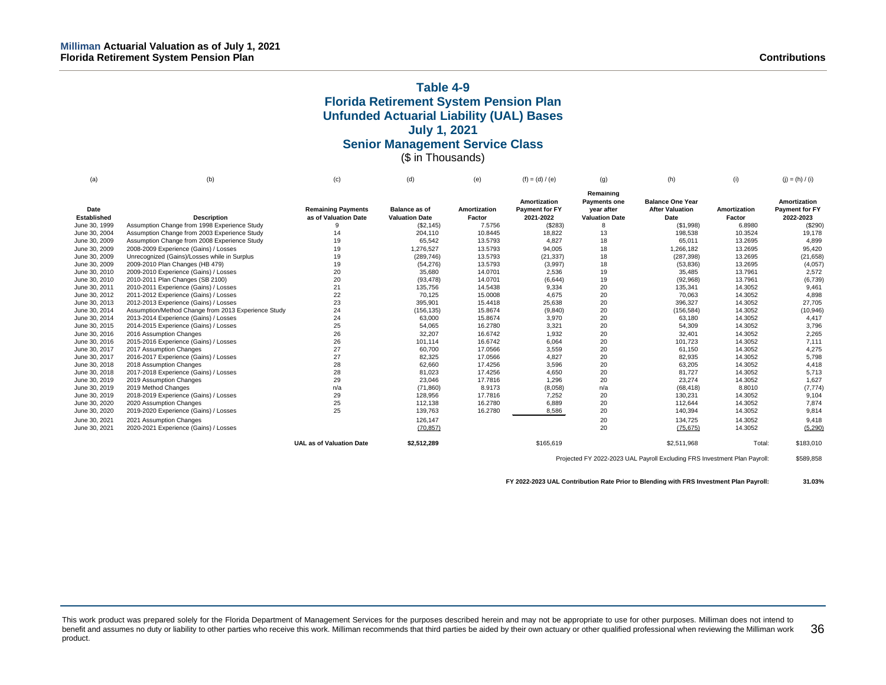# Table 4-9
## Florida Retirement System Pension Plan
## Unfunded Actuarial Liability (UAL) Bases
## July 1, 2021
## Senior Management Service Class

($ in Thousands)

| (a) | (b) | (c) | (d) | (e) | (f) = (d) / (e) | (g) | (h) | (i) | (j) = (h) / (i) |
|---|---|---|---|---|---|---|---|---|---|
| Date Established | Description | Remaining Payments as of Valuation Date | Balance as of Valuation Date | Amortization Factor | Amortization Payment for FY 2021-2022 | Remaining Payments one year after Valuation Date | Balance One Year After Valuation Date | Amortization Factor | Amortization Payment for FY 2022-2023 |
| June 30, 1999 | Assumption Change from 1998 Experience Study | 9 | ($2,145) | 7.5756 | ($283) | 8 | ($1,998) | 6.8980 | ($290) |
| June 30, 2004 | Assumption Change from 2003 Experience Study | 14 | 204,110 | 10.8445 | 18,822 | 13 | 198,538 | 10.3524 | 19,178 |
| June 30, 2009 | Assumption Change from 2008 Experience Study | 19 | 65,542 | 13.5793 | 4,827 | 18 | 65,011 | 13.2695 | 4,899 |
| June 30, 2009 | 2008-2009 Experience (Gains) / Losses | 19 | 1,276,527 | 13.5793 | 94,005 | 18 | 1,266,182 | 13.2695 | 95,420 |
| June 30, 2009 | Unrecognized (Gains)/Losses while in Surplus | 19 | (289,746) | 13.5793 | (21,337) | 18 | (287,398) | 13.2695 | (21,658) |
| June 30, 2009 | 2009-2010 Plan Changes (HB 479) | 19 | (54,276) | 13.5793 | (3,997) | 18 | (53,836) | 13.2695 | (4,057) |
| June 30, 2010 | 2009-2010 Experience (Gains) / Losses | 20 | 35,680 | 14.0701 | 2,536 | 19 | 35,485 | 13.7961 | 2,572 |
| June 30, 2010 | 2010-2011 Plan Changes (SB 2100) | 20 | (93,478) | 14.0701 | (6,644) | 19 | (92,968) | 13.7961 | (6,739) |
| June 30, 2011 | 2010-2011 Experience (Gains) / Losses | 21 | 135,756 | 14.5438 | 9,334 | 20 | 135,341 | 14.3052 | 9,461 |
| June 30, 2012 | 2011-2012 Experience (Gains) / Losses | 22 | 70,125 | 15.0008 | 4,675 | 20 | 70,063 | 14.3052 | 4,898 |
| June 30, 2013 | 2012-2013 Experience (Gains) / Losses | 23 | 395,901 | 15.4418 | 25,638 | 20 | 396,327 | 14.3052 | 27,705 |
| June 30, 2014 | Assumption/Method Change from 2013 Experience Study | 24 | (156,135) | 15.8674 | (9,840) | 20 | (156,584) | 14.3052 | (10,946) |
| June 30, 2014 | 2013-2014 Experience (Gains) / Losses | 24 | 63,000 | 15.8674 | 3,970 | 20 | 63,180 | 14.3052 | 4,417 |
| June 30, 2015 | 2014-2015 Experience (Gains) / Losses | 25 | 54,065 | 16.2780 | 3,321 | 20 | 54,309 | 14.3052 | 3,796 |
| June 30, 2016 | 2016 Assumption Changes | 26 | 32,207 | 16.6742 | 1,932 | 20 | 32,401 | 14.3052 | 2,265 |
| June 30, 2016 | 2015-2016 Experience (Gains) / Losses | 26 | 101,114 | 16.6742 | 6,064 | 20 | 101,723 | 14.3052 | 7,111 |
| June 30, 2017 | 2017 Assumption Changes | 27 | 60,700 | 17.0566 | 3,559 | 20 | 61,150 | 14.3052 | 4,275 |
| June 30, 2017 | 2016-2017 Experience (Gains) / Losses | 27 | 82,325 | 17.0566 | 4,827 | 20 | 82,935 | 14.3052 | 5,798 |
| June 30, 2018 | 2018 Assumption Changes | 28 | 62,660 | 17.4256 | 3,596 | 20 | 63,205 | 14.3052 | 4,418 |
| June 30, 2018 | 2017-2018 Experience (Gains) / Losses | 28 | 81,023 | 17.4256 | 4,650 | 20 | 81,727 | 14.3052 | 5,713 |
| June 30, 2019 | 2019 Assumption Changes | 29 | 23,046 | 17.7816 | 1,296 | 20 | 23,274 | 14.3052 | 1,627 |
| June 30, 2019 | 2019 Method Changes | n/a | (71,860) | 8.9173 | (8,058) | n/a | (68,418) | 8.8010 | (7,774) |
| June 30, 2019 | 2018-2019 Experience (Gains) / Losses | 29 | 128,956 | 17.7816 | 7,252 | 20 | 130,231 | 14.3052 | 9,104 |
| June 30, 2020 | 2020 Assumption Changes | 25 | 112,138 | 16.2780 | 6,889 | 20 | 112,644 | 14.3052 | 7,874 |
| June 30, 2020 | 2019-2020 Experience (Gains) / Losses | 25 | 139,763 | 16.2780 | 8,586 | 20 | 140,394 | 14.3052 | 9,814 |
| June 30, 2021 | 2021 Assumption Changes | | 126,147 | | | 20 | 134,725 | 14.3052 | 9,418 |
| June 30, 2021 | 2020-2021 Experience (Gains) / Losses | | (70,857) | | | 20 | (75,675) | 14.3052 | (5,290) |
| | | UAL as of Valuation Date | $2,512,289 | | $165,619 | | $2,511,968 | Total: | $183,010 |

Projected FY 2022-2023 UAL Payroll Excluding FRS Investment Plan Payroll: $589,858

**FY 2022-2023 UAL Contribution Rate Prior to Blending with FRS Investment Plan Payroll: 31.03%**

This work product was prepared solely for the Florida Department of Management Services for the purposes described herein and may not be appropriate to use for other purposes. Milliman does not intend to benefit and assumes no duty or liability to other parties who receive this work. Milliman recommends that third parties be aided by their own actuary or other qualified professional when reviewing the Milliman work product.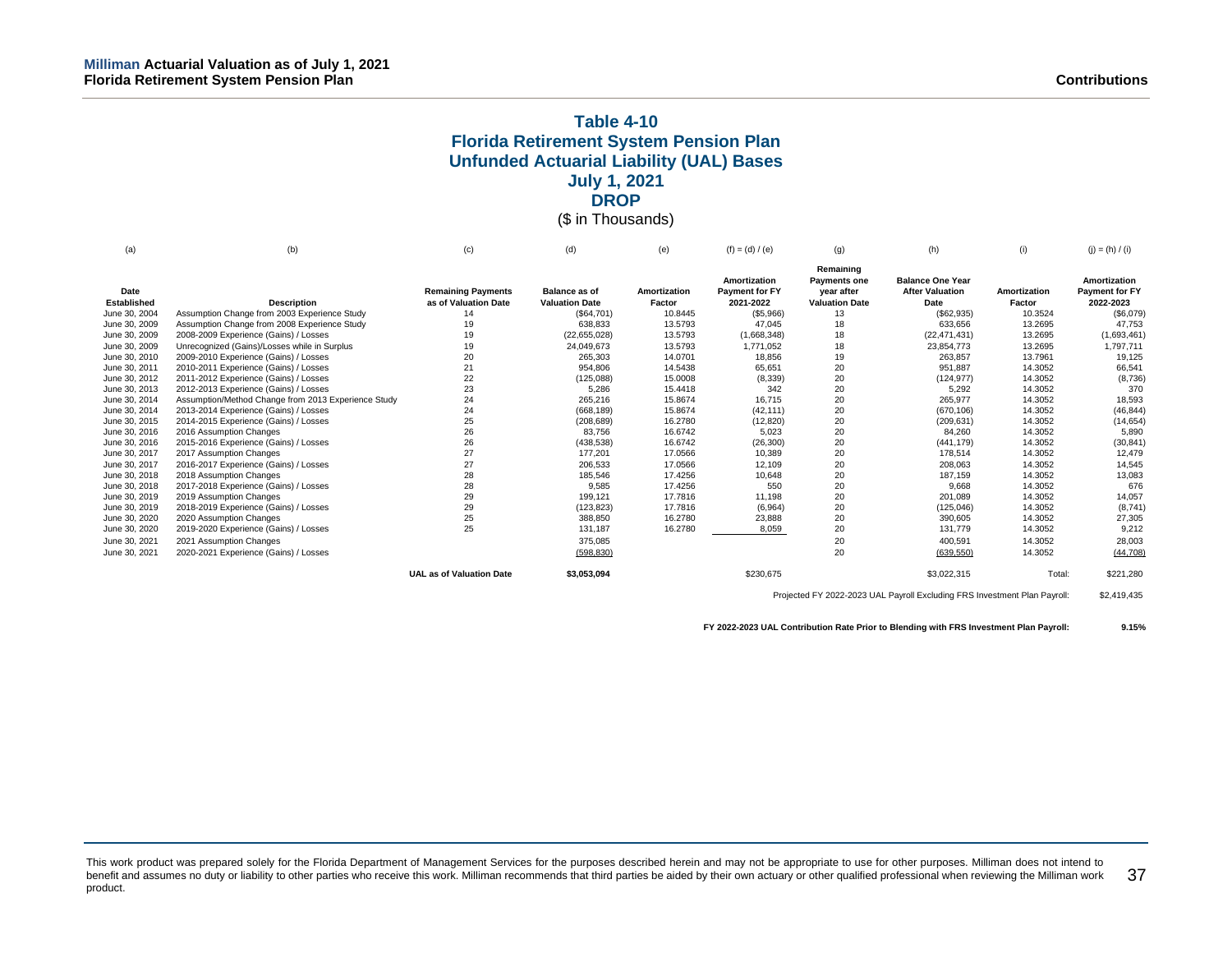## Table 4-10
## Florida Retirement System Pension Plan
## Unfunded Actuarial Liability (UAL) Bases
## July 1, 2021
## DROP

($ in Thousands)

| (a) | (b) | (c) | (d) | (e) | (f) = (d) / (e) | (g) | (h) | (i) | (j) = (h) / (i) |
|---|---|---|---|---|---|---|---|---|---|
| **Date Established** | **Description** | **Remaining Payments as of Valuation Date** | **Balance as of Valuation Date** | **Amortization Factor** | **Amortization Payment for FY 2021-2022** | **Remaining Payments one year after Valuation Date** | **Balance One Year After Valuation Date** | **Amortization Factor** | **Amortization Payment for FY 2022-2023** |
| June 30, 2004 | Assumption Change from 2003 Experience Study | 14 | ($64,701) | 10.8445 | ($5,966) | 13 | ($62,935) | 10.3524 | ($6,079) |
| June 30, 2009 | Assumption Change from 2008 Experience Study | 19 | 638,833 | 13.5793 | 47,045 | 18 | 633,656 | 13.2695 | 47,753 |
| June 30, 2009 | 2008-2009 Experience (Gains) / Losses | 19 | (22,655,028) | 13.5793 | (1,668,348) | 18 | (22,471,431) | 13.2695 | (1,693,461) |
| June 30, 2009 | Unrecognized (Gains)/Losses while in Surplus | 19 | 24,049,673 | 13.5793 | 1,771,052 | 18 | 23,854,773 | 13.2695 | 1,797,711 |
| June 30, 2010 | 2009-2010 Experience (Gains) / Losses | 20 | 265,303 | 14.0701 | 18,856 | 19 | 263,857 | 13.7961 | 19,125 |
| June 30, 2011 | 2010-2011 Experience (Gains) / Losses | 21 | 954,806 | 14.5438 | 65,651 | 20 | 951,887 | 14.3052 | 66,541 |
| June 30, 2012 | 2011-2012 Experience (Gains) / Losses | 22 | (125,088) | 15.0008 | (8,339) | 20 | (124,977) | 14.3052 | (8,736) |
| June 30, 2013 | 2012-2013 Experience (Gains) / Losses | 23 | 5,286 | 15.4418 | 342 | 20 | 5,292 | 14.3052 | 370 |
| June 30, 2014 | Assumption/Method Change from 2013 Experience Study | 24 | 265,216 | 15.8674 | 16,715 | 20 | 265,977 | 14.3052 | 18,593 |
| June 30, 2014 | 2013-2014 Experience (Gains) / Losses | 24 | (668,189) | 15.8674 | (42,111) | 20 | (670,106) | 14.3052 | (46,844) |
| June 30, 2015 | 2014-2015 Experience (Gains) / Losses | 25 | (208,689) | 16.2780 | (12,820) | 20 | (209,631) | 14.3052 | (14,654) |
| June 30, 2016 | 2016 Assumption Changes | 26 | 83,756 | 16.6742 | 5,023 | 20 | 84,260 | 14.3052 | 5,890 |
| June 30, 2016 | 2015-2016 Experience (Gains) / Losses | 26 | (438,538) | 16.6742 | (26,300) | 20 | (441,179) | 14.3052 | (30,841) |
| June 30, 2017 | 2017 Assumption Changes | 27 | 177,201 | 17.0566 | 10,389 | 20 | 178,514 | 14.3052 | 12,479 |
| June 30, 2017 | 2016-2017 Experience (Gains) / Losses | 27 | 206,533 | 17.0566 | 12,109 | 20 | 208,063 | 14.3052 | 14,545 |
| June 30, 2018 | 2018 Assumption Changes | 28 | 185,546 | 17.4256 | 10,648 | 20 | 187,159 | 14.3052 | 13,083 |
| June 30, 2018 | 2017-2018 Experience (Gains) / Losses | 28 | 9,585 | 17.4256 | 550 | 20 | 9,668 | 14.3052 | 676 |
| June 30, 2019 | 2019 Assumption Changes | 29 | 199,121 | 17.7816 | 11,198 | 20 | 201,089 | 14.3052 | 14,057 |
| June 30, 2019 | 2018-2019 Experience (Gains) / Losses | 29 | (123,823) | 17.7816 | (6,964) | 20 | (125,046) | 14.3052 | (8,741) |
| June 30, 2020 | 2020 Assumption Changes | 25 | 388,850 | 16.2780 | 23,888 | 20 | 390,605 | 14.3052 | 27,305 |
| June 30, 2020 | 2019-2020 Experience (Gains) / Losses | 25 | 131,187 | 16.2780 | 8,059 | 20 | 131,779 | 14.3052 | 9,212 |
| June 30, 2021 | 2021 Assumption Changes | | 375,085 | | | 20 | 400,591 | 14.3052 | 28,003 |
| June 30, 2021 | 2020-2021 Experience (Gains) / Losses | | (598,830) | | | 20 | (639,550) | 14.3052 | (44,708) |
| | | **UAL as of Valuation Date** | **$3,053,094** | | $230,675 | | $3,022,315 | Total: | $221,280 |

Projected FY 2022-2023 UAL Payroll Excluding FRS Investment Plan Payroll: $2,419,435

**FY 2022-2023 UAL Contribution Rate Prior to Blending with FRS Investment Plan Payroll: 9.15%**

This work product was prepared solely for the Florida Department of Management Services for the purposes described herein and may not be appropriate to use for other purposes. Milliman does not intend to benefit and assumes no duty or liability to other parties who receive this work. Milliman recommends that third parties be aided by their own actuary or other qualified professional when reviewing the Milliman work product.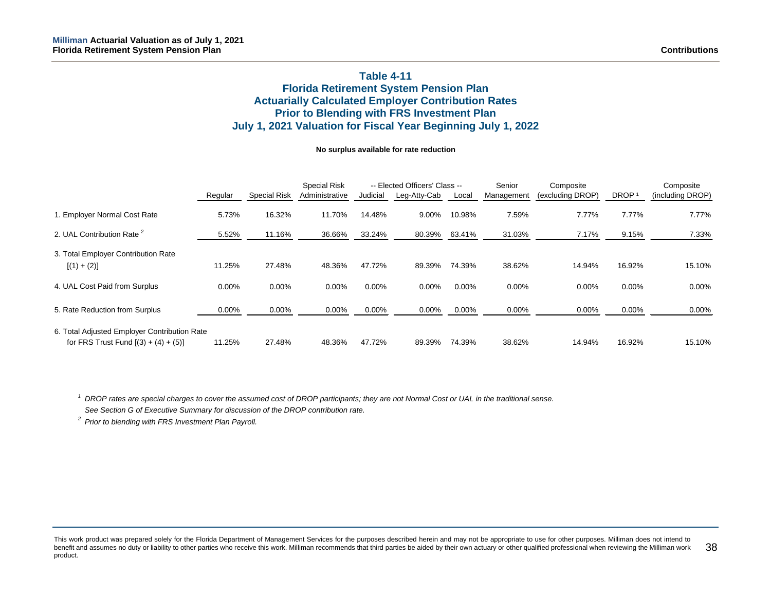## Table 4-11
## Florida Retirement System Pension Plan
## Actuarially Calculated Employer Contribution Rates
## Prior to Blending with FRS Investment Plan
## July 1, 2021 Valuation for Fiscal Year Beginning July 1, 2022

**No surplus available for rate reduction**

| | Regular | Special Risk | Special Risk Administrative | -- Elected Officers' Class -- Judicial | Leg-Atty-Cab | Local | Senior Management | Composite (excluding DROP) | DROP [1] | Composite (including DROP) |
|---|---|---|---|---|---|---|---|---|---|---|
| 1. Employer Normal Cost Rate | 5.73% | 16.32% | 11.70% | 14.48% | 9.00% | 10.98% | 7.59% | 7.77% | 7.77% | 7.77% |
| 2. UAL Contribution Rate [2] | 5.52% | 11.16% | 36.66% | 33.24% | 80.39% | 63.41% | 31.03% | 7.17% | 9.15% | 7.33% |
| 3. Total Employer Contribution Rate [(1) + (2)] | 11.25% | 27.48% | 48.36% | 47.72% | 89.39% | 74.39% | 38.62% | 14.94% | 16.92% | 15.10% |
| 4. UAL Cost Paid from Surplus | 0.00% | 0.00% | 0.00% | 0.00% | 0.00% | 0.00% | 0.00% | 0.00% | 0.00% | 0.00% |
| 5. Rate Reduction from Surplus | 0.00% | 0.00% | 0.00% | 0.00% | 0.00% | 0.00% | 0.00% | 0.00% | 0.00% | 0.00% |
| 6. Total Adjusted Employer Contribution Rate for FRS Trust Fund [(3) + (4) + (5)] | 11.25% | 27.48% | 48.36% | 47.72% | 89.39% | 74.39% | 38.62% | 14.94% | 16.92% | 15.10% |

[1] *DROP rates are special charges to cover the assumed cost of DROP participants; they are not Normal Cost or UAL in the traditional sense. See Section G of Executive Summary for discussion of the DROP contribution rate.*

[2] *Prior to blending with FRS Investment Plan Payroll.*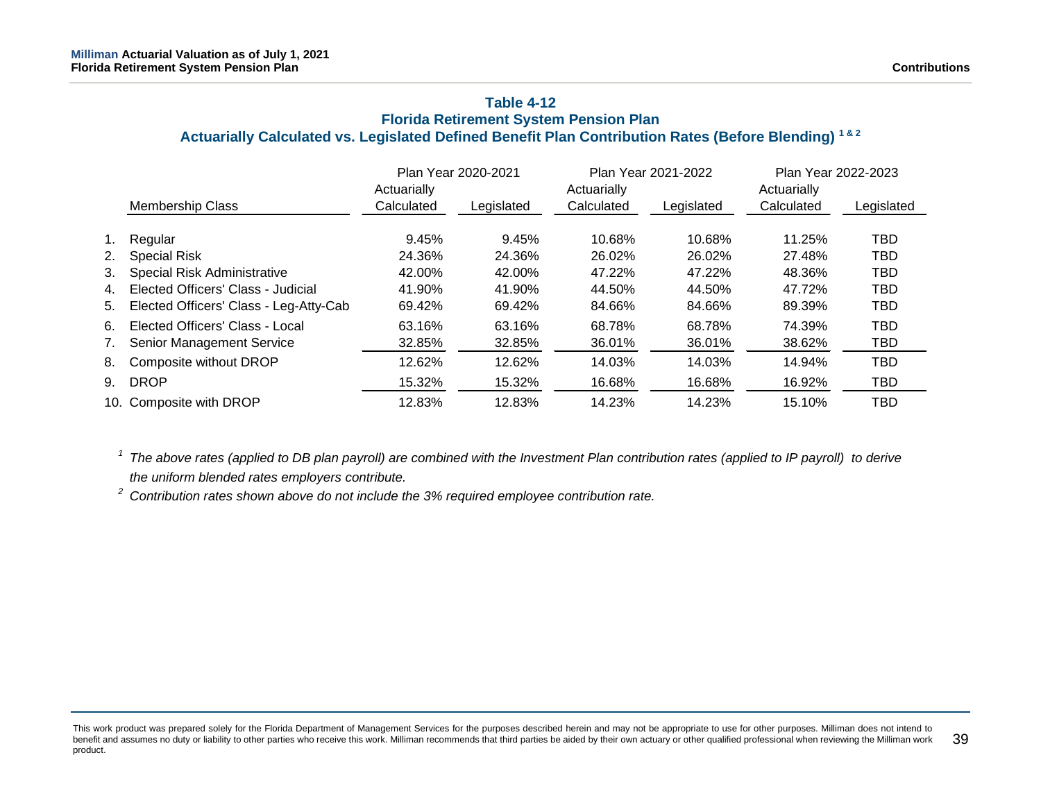### Table 4-12
### Florida Retirement System Pension Plan
### Actuarially Calculated vs. Legislated Defined Benefit Plan Contribution Rates (Before Blending) [1 & 2]

| | Membership Class | Plan Year 2020-2021 | | Plan Year 2021-2022 | | Plan Year 2022-2023 | |
|---|---|---|---|---|---|---|---|
| | | Actuarially Calculated | Legislated | Actuarially Calculated | Legislated | Actuarially Calculated | Legislated |
| 1. | Regular | 9.45% | 9.45% | 10.68% | 10.68% | 11.25% | TBD |
| 2. | Special Risk | 24.36% | 24.36% | 26.02% | 26.02% | 27.48% | TBD |
| 3. | Special Risk Administrative | 42.00% | 42.00% | 47.22% | 47.22% | 48.36% | TBD |
| 4. | Elected Officers' Class - Judicial | 41.90% | 41.90% | 44.50% | 44.50% | 47.72% | TBD |
| 5. | Elected Officers' Class - Leg-Atty-Cab | 69.42% | 69.42% | 84.66% | 84.66% | 89.39% | TBD |
| 6. | Elected Officers' Class - Local | 63.16% | 63.16% | 68.78% | 68.78% | 74.39% | TBD |
| 7. | Senior Management Service | 32.85% | 32.85% | 36.01% | 36.01% | 38.62% | TBD |
| 8. | Composite without DROP | 12.62% | 12.62% | 14.03% | 14.03% | 14.94% | TBD |
| 9. | DROP | 15.32% | 15.32% | 16.68% | 16.68% | 16.92% | TBD |
| 10. | Composite with DROP | 12.83% | 12.83% | 14.23% | 14.23% | 15.10% | TBD |

[1] *The above rates (applied to DB plan payroll) are combined with the Investment Plan contribution rates (applied to IP payroll) to derive the uniform blended rates employers contribute.*

[2] *Contribution rates shown above do not include the 3% required employee contribution rate.*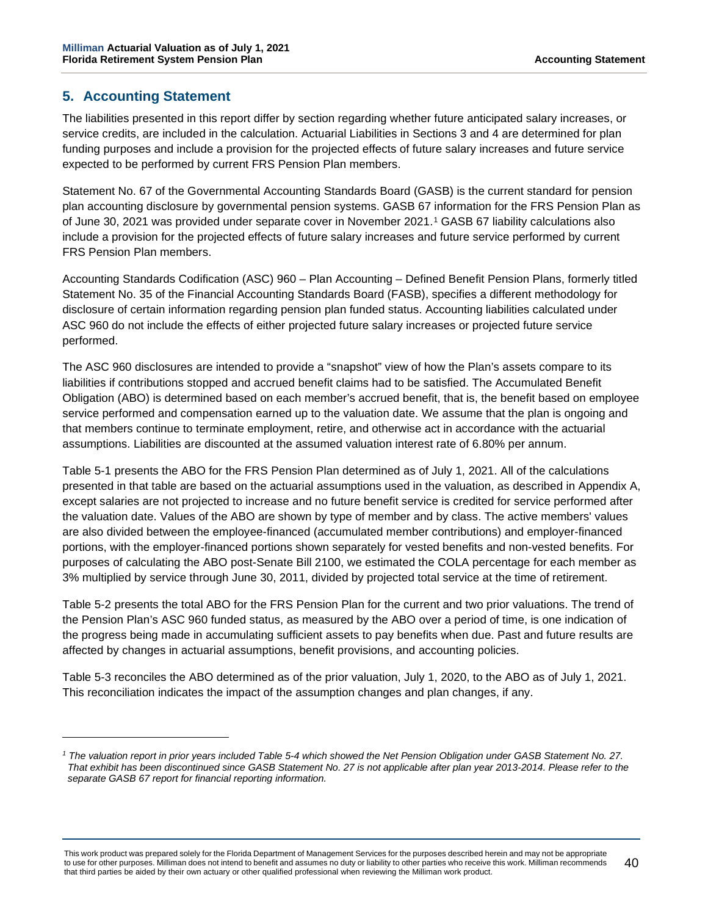## 5. Accounting Statement

The liabilities presented in this report differ by section regarding whether future anticipated salary increases, or service credits, are included in the calculation. Actuarial Liabilities in Sections 3 and 4 are determined for plan funding purposes and include a provision for the projected effects of future salary increases and future service expected to be performed by current FRS Pension Plan members.

Statement No. 67 of the Governmental Accounting Standards Board (GASB) is the current standard for pension plan accounting disclosure by governmental pension systems. GASB 67 information for the FRS Pension Plan as of June 30, 2021 was provided under separate cover in November 2021.[1] GASB 67 liability calculations also include a provision for the projected effects of future salary increases and future service performed by current FRS Pension Plan members.

Accounting Standards Codification (ASC) 960 – Plan Accounting – Defined Benefit Pension Plans, formerly titled Statement No. 35 of the Financial Accounting Standards Board (FASB), specifies a different methodology for disclosure of certain information regarding pension plan funded status. Accounting liabilities calculated under ASC 960 do not include the effects of either projected future salary increases or projected future service performed.

The ASC 960 disclosures are intended to provide a "snapshot" view of how the Plan's assets compare to its liabilities if contributions stopped and accrued benefit claims had to be satisfied. The Accumulated Benefit Obligation (ABO) is determined based on each member's accrued benefit, that is, the benefit based on employee service performed and compensation earned up to the valuation date. We assume that the plan is ongoing and that members continue to terminate employment, retire, and otherwise act in accordance with the actuarial assumptions. Liabilities are discounted at the assumed valuation interest rate of 6.80% per annum.

Table 5-1 presents the ABO for the FRS Pension Plan determined as of July 1, 2021. All of the calculations presented in that table are based on the actuarial assumptions used in the valuation, as described in Appendix A, except salaries are not projected to increase and no future benefit service is credited for service performed after the valuation date. Values of the ABO are shown by type of member and by class. The active members' values are also divided between the employee-financed (accumulated member contributions) and employer-financed portions, with the employer-financed portions shown separately for vested benefits and non-vested benefits. For purposes of calculating the ABO post-Senate Bill 2100, we estimated the COLA percentage for each member as 3% multiplied by service through June 30, 2011, divided by projected total service at the time of retirement.

Table 5-2 presents the total ABO for the FRS Pension Plan for the current and two prior valuations. The trend of the Pension Plan's ASC 960 funded status, as measured by the ABO over a period of time, is one indication of the progress being made in accumulating sufficient assets to pay benefits when due. Past and future results are affected by changes in actuarial assumptions, benefit provisions, and accounting policies.

Table 5-3 reconciles the ABO determined as of the prior valuation, July 1, 2020, to the ABO as of July 1, 2021. This reconciliation indicates the impact of the assumption changes and plan changes, if any.

---

*[1] The valuation report in prior years included Table 5-4 which showed the Net Pension Obligation under GASB Statement No. 27. That exhibit has been discontinued since GASB Statement No. 27 is not applicable after plan year 2013-2014. Please refer to the separate GASB 67 report for financial reporting information.*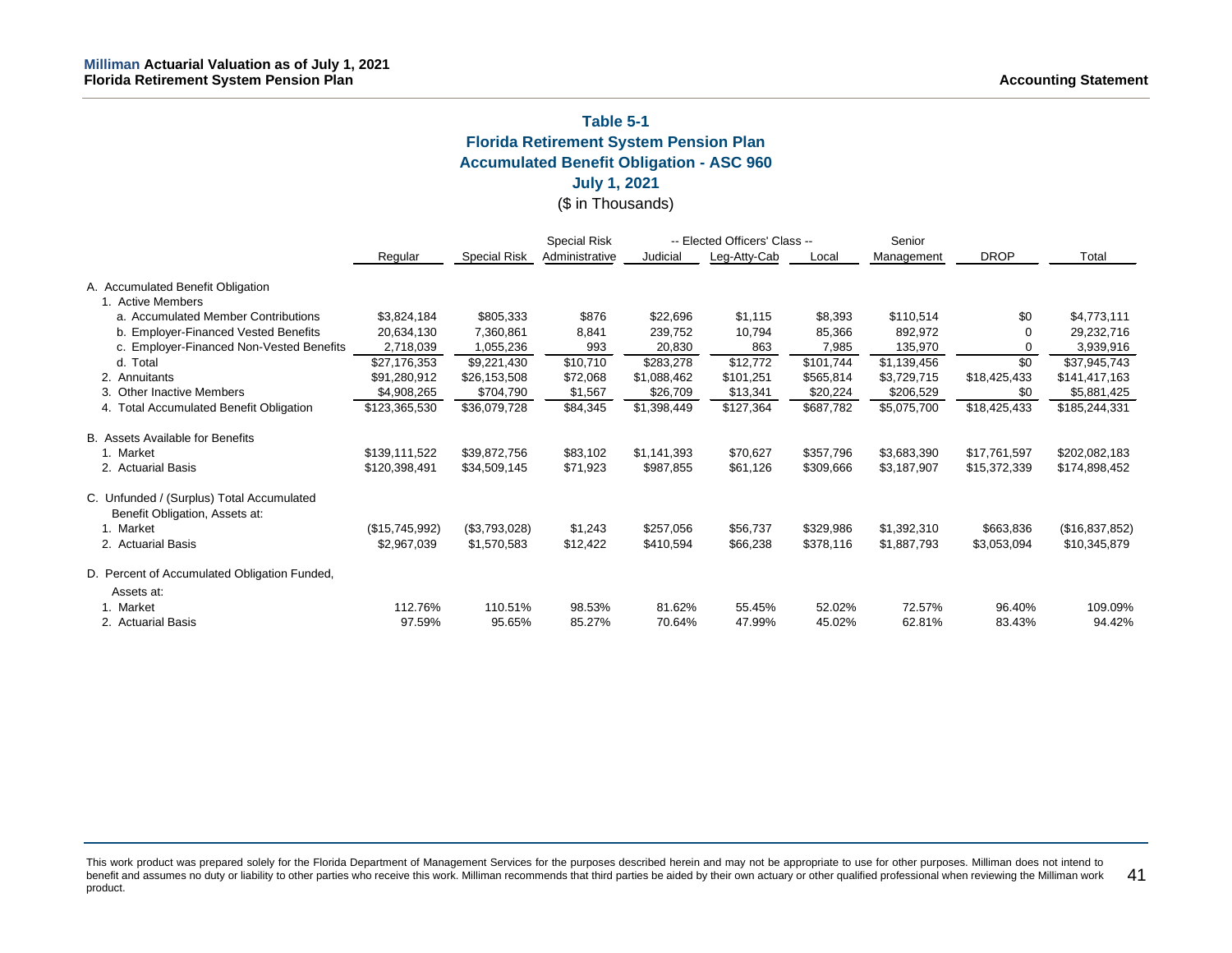## Table 5-1
## Florida Retirement System Pension Plan
## Accumulated Benefit Obligation - ASC 960
## July 1, 2021
($ in Thousands)

| | Regular | Special Risk | Special Risk Administrative | -- Elected Officers' Class -- Judicial | Leg-Atty-Cab | Local | Senior Management | DROP | Total |
|---|---|---|---|---|---|---|---|---|---|
| A. Accumulated Benefit Obligation | | | | | | | | | |
| 1. Active Members | | | | | | | | | |
| a. Accumulated Member Contributions | $3,824,184 | $805,333 | $876 | $22,696 | $1,115 | $8,393 | $110,514 | $0 | $4,773,111 |
| b. Employer-Financed Vested Benefits | 20,634,130 | 7,360,861 | 8,841 | 239,752 | 10,794 | 85,366 | 892,972 | 0 | 29,232,716 |
| c. Employer-Financed Non-Vested Benefits | 2,718,039 | 1,055,236 | 993 | 20,830 | 863 | 7,985 | 135,970 | 0 | 3,939,916 |
| d. Total | $27,176,353 | $9,221,430 | $10,710 | $283,278 | $12,772 | $101,744 | $1,139,456 | $0 | $37,945,743 |
| 2. Annuitants | $91,280,912 | $26,153,508 | $72,068 | $1,088,462 | $101,251 | $565,814 | $3,729,715 | $18,425,433 | $141,417,163 |
| 3. Other Inactive Members | $4,908,265 | $704,790 | $1,567 | $26,709 | $13,341 | $20,224 | $206,529 | $0 | $5,881,425 |
| 4. Total Accumulated Benefit Obligation | $123,365,530 | $36,079,728 | $84,345 | $1,398,449 | $127,364 | $687,782 | $5,075,700 | $18,425,433 | $185,244,331 |
| B. Assets Available for Benefits | | | | | | | | | |
| 1. Market | $139,111,522 | $39,872,756 | $83,102 | $1,141,393 | $70,627 | $357,796 | $3,683,390 | $17,761,597 | $202,082,183 |
| 2. Actuarial Basis | $120,398,491 | $34,509,145 | $71,923 | $987,855 | $61,126 | $309,666 | $3,187,907 | $15,372,339 | $174,898,452 |
| C. Unfunded / (Surplus) Total Accumulated Benefit Obligation, Assets at: | | | | | | | | | |
| 1. Market | ($15,745,992) | ($3,793,028) | $1,243 | $257,056 | $56,737 | $329,986 | $1,392,310 | $663,836 | ($16,837,852) |
| 2. Actuarial Basis | $2,967,039 | $1,570,583 | $12,422 | $410,594 | $66,238 | $378,116 | $1,887,793 | $3,053,094 | $10,345,879 |
| D. Percent of Accumulated Obligation Funded, Assets at: | | | | | | | | | |
| 1. Market | 112.76% | 110.51% | 98.53% | 81.62% | 55.45% | 52.02% | 72.57% | 96.40% | 109.09% |
| 2. Actuarial Basis | 97.59% | 95.65% | 85.27% | 70.64% | 47.99% | 45.02% | 62.81% | 83.43% | 94.42% |

This work product was prepared solely for the Florida Department of Management Services for the purposes described herein and may not be appropriate to use for other purposes. Milliman does not intend to benefit and assumes no duty or liability to other parties who receive this work. Milliman recommends that third parties be aided by their own actuary or other qualified professional when reviewing the Milliman work product.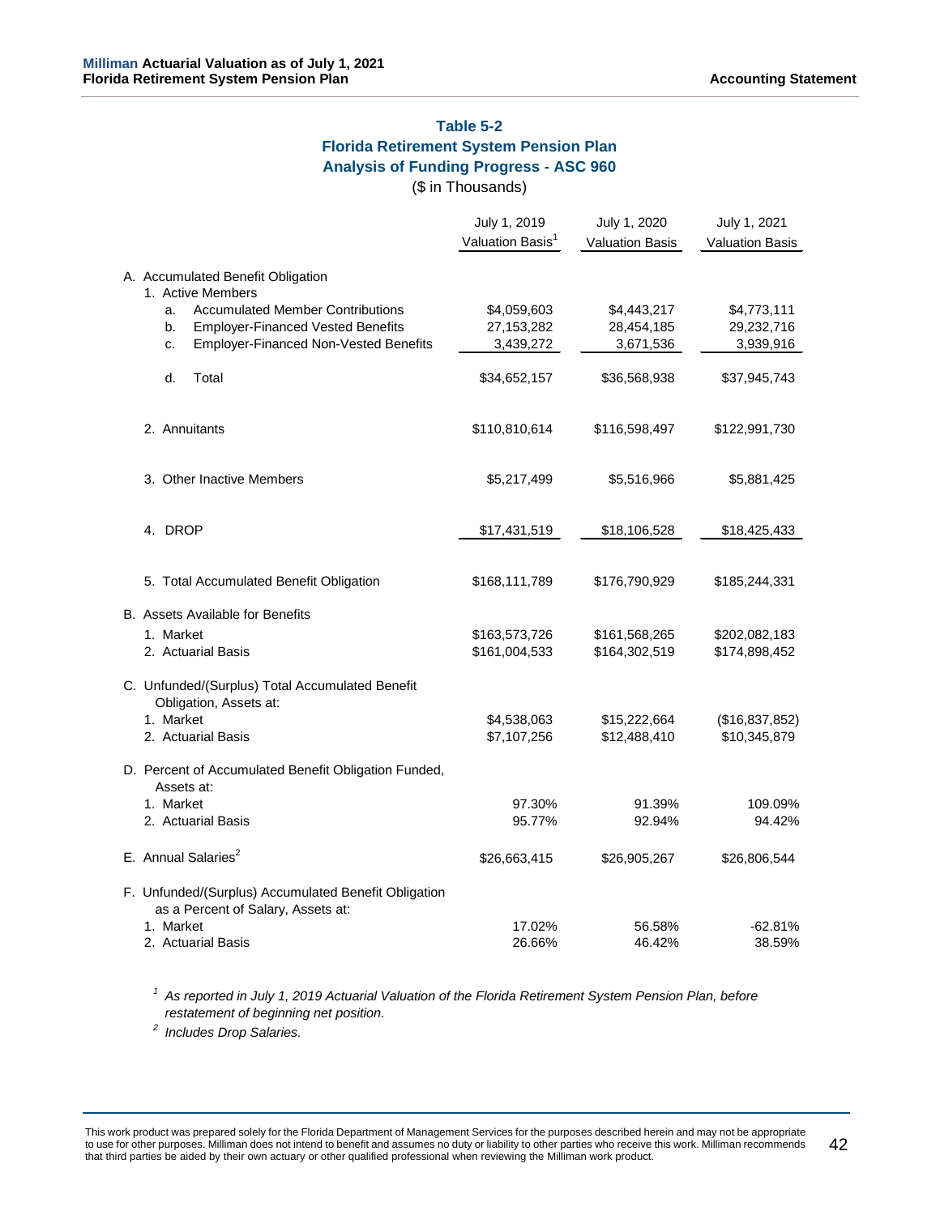## Table 5-2
## Florida Retirement System Pension Plan
## Analysis of Funding Progress - ASC 960

($ in Thousands)

| | July 1, 2019 Valuation Basis[1] | July 1, 2020 Valuation Basis | July 1, 2021 Valuation Basis |
|---|---|---|---|
| A. Accumulated Benefit Obligation | | | |
| 1. Active Members | | | |
| a. Accumulated Member Contributions | $4,059,603 | $4,443,217 | $4,773,111 |
| b. Employer-Financed Vested Benefits | 27,153,282 | 28,454,185 | 29,232,716 |
| c. Employer-Financed Non-Vested Benefits | 3,439,272 | 3,671,536 | 3,939,916 |
| d. Total | $34,652,157 | $36,568,938 | $37,945,743 |
| 2. Annuitants | $110,810,614 | $116,598,497 | $122,991,730 |
| 3. Other Inactive Members | $5,217,499 | $5,516,966 | $5,881,425 |
| 4. DROP | $17,431,519 | $18,106,528 | $18,425,433 |
| 5. Total Accumulated Benefit Obligation | $168,111,789 | $176,790,929 | $185,244,331 |
| B. Assets Available for Benefits | | | |
| 1. Market | $163,573,726 | $161,568,265 | $202,082,183 |
| 2. Actuarial Basis | $161,004,533 | $164,302,519 | $174,898,452 |
| C. Unfunded/(Surplus) Total Accumulated Benefit Obligation, Assets at: | | | |
| 1. Market | $4,538,063 | $15,222,664 | ($16,837,852) |
| 2. Actuarial Basis | $7,107,256 | $12,488,410 | $10,345,879 |
| D. Percent of Accumulated Benefit Obligation Funded, Assets at: | | | |
| 1. Market | 97.30% | 91.39% | 109.09% |
| 2. Actuarial Basis | 95.77% | 92.94% | 94.42% |
| E. Annual Salaries[2] | $26,663,415 | $26,905,267 | $26,806,544 |
| F. Unfunded/(Surplus) Accumulated Benefit Obligation as a Percent of Salary, Assets at: | | | |
| 1. Market | 17.02% | 56.58% | -62.81% |
| 2. Actuarial Basis | 26.66% | 46.42% | 38.59% |

[1] *As reported in July 1, 2019 Actuarial Valuation of the Florida Retirement System Pension Plan, before restatement of beginning net position.*

[2] *Includes Drop Salaries.*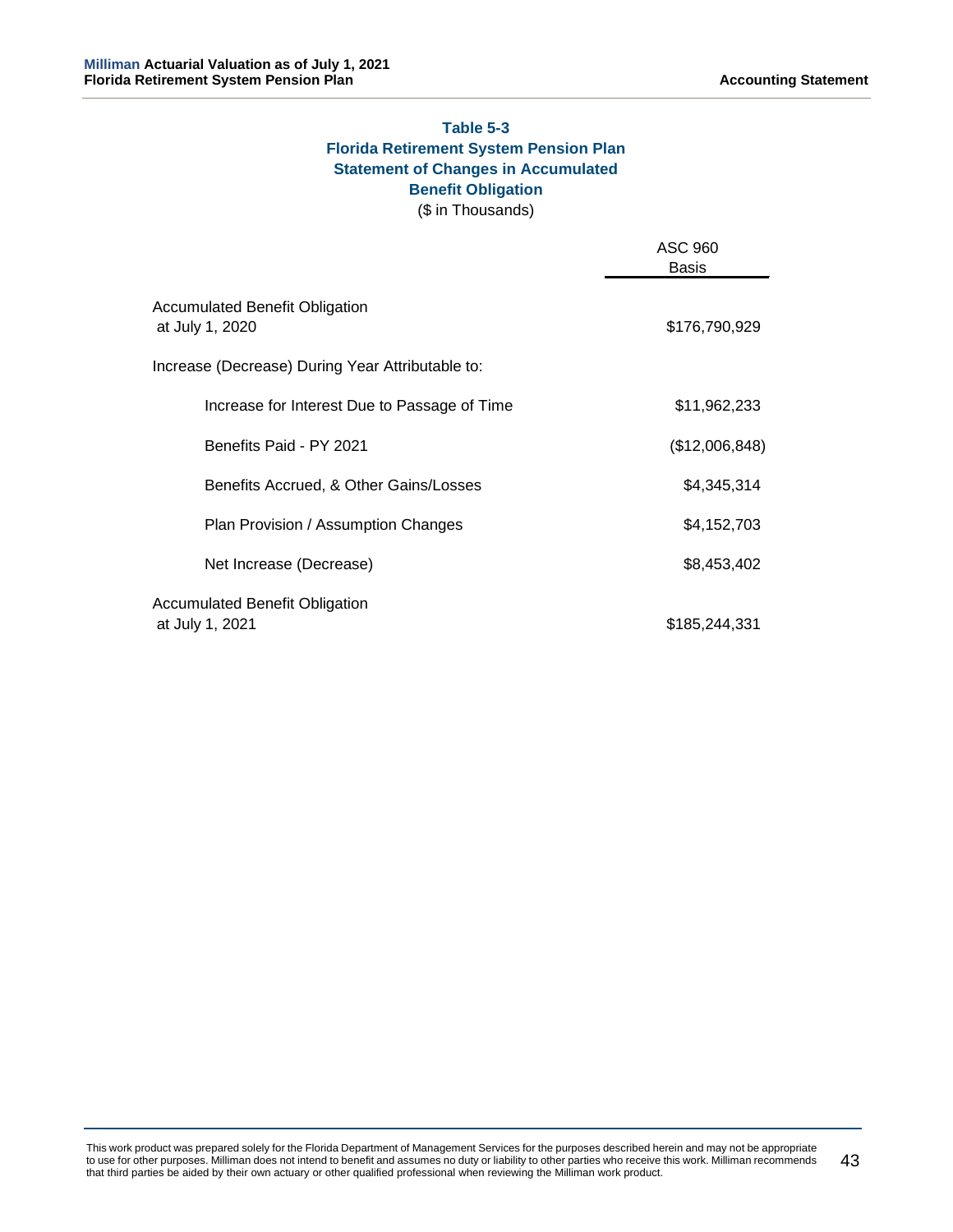**Table 5-3**
**Florida Retirement System Pension Plan**
**Statement of Changes in Accumulated Benefit Obligation**
($ in Thousands)

| | ASC 960 Basis |
|---|---|
| Accumulated Benefit Obligation at July 1, 2020 | $176,790,929 |
| Increase (Decrease) During Year Attributable to: | |
| Increase for Interest Due to Passage of Time | $11,962,233 |
| Benefits Paid - PY 2021 | ($12,006,848) |
| Benefits Accrued, & Other Gains/Losses | $4,345,314 |
| Plan Provision / Assumption Changes | $4,152,703 |
| Net Increase (Decrease) | $8,453,402 |
| Accumulated Benefit Obligation at July 1, 2021 | $185,244,331 |

This work product was prepared solely for the Florida Department of Management Services for the purposes described herein and may not be appropriate to use for other purposes. Milliman does not intend to benefit and assumes no duty or liability to other parties who receive this work. Milliman recommends that third parties be aided by their own actuary or other qualified professional when reviewing the Milliman work product.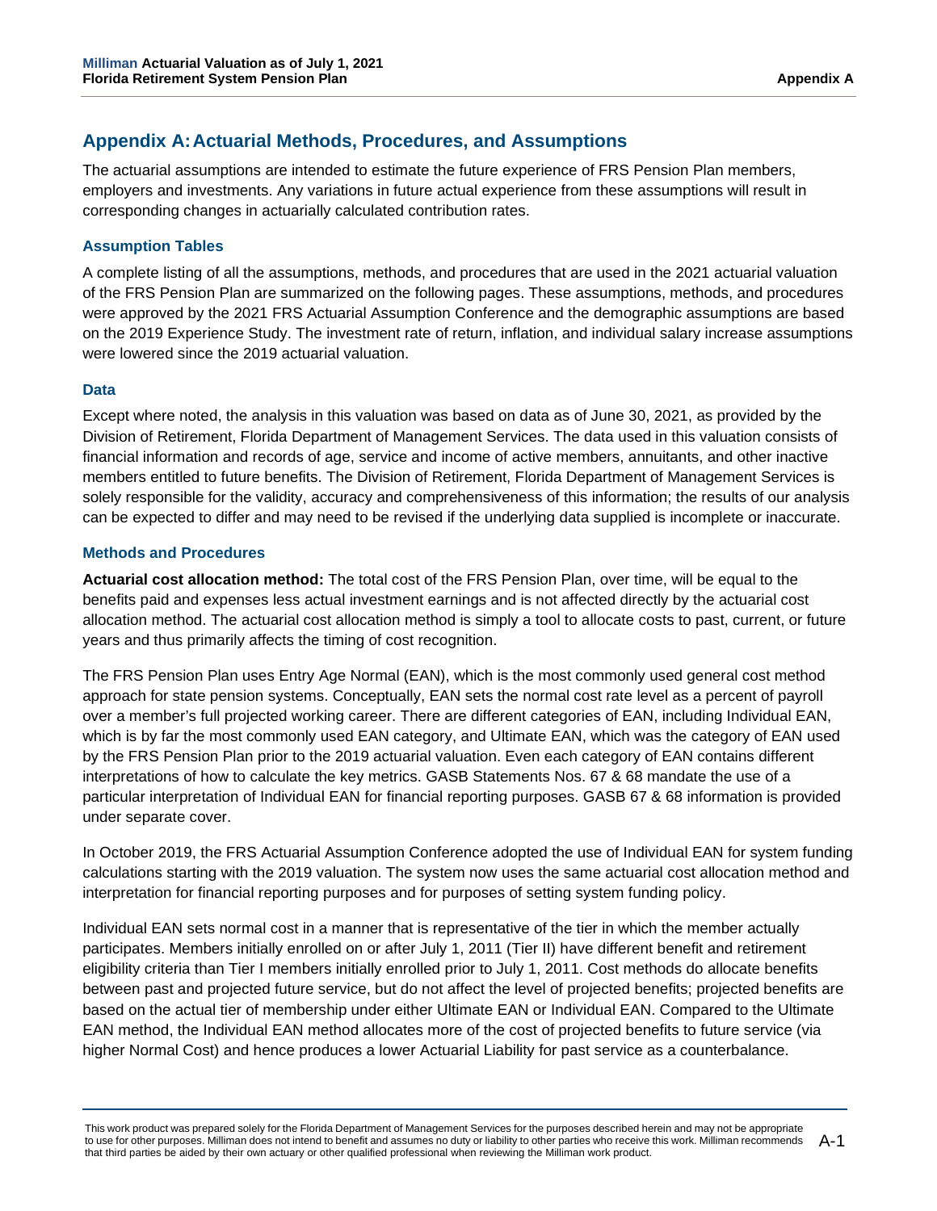# Appendix A: Actuarial Methods, Procedures, and Assumptions

The actuarial assumptions are intended to estimate the future experience of FRS Pension Plan members, employers and investments. Any variations in future actual experience from these assumptions will result in corresponding changes in actuarially calculated contribution rates.

## Assumption Tables

A complete listing of all the assumptions, methods, and procedures that are used in the 2021 actuarial valuation of the FRS Pension Plan are summarized on the following pages. These assumptions, methods, and procedures were approved by the 2021 FRS Actuarial Assumption Conference and the demographic assumptions are based on the 2019 Experience Study. The investment rate of return, inflation, and individual salary increase assumptions were lowered since the 2019 actuarial valuation.

## Data

Except where noted, the analysis in this valuation was based on data as of June 30, 2021, as provided by the Division of Retirement, Florida Department of Management Services. The data used in this valuation consists of financial information and records of age, service and income of active members, annuitants, and other inactive members entitled to future benefits. The Division of Retirement, Florida Department of Management Services is solely responsible for the validity, accuracy and comprehensiveness of this information; the results of our analysis can be expected to differ and may need to be revised if the underlying data supplied is incomplete or inaccurate.

## Methods and Procedures

**Actuarial cost allocation method:** The total cost of the FRS Pension Plan, over time, will be equal to the benefits paid and expenses less actual investment earnings and is not affected directly by the actuarial cost allocation method. The actuarial cost allocation method is simply a tool to allocate costs to past, current, or future years and thus primarily affects the timing of cost recognition.

The FRS Pension Plan uses Entry Age Normal (EAN), which is the most commonly used general cost method approach for state pension systems. Conceptually, EAN sets the normal cost rate level as a percent of payroll over a member's full projected working career. There are different categories of EAN, including Individual EAN, which is by far the most commonly used EAN category, and Ultimate EAN, which was the category of EAN used by the FRS Pension Plan prior to the 2019 actuarial valuation. Even each category of EAN contains different interpretations of how to calculate the key metrics. GASB Statements Nos. 67 & 68 mandate the use of a particular interpretation of Individual EAN for financial reporting purposes. GASB 67 & 68 information is provided under separate cover.

In October 2019, the FRS Actuarial Assumption Conference adopted the use of Individual EAN for system funding calculations starting with the 2019 valuation. The system now uses the same actuarial cost allocation method and interpretation for financial reporting purposes and for purposes of setting system funding policy.

Individual EAN sets normal cost in a manner that is representative of the tier in which the member actually participates. Members initially enrolled on or after July 1, 2011 (Tier II) have different benefit and retirement eligibility criteria than Tier I members initially enrolled prior to July 1, 2011. Cost methods do allocate benefits between past and projected future service, but do not affect the level of projected benefits; projected benefits are based on the actual tier of membership under either Ultimate EAN or Individual EAN. Compared to the Ultimate EAN method, the Individual EAN method allocates more of the cost of projected benefits to future service (via higher Normal Cost) and hence produces a lower Actuarial Liability for past service as a counterbalance.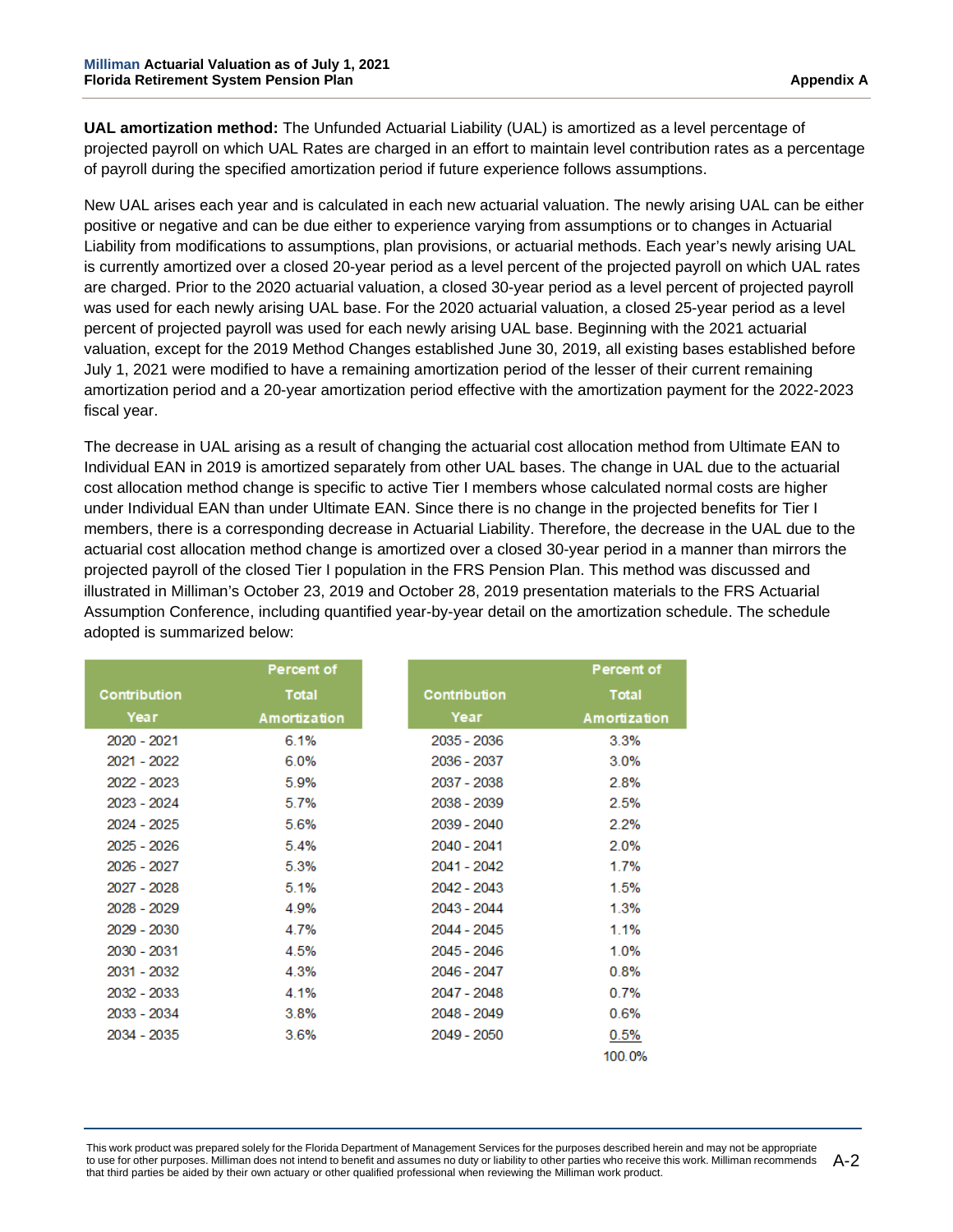**UAL amortization method:** The Unfunded Actuarial Liability (UAL) is amortized as a level percentage of projected payroll on which UAL Rates are charged in an effort to maintain level contribution rates as a percentage of payroll during the specified amortization period if future experience follows assumptions.

New UAL arises each year and is calculated in each new actuarial valuation. The newly arising UAL can be either positive or negative and can be due either to experience varying from assumptions or to changes in Actuarial Liability from modifications to assumptions, plan provisions, or actuarial methods. Each year's newly arising UAL is currently amortized over a closed 20-year period as a level percent of the projected payroll on which UAL rates are charged. Prior to the 2020 actuarial valuation, a closed 30-year period as a level percent of projected payroll was used for each newly arising UAL base. For the 2020 actuarial valuation, a closed 25-year period as a level percent of projected payroll was used for each newly arising UAL base. Beginning with the 2021 actuarial valuation, except for the 2019 Method Changes established June 30, 2019, all existing bases established before July 1, 2021 were modified to have a remaining amortization period of the lesser of their current remaining amortization period and a 20-year amortization period effective with the amortization payment for the 2022-2023 fiscal year.

The decrease in UAL arising as a result of changing the actuarial cost allocation method from Ultimate EAN to Individual EAN in 2019 is amortized separately from other UAL bases. The change in UAL due to the actuarial cost allocation method change is specific to active Tier I members whose calculated normal costs are higher under Individual EAN than under Ultimate EAN. Since there is no change in the projected benefits for Tier I members, there is a corresponding decrease in Actuarial Liability. Therefore, the decrease in the UAL due to the actuarial cost allocation method change is amortized over a closed 30-year period in a manner than mirrors the projected payroll of the closed Tier I population in the FRS Pension Plan. This method was discussed and illustrated in Milliman's October 23, 2019 and October 28, 2019 presentation materials to the FRS Actuarial Assumption Conference, including quantified year-by-year detail on the amortization schedule. The schedule adopted is summarized below:

| Contribution Year | Percent of Total Amortization | Contribution Year | Percent of Total Amortization |
|---|---|---|---|
| 2020 - 2021 | 6.1% | 2035 - 2036 | 3.3% |
| 2021 - 2022 | 6.0% | 2036 - 2037 | 3.0% |
| 2022 - 2023 | 5.9% | 2037 - 2038 | 2.8% |
| 2023 - 2024 | 5.7% | 2038 - 2039 | 2.5% |
| 2024 - 2025 | 5.6% | 2039 - 2040 | 2.2% |
| 2025 - 2026 | 5.4% | 2040 - 2041 | 2.0% |
| 2026 - 2027 | 5.3% | 2041 - 2042 | 1.7% |
| 2027 - 2028 | 5.1% | 2042 - 2043 | 1.5% |
| 2028 - 2029 | 4.9% | 2043 - 2044 | 1.3% |
| 2029 - 2030 | 4.7% | 2044 - 2045 | 1.1% |
| 2030 - 2031 | 4.5% | 2045 - 2046 | 1.0% |
| 2031 - 2032 | 4.3% | 2046 - 2047 | 0.8% |
| 2032 - 2033 | 4.1% | 2047 - 2048 | 0.7% |
| 2033 - 2034 | 3.8% | 2048 - 2049 | 0.6% |
| 2034 - 2035 | 3.6% | 2049 - 2050 | 0.5% |
| | | | 100.0% |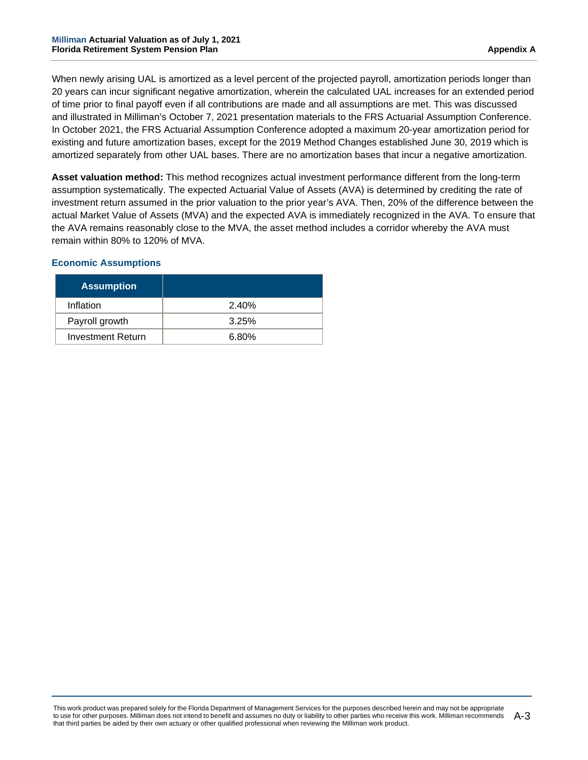When newly arising UAL is amortized as a level percent of the projected payroll, amortization periods longer than 20 years can incur significant negative amortization, wherein the calculated UAL increases for an extended period of time prior to final payoff even if all contributions are made and all assumptions are met. This was discussed and illustrated in Milliman's October 7, 2021 presentation materials to the FRS Actuarial Assumption Conference. In October 2021, the FRS Actuarial Assumption Conference adopted a maximum 20-year amortization period for existing and future amortization bases, except for the 2019 Method Changes established June 30, 2019 which is amortized separately from other UAL bases. There are no amortization bases that incur a negative amortization.

**Asset valuation method:** This method recognizes actual investment performance different from the long-term assumption systematically. The expected Actuarial Value of Assets (AVA) is determined by crediting the rate of investment return assumed in the prior valuation to the prior year's AVA. Then, 20% of the difference between the actual Market Value of Assets (MVA) and the expected AVA is immediately recognized in the AVA. To ensure that the AVA remains reasonably close to the MVA, the asset method includes a corridor whereby the AVA must remain within 80% to 120% of MVA.

### Economic Assumptions

| Assumption | |
|---|---|
| Inflation | 2.40% |
| Payroll growth | 3.25% |
| Investment Return | 6.80% |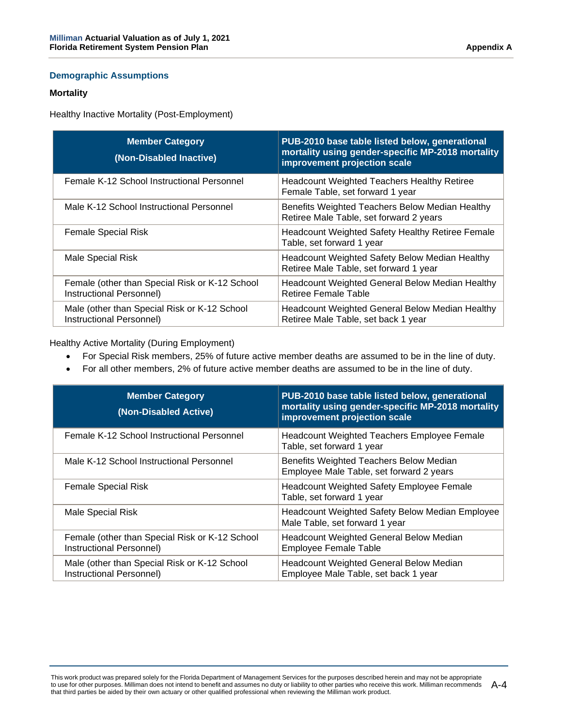## Demographic Assumptions

### Mortality

Healthy Inactive Mortality (Post-Employment)

| Member Category (Non-Disabled Inactive) | PUB-2010 base table listed below, generational mortality using gender-specific MP-2018 mortality improvement projection scale |
|---|---|
| Female K-12 School Instructional Personnel | Headcount Weighted Teachers Healthy Retiree Female Table, set forward 1 year |
| Male K-12 School Instructional Personnel | Benefits Weighted Teachers Below Median Healthy Retiree Male Table, set forward 2 years |
| Female Special Risk | Headcount Weighted Safety Healthy Retiree Female Table, set forward 1 year |
| Male Special Risk | Headcount Weighted Safety Below Median Healthy Retiree Male Table, set forward 1 year |
| Female (other than Special Risk or K-12 School Instructional Personnel) | Headcount Weighted General Below Median Healthy Retiree Female Table |
| Male (other than Special Risk or K-12 School Instructional Personnel) | Headcount Weighted General Below Median Healthy Retiree Male Table, set back 1 year |

Healthy Active Mortality (During Employment)

- For Special Risk members, 25% of future active member deaths are assumed to be in the line of duty.
- For all other members, 2% of future active member deaths are assumed to be in the line of duty.

| Member Category (Non-Disabled Active) | PUB-2010 base table listed below, generational mortality using gender-specific MP-2018 mortality improvement projection scale |
|---|---|
| Female K-12 School Instructional Personnel | Headcount Weighted Teachers Employee Female Table, set forward 1 year |
| Male K-12 School Instructional Personnel | Benefits Weighted Teachers Below Median Employee Male Table, set forward 2 years |
| Female Special Risk | Headcount Weighted Safety Employee Female Table, set forward 1 year |
| Male Special Risk | Headcount Weighted Safety Below Median Employee Male Table, set forward 1 year |
| Female (other than Special Risk or K-12 School Instructional Personnel) | Headcount Weighted General Below Median Employee Female Table |
| Male (other than Special Risk or K-12 School Instructional Personnel) | Headcount Weighted General Below Median Employee Male Table, set back 1 year |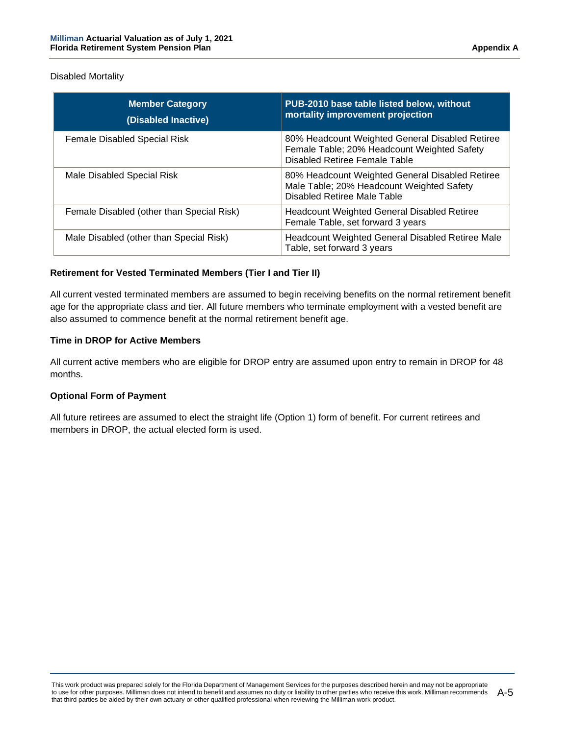Disabled Mortality

| Member Category (Disabled Inactive) | PUB-2010 base table listed below, without mortality improvement projection |
|---|---|
| Female Disabled Special Risk | 80% Headcount Weighted General Disabled Retiree Female Table; 20% Headcount Weighted Safety Disabled Retiree Female Table |
| Male Disabled Special Risk | 80% Headcount Weighted General Disabled Retiree Male Table; 20% Headcount Weighted Safety Disabled Retiree Male Table |
| Female Disabled (other than Special Risk) | Headcount Weighted General Disabled Retiree Female Table, set forward 3 years |
| Male Disabled (other than Special Risk) | Headcount Weighted General Disabled Retiree Male Table, set forward 3 years |

**Retirement for Vested Terminated Members (Tier I and Tier II)**

All current vested terminated members are assumed to begin receiving benefits on the normal retirement benefit age for the appropriate class and tier. All future members who terminate employment with a vested benefit are also assumed to commence benefit at the normal retirement benefit age.

**Time in DROP for Active Members**

All current active members who are eligible for DROP entry are assumed upon entry to remain in DROP for 48 months.

**Optional Form of Payment**

All future retirees are assumed to elect the straight life (Option 1) form of benefit. For current retirees and members in DROP, the actual elected form is used.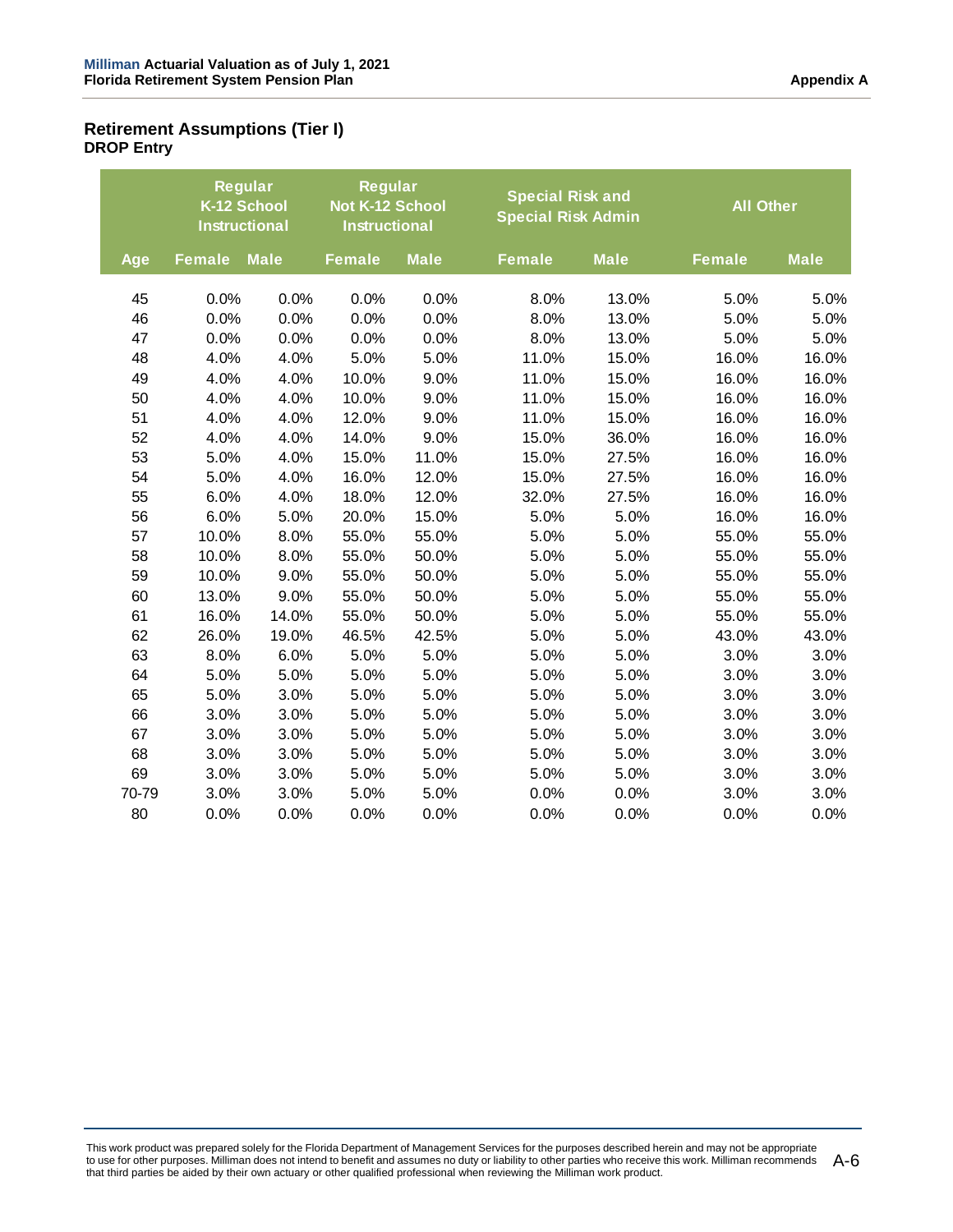## Retirement Assumptions (Tier I)

### DROP Entry

| | Regular K-12 School Instructional | | Regular Not K-12 School Instructional | | Special Risk and Special Risk Admin | | All Other | |
|---|---|---|---|---|---|---|---|---|
| Age | Female | Male | Female | Male | Female | Male | Female | Male |
| 45 | 0.0% | 0.0% | 0.0% | 0.0% | 8.0% | 13.0% | 5.0% | 5.0% |
| 46 | 0.0% | 0.0% | 0.0% | 0.0% | 8.0% | 13.0% | 5.0% | 5.0% |
| 47 | 0.0% | 0.0% | 0.0% | 0.0% | 8.0% | 13.0% | 5.0% | 5.0% |
| 48 | 4.0% | 4.0% | 5.0% | 5.0% | 11.0% | 15.0% | 16.0% | 16.0% |
| 49 | 4.0% | 4.0% | 10.0% | 9.0% | 11.0% | 15.0% | 16.0% | 16.0% |
| 50 | 4.0% | 4.0% | 10.0% | 9.0% | 11.0% | 15.0% | 16.0% | 16.0% |
| 51 | 4.0% | 4.0% | 12.0% | 9.0% | 11.0% | 15.0% | 16.0% | 16.0% |
| 52 | 4.0% | 4.0% | 14.0% | 9.0% | 15.0% | 36.0% | 16.0% | 16.0% |
| 53 | 5.0% | 4.0% | 15.0% | 11.0% | 15.0% | 27.5% | 16.0% | 16.0% |
| 54 | 5.0% | 4.0% | 16.0% | 12.0% | 15.0% | 27.5% | 16.0% | 16.0% |
| 55 | 6.0% | 4.0% | 18.0% | 12.0% | 32.0% | 27.5% | 16.0% | 16.0% |
| 56 | 6.0% | 5.0% | 20.0% | 15.0% | 5.0% | 5.0% | 16.0% | 16.0% |
| 57 | 10.0% | 8.0% | 55.0% | 55.0% | 5.0% | 5.0% | 55.0% | 55.0% |
| 58 | 10.0% | 8.0% | 55.0% | 50.0% | 5.0% | 5.0% | 55.0% | 55.0% |
| 59 | 10.0% | 9.0% | 55.0% | 50.0% | 5.0% | 5.0% | 55.0% | 55.0% |
| 60 | 13.0% | 9.0% | 55.0% | 50.0% | 5.0% | 5.0% | 55.0% | 55.0% |
| 61 | 16.0% | 14.0% | 55.0% | 50.0% | 5.0% | 5.0% | 55.0% | 55.0% |
| 62 | 26.0% | 19.0% | 46.5% | 42.5% | 5.0% | 5.0% | 43.0% | 43.0% |
| 63 | 8.0% | 6.0% | 5.0% | 5.0% | 5.0% | 5.0% | 3.0% | 3.0% |
| 64 | 5.0% | 5.0% | 5.0% | 5.0% | 5.0% | 5.0% | 3.0% | 3.0% |
| 65 | 5.0% | 3.0% | 5.0% | 5.0% | 5.0% | 5.0% | 3.0% | 3.0% |
| 66 | 3.0% | 3.0% | 5.0% | 5.0% | 5.0% | 5.0% | 3.0% | 3.0% |
| 67 | 3.0% | 3.0% | 5.0% | 5.0% | 5.0% | 5.0% | 3.0% | 3.0% |
| 68 | 3.0% | 3.0% | 5.0% | 5.0% | 5.0% | 5.0% | 3.0% | 3.0% |
| 69 | 3.0% | 3.0% | 5.0% | 5.0% | 5.0% | 5.0% | 3.0% | 3.0% |
| 70-79 | 3.0% | 3.0% | 5.0% | 5.0% | 0.0% | 0.0% | 3.0% | 3.0% |
| 80 | 0.0% | 0.0% | 0.0% | 0.0% | 0.0% | 0.0% | 0.0% | 0.0% |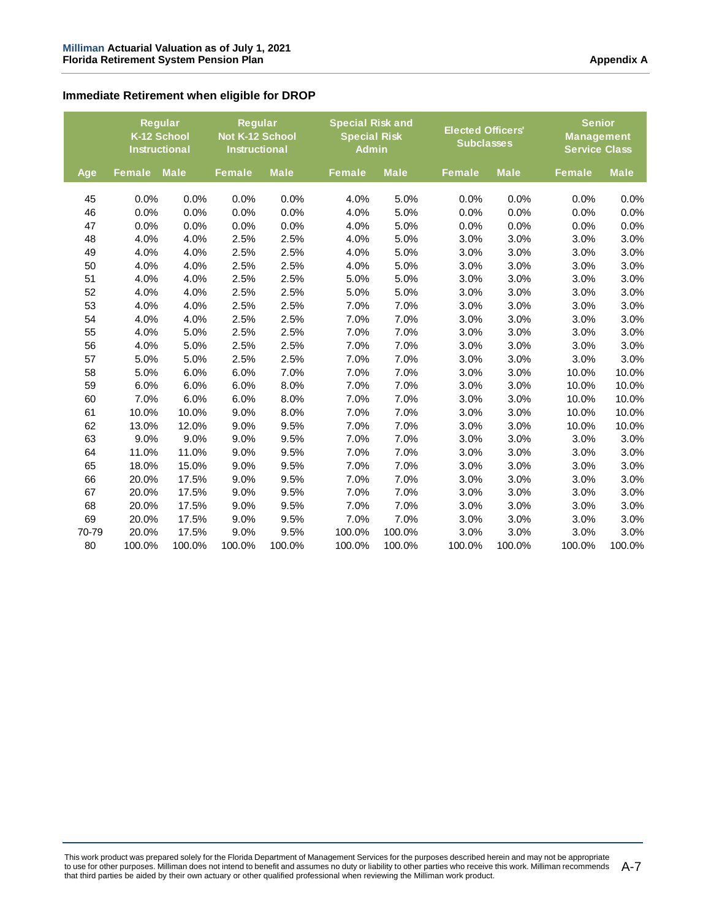### Immediate Retirement when eligible for DROP

| | Regular K-12 School Instructional | | Regular Not K-12 School Instructional | | Special Risk and Special Risk Admin | | Elected Officers' Subclasses | | Senior Management Service Class | |
|---|---|---|---|---|---|---|---|---|---|---|
| Age | Female | Male | Female | Male | Female | Male | Female | Male | Female | Male |
| 45 | 0.0% | 0.0% | 0.0% | 0.0% | 4.0% | 5.0% | 0.0% | 0.0% | 0.0% | 0.0% |
| 46 | 0.0% | 0.0% | 0.0% | 0.0% | 4.0% | 5.0% | 0.0% | 0.0% | 0.0% | 0.0% |
| 47 | 0.0% | 0.0% | 0.0% | 0.0% | 4.0% | 5.0% | 0.0% | 0.0% | 0.0% | 0.0% |
| 48 | 4.0% | 4.0% | 2.5% | 2.5% | 4.0% | 5.0% | 3.0% | 3.0% | 3.0% | 3.0% |
| 49 | 4.0% | 4.0% | 2.5% | 2.5% | 4.0% | 5.0% | 3.0% | 3.0% | 3.0% | 3.0% |
| 50 | 4.0% | 4.0% | 2.5% | 2.5% | 4.0% | 5.0% | 3.0% | 3.0% | 3.0% | 3.0% |
| 51 | 4.0% | 4.0% | 2.5% | 2.5% | 5.0% | 5.0% | 3.0% | 3.0% | 3.0% | 3.0% |
| 52 | 4.0% | 4.0% | 2.5% | 2.5% | 5.0% | 5.0% | 3.0% | 3.0% | 3.0% | 3.0% |
| 53 | 4.0% | 4.0% | 2.5% | 2.5% | 7.0% | 7.0% | 3.0% | 3.0% | 3.0% | 3.0% |
| 54 | 4.0% | 4.0% | 2.5% | 2.5% | 7.0% | 7.0% | 3.0% | 3.0% | 3.0% | 3.0% |
| 55 | 4.0% | 5.0% | 2.5% | 2.5% | 7.0% | 7.0% | 3.0% | 3.0% | 3.0% | 3.0% |
| 56 | 4.0% | 5.0% | 2.5% | 2.5% | 7.0% | 7.0% | 3.0% | 3.0% | 3.0% | 3.0% |
| 57 | 5.0% | 5.0% | 2.5% | 2.5% | 7.0% | 7.0% | 3.0% | 3.0% | 3.0% | 3.0% |
| 58 | 5.0% | 6.0% | 6.0% | 7.0% | 7.0% | 7.0% | 3.0% | 3.0% | 10.0% | 10.0% |
| 59 | 6.0% | 6.0% | 6.0% | 8.0% | 7.0% | 7.0% | 3.0% | 3.0% | 10.0% | 10.0% |
| 60 | 7.0% | 6.0% | 6.0% | 8.0% | 7.0% | 7.0% | 3.0% | 3.0% | 10.0% | 10.0% |
| 61 | 10.0% | 10.0% | 9.0% | 8.0% | 7.0% | 7.0% | 3.0% | 3.0% | 10.0% | 10.0% |
| 62 | 13.0% | 12.0% | 9.0% | 9.5% | 7.0% | 7.0% | 3.0% | 3.0% | 10.0% | 10.0% |
| 63 | 9.0% | 9.0% | 9.0% | 9.5% | 7.0% | 7.0% | 3.0% | 3.0% | 3.0% | 3.0% |
| 64 | 11.0% | 11.0% | 9.0% | 9.5% | 7.0% | 7.0% | 3.0% | 3.0% | 3.0% | 3.0% |
| 65 | 18.0% | 15.0% | 9.0% | 9.5% | 7.0% | 7.0% | 3.0% | 3.0% | 3.0% | 3.0% |
| 66 | 20.0% | 17.5% | 9.0% | 9.5% | 7.0% | 7.0% | 3.0% | 3.0% | 3.0% | 3.0% |
| 67 | 20.0% | 17.5% | 9.0% | 9.5% | 7.0% | 7.0% | 3.0% | 3.0% | 3.0% | 3.0% |
| 68 | 20.0% | 17.5% | 9.0% | 9.5% | 7.0% | 7.0% | 3.0% | 3.0% | 3.0% | 3.0% |
| 69 | 20.0% | 17.5% | 9.0% | 9.5% | 7.0% | 7.0% | 3.0% | 3.0% | 3.0% | 3.0% |
| 70-79 | 20.0% | 17.5% | 9.0% | 9.5% | 100.0% | 100.0% | 3.0% | 3.0% | 3.0% | 3.0% |
| 80 | 100.0% | 100.0% | 100.0% | 100.0% | 100.0% | 100.0% | 100.0% | 100.0% | 100.0% | 100.0% |

This work product was prepared solely for the Florida Department of Management Services for the purposes described herein and may not be appropriate to use for other purposes. Milliman does not intend to benefit and assumes no duty or liability to other parties who receive this work. Milliman recommends that third parties be aided by their own actuary or other qualified professional when reviewing the Milliman work product.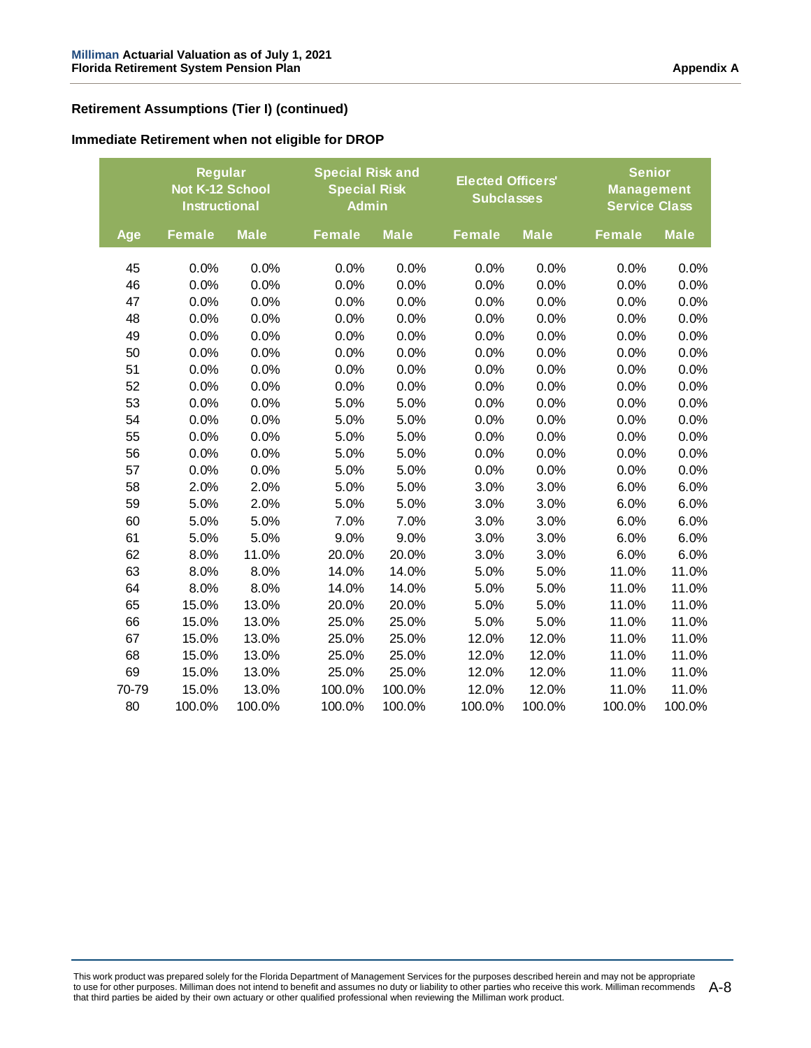**Retirement Assumptions (Tier I) (continued)**

**Immediate Retirement when not eligible for DROP**

| | Regular Not K-12 School Instructional | | Special Risk and Special Risk Admin | | Elected Officers' Subclasses | | Senior Management Service Class | |
|---|---|---|---|---|---|---|---|---|
| Age | Female | Male | Female | Male | Female | Male | Female | Male |
| 45 | 0.0% | 0.0% | 0.0% | 0.0% | 0.0% | 0.0% | 0.0% | 0.0% |
| 46 | 0.0% | 0.0% | 0.0% | 0.0% | 0.0% | 0.0% | 0.0% | 0.0% |
| 47 | 0.0% | 0.0% | 0.0% | 0.0% | 0.0% | 0.0% | 0.0% | 0.0% |
| 48 | 0.0% | 0.0% | 0.0% | 0.0% | 0.0% | 0.0% | 0.0% | 0.0% |
| 49 | 0.0% | 0.0% | 0.0% | 0.0% | 0.0% | 0.0% | 0.0% | 0.0% |
| 50 | 0.0% | 0.0% | 0.0% | 0.0% | 0.0% | 0.0% | 0.0% | 0.0% |
| 51 | 0.0% | 0.0% | 0.0% | 0.0% | 0.0% | 0.0% | 0.0% | 0.0% |
| 52 | 0.0% | 0.0% | 0.0% | 0.0% | 0.0% | 0.0% | 0.0% | 0.0% |
| 53 | 0.0% | 0.0% | 5.0% | 5.0% | 0.0% | 0.0% | 0.0% | 0.0% |
| 54 | 0.0% | 0.0% | 5.0% | 5.0% | 0.0% | 0.0% | 0.0% | 0.0% |
| 55 | 0.0% | 0.0% | 5.0% | 5.0% | 0.0% | 0.0% | 0.0% | 0.0% |
| 56 | 0.0% | 0.0% | 5.0% | 5.0% | 0.0% | 0.0% | 0.0% | 0.0% |
| 57 | 0.0% | 0.0% | 5.0% | 5.0% | 0.0% | 0.0% | 0.0% | 0.0% |
| 58 | 2.0% | 2.0% | 5.0% | 5.0% | 3.0% | 3.0% | 6.0% | 6.0% |
| 59 | 5.0% | 2.0% | 5.0% | 5.0% | 3.0% | 3.0% | 6.0% | 6.0% |
| 60 | 5.0% | 5.0% | 7.0% | 7.0% | 3.0% | 3.0% | 6.0% | 6.0% |
| 61 | 5.0% | 5.0% | 9.0% | 9.0% | 3.0% | 3.0% | 6.0% | 6.0% |
| 62 | 8.0% | 11.0% | 20.0% | 20.0% | 3.0% | 3.0% | 6.0% | 6.0% |
| 63 | 8.0% | 8.0% | 14.0% | 14.0% | 5.0% | 5.0% | 11.0% | 11.0% |
| 64 | 8.0% | 8.0% | 14.0% | 14.0% | 5.0% | 5.0% | 11.0% | 11.0% |
| 65 | 15.0% | 13.0% | 20.0% | 20.0% | 5.0% | 5.0% | 11.0% | 11.0% |
| 66 | 15.0% | 13.0% | 25.0% | 25.0% | 5.0% | 5.0% | 11.0% | 11.0% |
| 67 | 15.0% | 13.0% | 25.0% | 25.0% | 12.0% | 12.0% | 11.0% | 11.0% |
| 68 | 15.0% | 13.0% | 25.0% | 25.0% | 12.0% | 12.0% | 11.0% | 11.0% |
| 69 | 15.0% | 13.0% | 25.0% | 25.0% | 12.0% | 12.0% | 11.0% | 11.0% |
| 70-79 | 15.0% | 13.0% | 100.0% | 100.0% | 12.0% | 12.0% | 11.0% | 11.0% |
| 80 | 100.0% | 100.0% | 100.0% | 100.0% | 100.0% | 100.0% | 100.0% | 100.0% |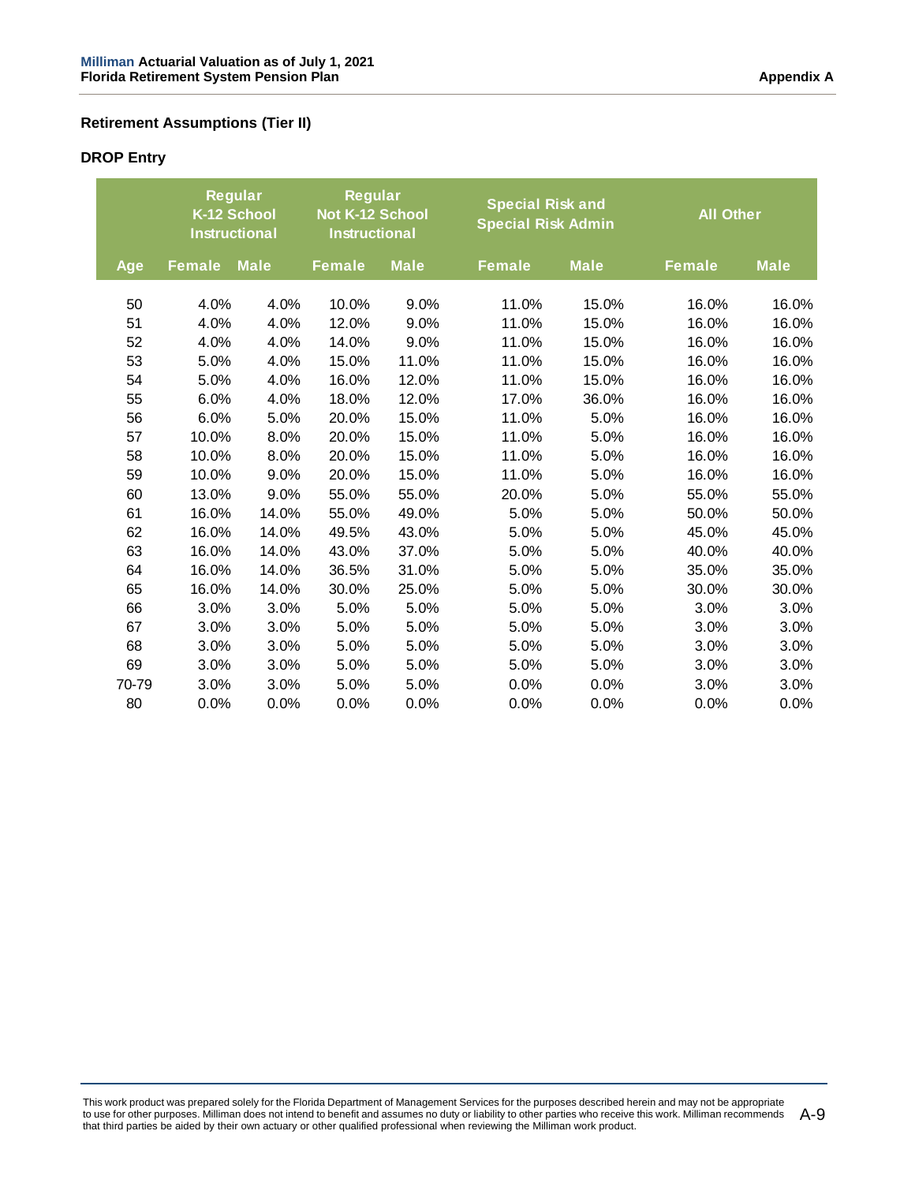## Retirement Assumptions (Tier II)

### DROP Entry

| Age | Regular K-12 School Instructional | | Regular Not K-12 School Instructional | | Special Risk and Special Risk Admin | | All Other | |
|---|---|---|---|---|---|---|---|---|
| | Female | Male | Female | Male | Female | Male | Female | Male |
| 50 | 4.0% | 4.0% | 10.0% | 9.0% | 11.0% | 15.0% | 16.0% | 16.0% |
| 51 | 4.0% | 4.0% | 12.0% | 9.0% | 11.0% | 15.0% | 16.0% | 16.0% |
| 52 | 4.0% | 4.0% | 14.0% | 9.0% | 11.0% | 15.0% | 16.0% | 16.0% |
| 53 | 5.0% | 4.0% | 15.0% | 11.0% | 11.0% | 15.0% | 16.0% | 16.0% |
| 54 | 5.0% | 4.0% | 16.0% | 12.0% | 11.0% | 15.0% | 16.0% | 16.0% |
| 55 | 6.0% | 4.0% | 18.0% | 12.0% | 17.0% | 36.0% | 16.0% | 16.0% |
| 56 | 6.0% | 5.0% | 20.0% | 15.0% | 11.0% | 5.0% | 16.0% | 16.0% |
| 57 | 10.0% | 8.0% | 20.0% | 15.0% | 11.0% | 5.0% | 16.0% | 16.0% |
| 58 | 10.0% | 8.0% | 20.0% | 15.0% | 11.0% | 5.0% | 16.0% | 16.0% |
| 59 | 10.0% | 9.0% | 20.0% | 15.0% | 11.0% | 5.0% | 16.0% | 16.0% |
| 60 | 13.0% | 9.0% | 55.0% | 55.0% | 20.0% | 5.0% | 55.0% | 55.0% |
| 61 | 16.0% | 14.0% | 55.0% | 49.0% | 5.0% | 5.0% | 50.0% | 50.0% |
| 62 | 16.0% | 14.0% | 49.5% | 43.0% | 5.0% | 5.0% | 45.0% | 45.0% |
| 63 | 16.0% | 14.0% | 43.0% | 37.0% | 5.0% | 5.0% | 40.0% | 40.0% |
| 64 | 16.0% | 14.0% | 36.5% | 31.0% | 5.0% | 5.0% | 35.0% | 35.0% |
| 65 | 16.0% | 14.0% | 30.0% | 25.0% | 5.0% | 5.0% | 30.0% | 30.0% |
| 66 | 3.0% | 3.0% | 5.0% | 5.0% | 5.0% | 5.0% | 3.0% | 3.0% |
| 67 | 3.0% | 3.0% | 5.0% | 5.0% | 5.0% | 5.0% | 3.0% | 3.0% |
| 68 | 3.0% | 3.0% | 5.0% | 5.0% | 5.0% | 5.0% | 3.0% | 3.0% |
| 69 | 3.0% | 3.0% | 5.0% | 5.0% | 5.0% | 5.0% | 3.0% | 3.0% |
| 70-79 | 3.0% | 3.0% | 5.0% | 5.0% | 0.0% | 0.0% | 3.0% | 3.0% |
| 80 | 0.0% | 0.0% | 0.0% | 0.0% | 0.0% | 0.0% | 0.0% | 0.0% |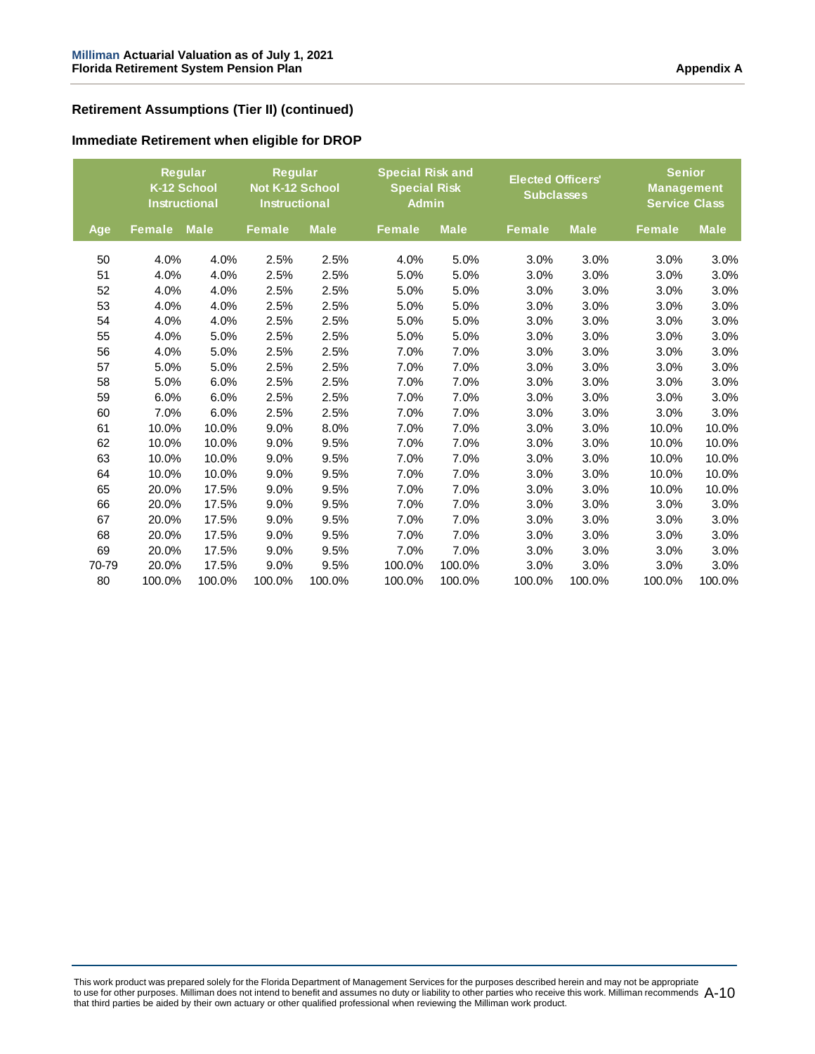## Retirement Assumptions (Tier II) (continued)

### Immediate Retirement when eligible for DROP

| | Regular K-12 School Instructional | | Regular Not K-12 School Instructional | | Special Risk and Special Risk Admin | | Elected Officers' Subclasses | | Senior Management Service Class | |
|---|---|---|---|---|---|---|---|---|---|---|
| Age | Female | Male | Female | Male | Female | Male | Female | Male | Female | Male |
| 50 | 4.0% | 4.0% | 2.5% | 2.5% | 4.0% | 5.0% | 3.0% | 3.0% | 3.0% | 3.0% |
| 51 | 4.0% | 4.0% | 2.5% | 2.5% | 5.0% | 5.0% | 3.0% | 3.0% | 3.0% | 3.0% |
| 52 | 4.0% | 4.0% | 2.5% | 2.5% | 5.0% | 5.0% | 3.0% | 3.0% | 3.0% | 3.0% |
| 53 | 4.0% | 4.0% | 2.5% | 2.5% | 5.0% | 5.0% | 3.0% | 3.0% | 3.0% | 3.0% |
| 54 | 4.0% | 4.0% | 2.5% | 2.5% | 5.0% | 5.0% | 3.0% | 3.0% | 3.0% | 3.0% |
| 55 | 4.0% | 5.0% | 2.5% | 2.5% | 5.0% | 5.0% | 3.0% | 3.0% | 3.0% | 3.0% |
| 56 | 4.0% | 5.0% | 2.5% | 2.5% | 7.0% | 7.0% | 3.0% | 3.0% | 3.0% | 3.0% |
| 57 | 5.0% | 5.0% | 2.5% | 2.5% | 7.0% | 7.0% | 3.0% | 3.0% | 3.0% | 3.0% |
| 58 | 5.0% | 6.0% | 2.5% | 2.5% | 7.0% | 7.0% | 3.0% | 3.0% | 3.0% | 3.0% |
| 59 | 6.0% | 6.0% | 2.5% | 2.5% | 7.0% | 7.0% | 3.0% | 3.0% | 3.0% | 3.0% |
| 60 | 7.0% | 6.0% | 2.5% | 2.5% | 7.0% | 7.0% | 3.0% | 3.0% | 3.0% | 3.0% |
| 61 | 10.0% | 10.0% | 9.0% | 8.0% | 7.0% | 7.0% | 3.0% | 3.0% | 10.0% | 10.0% |
| 62 | 10.0% | 10.0% | 9.0% | 9.5% | 7.0% | 7.0% | 3.0% | 3.0% | 10.0% | 10.0% |
| 63 | 10.0% | 10.0% | 9.0% | 9.5% | 7.0% | 7.0% | 3.0% | 3.0% | 10.0% | 10.0% |
| 64 | 10.0% | 10.0% | 9.0% | 9.5% | 7.0% | 7.0% | 3.0% | 3.0% | 10.0% | 10.0% |
| 65 | 20.0% | 17.5% | 9.0% | 9.5% | 7.0% | 7.0% | 3.0% | 3.0% | 10.0% | 10.0% |
| 66 | 20.0% | 17.5% | 9.0% | 9.5% | 7.0% | 7.0% | 3.0% | 3.0% | 3.0% | 3.0% |
| 67 | 20.0% | 17.5% | 9.0% | 9.5% | 7.0% | 7.0% | 3.0% | 3.0% | 3.0% | 3.0% |
| 68 | 20.0% | 17.5% | 9.0% | 9.5% | 7.0% | 7.0% | 3.0% | 3.0% | 3.0% | 3.0% |
| 69 | 20.0% | 17.5% | 9.0% | 9.5% | 7.0% | 7.0% | 3.0% | 3.0% | 3.0% | 3.0% |
| 70-79 | 20.0% | 17.5% | 9.0% | 9.5% | 100.0% | 100.0% | 3.0% | 3.0% | 3.0% | 3.0% |
| 80 | 100.0% | 100.0% | 100.0% | 100.0% | 100.0% | 100.0% | 100.0% | 100.0% | 100.0% | 100.0% |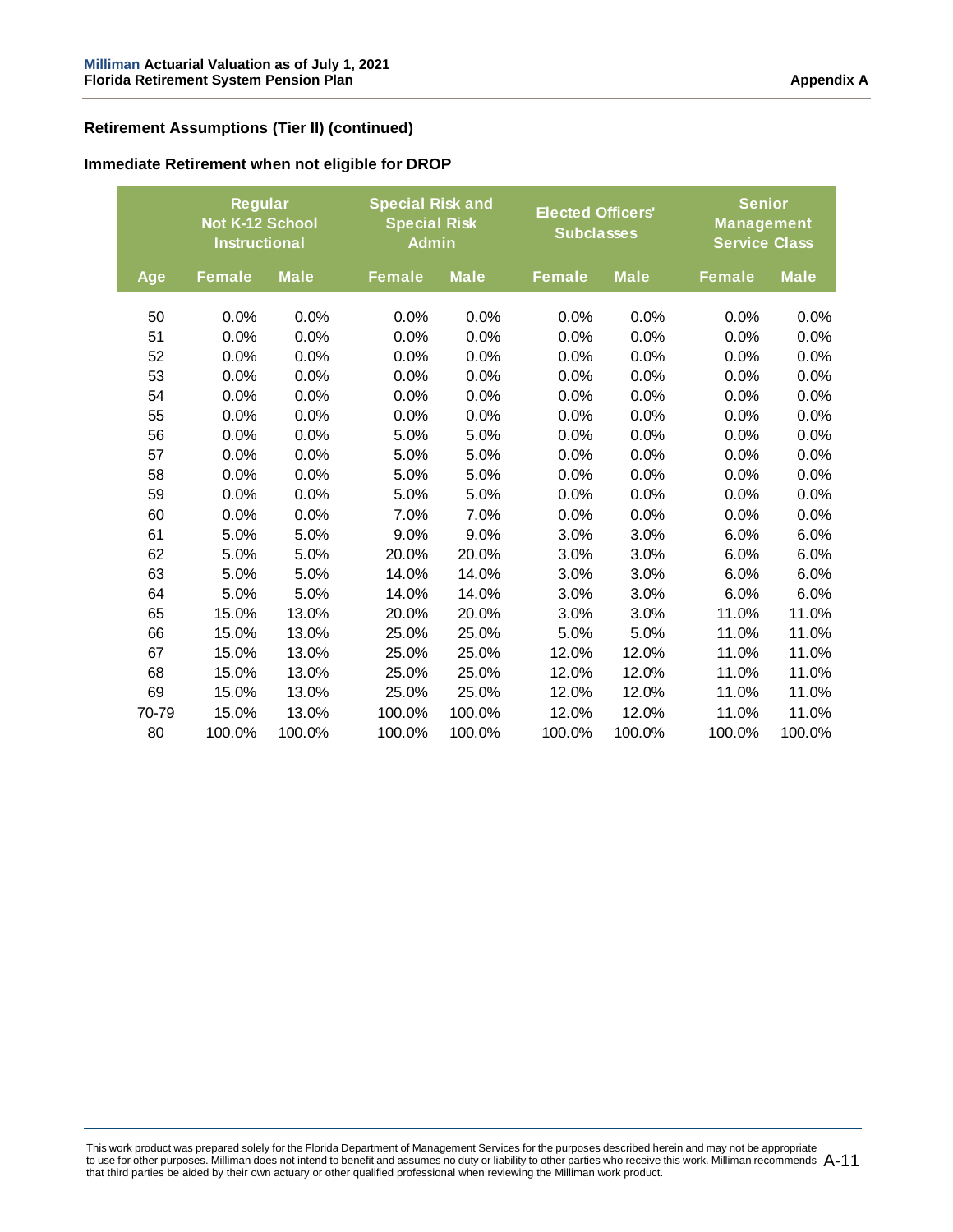## Retirement Assumptions (Tier II) (continued)

### Immediate Retirement when not eligible for DROP

| | Regular Not K-12 School Instructional | | Special Risk and Special Risk Admin | | Elected Officers' Subclasses | | Senior Management Service Class | |
|---|---|---|---|---|---|---|---|---|
| Age | Female | Male | Female | Male | Female | Male | Female | Male |
| 50 | 0.0% | 0.0% | 0.0% | 0.0% | 0.0% | 0.0% | 0.0% | 0.0% |
| 51 | 0.0% | 0.0% | 0.0% | 0.0% | 0.0% | 0.0% | 0.0% | 0.0% |
| 52 | 0.0% | 0.0% | 0.0% | 0.0% | 0.0% | 0.0% | 0.0% | 0.0% |
| 53 | 0.0% | 0.0% | 0.0% | 0.0% | 0.0% | 0.0% | 0.0% | 0.0% |
| 54 | 0.0% | 0.0% | 0.0% | 0.0% | 0.0% | 0.0% | 0.0% | 0.0% |
| 55 | 0.0% | 0.0% | 0.0% | 0.0% | 0.0% | 0.0% | 0.0% | 0.0% |
| 56 | 0.0% | 0.0% | 5.0% | 5.0% | 0.0% | 0.0% | 0.0% | 0.0% |
| 57 | 0.0% | 0.0% | 5.0% | 5.0% | 0.0% | 0.0% | 0.0% | 0.0% |
| 58 | 0.0% | 0.0% | 5.0% | 5.0% | 0.0% | 0.0% | 0.0% | 0.0% |
| 59 | 0.0% | 0.0% | 5.0% | 5.0% | 0.0% | 0.0% | 0.0% | 0.0% |
| 60 | 0.0% | 0.0% | 7.0% | 7.0% | 0.0% | 0.0% | 0.0% | 0.0% |
| 61 | 5.0% | 5.0% | 9.0% | 9.0% | 3.0% | 3.0% | 6.0% | 6.0% |
| 62 | 5.0% | 5.0% | 20.0% | 20.0% | 3.0% | 3.0% | 6.0% | 6.0% |
| 63 | 5.0% | 5.0% | 14.0% | 14.0% | 3.0% | 3.0% | 6.0% | 6.0% |
| 64 | 5.0% | 5.0% | 14.0% | 14.0% | 3.0% | 3.0% | 6.0% | 6.0% |
| 65 | 15.0% | 13.0% | 20.0% | 20.0% | 3.0% | 3.0% | 11.0% | 11.0% |
| 66 | 15.0% | 13.0% | 25.0% | 25.0% | 5.0% | 5.0% | 11.0% | 11.0% |
| 67 | 15.0% | 13.0% | 25.0% | 25.0% | 12.0% | 12.0% | 11.0% | 11.0% |
| 68 | 15.0% | 13.0% | 25.0% | 25.0% | 12.0% | 12.0% | 11.0% | 11.0% |
| 69 | 15.0% | 13.0% | 25.0% | 25.0% | 12.0% | 12.0% | 11.0% | 11.0% |
| 70-79 | 15.0% | 13.0% | 100.0% | 100.0% | 12.0% | 12.0% | 11.0% | 11.0% |
| 80 | 100.0% | 100.0% | 100.0% | 100.0% | 100.0% | 100.0% | 100.0% | 100.0% |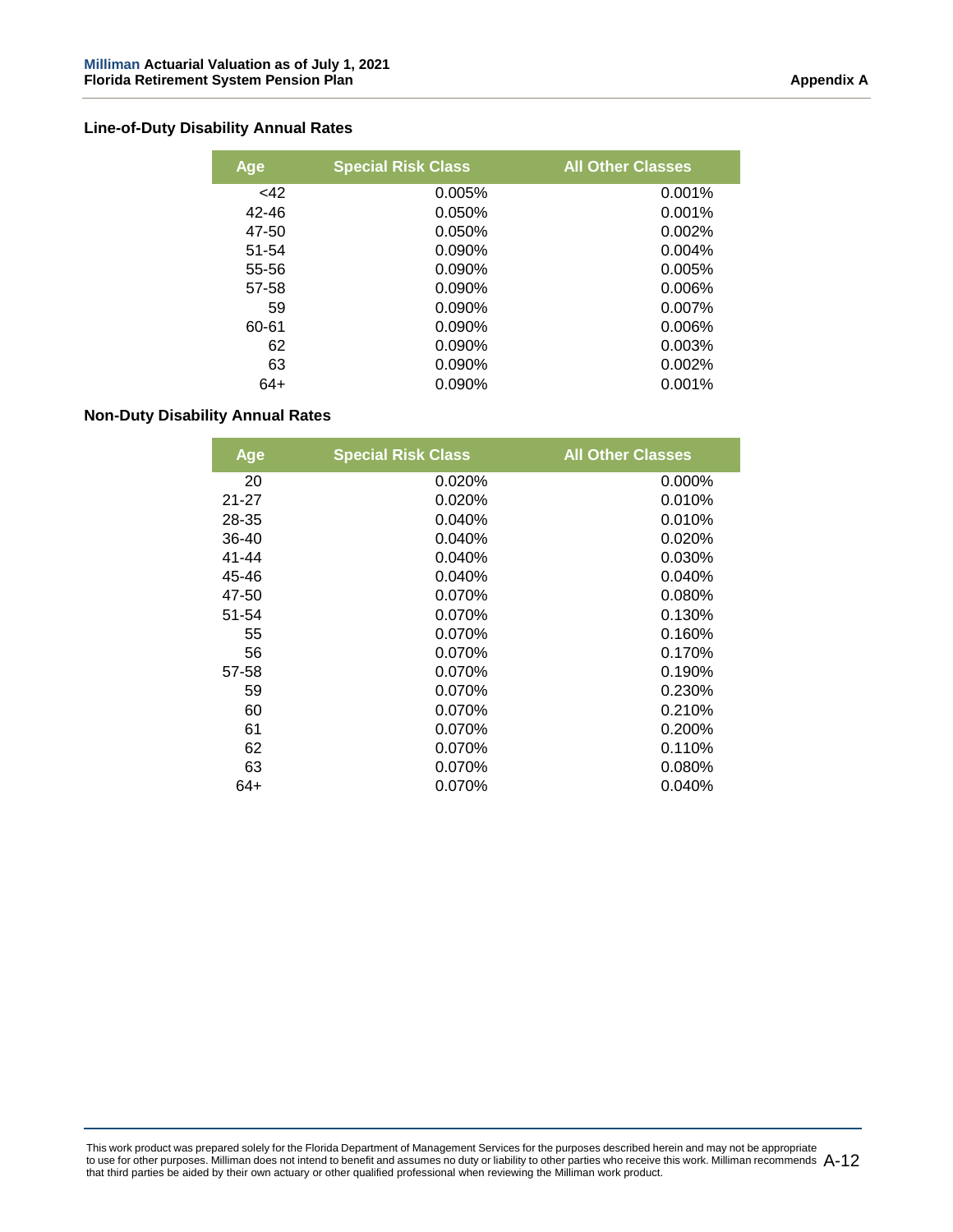### Line-of-Duty Disability Annual Rates

| Age | Special Risk Class | All Other Classes |
|---|---|---|
| <42 | 0.005% | 0.001% |
| 42-46 | 0.050% | 0.001% |
| 47-50 | 0.050% | 0.002% |
| 51-54 | 0.090% | 0.004% |
| 55-56 | 0.090% | 0.005% |
| 57-58 | 0.090% | 0.006% |
| 59 | 0.090% | 0.007% |
| 60-61 | 0.090% | 0.006% |
| 62 | 0.090% | 0.003% |
| 63 | 0.090% | 0.002% |
| 64+ | 0.090% | 0.001% |

### Non-Duty Disability Annual Rates

| Age | Special Risk Class | All Other Classes |
|---|---|---|
| 20 | 0.020% | 0.000% |
| 21-27 | 0.020% | 0.010% |
| 28-35 | 0.040% | 0.010% |
| 36-40 | 0.040% | 0.020% |
| 41-44 | 0.040% | 0.030% |
| 45-46 | 0.040% | 0.040% |
| 47-50 | 0.070% | 0.080% |
| 51-54 | 0.070% | 0.130% |
| 55 | 0.070% | 0.160% |
| 56 | 0.070% | 0.170% |
| 57-58 | 0.070% | 0.190% |
| 59 | 0.070% | 0.230% |
| 60 | 0.070% | 0.210% |
| 61 | 0.070% | 0.200% |
| 62 | 0.070% | 0.110% |
| 63 | 0.070% | 0.080% |
| 64+ | 0.070% | 0.040% |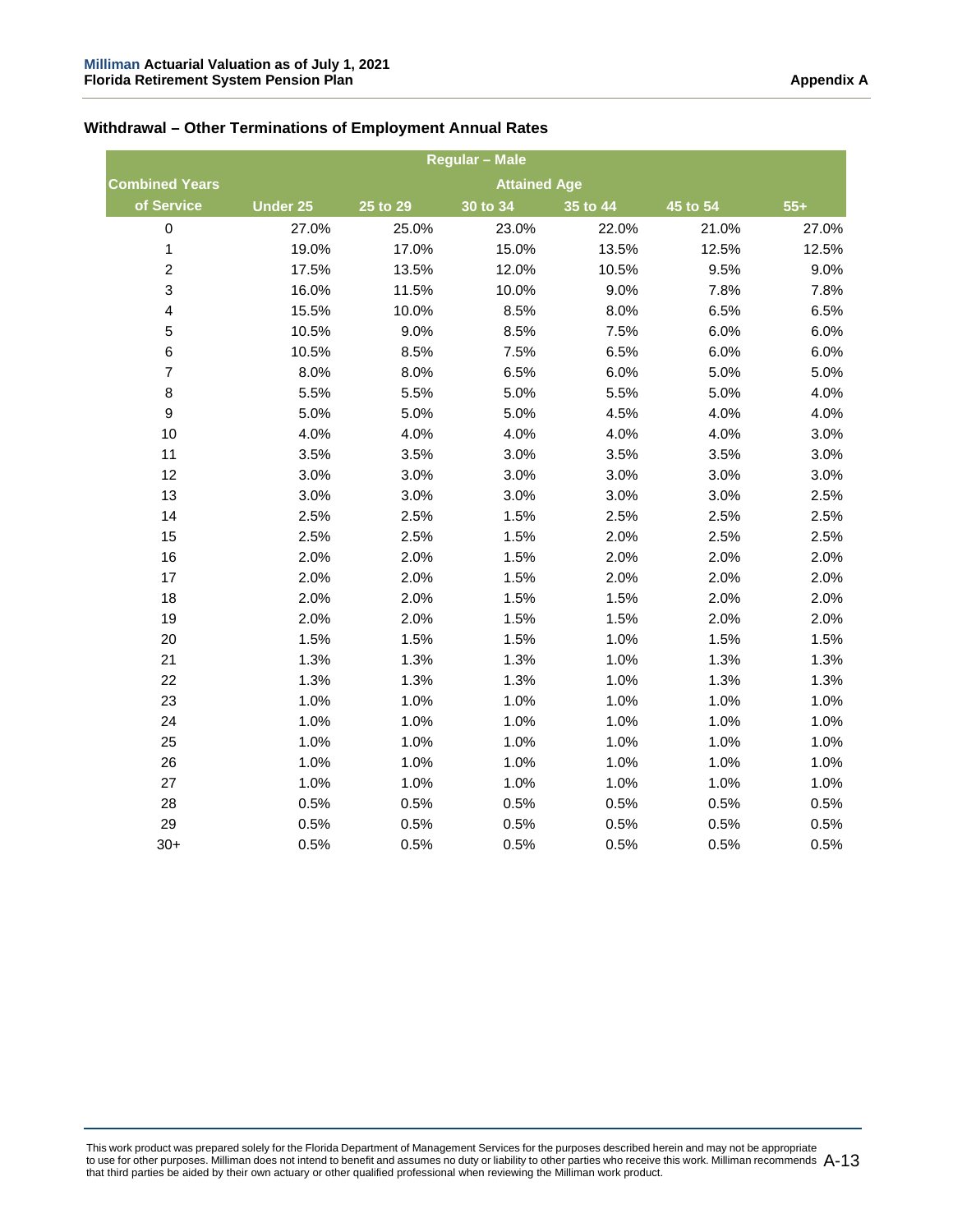## Withdrawal – Other Terminations of Employment Annual Rates

| Regular – Male | | | | | | |
|---|---|---|---|---|---|---|
| Combined Years | Attained Age | | | | | |
| of Service | Under 25 | 25 to 29 | 30 to 34 | 35 to 44 | 45 to 54 | 55+ |
| 0 | 27.0% | 25.0% | 23.0% | 22.0% | 21.0% | 27.0% |
| 1 | 19.0% | 17.0% | 15.0% | 13.5% | 12.5% | 12.5% |
| 2 | 17.5% | 13.5% | 12.0% | 10.5% | 9.5% | 9.0% |
| 3 | 16.0% | 11.5% | 10.0% | 9.0% | 7.8% | 7.8% |
| 4 | 15.5% | 10.0% | 8.5% | 8.0% | 6.5% | 6.5% |
| 5 | 10.5% | 9.0% | 8.5% | 7.5% | 6.0% | 6.0% |
| 6 | 10.5% | 8.5% | 7.5% | 6.5% | 6.0% | 6.0% |
| 7 | 8.0% | 8.0% | 6.5% | 6.0% | 5.0% | 5.0% |
| 8 | 5.5% | 5.5% | 5.0% | 5.5% | 5.0% | 4.0% |
| 9 | 5.0% | 5.0% | 5.0% | 4.5% | 4.0% | 4.0% |
| 10 | 4.0% | 4.0% | 4.0% | 4.0% | 4.0% | 3.0% |
| 11 | 3.5% | 3.5% | 3.0% | 3.5% | 3.5% | 3.0% |
| 12 | 3.0% | 3.0% | 3.0% | 3.0% | 3.0% | 3.0% |
| 13 | 3.0% | 3.0% | 3.0% | 3.0% | 3.0% | 2.5% |
| 14 | 2.5% | 2.5% | 1.5% | 2.5% | 2.5% | 2.5% |
| 15 | 2.5% | 2.5% | 1.5% | 2.0% | 2.5% | 2.5% |
| 16 | 2.0% | 2.0% | 1.5% | 2.0% | 2.0% | 2.0% |
| 17 | 2.0% | 2.0% | 1.5% | 2.0% | 2.0% | 2.0% |
| 18 | 2.0% | 2.0% | 1.5% | 1.5% | 2.0% | 2.0% |
| 19 | 2.0% | 2.0% | 1.5% | 1.5% | 2.0% | 2.0% |
| 20 | 1.5% | 1.5% | 1.5% | 1.0% | 1.5% | 1.5% |
| 21 | 1.3% | 1.3% | 1.3% | 1.0% | 1.3% | 1.3% |
| 22 | 1.3% | 1.3% | 1.3% | 1.0% | 1.3% | 1.3% |
| 23 | 1.0% | 1.0% | 1.0% | 1.0% | 1.0% | 1.0% |
| 24 | 1.0% | 1.0% | 1.0% | 1.0% | 1.0% | 1.0% |
| 25 | 1.0% | 1.0% | 1.0% | 1.0% | 1.0% | 1.0% |
| 26 | 1.0% | 1.0% | 1.0% | 1.0% | 1.0% | 1.0% |
| 27 | 1.0% | 1.0% | 1.0% | 1.0% | 1.0% | 1.0% |
| 28 | 0.5% | 0.5% | 0.5% | 0.5% | 0.5% | 0.5% |
| 29 | 0.5% | 0.5% | 0.5% | 0.5% | 0.5% | 0.5% |
| 30+ | 0.5% | 0.5% | 0.5% | 0.5% | 0.5% | 0.5% |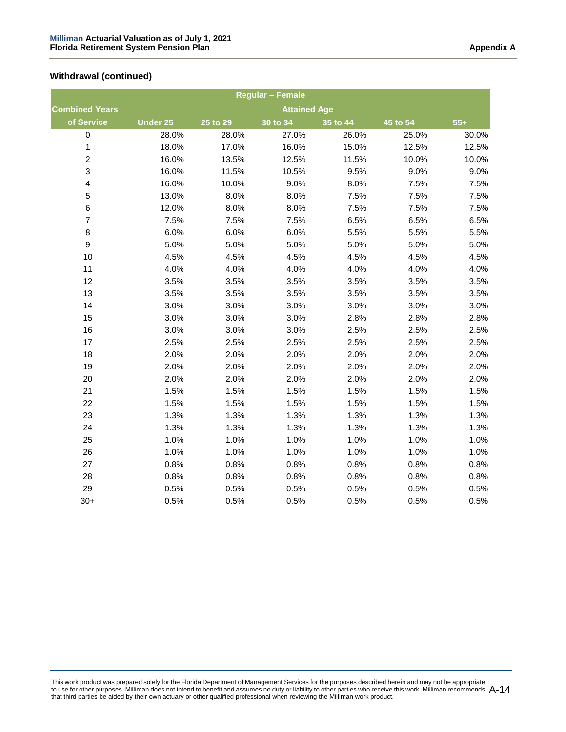## Withdrawal (continued)

| Regular – Female | | | | | | |
|---|---|---|---|---|---|---|
| Combined Years | Attained Age | | | | | |
| of Service | Under 25 | 25 to 29 | 30 to 34 | 35 to 44 | 45 to 54 | 55+ |
| 0 | 28.0% | 28.0% | 27.0% | 26.0% | 25.0% | 30.0% |
| 1 | 18.0% | 17.0% | 16.0% | 15.0% | 12.5% | 12.5% |
| 2 | 16.0% | 13.5% | 12.5% | 11.5% | 10.0% | 10.0% |
| 3 | 16.0% | 11.5% | 10.5% | 9.5% | 9.0% | 9.0% |
| 4 | 16.0% | 10.0% | 9.0% | 8.0% | 7.5% | 7.5% |
| 5 | 13.0% | 8.0% | 8.0% | 7.5% | 7.5% | 7.5% |
| 6 | 12.0% | 8.0% | 8.0% | 7.5% | 7.5% | 7.5% |
| 7 | 7.5% | 7.5% | 7.5% | 6.5% | 6.5% | 6.5% |
| 8 | 6.0% | 6.0% | 6.0% | 5.5% | 5.5% | 5.5% |
| 9 | 5.0% | 5.0% | 5.0% | 5.0% | 5.0% | 5.0% |
| 10 | 4.5% | 4.5% | 4.5% | 4.5% | 4.5% | 4.5% |
| 11 | 4.0% | 4.0% | 4.0% | 4.0% | 4.0% | 4.0% |
| 12 | 3.5% | 3.5% | 3.5% | 3.5% | 3.5% | 3.5% |
| 13 | 3.5% | 3.5% | 3.5% | 3.5% | 3.5% | 3.5% |
| 14 | 3.0% | 3.0% | 3.0% | 3.0% | 3.0% | 3.0% |
| 15 | 3.0% | 3.0% | 3.0% | 2.8% | 2.8% | 2.8% |
| 16 | 3.0% | 3.0% | 3.0% | 2.5% | 2.5% | 2.5% |
| 17 | 2.5% | 2.5% | 2.5% | 2.5% | 2.5% | 2.5% |
| 18 | 2.0% | 2.0% | 2.0% | 2.0% | 2.0% | 2.0% |
| 19 | 2.0% | 2.0% | 2.0% | 2.0% | 2.0% | 2.0% |
| 20 | 2.0% | 2.0% | 2.0% | 2.0% | 2.0% | 2.0% |
| 21 | 1.5% | 1.5% | 1.5% | 1.5% | 1.5% | 1.5% |
| 22 | 1.5% | 1.5% | 1.5% | 1.5% | 1.5% | 1.5% |
| 23 | 1.3% | 1.3% | 1.3% | 1.3% | 1.3% | 1.3% |
| 24 | 1.3% | 1.3% | 1.3% | 1.3% | 1.3% | 1.3% |
| 25 | 1.0% | 1.0% | 1.0% | 1.0% | 1.0% | 1.0% |
| 26 | 1.0% | 1.0% | 1.0% | 1.0% | 1.0% | 1.0% |
| 27 | 0.8% | 0.8% | 0.8% | 0.8% | 0.8% | 0.8% |
| 28 | 0.8% | 0.8% | 0.8% | 0.8% | 0.8% | 0.8% |
| 29 | 0.5% | 0.5% | 0.5% | 0.5% | 0.5% | 0.5% |
| 30+ | 0.5% | 0.5% | 0.5% | 0.5% | 0.5% | 0.5% |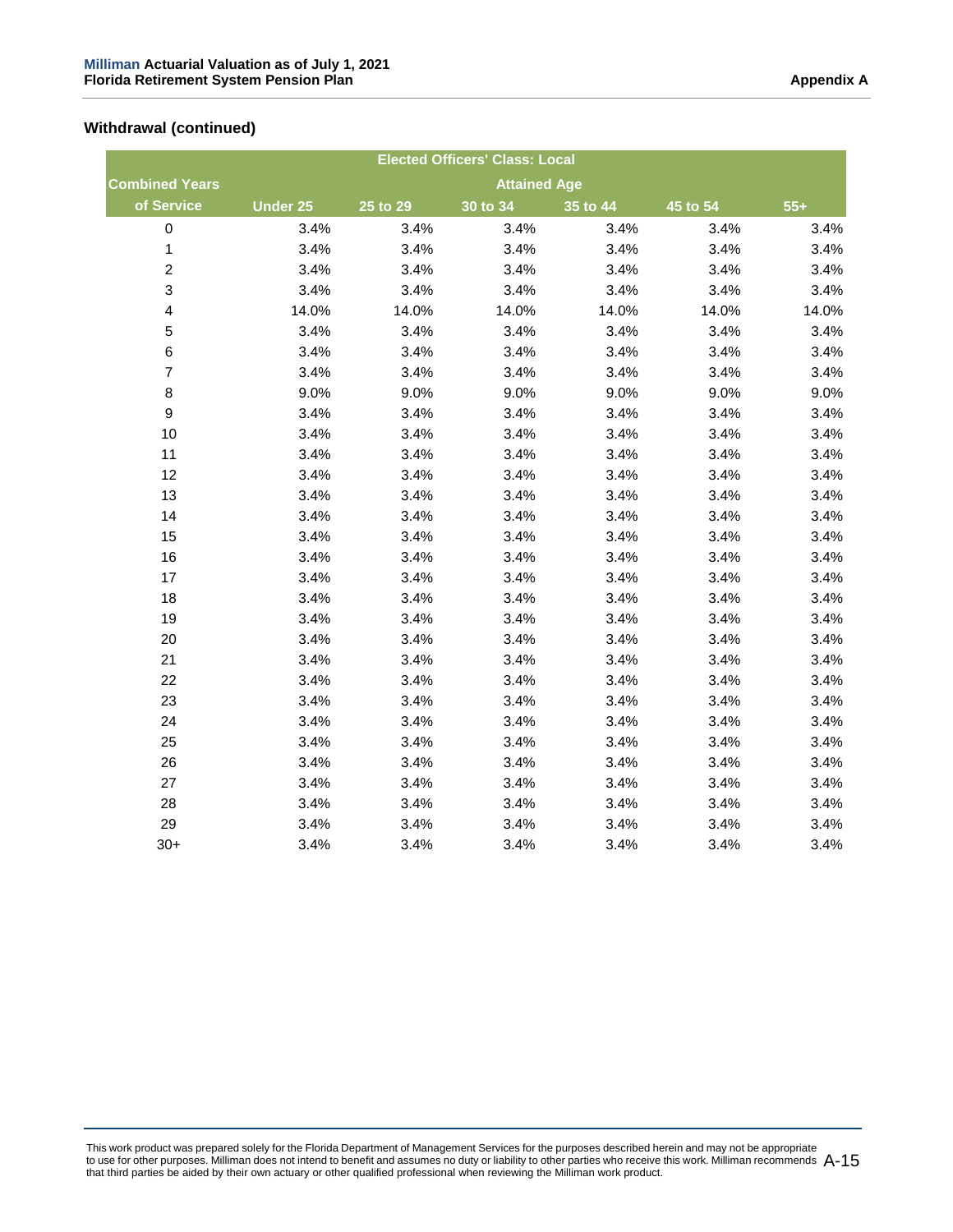### Withdrawal (continued)

| Elected Officers' Class: Local | | | | | | |
|---|---|---|---|---|---|---|
| **Combined Years** | **Attained Age** | | | | | |
| **of Service** | **Under 25** | **25 to 29** | **30 to 34** | **35 to 44** | **45 to 54** | **55+** |
| 0 | 3.4% | 3.4% | 3.4% | 3.4% | 3.4% | 3.4% |
| 1 | 3.4% | 3.4% | 3.4% | 3.4% | 3.4% | 3.4% |
| 2 | 3.4% | 3.4% | 3.4% | 3.4% | 3.4% | 3.4% |
| 3 | 3.4% | 3.4% | 3.4% | 3.4% | 3.4% | 3.4% |
| 4 | 14.0% | 14.0% | 14.0% | 14.0% | 14.0% | 14.0% |
| 5 | 3.4% | 3.4% | 3.4% | 3.4% | 3.4% | 3.4% |
| 6 | 3.4% | 3.4% | 3.4% | 3.4% | 3.4% | 3.4% |
| 7 | 3.4% | 3.4% | 3.4% | 3.4% | 3.4% | 3.4% |
| 8 | 9.0% | 9.0% | 9.0% | 9.0% | 9.0% | 9.0% |
| 9 | 3.4% | 3.4% | 3.4% | 3.4% | 3.4% | 3.4% |
| 10 | 3.4% | 3.4% | 3.4% | 3.4% | 3.4% | 3.4% |
| 11 | 3.4% | 3.4% | 3.4% | 3.4% | 3.4% | 3.4% |
| 12 | 3.4% | 3.4% | 3.4% | 3.4% | 3.4% | 3.4% |
| 13 | 3.4% | 3.4% | 3.4% | 3.4% | 3.4% | 3.4% |
| 14 | 3.4% | 3.4% | 3.4% | 3.4% | 3.4% | 3.4% |
| 15 | 3.4% | 3.4% | 3.4% | 3.4% | 3.4% | 3.4% |
| 16 | 3.4% | 3.4% | 3.4% | 3.4% | 3.4% | 3.4% |
| 17 | 3.4% | 3.4% | 3.4% | 3.4% | 3.4% | 3.4% |
| 18 | 3.4% | 3.4% | 3.4% | 3.4% | 3.4% | 3.4% |
| 19 | 3.4% | 3.4% | 3.4% | 3.4% | 3.4% | 3.4% |
| 20 | 3.4% | 3.4% | 3.4% | 3.4% | 3.4% | 3.4% |
| 21 | 3.4% | 3.4% | 3.4% | 3.4% | 3.4% | 3.4% |
| 22 | 3.4% | 3.4% | 3.4% | 3.4% | 3.4% | 3.4% |
| 23 | 3.4% | 3.4% | 3.4% | 3.4% | 3.4% | 3.4% |
| 24 | 3.4% | 3.4% | 3.4% | 3.4% | 3.4% | 3.4% |
| 25 | 3.4% | 3.4% | 3.4% | 3.4% | 3.4% | 3.4% |
| 26 | 3.4% | 3.4% | 3.4% | 3.4% | 3.4% | 3.4% |
| 27 | 3.4% | 3.4% | 3.4% | 3.4% | 3.4% | 3.4% |
| 28 | 3.4% | 3.4% | 3.4% | 3.4% | 3.4% | 3.4% |
| 29 | 3.4% | 3.4% | 3.4% | 3.4% | 3.4% | 3.4% |
| 30+ | 3.4% | 3.4% | 3.4% | 3.4% | 3.4% | 3.4% |

This work product was prepared solely for the Florida Department of Management Services for the purposes described herein and may not be appropriate to use for other purposes. Milliman does not intend to benefit and assumes no duty or liability to other parties who receive this work. Milliman recommends that third parties be aided by their own actuary or other qualified professional when reviewing the Milliman work product.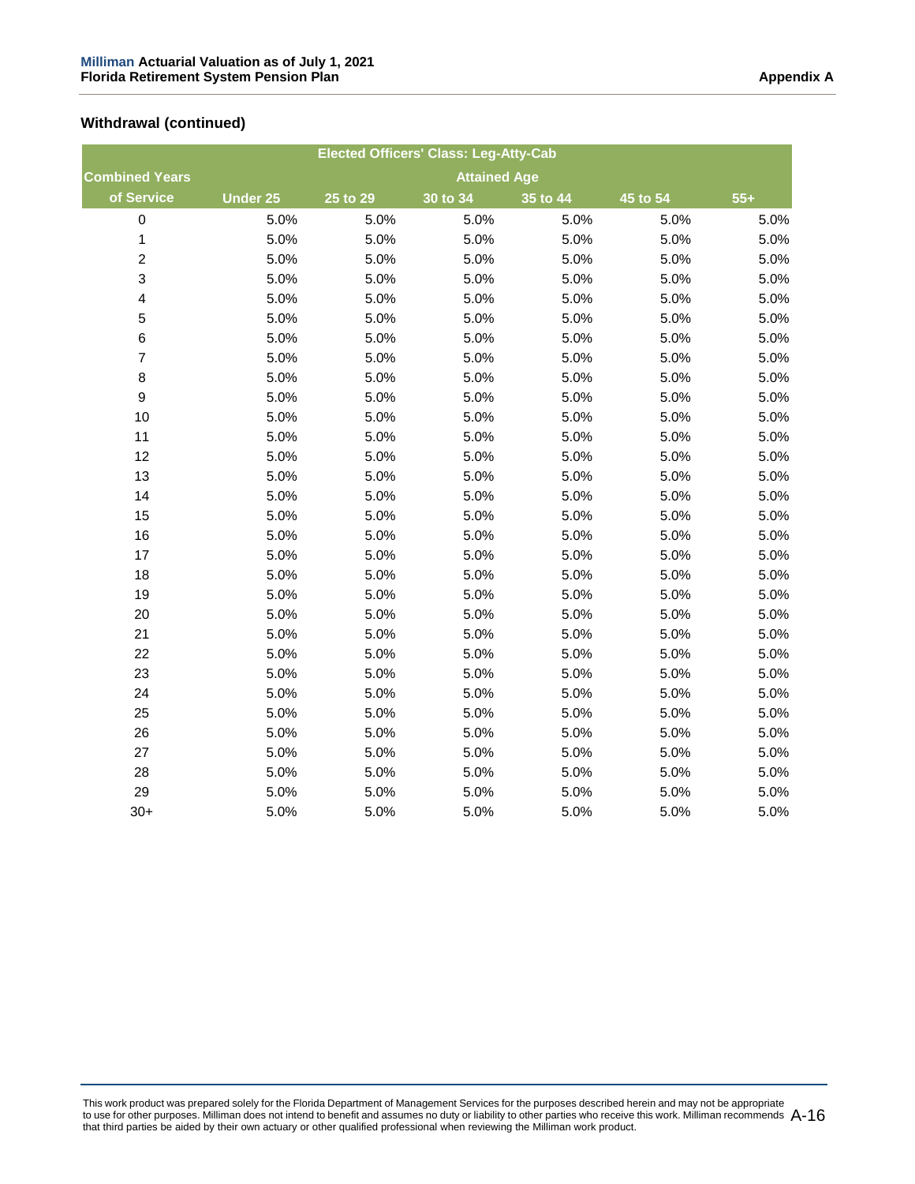## Withdrawal (continued)

| Elected Officers' Class: Leg-Atty-Cab | | | | | | |
|---|---|---|---|---|---|---|
| Combined Years of Service | Attained Age | | | | | |
| | Under 25 | 25 to 29 | 30 to 34 | 35 to 44 | 45 to 54 | 55+ |
| 0 | 5.0% | 5.0% | 5.0% | 5.0% | 5.0% | 5.0% |
| 1 | 5.0% | 5.0% | 5.0% | 5.0% | 5.0% | 5.0% |
| 2 | 5.0% | 5.0% | 5.0% | 5.0% | 5.0% | 5.0% |
| 3 | 5.0% | 5.0% | 5.0% | 5.0% | 5.0% | 5.0% |
| 4 | 5.0% | 5.0% | 5.0% | 5.0% | 5.0% | 5.0% |
| 5 | 5.0% | 5.0% | 5.0% | 5.0% | 5.0% | 5.0% |
| 6 | 5.0% | 5.0% | 5.0% | 5.0% | 5.0% | 5.0% |
| 7 | 5.0% | 5.0% | 5.0% | 5.0% | 5.0% | 5.0% |
| 8 | 5.0% | 5.0% | 5.0% | 5.0% | 5.0% | 5.0% |
| 9 | 5.0% | 5.0% | 5.0% | 5.0% | 5.0% | 5.0% |
| 10 | 5.0% | 5.0% | 5.0% | 5.0% | 5.0% | 5.0% |
| 11 | 5.0% | 5.0% | 5.0% | 5.0% | 5.0% | 5.0% |
| 12 | 5.0% | 5.0% | 5.0% | 5.0% | 5.0% | 5.0% |
| 13 | 5.0% | 5.0% | 5.0% | 5.0% | 5.0% | 5.0% |
| 14 | 5.0% | 5.0% | 5.0% | 5.0% | 5.0% | 5.0% |
| 15 | 5.0% | 5.0% | 5.0% | 5.0% | 5.0% | 5.0% |
| 16 | 5.0% | 5.0% | 5.0% | 5.0% | 5.0% | 5.0% |
| 17 | 5.0% | 5.0% | 5.0% | 5.0% | 5.0% | 5.0% |
| 18 | 5.0% | 5.0% | 5.0% | 5.0% | 5.0% | 5.0% |
| 19 | 5.0% | 5.0% | 5.0% | 5.0% | 5.0% | 5.0% |
| 20 | 5.0% | 5.0% | 5.0% | 5.0% | 5.0% | 5.0% |
| 21 | 5.0% | 5.0% | 5.0% | 5.0% | 5.0% | 5.0% |
| 22 | 5.0% | 5.0% | 5.0% | 5.0% | 5.0% | 5.0% |
| 23 | 5.0% | 5.0% | 5.0% | 5.0% | 5.0% | 5.0% |
| 24 | 5.0% | 5.0% | 5.0% | 5.0% | 5.0% | 5.0% |
| 25 | 5.0% | 5.0% | 5.0% | 5.0% | 5.0% | 5.0% |
| 26 | 5.0% | 5.0% | 5.0% | 5.0% | 5.0% | 5.0% |
| 27 | 5.0% | 5.0% | 5.0% | 5.0% | 5.0% | 5.0% |
| 28 | 5.0% | 5.0% | 5.0% | 5.0% | 5.0% | 5.0% |
| 29 | 5.0% | 5.0% | 5.0% | 5.0% | 5.0% | 5.0% |
| 30+ | 5.0% | 5.0% | 5.0% | 5.0% | 5.0% | 5.0% |

This work product was prepared solely for the Florida Department of Management Services for the purposes described herein and may not be appropriate to use for other purposes. Milliman does not intend to benefit and assumes no duty or liability to other parties who receive this work. Milliman recommends that third parties be aided by their own actuary or other qualified professional when reviewing the Milliman work product.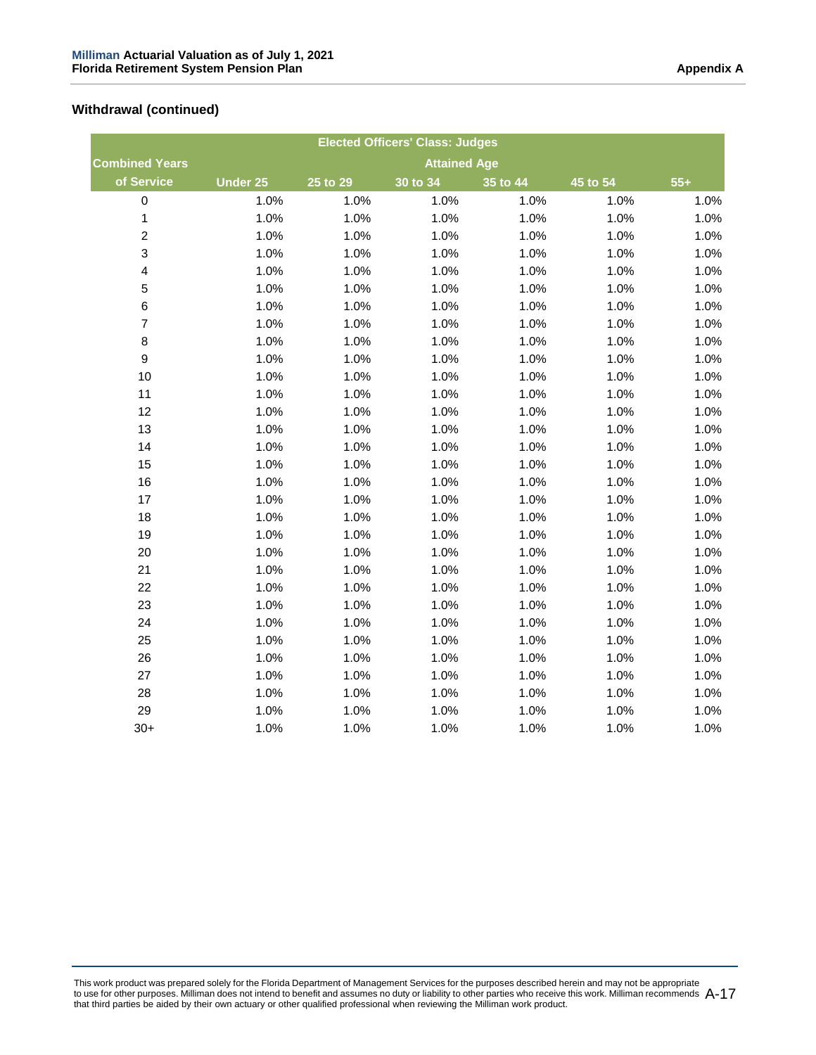## Withdrawal (continued)

| Elected Officers' Class: Judges | | | | | | |
|---|---|---|---|---|---|---|
| Combined Years | Attained Age | | | | | |
| of Service | Under 25 | 25 to 29 | 30 to 34 | 35 to 44 | 45 to 54 | 55+ |
| 0 | 1.0% | 1.0% | 1.0% | 1.0% | 1.0% | 1.0% |
| 1 | 1.0% | 1.0% | 1.0% | 1.0% | 1.0% | 1.0% |
| 2 | 1.0% | 1.0% | 1.0% | 1.0% | 1.0% | 1.0% |
| 3 | 1.0% | 1.0% | 1.0% | 1.0% | 1.0% | 1.0% |
| 4 | 1.0% | 1.0% | 1.0% | 1.0% | 1.0% | 1.0% |
| 5 | 1.0% | 1.0% | 1.0% | 1.0% | 1.0% | 1.0% |
| 6 | 1.0% | 1.0% | 1.0% | 1.0% | 1.0% | 1.0% |
| 7 | 1.0% | 1.0% | 1.0% | 1.0% | 1.0% | 1.0% |
| 8 | 1.0% | 1.0% | 1.0% | 1.0% | 1.0% | 1.0% |
| 9 | 1.0% | 1.0% | 1.0% | 1.0% | 1.0% | 1.0% |
| 10 | 1.0% | 1.0% | 1.0% | 1.0% | 1.0% | 1.0% |
| 11 | 1.0% | 1.0% | 1.0% | 1.0% | 1.0% | 1.0% |
| 12 | 1.0% | 1.0% | 1.0% | 1.0% | 1.0% | 1.0% |
| 13 | 1.0% | 1.0% | 1.0% | 1.0% | 1.0% | 1.0% |
| 14 | 1.0% | 1.0% | 1.0% | 1.0% | 1.0% | 1.0% |
| 15 | 1.0% | 1.0% | 1.0% | 1.0% | 1.0% | 1.0% |
| 16 | 1.0% | 1.0% | 1.0% | 1.0% | 1.0% | 1.0% |
| 17 | 1.0% | 1.0% | 1.0% | 1.0% | 1.0% | 1.0% |
| 18 | 1.0% | 1.0% | 1.0% | 1.0% | 1.0% | 1.0% |
| 19 | 1.0% | 1.0% | 1.0% | 1.0% | 1.0% | 1.0% |
| 20 | 1.0% | 1.0% | 1.0% | 1.0% | 1.0% | 1.0% |
| 21 | 1.0% | 1.0% | 1.0% | 1.0% | 1.0% | 1.0% |
| 22 | 1.0% | 1.0% | 1.0% | 1.0% | 1.0% | 1.0% |
| 23 | 1.0% | 1.0% | 1.0% | 1.0% | 1.0% | 1.0% |
| 24 | 1.0% | 1.0% | 1.0% | 1.0% | 1.0% | 1.0% |
| 25 | 1.0% | 1.0% | 1.0% | 1.0% | 1.0% | 1.0% |
| 26 | 1.0% | 1.0% | 1.0% | 1.0% | 1.0% | 1.0% |
| 27 | 1.0% | 1.0% | 1.0% | 1.0% | 1.0% | 1.0% |
| 28 | 1.0% | 1.0% | 1.0% | 1.0% | 1.0% | 1.0% |
| 29 | 1.0% | 1.0% | 1.0% | 1.0% | 1.0% | 1.0% |
| 30+ | 1.0% | 1.0% | 1.0% | 1.0% | 1.0% | 1.0% |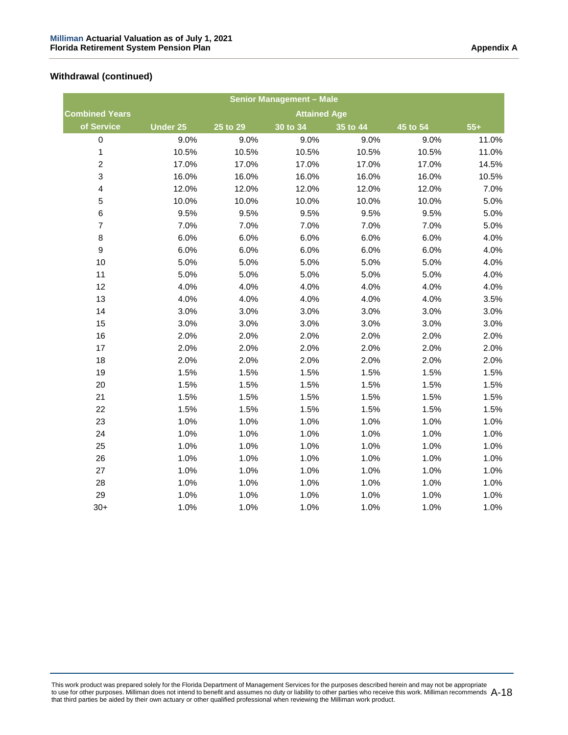## Withdrawal (continued)

| Senior Management – Male | | | | | | |
|---|---|---|---|---|---|---|
| Combined Years | Attained Age | | | | | |
| of Service | Under 25 | 25 to 29 | 30 to 34 | 35 to 44 | 45 to 54 | 55+ |
| 0 | 9.0% | 9.0% | 9.0% | 9.0% | 9.0% | 11.0% |
| 1 | 10.5% | 10.5% | 10.5% | 10.5% | 10.5% | 11.0% |
| 2 | 17.0% | 17.0% | 17.0% | 17.0% | 17.0% | 14.5% |
| 3 | 16.0% | 16.0% | 16.0% | 16.0% | 16.0% | 10.5% |
| 4 | 12.0% | 12.0% | 12.0% | 12.0% | 12.0% | 7.0% |
| 5 | 10.0% | 10.0% | 10.0% | 10.0% | 10.0% | 5.0% |
| 6 | 9.5% | 9.5% | 9.5% | 9.5% | 9.5% | 5.0% |
| 7 | 7.0% | 7.0% | 7.0% | 7.0% | 7.0% | 5.0% |
| 8 | 6.0% | 6.0% | 6.0% | 6.0% | 6.0% | 4.0% |
| 9 | 6.0% | 6.0% | 6.0% | 6.0% | 6.0% | 4.0% |
| 10 | 5.0% | 5.0% | 5.0% | 5.0% | 5.0% | 4.0% |
| 11 | 5.0% | 5.0% | 5.0% | 5.0% | 5.0% | 4.0% |
| 12 | 4.0% | 4.0% | 4.0% | 4.0% | 4.0% | 4.0% |
| 13 | 4.0% | 4.0% | 4.0% | 4.0% | 4.0% | 3.5% |
| 14 | 3.0% | 3.0% | 3.0% | 3.0% | 3.0% | 3.0% |
| 15 | 3.0% | 3.0% | 3.0% | 3.0% | 3.0% | 3.0% |
| 16 | 2.0% | 2.0% | 2.0% | 2.0% | 2.0% | 2.0% |
| 17 | 2.0% | 2.0% | 2.0% | 2.0% | 2.0% | 2.0% |
| 18 | 2.0% | 2.0% | 2.0% | 2.0% | 2.0% | 2.0% |
| 19 | 1.5% | 1.5% | 1.5% | 1.5% | 1.5% | 1.5% |
| 20 | 1.5% | 1.5% | 1.5% | 1.5% | 1.5% | 1.5% |
| 21 | 1.5% | 1.5% | 1.5% | 1.5% | 1.5% | 1.5% |
| 22 | 1.5% | 1.5% | 1.5% | 1.5% | 1.5% | 1.5% |
| 23 | 1.0% | 1.0% | 1.0% | 1.0% | 1.0% | 1.0% |
| 24 | 1.0% | 1.0% | 1.0% | 1.0% | 1.0% | 1.0% |
| 25 | 1.0% | 1.0% | 1.0% | 1.0% | 1.0% | 1.0% |
| 26 | 1.0% | 1.0% | 1.0% | 1.0% | 1.0% | 1.0% |
| 27 | 1.0% | 1.0% | 1.0% | 1.0% | 1.0% | 1.0% |
| 28 | 1.0% | 1.0% | 1.0% | 1.0% | 1.0% | 1.0% |
| 29 | 1.0% | 1.0% | 1.0% | 1.0% | 1.0% | 1.0% |
| 30+ | 1.0% | 1.0% | 1.0% | 1.0% | 1.0% | 1.0% |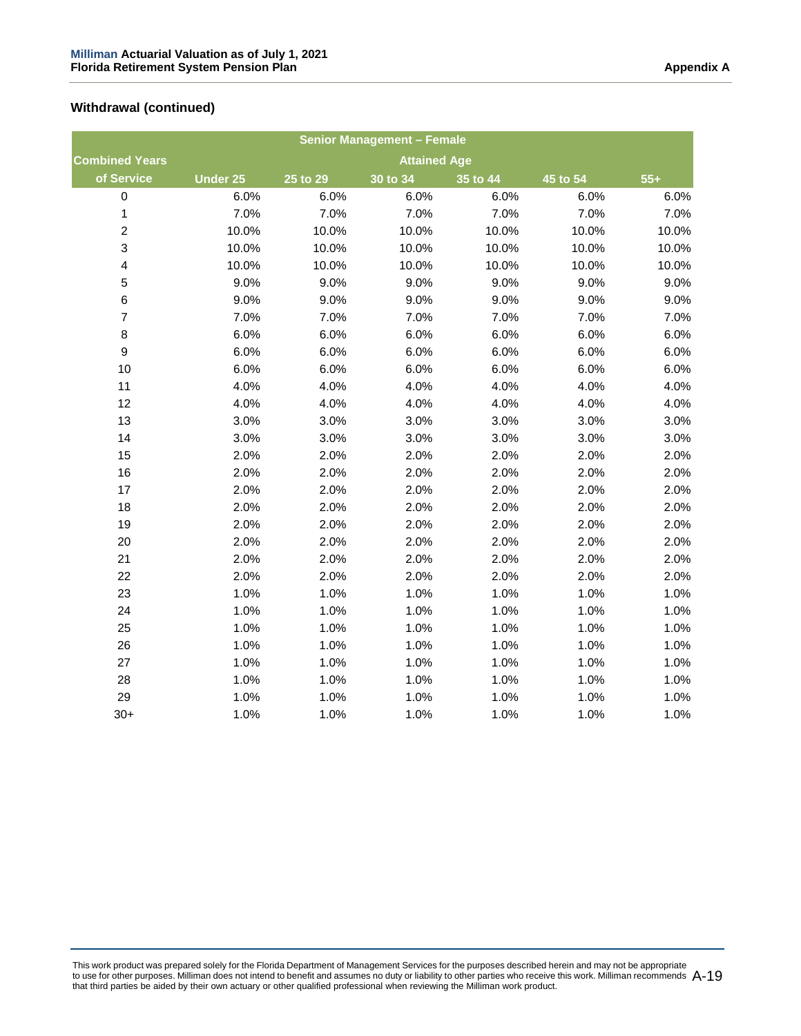### Withdrawal (continued)

| Senior Management – Female | | | | | | |
|---|---|---|---|---|---|---|
| Combined Years | Attained Age | | | | | |
| of Service | Under 25 | 25 to 29 | 30 to 34 | 35 to 44 | 45 to 54 | 55+ |
| 0 | 6.0% | 6.0% | 6.0% | 6.0% | 6.0% | 6.0% |
| 1 | 7.0% | 7.0% | 7.0% | 7.0% | 7.0% | 7.0% |
| 2 | 10.0% | 10.0% | 10.0% | 10.0% | 10.0% | 10.0% |
| 3 | 10.0% | 10.0% | 10.0% | 10.0% | 10.0% | 10.0% |
| 4 | 10.0% | 10.0% | 10.0% | 10.0% | 10.0% | 10.0% |
| 5 | 9.0% | 9.0% | 9.0% | 9.0% | 9.0% | 9.0% |
| 6 | 9.0% | 9.0% | 9.0% | 9.0% | 9.0% | 9.0% |
| 7 | 7.0% | 7.0% | 7.0% | 7.0% | 7.0% | 7.0% |
| 8 | 6.0% | 6.0% | 6.0% | 6.0% | 6.0% | 6.0% |
| 9 | 6.0% | 6.0% | 6.0% | 6.0% | 6.0% | 6.0% |
| 10 | 6.0% | 6.0% | 6.0% | 6.0% | 6.0% | 6.0% |
| 11 | 4.0% | 4.0% | 4.0% | 4.0% | 4.0% | 4.0% |
| 12 | 4.0% | 4.0% | 4.0% | 4.0% | 4.0% | 4.0% |
| 13 | 3.0% | 3.0% | 3.0% | 3.0% | 3.0% | 3.0% |
| 14 | 3.0% | 3.0% | 3.0% | 3.0% | 3.0% | 3.0% |
| 15 | 2.0% | 2.0% | 2.0% | 2.0% | 2.0% | 2.0% |
| 16 | 2.0% | 2.0% | 2.0% | 2.0% | 2.0% | 2.0% |
| 17 | 2.0% | 2.0% | 2.0% | 2.0% | 2.0% | 2.0% |
| 18 | 2.0% | 2.0% | 2.0% | 2.0% | 2.0% | 2.0% |
| 19 | 2.0% | 2.0% | 2.0% | 2.0% | 2.0% | 2.0% |
| 20 | 2.0% | 2.0% | 2.0% | 2.0% | 2.0% | 2.0% |
| 21 | 2.0% | 2.0% | 2.0% | 2.0% | 2.0% | 2.0% |
| 22 | 2.0% | 2.0% | 2.0% | 2.0% | 2.0% | 2.0% |
| 23 | 1.0% | 1.0% | 1.0% | 1.0% | 1.0% | 1.0% |
| 24 | 1.0% | 1.0% | 1.0% | 1.0% | 1.0% | 1.0% |
| 25 | 1.0% | 1.0% | 1.0% | 1.0% | 1.0% | 1.0% |
| 26 | 1.0% | 1.0% | 1.0% | 1.0% | 1.0% | 1.0% |
| 27 | 1.0% | 1.0% | 1.0% | 1.0% | 1.0% | 1.0% |
| 28 | 1.0% | 1.0% | 1.0% | 1.0% | 1.0% | 1.0% |
| 29 | 1.0% | 1.0% | 1.0% | 1.0% | 1.0% | 1.0% |
| 30+ | 1.0% | 1.0% | 1.0% | 1.0% | 1.0% | 1.0% |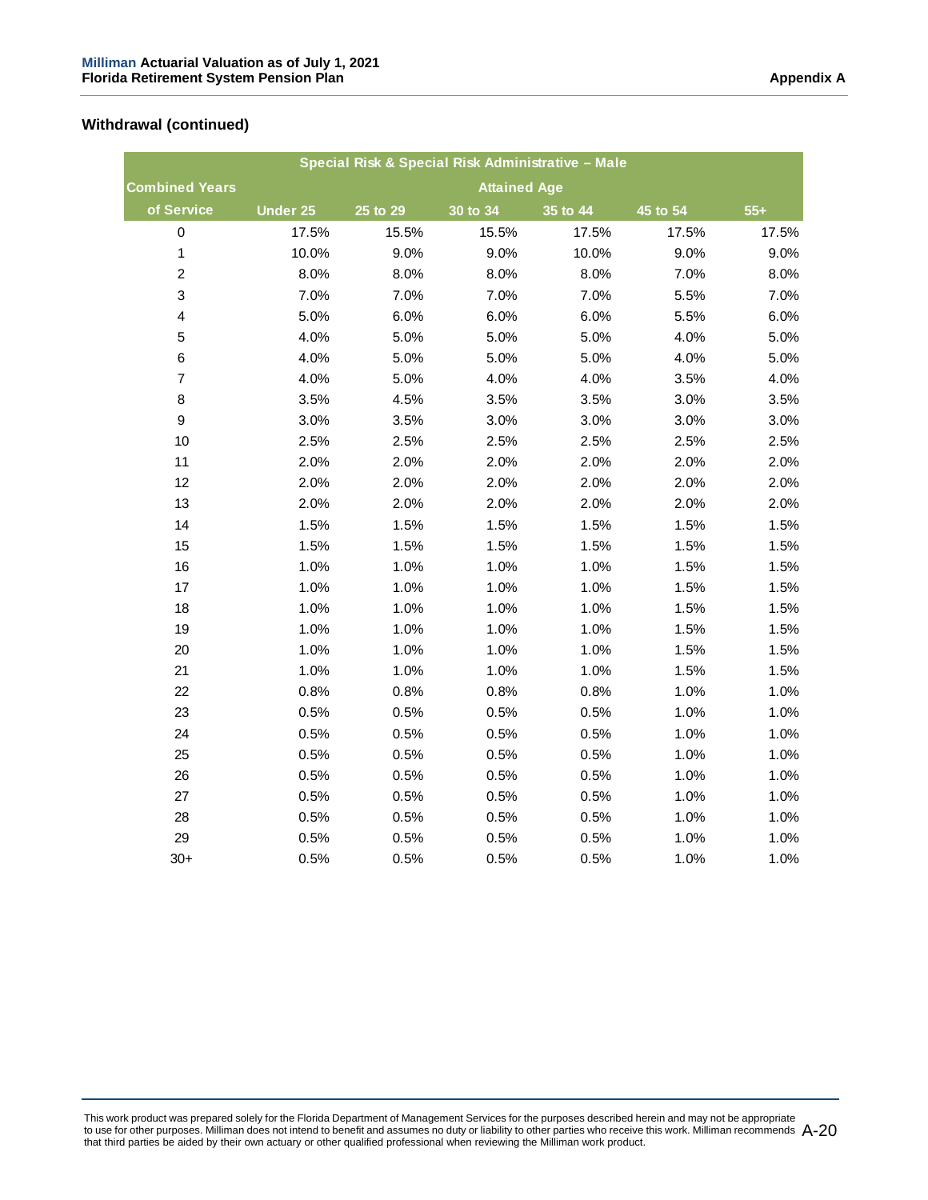### Withdrawal (continued)

| Special Risk & Special Risk Administrative – Male | | | | | | |
|---|---|---|---|---|---|---|
| Combined Years | Attained Age | | | | | |
| of Service | Under 25 | 25 to 29 | 30 to 34 | 35 to 44 | 45 to 54 | 55+ |
| 0 | 17.5% | 15.5% | 15.5% | 17.5% | 17.5% | 17.5% |
| 1 | 10.0% | 9.0% | 9.0% | 10.0% | 9.0% | 9.0% |
| 2 | 8.0% | 8.0% | 8.0% | 8.0% | 7.0% | 8.0% |
| 3 | 7.0% | 7.0% | 7.0% | 7.0% | 5.5% | 7.0% |
| 4 | 5.0% | 6.0% | 6.0% | 6.0% | 5.5% | 6.0% |
| 5 | 4.0% | 5.0% | 5.0% | 5.0% | 4.0% | 5.0% |
| 6 | 4.0% | 5.0% | 5.0% | 5.0% | 4.0% | 5.0% |
| 7 | 4.0% | 5.0% | 4.0% | 4.0% | 3.5% | 4.0% |
| 8 | 3.5% | 4.5% | 3.5% | 3.5% | 3.0% | 3.5% |
| 9 | 3.0% | 3.5% | 3.0% | 3.0% | 3.0% | 3.0% |
| 10 | 2.5% | 2.5% | 2.5% | 2.5% | 2.5% | 2.5% |
| 11 | 2.0% | 2.0% | 2.0% | 2.0% | 2.0% | 2.0% |
| 12 | 2.0% | 2.0% | 2.0% | 2.0% | 2.0% | 2.0% |
| 13 | 2.0% | 2.0% | 2.0% | 2.0% | 2.0% | 2.0% |
| 14 | 1.5% | 1.5% | 1.5% | 1.5% | 1.5% | 1.5% |
| 15 | 1.5% | 1.5% | 1.5% | 1.5% | 1.5% | 1.5% |
| 16 | 1.0% | 1.0% | 1.0% | 1.0% | 1.5% | 1.5% |
| 17 | 1.0% | 1.0% | 1.0% | 1.0% | 1.5% | 1.5% |
| 18 | 1.0% | 1.0% | 1.0% | 1.0% | 1.5% | 1.5% |
| 19 | 1.0% | 1.0% | 1.0% | 1.0% | 1.5% | 1.5% |
| 20 | 1.0% | 1.0% | 1.0% | 1.0% | 1.5% | 1.5% |
| 21 | 1.0% | 1.0% | 1.0% | 1.0% | 1.5% | 1.5% |
| 22 | 0.8% | 0.8% | 0.8% | 0.8% | 1.0% | 1.0% |
| 23 | 0.5% | 0.5% | 0.5% | 0.5% | 1.0% | 1.0% |
| 24 | 0.5% | 0.5% | 0.5% | 0.5% | 1.0% | 1.0% |
| 25 | 0.5% | 0.5% | 0.5% | 0.5% | 1.0% | 1.0% |
| 26 | 0.5% | 0.5% | 0.5% | 0.5% | 1.0% | 1.0% |
| 27 | 0.5% | 0.5% | 0.5% | 0.5% | 1.0% | 1.0% |
| 28 | 0.5% | 0.5% | 0.5% | 0.5% | 1.0% | 1.0% |
| 29 | 0.5% | 0.5% | 0.5% | 0.5% | 1.0% | 1.0% |
| 30+ | 0.5% | 0.5% | 0.5% | 0.5% | 1.0% | 1.0% |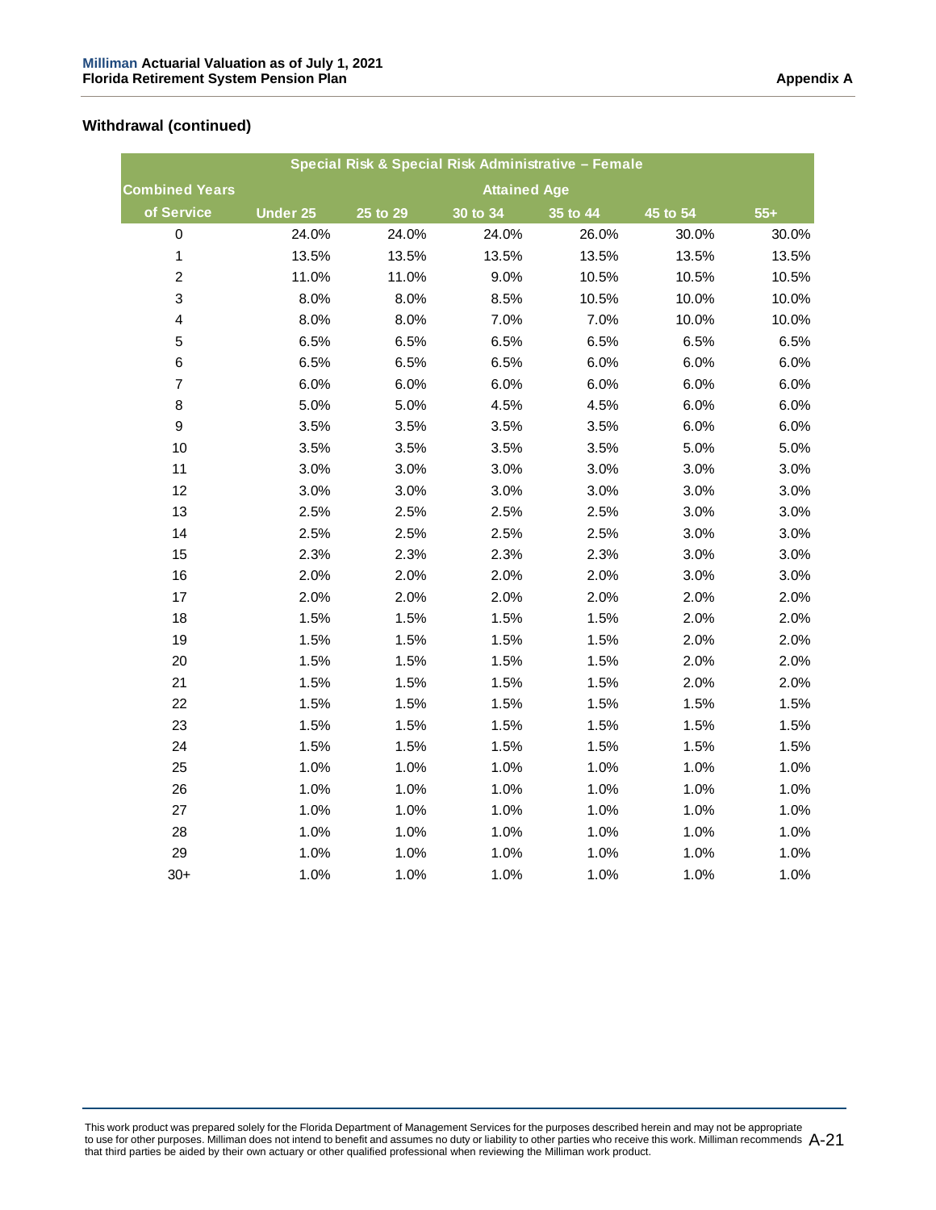**Withdrawal (continued)**

| Special Risk & Special Risk Administrative – Female | | | | | | |
|---|---|---|---|---|---|---|
| Combined Years | Attained Age | | | | | |
| of Service | Under 25 | 25 to 29 | 30 to 34 | 35 to 44 | 45 to 54 | 55+ |
| 0 | 24.0% | 24.0% | 24.0% | 26.0% | 30.0% | 30.0% |
| 1 | 13.5% | 13.5% | 13.5% | 13.5% | 13.5% | 13.5% |
| 2 | 11.0% | 11.0% | 9.0% | 10.5% | 10.5% | 10.5% |
| 3 | 8.0% | 8.0% | 8.5% | 10.5% | 10.0% | 10.0% |
| 4 | 8.0% | 8.0% | 7.0% | 7.0% | 10.0% | 10.0% |
| 5 | 6.5% | 6.5% | 6.5% | 6.5% | 6.5% | 6.5% |
| 6 | 6.5% | 6.5% | 6.5% | 6.0% | 6.0% | 6.0% |
| 7 | 6.0% | 6.0% | 6.0% | 6.0% | 6.0% | 6.0% |
| 8 | 5.0% | 5.0% | 4.5% | 4.5% | 6.0% | 6.0% |
| 9 | 3.5% | 3.5% | 3.5% | 3.5% | 6.0% | 6.0% |
| 10 | 3.5% | 3.5% | 3.5% | 3.5% | 5.0% | 5.0% |
| 11 | 3.0% | 3.0% | 3.0% | 3.0% | 3.0% | 3.0% |
| 12 | 3.0% | 3.0% | 3.0% | 3.0% | 3.0% | 3.0% |
| 13 | 2.5% | 2.5% | 2.5% | 2.5% | 3.0% | 3.0% |
| 14 | 2.5% | 2.5% | 2.5% | 2.5% | 3.0% | 3.0% |
| 15 | 2.3% | 2.3% | 2.3% | 2.3% | 3.0% | 3.0% |
| 16 | 2.0% | 2.0% | 2.0% | 2.0% | 3.0% | 3.0% |
| 17 | 2.0% | 2.0% | 2.0% | 2.0% | 2.0% | 2.0% |
| 18 | 1.5% | 1.5% | 1.5% | 1.5% | 2.0% | 2.0% |
| 19 | 1.5% | 1.5% | 1.5% | 1.5% | 2.0% | 2.0% |
| 20 | 1.5% | 1.5% | 1.5% | 1.5% | 2.0% | 2.0% |
| 21 | 1.5% | 1.5% | 1.5% | 1.5% | 2.0% | 2.0% |
| 22 | 1.5% | 1.5% | 1.5% | 1.5% | 1.5% | 1.5% |
| 23 | 1.5% | 1.5% | 1.5% | 1.5% | 1.5% | 1.5% |
| 24 | 1.5% | 1.5% | 1.5% | 1.5% | 1.5% | 1.5% |
| 25 | 1.0% | 1.0% | 1.0% | 1.0% | 1.0% | 1.0% |
| 26 | 1.0% | 1.0% | 1.0% | 1.0% | 1.0% | 1.0% |
| 27 | 1.0% | 1.0% | 1.0% | 1.0% | 1.0% | 1.0% |
| 28 | 1.0% | 1.0% | 1.0% | 1.0% | 1.0% | 1.0% |
| 29 | 1.0% | 1.0% | 1.0% | 1.0% | 1.0% | 1.0% |
| 30+ | 1.0% | 1.0% | 1.0% | 1.0% | 1.0% | 1.0% |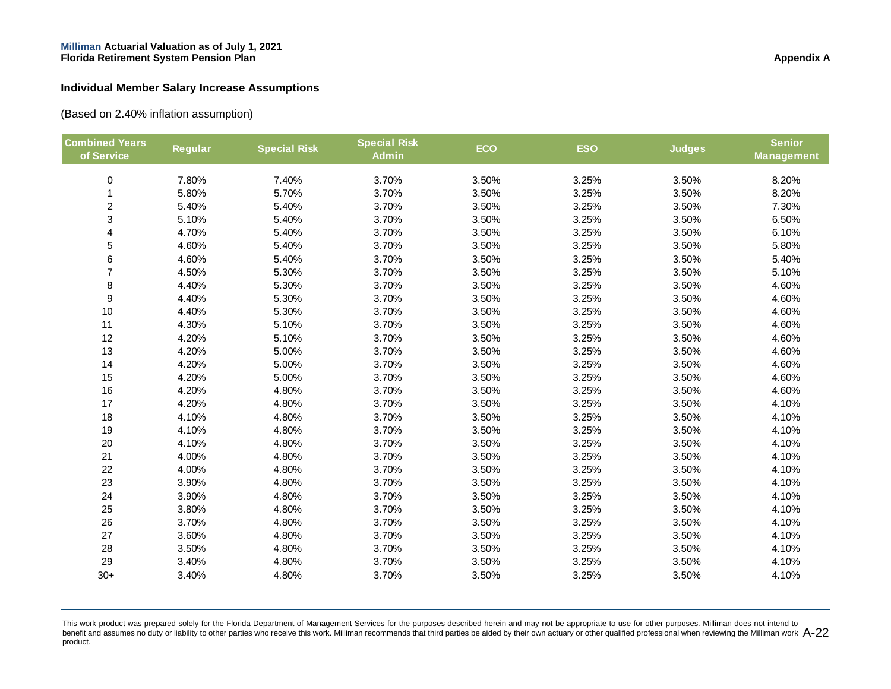### Individual Member Salary Increase Assumptions

(Based on 2.40% inflation assumption)

| Combined Years of Service | Regular | Special Risk | Special Risk Admin | ECO | ESO | Judges | Senior Management |
|---|---|---|---|---|---|---|---|
| 0 | 7.80% | 7.40% | 3.70% | 3.50% | 3.25% | 3.50% | 8.20% |
| 1 | 5.80% | 5.70% | 3.70% | 3.50% | 3.25% | 3.50% | 8.20% |
| 2 | 5.40% | 5.40% | 3.70% | 3.50% | 3.25% | 3.50% | 7.30% |
| 3 | 5.10% | 5.40% | 3.70% | 3.50% | 3.25% | 3.50% | 6.50% |
| 4 | 4.70% | 5.40% | 3.70% | 3.50% | 3.25% | 3.50% | 6.10% |
| 5 | 4.60% | 5.40% | 3.70% | 3.50% | 3.25% | 3.50% | 5.80% |
| 6 | 4.60% | 5.40% | 3.70% | 3.50% | 3.25% | 3.50% | 5.40% |
| 7 | 4.50% | 5.30% | 3.70% | 3.50% | 3.25% | 3.50% | 5.10% |
| 8 | 4.40% | 5.30% | 3.70% | 3.50% | 3.25% | 3.50% | 4.60% |
| 9 | 4.40% | 5.30% | 3.70% | 3.50% | 3.25% | 3.50% | 4.60% |
| 10 | 4.40% | 5.30% | 3.70% | 3.50% | 3.25% | 3.50% | 4.60% |
| 11 | 4.30% | 5.10% | 3.70% | 3.50% | 3.25% | 3.50% | 4.60% |
| 12 | 4.20% | 5.10% | 3.70% | 3.50% | 3.25% | 3.50% | 4.60% |
| 13 | 4.20% | 5.00% | 3.70% | 3.50% | 3.25% | 3.50% | 4.60% |
| 14 | 4.20% | 5.00% | 3.70% | 3.50% | 3.25% | 3.50% | 4.60% |
| 15 | 4.20% | 5.00% | 3.70% | 3.50% | 3.25% | 3.50% | 4.60% |
| 16 | 4.20% | 4.80% | 3.70% | 3.50% | 3.25% | 3.50% | 4.60% |
| 17 | 4.20% | 4.80% | 3.70% | 3.50% | 3.25% | 3.50% | 4.10% |
| 18 | 4.10% | 4.80% | 3.70% | 3.50% | 3.25% | 3.50% | 4.10% |
| 19 | 4.10% | 4.80% | 3.70% | 3.50% | 3.25% | 3.50% | 4.10% |
| 20 | 4.10% | 4.80% | 3.70% | 3.50% | 3.25% | 3.50% | 4.10% |
| 21 | 4.00% | 4.80% | 3.70% | 3.50% | 3.25% | 3.50% | 4.10% |
| 22 | 4.00% | 4.80% | 3.70% | 3.50% | 3.25% | 3.50% | 4.10% |
| 23 | 3.90% | 4.80% | 3.70% | 3.50% | 3.25% | 3.50% | 4.10% |
| 24 | 3.90% | 4.80% | 3.70% | 3.50% | 3.25% | 3.50% | 4.10% |
| 25 | 3.80% | 4.80% | 3.70% | 3.50% | 3.25% | 3.50% | 4.10% |
| 26 | 3.70% | 4.80% | 3.70% | 3.50% | 3.25% | 3.50% | 4.10% |
| 27 | 3.60% | 4.80% | 3.70% | 3.50% | 3.25% | 3.50% | 4.10% |
| 28 | 3.50% | 4.80% | 3.70% | 3.50% | 3.25% | 3.50% | 4.10% |
| 29 | 3.40% | 4.80% | 3.70% | 3.50% | 3.25% | 3.50% | 4.10% |
| 30+ | 3.40% | 4.80% | 3.70% | 3.50% | 3.25% | 3.50% | 4.10% |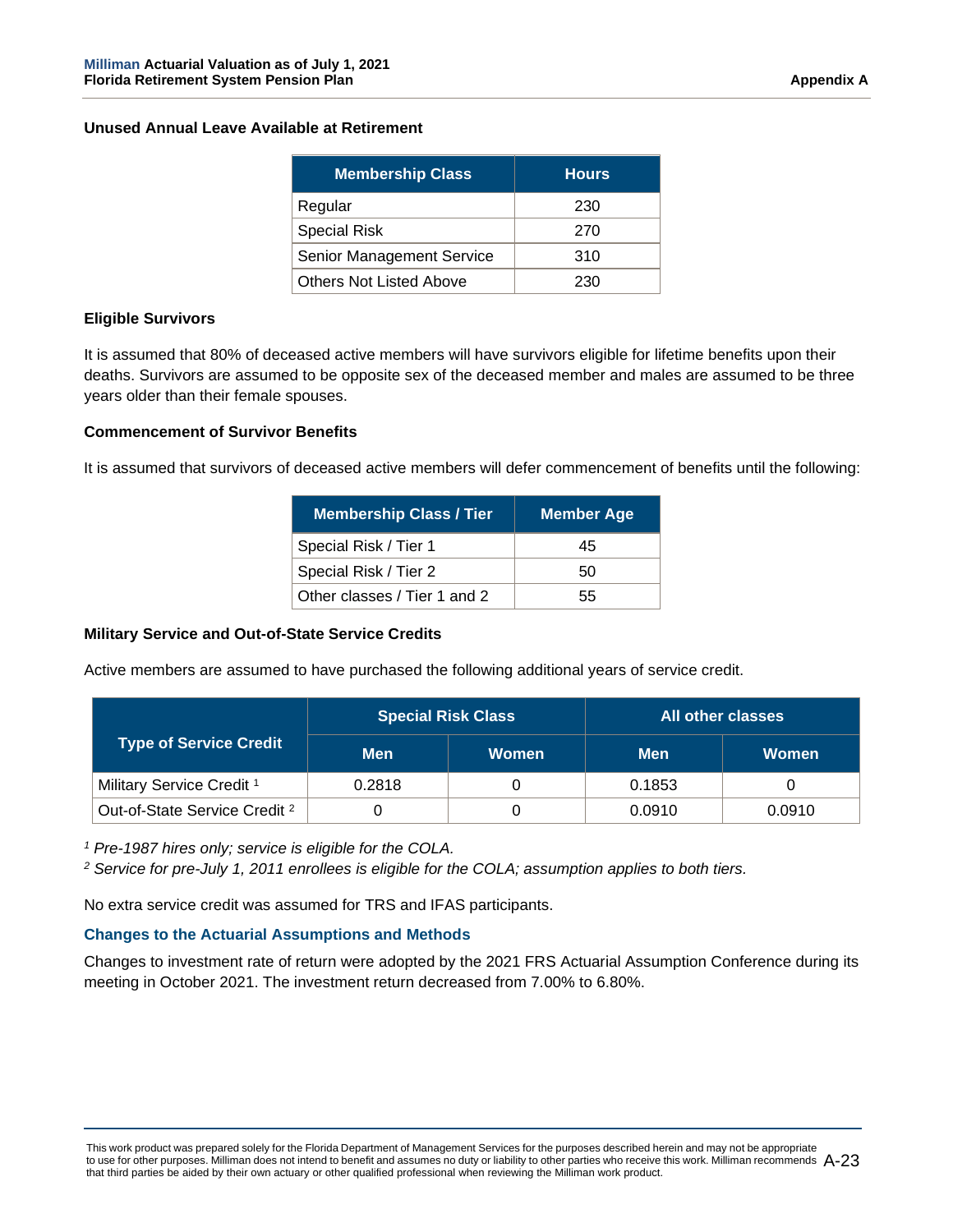### Unused Annual Leave Available at Retirement

| Membership Class | Hours |
|---|---|
| Regular | 230 |
| Special Risk | 270 |
| Senior Management Service | 310 |
| Others Not Listed Above | 230 |

### Eligible Survivors

It is assumed that 80% of deceased active members will have survivors eligible for lifetime benefits upon their deaths. Survivors are assumed to be opposite sex of the deceased member and males are assumed to be three years older than their female spouses.

### Commencement of Survivor Benefits

It is assumed that survivors of deceased active members will defer commencement of benefits until the following:

| Membership Class / Tier | Member Age |
|---|---|
| Special Risk / Tier 1 | 45 |
| Special Risk / Tier 2 | 50 |
| Other classes / Tier 1 and 2 | 55 |

### Military Service and Out-of-State Service Credits

Active members are assumed to have purchased the following additional years of service credit.

| Type of Service Credit | Special Risk Class | | All other classes | |
|---|---|---|---|---|
| | Men | Women | Men | Women |
| Military Service Credit [1] | 0.2818 | 0 | 0.1853 | 0 |
| Out-of-State Service Credit [2] | 0 | 0 | 0.0910 | 0.0910 |

[1] *Pre-1987 hires only; service is eligible for the COLA.*

[2] *Service for pre-July 1, 2011 enrollees is eligible for the COLA; assumption applies to both tiers.*

No extra service credit was assumed for TRS and IFAS participants.

### Changes to the Actuarial Assumptions and Methods

Changes to investment rate of return were adopted by the 2021 FRS Actuarial Assumption Conference during its meeting in October 2021. The investment return decreased from 7.00% to 6.80%.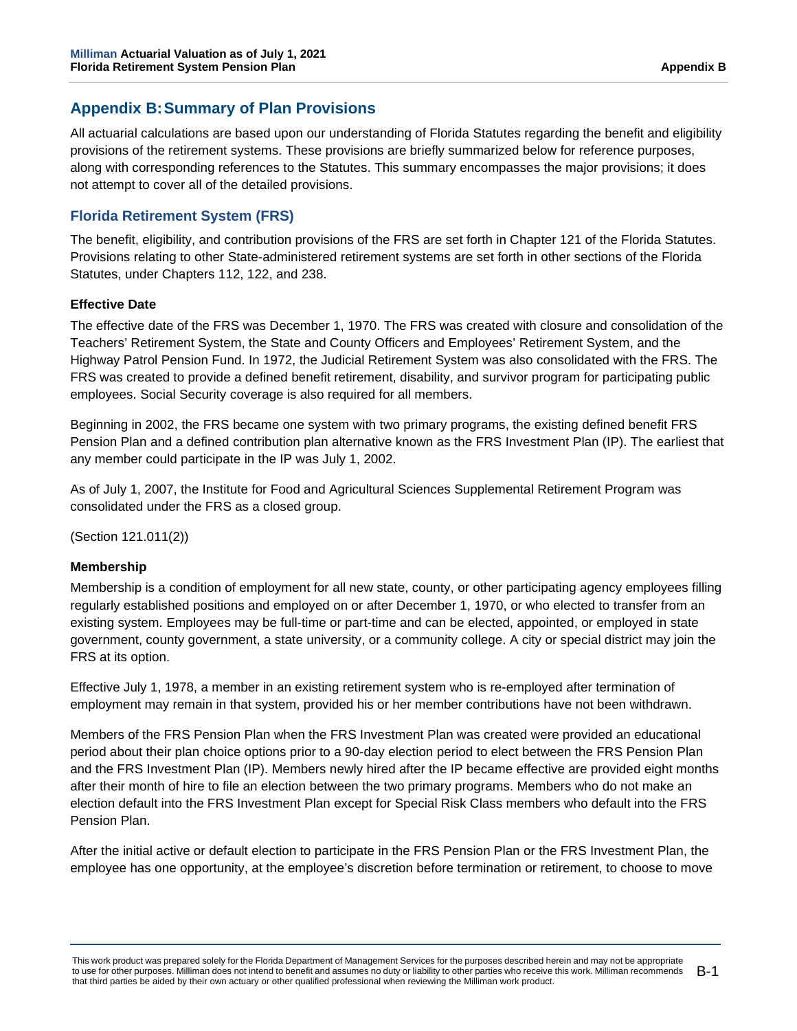## Appendix B: Summary of Plan Provisions

All actuarial calculations are based upon our understanding of Florida Statutes regarding the benefit and eligibility provisions of the retirement systems. These provisions are briefly summarized below for reference purposes, along with corresponding references to the Statutes. This summary encompasses the major provisions; it does not attempt to cover all of the detailed provisions.

### Florida Retirement System (FRS)

The benefit, eligibility, and contribution provisions of the FRS are set forth in Chapter 121 of the Florida Statutes. Provisions relating to other State-administered retirement systems are set forth in other sections of the Florida Statutes, under Chapters 112, 122, and 238.

#### Effective Date

The effective date of the FRS was December 1, 1970. The FRS was created with closure and consolidation of the Teachers' Retirement System, the State and County Officers and Employees' Retirement System, and the Highway Patrol Pension Fund. In 1972, the Judicial Retirement System was also consolidated with the FRS. The FRS was created to provide a defined benefit retirement, disability, and survivor program for participating public employees. Social Security coverage is also required for all members.

Beginning in 2002, the FRS became one system with two primary programs, the existing defined benefit FRS Pension Plan and a defined contribution plan alternative known as the FRS Investment Plan (IP). The earliest that any member could participate in the IP was July 1, 2002.

As of July 1, 2007, the Institute for Food and Agricultural Sciences Supplemental Retirement Program was consolidated under the FRS as a closed group.

(Section 121.011(2))

#### Membership

Membership is a condition of employment for all new state, county, or other participating agency employees filling regularly established positions and employed on or after December 1, 1970, or who elected to transfer from an existing system. Employees may be full-time or part-time and can be elected, appointed, or employed in state government, county government, a state university, or a community college. A city or special district may join the FRS at its option.

Effective July 1, 1978, a member in an existing retirement system who is re-employed after termination of employment may remain in that system, provided his or her member contributions have not been withdrawn.

Members of the FRS Pension Plan when the FRS Investment Plan was created were provided an educational period about their plan choice options prior to a 90-day election period to elect between the FRS Pension Plan and the FRS Investment Plan (IP). Members newly hired after the IP became effective are provided eight months after their month of hire to file an election between the two primary programs. Members who do not make an election default into the FRS Investment Plan except for Special Risk Class members who default into the FRS Pension Plan.

After the initial active or default election to participate in the FRS Pension Plan or the FRS Investment Plan, the employee has one opportunity, at the employee's discretion before termination or retirement, to choose to move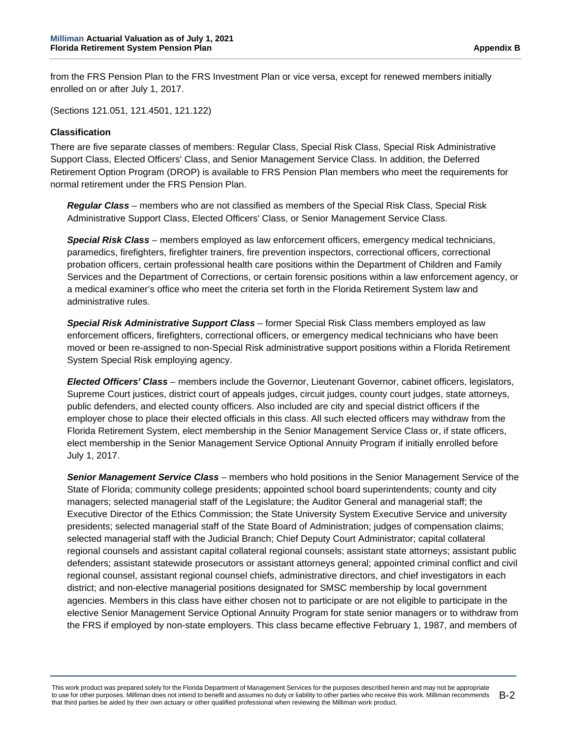from the FRS Pension Plan to the FRS Investment Plan or vice versa, except for renewed members initially enrolled on or after July 1, 2017.

(Sections 121.051, 121.4501, 121.122)

**Classification**

There are five separate classes of members: Regular Class, Special Risk Class, Special Risk Administrative Support Class, Elected Officers' Class, and Senior Management Service Class. In addition, the Deferred Retirement Option Program (DROP) is available to FRS Pension Plan members who meet the requirements for normal retirement under the FRS Pension Plan.

***Regular Class*** – members who are not classified as members of the Special Risk Class, Special Risk Administrative Support Class, Elected Officers' Class, or Senior Management Service Class.

***Special Risk Class*** – members employed as law enforcement officers, emergency medical technicians, paramedics, firefighters, firefighter trainers, fire prevention inspectors, correctional officers, correctional probation officers, certain professional health care positions within the Department of Children and Family Services and the Department of Corrections, or certain forensic positions within a law enforcement agency, or a medical examiner's office who meet the criteria set forth in the Florida Retirement System law and administrative rules.

***Special Risk Administrative Support Class*** – former Special Risk Class members employed as law enforcement officers, firefighters, correctional officers, or emergency medical technicians who have been moved or been re-assigned to non-Special Risk administrative support positions within a Florida Retirement System Special Risk employing agency.

***Elected Officers' Class*** – members include the Governor, Lieutenant Governor, cabinet officers, legislators, Supreme Court justices, district court of appeals judges, circuit judges, county court judges, state attorneys, public defenders, and elected county officers. Also included are city and special district officers if the employer chose to place their elected officials in this class. All such elected officers may withdraw from the Florida Retirement System, elect membership in the Senior Management Service Class or, if state officers, elect membership in the Senior Management Service Optional Annuity Program if initially enrolled before July 1, 2017.

***Senior Management Service Class*** – members who hold positions in the Senior Management Service of the State of Florida; community college presidents; appointed school board superintendents; county and city managers; selected managerial staff of the Legislature; the Auditor General and managerial staff; the Executive Director of the Ethics Commission; the State University System Executive Service and university presidents; selected managerial staff of the State Board of Administration; judges of compensation claims; selected managerial staff with the Judicial Branch; Chief Deputy Court Administrator; capital collateral regional counsels and assistant capital collateral regional counsels; assistant state attorneys; assistant public defenders; assistant statewide prosecutors or assistant attorneys general; appointed criminal conflict and civil regional counsel, assistant regional counsel chiefs, administrative directors, and chief investigators in each district; and non-elective managerial positions designated for SMSC membership by local government agencies. Members in this class have either chosen not to participate or are not eligible to participate in the elective Senior Management Service Optional Annuity Program for state senior managers or to withdraw from the FRS if employed by non-state employers. This class became effective February 1, 1987, and members of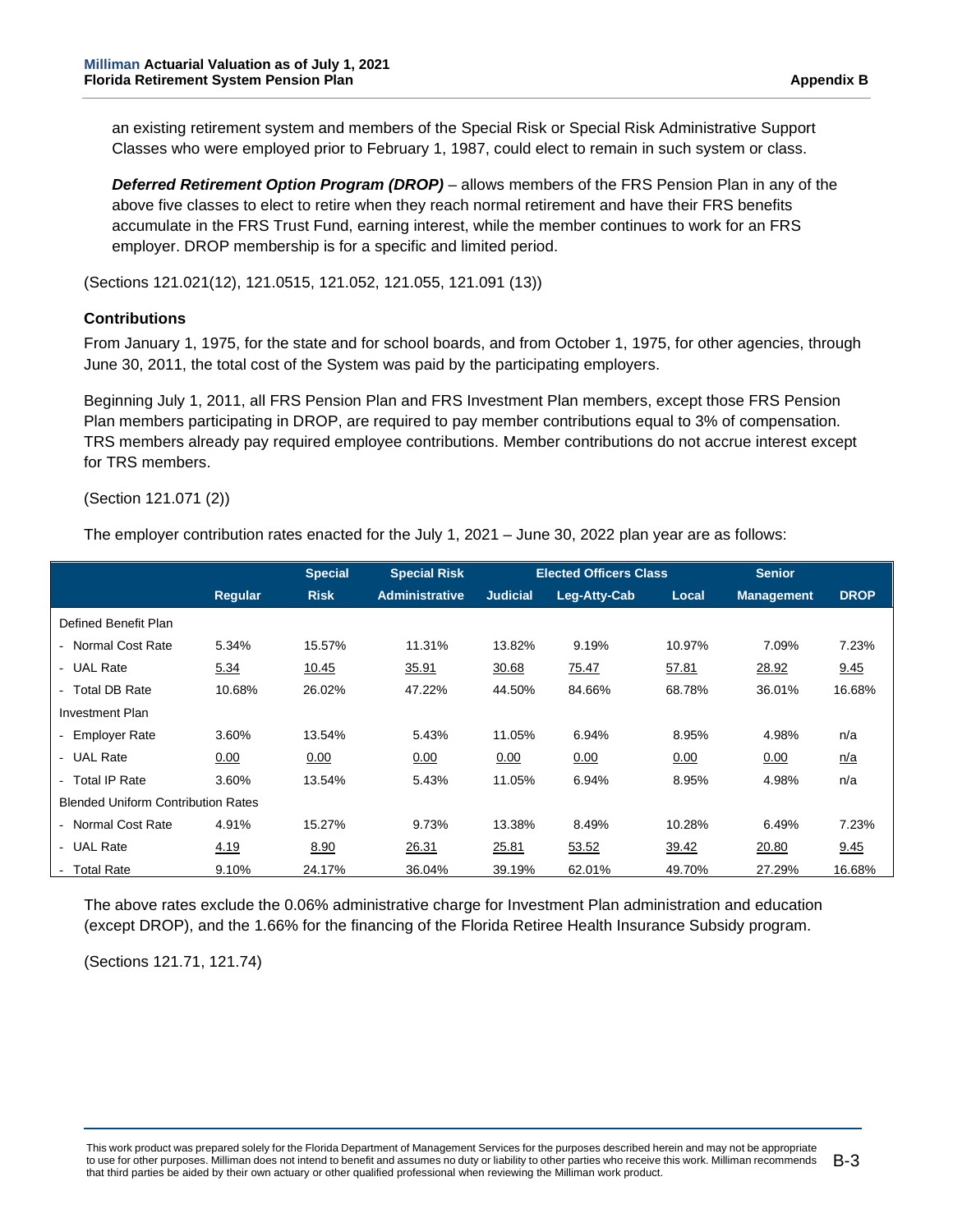an existing retirement system and members of the Special Risk or Special Risk Administrative Support Classes who were employed prior to February 1, 1987, could elect to remain in such system or class.

***Deferred Retirement Option Program (DROP)*** – allows members of the FRS Pension Plan in any of the above five classes to elect to retire when they reach normal retirement and have their FRS benefits accumulate in the FRS Trust Fund, earning interest, while the member continues to work for an FRS employer. DROP membership is for a specific and limited period.

(Sections 121.021(12), 121.0515, 121.052, 121.055, 121.091 (13))

### Contributions

From January 1, 1975, for the state and for school boards, and from October 1, 1975, for other agencies, through June 30, 2011, the total cost of the System was paid by the participating employers.

Beginning July 1, 2011, all FRS Pension Plan and FRS Investment Plan members, except those FRS Pension Plan members participating in DROP, are required to pay member contributions equal to 3% of compensation. TRS members already pay required employee contributions. Member contributions do not accrue interest except for TRS members.

(Section 121.071 (2))

The employer contribution rates enacted for the July 1, 2021 – June 30, 2022 plan year are as follows:

| | | Special | Special Risk | Elected Officers Class | | | Senior | |
|---|---|---|---|---|---|---|---|---|
| | Regular | Risk | Administrative | Judicial | Leg-Atty-Cab | Local | Management | DROP |
| Defined Benefit Plan | | | | | | | | |
| - Normal Cost Rate | 5.34% | 15.57% | 11.31% | 13.82% | 9.19% | 10.97% | 7.09% | 7.23% |
| - UAL Rate | 5.34 | 10.45 | 35.91 | 30.68 | 75.47 | 57.81 | 28.92 | 9.45 |
| - Total DB Rate | 10.68% | 26.02% | 47.22% | 44.50% | 84.66% | 68.78% | 36.01% | 16.68% |
| Investment Plan | | | | | | | | |
| - Employer Rate | 3.60% | 13.54% | 5.43% | 11.05% | 6.94% | 8.95% | 4.98% | n/a |
| - UAL Rate | 0.00 | 0.00 | 0.00 | 0.00 | 0.00 | 0.00 | 0.00 | n/a |
| - Total IP Rate | 3.60% | 13.54% | 5.43% | 11.05% | 6.94% | 8.95% | 4.98% | n/a |
| Blended Uniform Contribution Rates | | | | | | | | |
| - Normal Cost Rate | 4.91% | 15.27% | 9.73% | 13.38% | 8.49% | 10.28% | 6.49% | 7.23% |
| - UAL Rate | 4.19 | 8.90 | 26.31 | 25.81 | 53.52 | 39.42 | 20.80 | 9.45 |
| - Total Rate | 9.10% | 24.17% | 36.04% | 39.19% | 62.01% | 49.70% | 27.29% | 16.68% |

The above rates exclude the 0.06% administrative charge for Investment Plan administration and education (except DROP), and the 1.66% for the financing of the Florida Retiree Health Insurance Subsidy program.

(Sections 121.71, 121.74)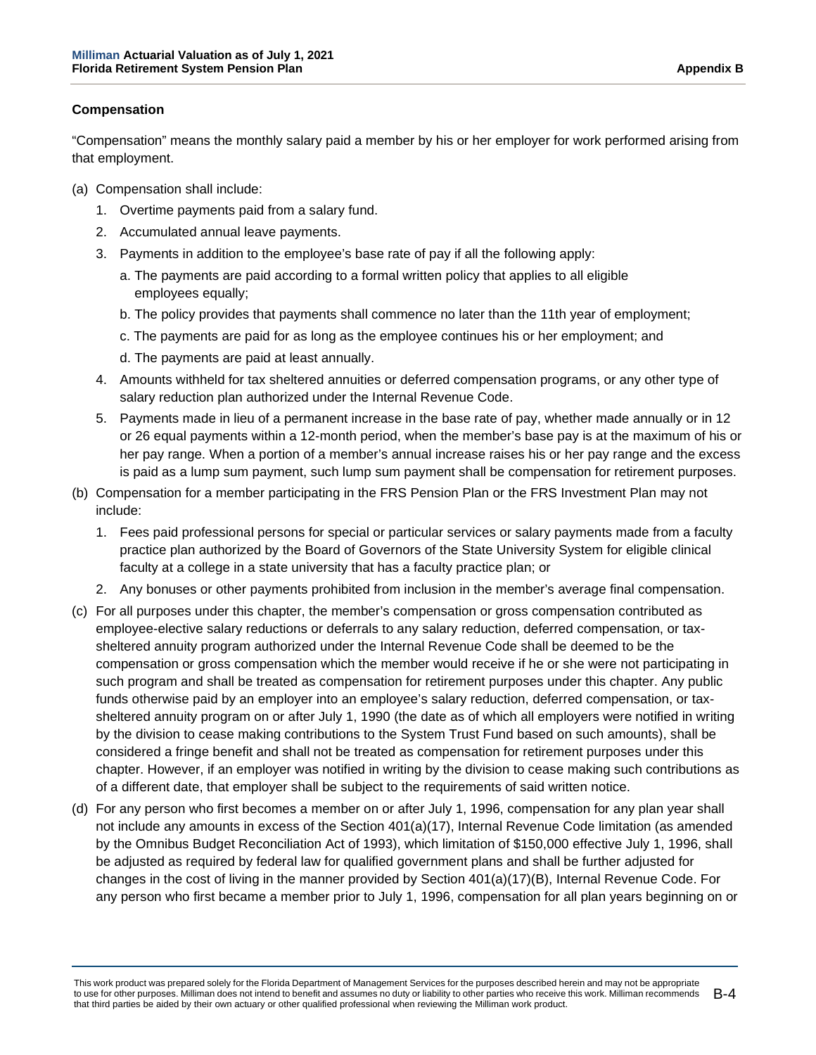### Compensation

"Compensation" means the monthly salary paid a member by his or her employer for work performed arising from that employment.

(a) Compensation shall include:

1. Overtime payments paid from a salary fund.
2. Accumulated annual leave payments.
3. Payments in addition to the employee's base rate of pay if all the following apply:
   a. The payments are paid according to a formal written policy that applies to all eligible employees equally;
   b. The policy provides that payments shall commence no later than the 11th year of employment;
   c. The payments are paid for as long as the employee continues his or her employment; and
   d. The payments are paid at least annually.
4. Amounts withheld for tax sheltered annuities or deferred compensation programs, or any other type of salary reduction plan authorized under the Internal Revenue Code.
5. Payments made in lieu of a permanent increase in the base rate of pay, whether made annually or in 12 or 26 equal payments within a 12-month period, when the member's base pay is at the maximum of his or her pay range. When a portion of a member's annual increase raises his or her pay range and the excess is paid as a lump sum payment, such lump sum payment shall be compensation for retirement purposes.

(b) Compensation for a member participating in the FRS Pension Plan or the FRS Investment Plan may not include:

1. Fees paid professional persons for special or particular services or salary payments made from a faculty practice plan authorized by the Board of Governors of the State University System for eligible clinical faculty at a college in a state university that has a faculty practice plan; or
2. Any bonuses or other payments prohibited from inclusion in the member's average final compensation.

(c) For all purposes under this chapter, the member's compensation or gross compensation contributed as employee-elective salary reductions or deferrals to any salary reduction, deferred compensation, or tax-sheltered annuity program authorized under the Internal Revenue Code shall be deemed to be the compensation or gross compensation which the member would receive if he or she were not participating in such program and shall be treated as compensation for retirement purposes under this chapter. Any public funds otherwise paid by an employer into an employee's salary reduction, deferred compensation, or tax-sheltered annuity program on or after July 1, 1990 (the date as of which all employers were notified in writing by the division to cease making contributions to the System Trust Fund based on such amounts), shall be considered a fringe benefit and shall not be treated as compensation for retirement purposes under this chapter. However, if an employer was notified in writing by the division to cease making such contributions as of a different date, that employer shall be subject to the requirements of said written notice.

(d) For any person who first becomes a member on or after July 1, 1996, compensation for any plan year shall not include any amounts in excess of the Section 401(a)(17), Internal Revenue Code limitation (as amended by the Omnibus Budget Reconciliation Act of 1993), which limitation of $150,000 effective July 1, 1996, shall be adjusted as required by federal law for qualified government plans and shall be further adjusted for changes in the cost of living in the manner provided by Section 401(a)(17)(B), Internal Revenue Code. For any person who first became a member prior to July 1, 1996, compensation for all plan years beginning on or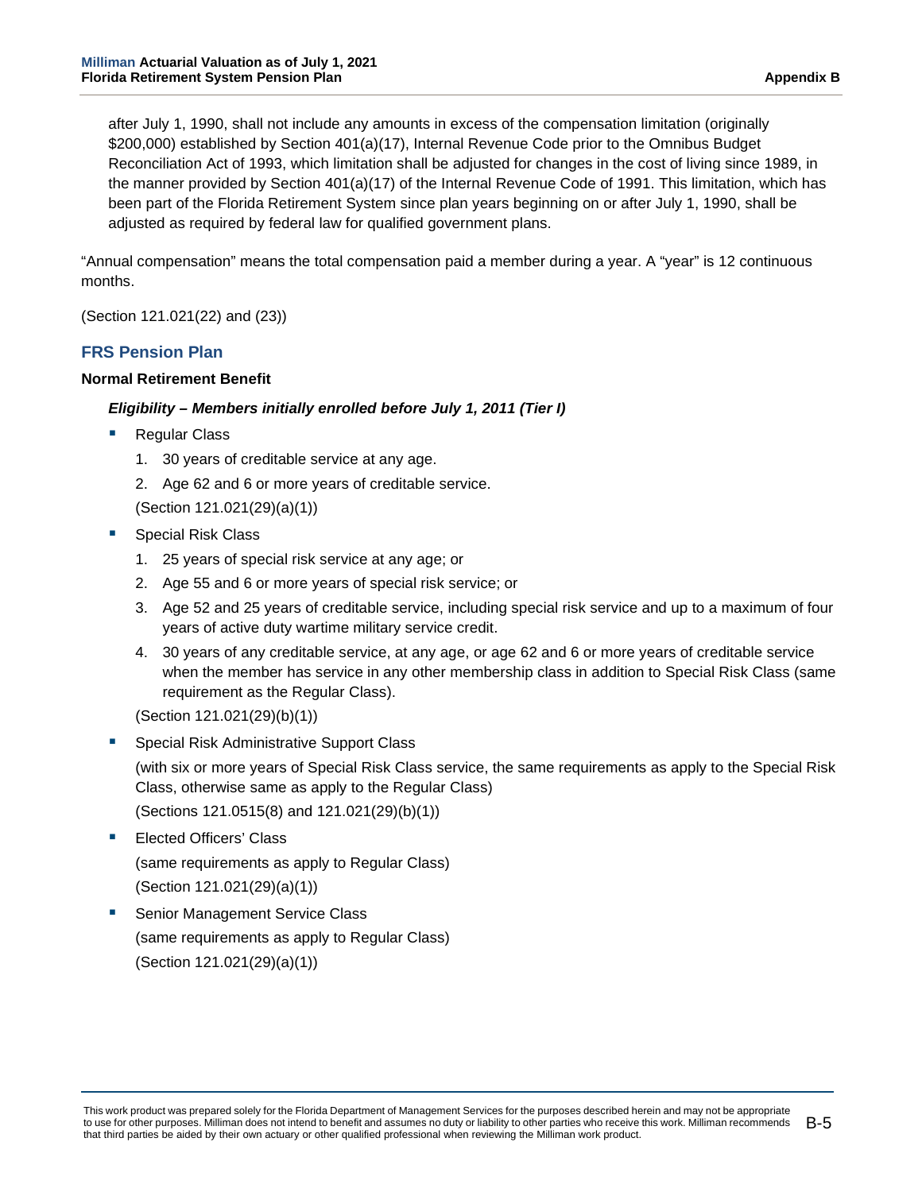after July 1, 1990, shall not include any amounts in excess of the compensation limitation (originally $200,000) established by Section 401(a)(17), Internal Revenue Code prior to the Omnibus Budget Reconciliation Act of 1993, which limitation shall be adjusted for changes in the cost of living since 1989, in the manner provided by Section 401(a)(17) of the Internal Revenue Code of 1991. This limitation, which has been part of the Florida Retirement System since plan years beginning on or after July 1, 1990, shall be adjusted as required by federal law for qualified government plans.

"Annual compensation" means the total compensation paid a member during a year. A "year" is 12 continuous months.

(Section 121.021(22) and (23))

## FRS Pension Plan

### Normal Retirement Benefit

***Eligibility – Members initially enrolled before July 1, 2011 (Tier I)***

- Regular Class
  1. 30 years of creditable service at any age.
  2. Age 62 and 6 or more years of creditable service.

  (Section 121.021(29)(a)(1))

- Special Risk Class
  1. 25 years of special risk service at any age; or
  2. Age 55 and 6 or more years of special risk service; or
  3. Age 52 and 25 years of creditable service, including special risk service and up to a maximum of four years of active duty wartime military service credit.
  4. 30 years of any creditable service, at any age, or age 62 and 6 or more years of creditable service when the member has service in any other membership class in addition to Special Risk Class (same requirement as the Regular Class).

  (Section 121.021(29)(b)(1))

- Special Risk Administrative Support Class

  (with six or more years of Special Risk Class service, the same requirements as apply to the Special Risk Class, otherwise same as apply to the Regular Class)

  (Sections 121.0515(8) and 121.021(29)(b)(1))

- Elected Officers' Class

  (same requirements as apply to Regular Class)

  (Section 121.021(29)(a)(1))

- Senior Management Service Class

  (same requirements as apply to Regular Class)

  (Section 121.021(29)(a)(1))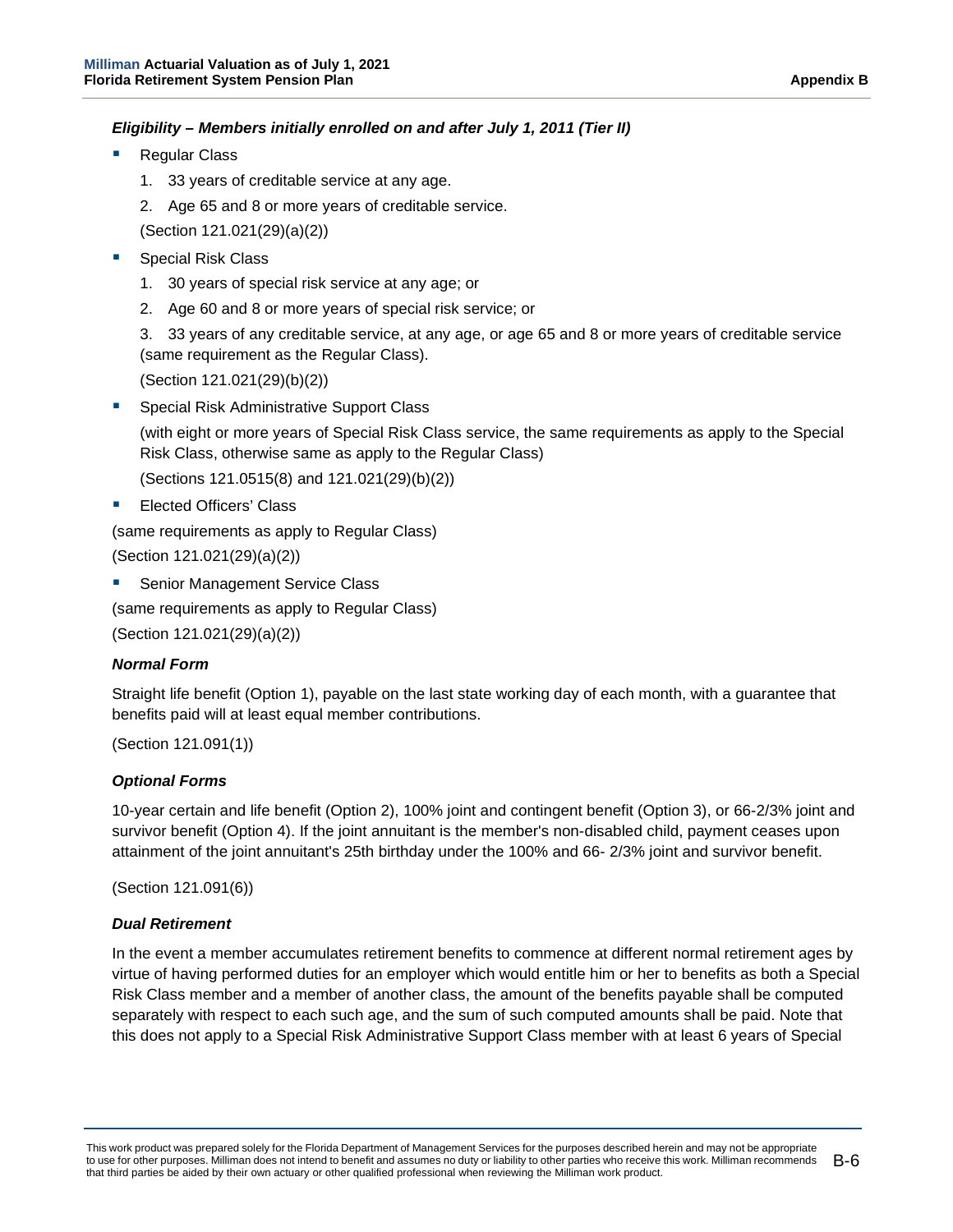***Eligibility – Members initially enrolled on and after July 1, 2011 (Tier II)***

- Regular Class
  1. 33 years of creditable service at any age.
  2. Age 65 and 8 or more years of creditable service.

  (Section 121.021(29)(a)(2))

- Special Risk Class
  1. 30 years of special risk service at any age; or
  2. Age 60 and 8 or more years of special risk service; or
  3. 33 years of any creditable service, at any age, or age 65 and 8 or more years of creditable service (same requirement as the Regular Class).

  (Section 121.021(29)(b)(2))

- Special Risk Administrative Support Class

  (with eight or more years of Special Risk Class service, the same requirements as apply to the Special Risk Class, otherwise same as apply to the Regular Class)

  (Sections 121.0515(8) and 121.021(29)(b)(2))

- Elected Officers' Class

(same requirements as apply to Regular Class)

(Section 121.021(29)(a)(2))

- Senior Management Service Class

(same requirements as apply to Regular Class)

(Section 121.021(29)(a)(2))

***Normal Form***

Straight life benefit (Option 1), payable on the last state working day of each month, with a guarantee that benefits paid will at least equal member contributions.

(Section 121.091(1))

***Optional Forms***

10-year certain and life benefit (Option 2), 100% joint and contingent benefit (Option 3), or 66-2/3% joint and survivor benefit (Option 4). If the joint annuitant is the member's non-disabled child, payment ceases upon attainment of the joint annuitant's 25th birthday under the 100% and 66- 2/3% joint and survivor benefit.

(Section 121.091(6))

***Dual Retirement***

In the event a member accumulates retirement benefits to commence at different normal retirement ages by virtue of having performed duties for an employer which would entitle him or her to benefits as both a Special Risk Class member and a member of another class, the amount of the benefits payable shall be computed separately with respect to each such age, and the sum of such computed amounts shall be paid. Note that this does not apply to a Special Risk Administrative Support Class member with at least 6 years of Special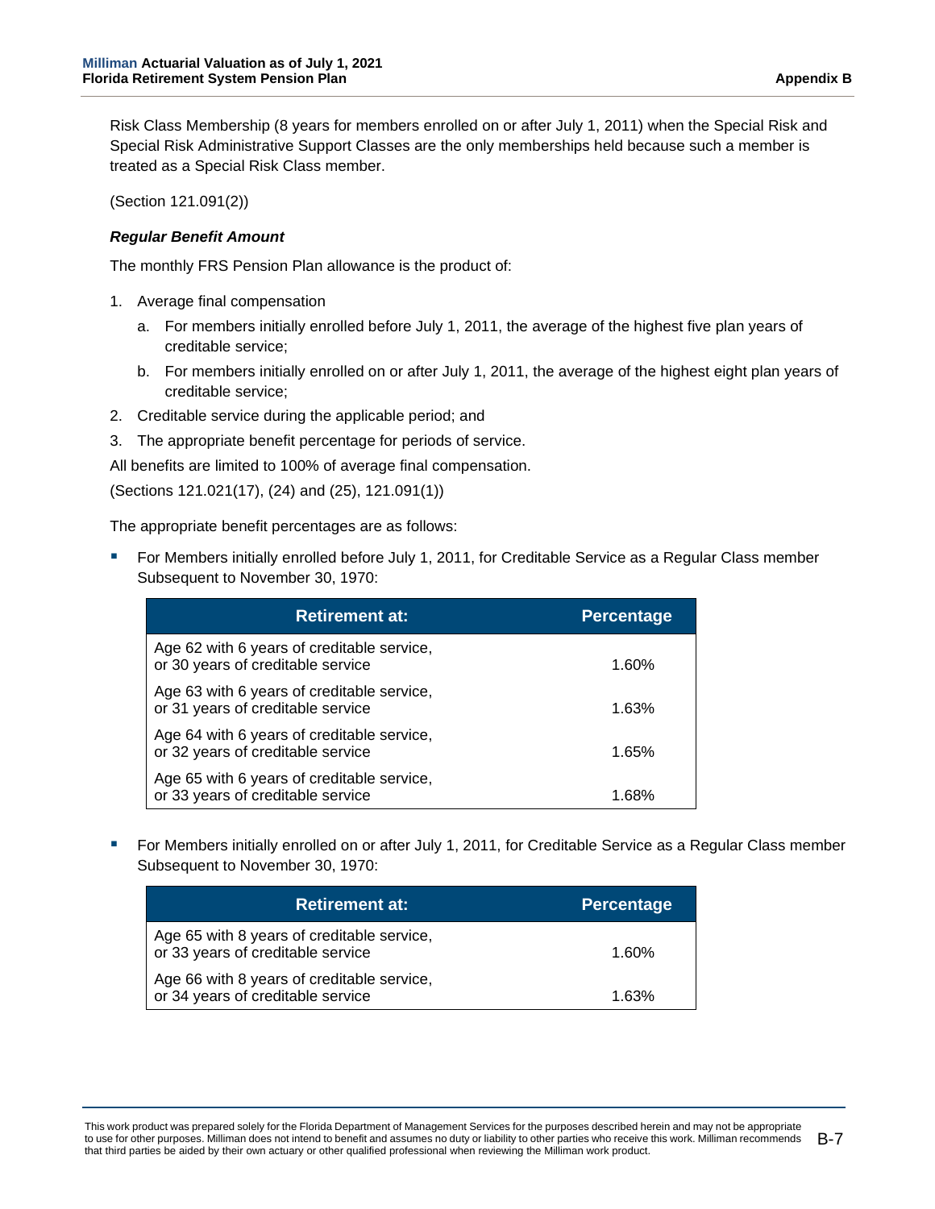Risk Class Membership (8 years for members enrolled on or after July 1, 2011) when the Special Risk and Special Risk Administrative Support Classes are the only memberships held because such a member is treated as a Special Risk Class member.

(Section 121.091(2))

***Regular Benefit Amount***

The monthly FRS Pension Plan allowance is the product of:

1. Average final compensation
   a. For members initially enrolled before July 1, 2011, the average of the highest five plan years of creditable service;
   b. For members initially enrolled on or after July 1, 2011, the average of the highest eight plan years of creditable service;
2. Creditable service during the applicable period; and
3. The appropriate benefit percentage for periods of service.

All benefits are limited to 100% of average final compensation.

(Sections 121.021(17), (24) and (25), 121.091(1))

The appropriate benefit percentages are as follows:

- For Members initially enrolled before July 1, 2011, for Creditable Service as a Regular Class member Subsequent to November 30, 1970:

| Retirement at: | Percentage |
|---|---|
| Age 62 with 6 years of creditable service, or 30 years of creditable service | 1.60% |
| Age 63 with 6 years of creditable service, or 31 years of creditable service | 1.63% |
| Age 64 with 6 years of creditable service, or 32 years of creditable service | 1.65% |
| Age 65 with 6 years of creditable service, or 33 years of creditable service | 1.68% |

- For Members initially enrolled on or after July 1, 2011, for Creditable Service as a Regular Class member Subsequent to November 30, 1970:

| Retirement at: | Percentage |
|---|---|
| Age 65 with 8 years of creditable service, or 33 years of creditable service | 1.60% |
| Age 66 with 8 years of creditable service, or 34 years of creditable service | 1.63% |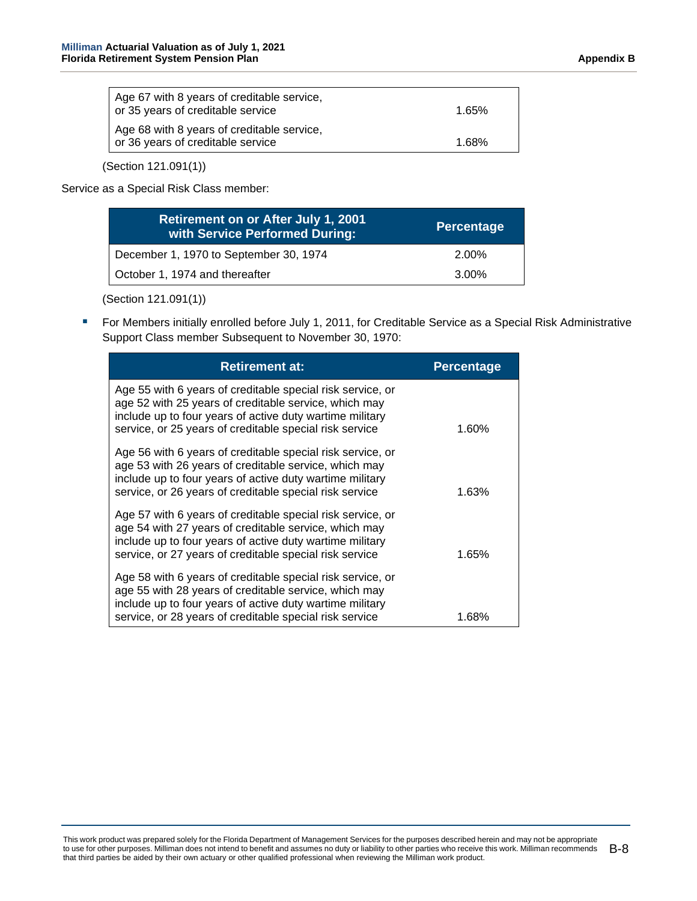| | |
|---|---|
| Age 67 with 8 years of creditable service, or 35 years of creditable service | 1.65% |
| Age 68 with 8 years of creditable service, or 36 years of creditable service | 1.68% |

(Section 121.091(1))

Service as a Special Risk Class member:

| Retirement on or After July 1, 2001 with Service Performed During: | Percentage |
|---|---|
| December 1, 1970 to September 30, 1974 | 2.00% |
| October 1, 1974 and thereafter | 3.00% |

(Section 121.091(1))

- For Members initially enrolled before July 1, 2011, for Creditable Service as a Special Risk Administrative Support Class member Subsequent to November 30, 1970:

| Retirement at: | Percentage |
|---|---|
| Age 55 with 6 years of creditable special risk service, or age 52 with 25 years of creditable service, which may include up to four years of active duty wartime military service, or 25 years of creditable special risk service | 1.60% |
| Age 56 with 6 years of creditable special risk service, or age 53 with 26 years of creditable service, which may include up to four years of active duty wartime military service, or 26 years of creditable special risk service | 1.63% |
| Age 57 with 6 years of creditable special risk service, or age 54 with 27 years of creditable service, which may include up to four years of active duty wartime military service, or 27 years of creditable special risk service | 1.65% |
| Age 58 with 6 years of creditable special risk service, or age 55 with 28 years of creditable service, which may include up to four years of active duty wartime military service, or 28 years of creditable special risk service | 1.68% |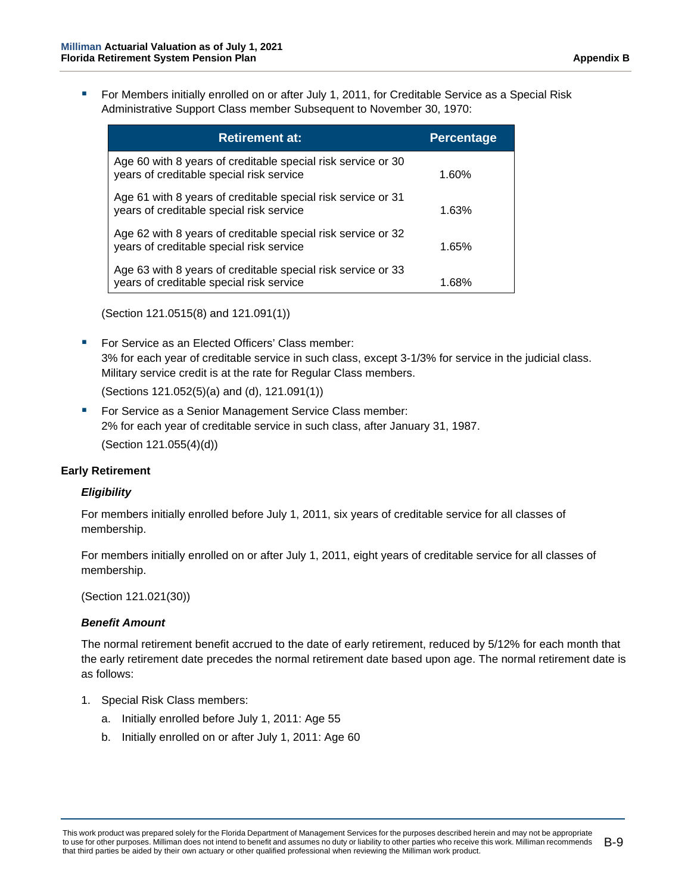- For Members initially enrolled on or after July 1, 2011, for Creditable Service as a Special Risk Administrative Support Class member Subsequent to November 30, 1970:

| Retirement at: | Percentage |
|---|---|
| Age 60 with 8 years of creditable special risk service or 30 years of creditable special risk service | 1.60% |
| Age 61 with 8 years of creditable special risk service or 31 years of creditable special risk service | 1.63% |
| Age 62 with 8 years of creditable special risk service or 32 years of creditable special risk service | 1.65% |
| Age 63 with 8 years of creditable special risk service or 33 years of creditable special risk service | 1.68% |

(Section 121.0515(8) and 121.091(1))

- For Service as an Elected Officers' Class member:
  3% for each year of creditable service in such class, except 3-1/3% for service in the judicial class. Military service credit is at the rate for Regular Class members.

  (Sections 121.052(5)(a) and (d), 121.091(1))

- For Service as a Senior Management Service Class member:
  2% for each year of creditable service in such class, after January 31, 1987.

  (Section 121.055(4)(d))

**Early Retirement**

***Eligibility***

For members initially enrolled before July 1, 2011, six years of creditable service for all classes of membership.

For members initially enrolled on or after July 1, 2011, eight years of creditable service for all classes of membership.

(Section 121.021(30))

***Benefit Amount***

The normal retirement benefit accrued to the date of early retirement, reduced by 5/12% for each month that the early retirement date precedes the normal retirement date based upon age. The normal retirement date is as follows:

1. Special Risk Class members:
   a. Initially enrolled before July 1, 2011: Age 55
   b. Initially enrolled on or after July 1, 2011: Age 60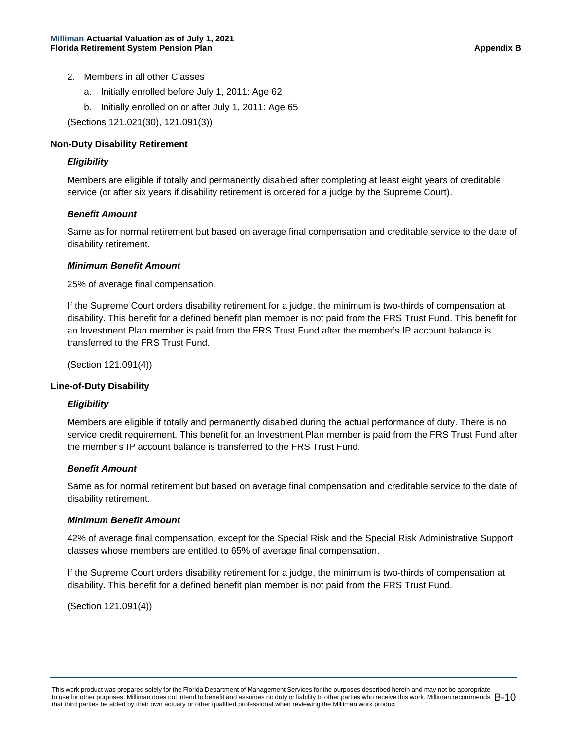2. Members in all other Classes
    a. Initially enrolled before July 1, 2011: Age 62
    b. Initially enrolled on or after July 1, 2011: Age 65

(Sections 121.021(30), 121.091(3))

**Non-Duty Disability Retirement**

***Eligibility***

Members are eligible if totally and permanently disabled after completing at least eight years of creditable service (or after six years if disability retirement is ordered for a judge by the Supreme Court).

***Benefit Amount***

Same as for normal retirement but based on average final compensation and creditable service to the date of disability retirement.

***Minimum Benefit Amount***

25% of average final compensation.

If the Supreme Court orders disability retirement for a judge, the minimum is two-thirds of compensation at disability. This benefit for a defined benefit plan member is not paid from the FRS Trust Fund. This benefit for an Investment Plan member is paid from the FRS Trust Fund after the member's IP account balance is transferred to the FRS Trust Fund.

(Section 121.091(4))

**Line-of-Duty Disability**

***Eligibility***

Members are eligible if totally and permanently disabled during the actual performance of duty. There is no service credit requirement. This benefit for an Investment Plan member is paid from the FRS Trust Fund after the member's IP account balance is transferred to the FRS Trust Fund.

***Benefit Amount***

Same as for normal retirement but based on average final compensation and creditable service to the date of disability retirement.

***Minimum Benefit Amount***

42% of average final compensation, except for the Special Risk and the Special Risk Administrative Support classes whose members are entitled to 65% of average final compensation.

If the Supreme Court orders disability retirement for a judge, the minimum is two-thirds of compensation at disability. This benefit for a defined benefit plan member is not paid from the FRS Trust Fund.

(Section 121.091(4))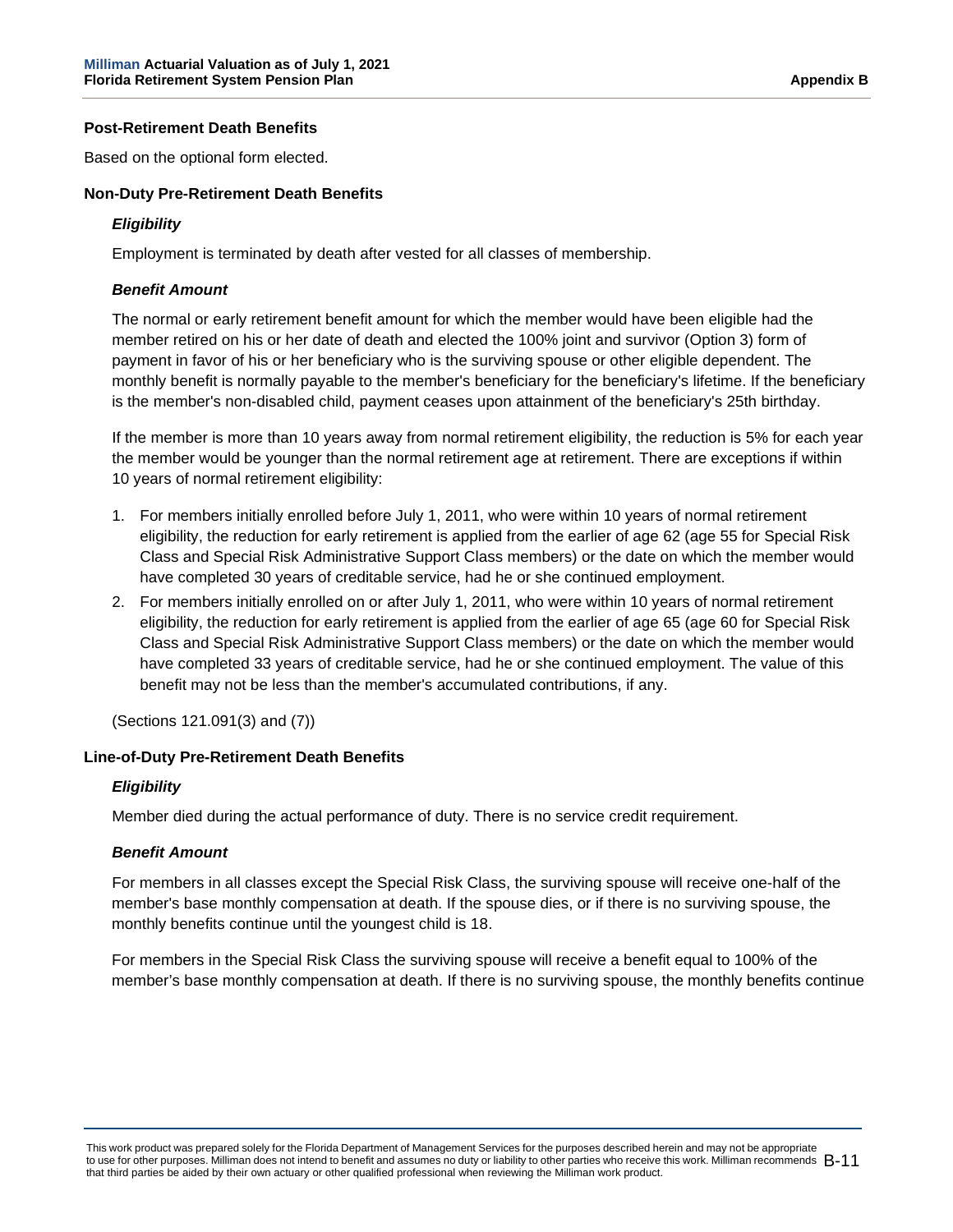### Post-Retirement Death Benefits

Based on the optional form elected.

### Non-Duty Pre-Retirement Death Benefits

#### *Eligibility*

Employment is terminated by death after vested for all classes of membership.

#### *Benefit Amount*

The normal or early retirement benefit amount for which the member would have been eligible had the member retired on his or her date of death and elected the 100% joint and survivor (Option 3) form of payment in favor of his or her beneficiary who is the surviving spouse or other eligible dependent. The monthly benefit is normally payable to the member's beneficiary for the beneficiary's lifetime. If the beneficiary is the member's non-disabled child, payment ceases upon attainment of the beneficiary's 25th birthday.

If the member is more than 10 years away from normal retirement eligibility, the reduction is 5% for each year the member would be younger than the normal retirement age at retirement. There are exceptions if within 10 years of normal retirement eligibility:

1. For members initially enrolled before July 1, 2011, who were within 10 years of normal retirement eligibility, the reduction for early retirement is applied from the earlier of age 62 (age 55 for Special Risk Class and Special Risk Administrative Support Class members) or the date on which the member would have completed 30 years of creditable service, had he or she continued employment.
2. For members initially enrolled on or after July 1, 2011, who were within 10 years of normal retirement eligibility, the reduction for early retirement is applied from the earlier of age 65 (age 60 for Special Risk Class and Special Risk Administrative Support Class members) or the date on which the member would have completed 33 years of creditable service, had he or she continued employment. The value of this benefit may not be less than the member's accumulated contributions, if any.

(Sections 121.091(3) and (7))

### Line-of-Duty Pre-Retirement Death Benefits

#### *Eligibility*

Member died during the actual performance of duty. There is no service credit requirement.

#### *Benefit Amount*

For members in all classes except the Special Risk Class, the surviving spouse will receive one-half of the member's base monthly compensation at death. If the spouse dies, or if there is no surviving spouse, the monthly benefits continue until the youngest child is 18.

For members in the Special Risk Class the surviving spouse will receive a benefit equal to 100% of the member's base monthly compensation at death. If there is no surviving spouse, the monthly benefits continue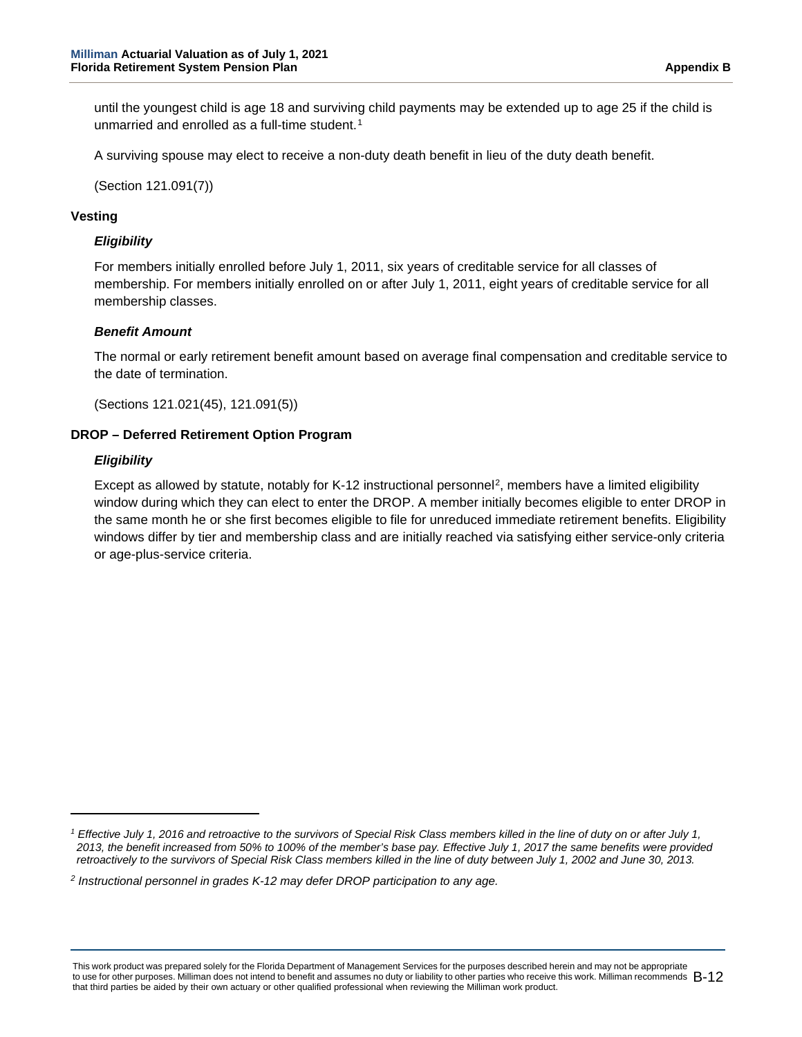until the youngest child is age 18 and surviving child payments may be extended up to age 25 if the child is unmarried and enrolled as a full-time student.[1]

A surviving spouse may elect to receive a non-duty death benefit in lieu of the duty death benefit.

(Section 121.091(7))

### Vesting

#### *Eligibility*

For members initially enrolled before July 1, 2011, six years of creditable service for all classes of membership. For members initially enrolled on or after July 1, 2011, eight years of creditable service for all membership classes.

#### *Benefit Amount*

The normal or early retirement benefit amount based on average final compensation and creditable service to the date of termination.

(Sections 121.021(45), 121.091(5))

### DROP – Deferred Retirement Option Program

#### *Eligibility*

Except as allowed by statute, notably for K-12 instructional personnel[2], members have a limited eligibility window during which they can elect to enter the DROP. A member initially becomes eligible to enter DROP in the same month he or she first becomes eligible to file for unreduced immediate retirement benefits. Eligibility windows differ by tier and membership class and are initially reached via satisfying either service-only criteria or age-plus-service criteria.

---

[1] *Effective July 1, 2016 and retroactive to the survivors of Special Risk Class members killed in the line of duty on or after July 1, 2013, the benefit increased from 50% to 100% of the member's base pay. Effective July 1, 2017 the same benefits were provided retroactively to the survivors of Special Risk Class members killed in the line of duty between July 1, 2002 and June 30, 2013.*

[2] *Instructional personnel in grades K-12 may defer DROP participation to any age.*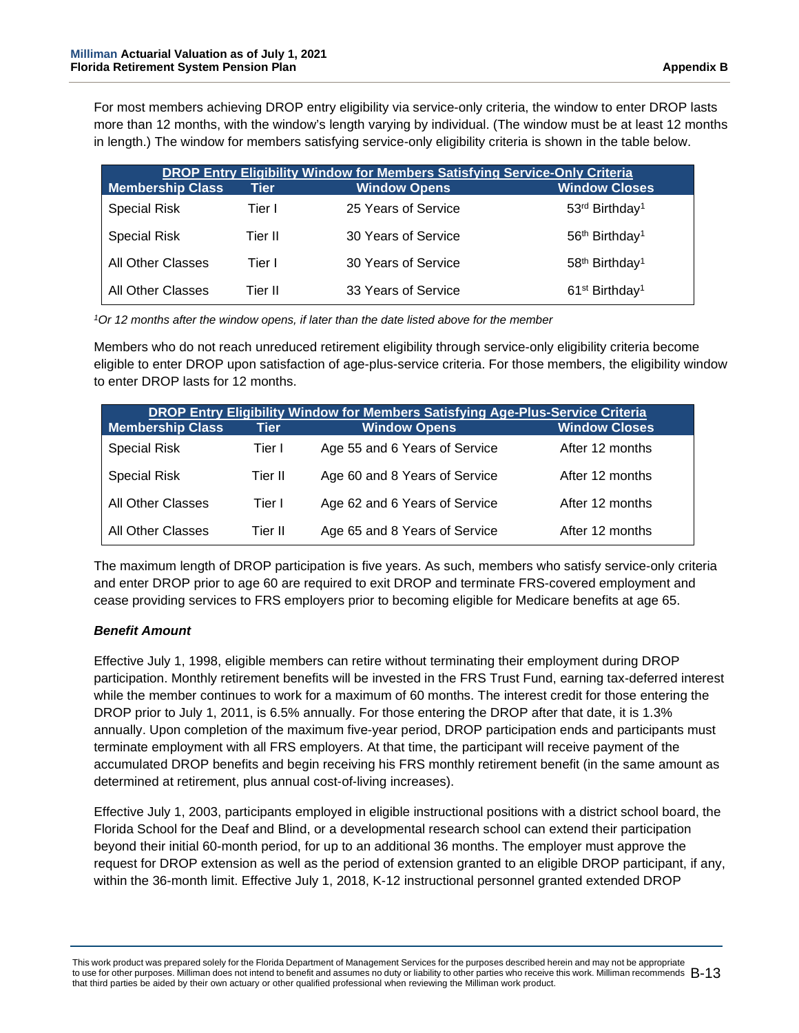For most members achieving DROP entry eligibility via service-only criteria, the window to enter DROP lasts more than 12 months, with the window's length varying by individual. (The window must be at least 12 months in length.) The window for members satisfying service-only eligibility criteria is shown in the table below.

| DROP Entry Eligibility Window for Members Satisfying Service-Only Criteria | | | |
|---|---|---|---|
| Membership Class | Tier | Window Opens | Window Closes |
| Special Risk | Tier I | 25 Years of Service | 53rd Birthday[1] |
| Special Risk | Tier II | 30 Years of Service | 56th Birthday[1] |
| All Other Classes | Tier I | 30 Years of Service | 58th Birthday[1] |
| All Other Classes | Tier II | 33 Years of Service | 61st Birthday[1] |

*[1]Or 12 months after the window opens, if later than the date listed above for the member*

Members who do not reach unreduced retirement eligibility through service-only eligibility criteria become eligible to enter DROP upon satisfaction of age-plus-service criteria. For those members, the eligibility window to enter DROP lasts for 12 months.

| DROP Entry Eligibility Window for Members Satisfying Age-Plus-Service Criteria | | | |
|---|---|---|---|
| Membership Class | Tier | Window Opens | Window Closes |
| Special Risk | Tier I | Age 55 and 6 Years of Service | After 12 months |
| Special Risk | Tier II | Age 60 and 8 Years of Service | After 12 months |
| All Other Classes | Tier I | Age 62 and 6 Years of Service | After 12 months |
| All Other Classes | Tier II | Age 65 and 8 Years of Service | After 12 months |

The maximum length of DROP participation is five years. As such, members who satisfy service-only criteria and enter DROP prior to age 60 are required to exit DROP and terminate FRS-covered employment and cease providing services to FRS employers prior to becoming eligible for Medicare benefits at age 65.

***Benefit Amount***

Effective July 1, 1998, eligible members can retire without terminating their employment during DROP participation. Monthly retirement benefits will be invested in the FRS Trust Fund, earning tax-deferred interest while the member continues to work for a maximum of 60 months. The interest credit for those entering the DROP prior to July 1, 2011, is 6.5% annually. For those entering the DROP after that date, it is 1.3% annually. Upon completion of the maximum five-year period, DROP participation ends and participants must terminate employment with all FRS employers. At that time, the participant will receive payment of the accumulated DROP benefits and begin receiving his FRS monthly retirement benefit (in the same amount as determined at retirement, plus annual cost-of-living increases).

Effective July 1, 2003, participants employed in eligible instructional positions with a district school board, the Florida School for the Deaf and Blind, or a developmental research school can extend their participation beyond their initial 60-month period, for up to an additional 36 months. The employer must approve the request for DROP extension as well as the period of extension granted to an eligible DROP participant, if any, within the 36-month limit. Effective July 1, 2018, K-12 instructional personnel granted extended DROP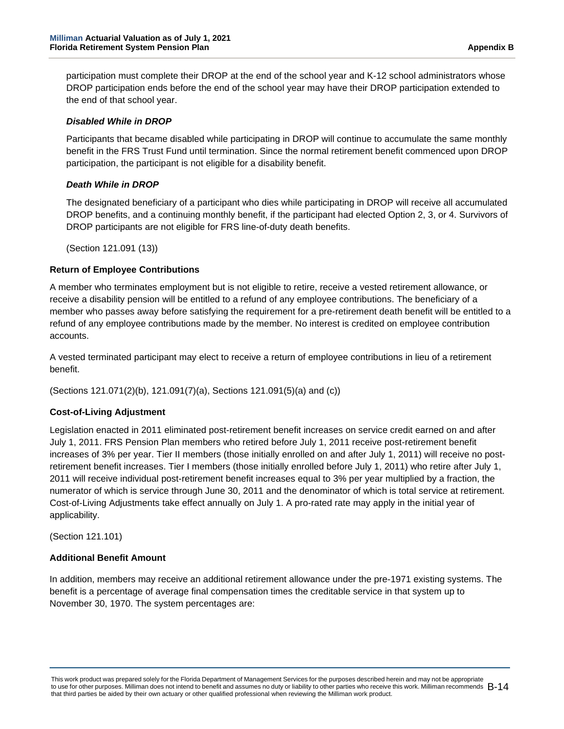participation must complete their DROP at the end of the school year and K-12 school administrators whose DROP participation ends before the end of the school year may have their DROP participation extended to the end of that school year.

***Disabled While in DROP***

Participants that became disabled while participating in DROP will continue to accumulate the same monthly benefit in the FRS Trust Fund until termination. Since the normal retirement benefit commenced upon DROP participation, the participant is not eligible for a disability benefit.

***Death While in DROP***

The designated beneficiary of a participant who dies while participating in DROP will receive all accumulated DROP benefits, and a continuing monthly benefit, if the participant had elected Option 2, 3, or 4. Survivors of DROP participants are not eligible for FRS line-of-duty death benefits.

(Section 121.091 (13))

**Return of Employee Contributions**

A member who terminates employment but is not eligible to retire, receive a vested retirement allowance, or receive a disability pension will be entitled to a refund of any employee contributions. The beneficiary of a member who passes away before satisfying the requirement for a pre-retirement death benefit will be entitled to a refund of any employee contributions made by the member. No interest is credited on employee contribution accounts.

A vested terminated participant may elect to receive a return of employee contributions in lieu of a retirement benefit.

(Sections 121.071(2)(b), 121.091(7)(a), Sections 121.091(5)(a) and (c))

**Cost-of-Living Adjustment**

Legislation enacted in 2011 eliminated post-retirement benefit increases on service credit earned on and after July 1, 2011. FRS Pension Plan members who retired before July 1, 2011 receive post-retirement benefit increases of 3% per year. Tier II members (those initially enrolled on and after July 1, 2011) will receive no post-retirement benefit increases. Tier I members (those initially enrolled before July 1, 2011) who retire after July 1, 2011 will receive individual post-retirement benefit increases equal to 3% per year multiplied by a fraction, the numerator of which is service through June 30, 2011 and the denominator of which is total service at retirement. Cost-of-Living Adjustments take effect annually on July 1. A pro-rated rate may apply in the initial year of applicability.

(Section 121.101)

**Additional Benefit Amount**

In addition, members may receive an additional retirement allowance under the pre-1971 existing systems. The benefit is a percentage of average final compensation times the creditable service in that system up to November 30, 1970. The system percentages are: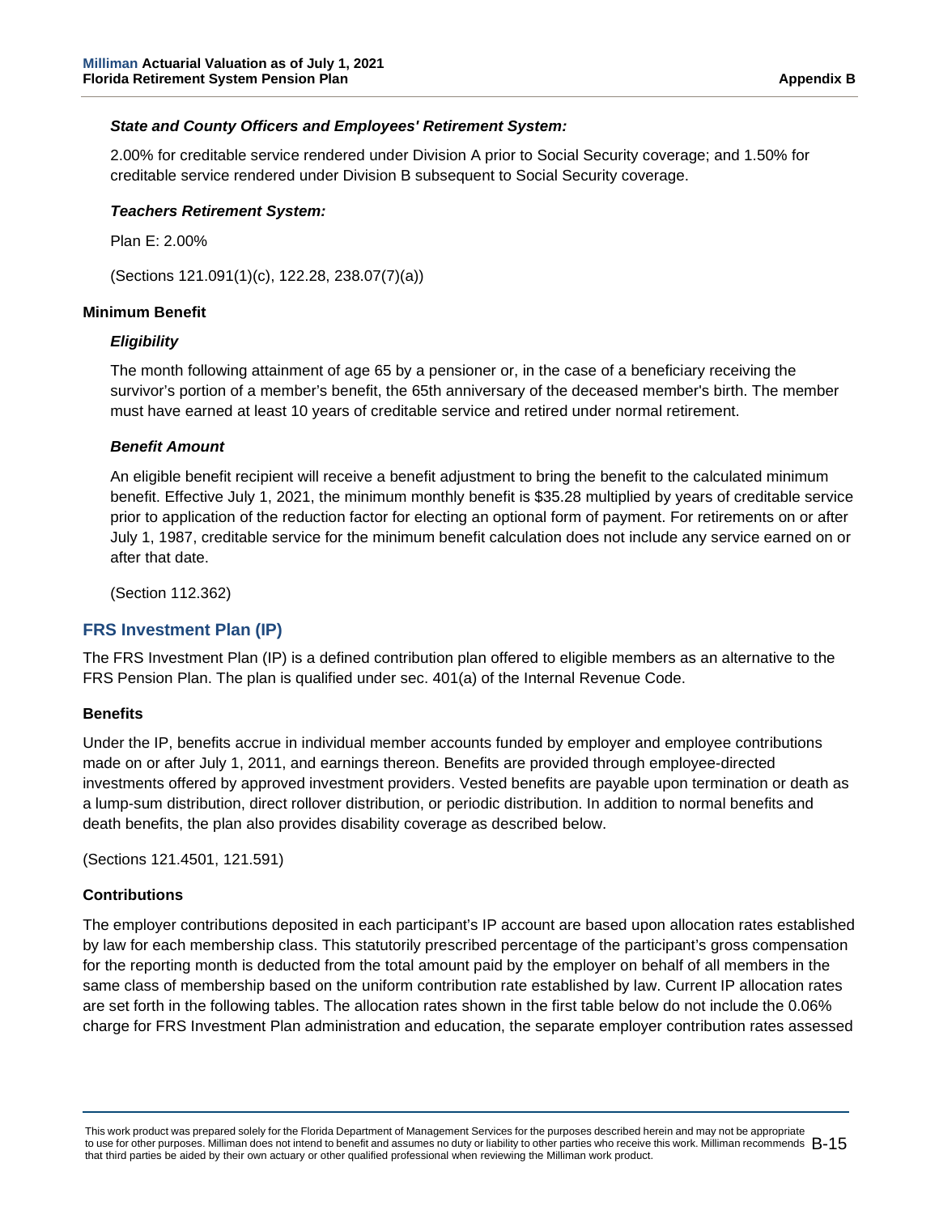***State and County Officers and Employees' Retirement System:***

2.00% for creditable service rendered under Division A prior to Social Security coverage; and 1.50% for creditable service rendered under Division B subsequent to Social Security coverage.

***Teachers Retirement System:***

Plan E: 2.00%

(Sections 121.091(1)(c), 122.28, 238.07(7)(a))

**Minimum Benefit**

***Eligibility***

The month following attainment of age 65 by a pensioner or, in the case of a beneficiary receiving the survivor's portion of a member's benefit, the 65th anniversary of the deceased member's birth. The member must have earned at least 10 years of creditable service and retired under normal retirement.

***Benefit Amount***

An eligible benefit recipient will receive a benefit adjustment to bring the benefit to the calculated minimum benefit. Effective July 1, 2021, the minimum monthly benefit is $35.28 multiplied by years of creditable service prior to application of the reduction factor for electing an optional form of payment. For retirements on or after July 1, 1987, creditable service for the minimum benefit calculation does not include any service earned on or after that date.

(Section 112.362)

## FRS Investment Plan (IP)

The FRS Investment Plan (IP) is a defined contribution plan offered to eligible members as an alternative to the FRS Pension Plan. The plan is qualified under sec. 401(a) of the Internal Revenue Code.

**Benefits**

Under the IP, benefits accrue in individual member accounts funded by employer and employee contributions made on or after July 1, 2011, and earnings thereon. Benefits are provided through employee-directed investments offered by approved investment providers. Vested benefits are payable upon termination or death as a lump-sum distribution, direct rollover distribution, or periodic distribution. In addition to normal benefits and death benefits, the plan also provides disability coverage as described below.

(Sections 121.4501, 121.591)

**Contributions**

The employer contributions deposited in each participant's IP account are based upon allocation rates established by law for each membership class. This statutorily prescribed percentage of the participant's gross compensation for the reporting month is deducted from the total amount paid by the employer on behalf of all members in the same class of membership based on the uniform contribution rate established by law. Current IP allocation rates are set forth in the following tables. The allocation rates shown in the first table below do not include the 0.06% charge for FRS Investment Plan administration and education, the separate employer contribution rates assessed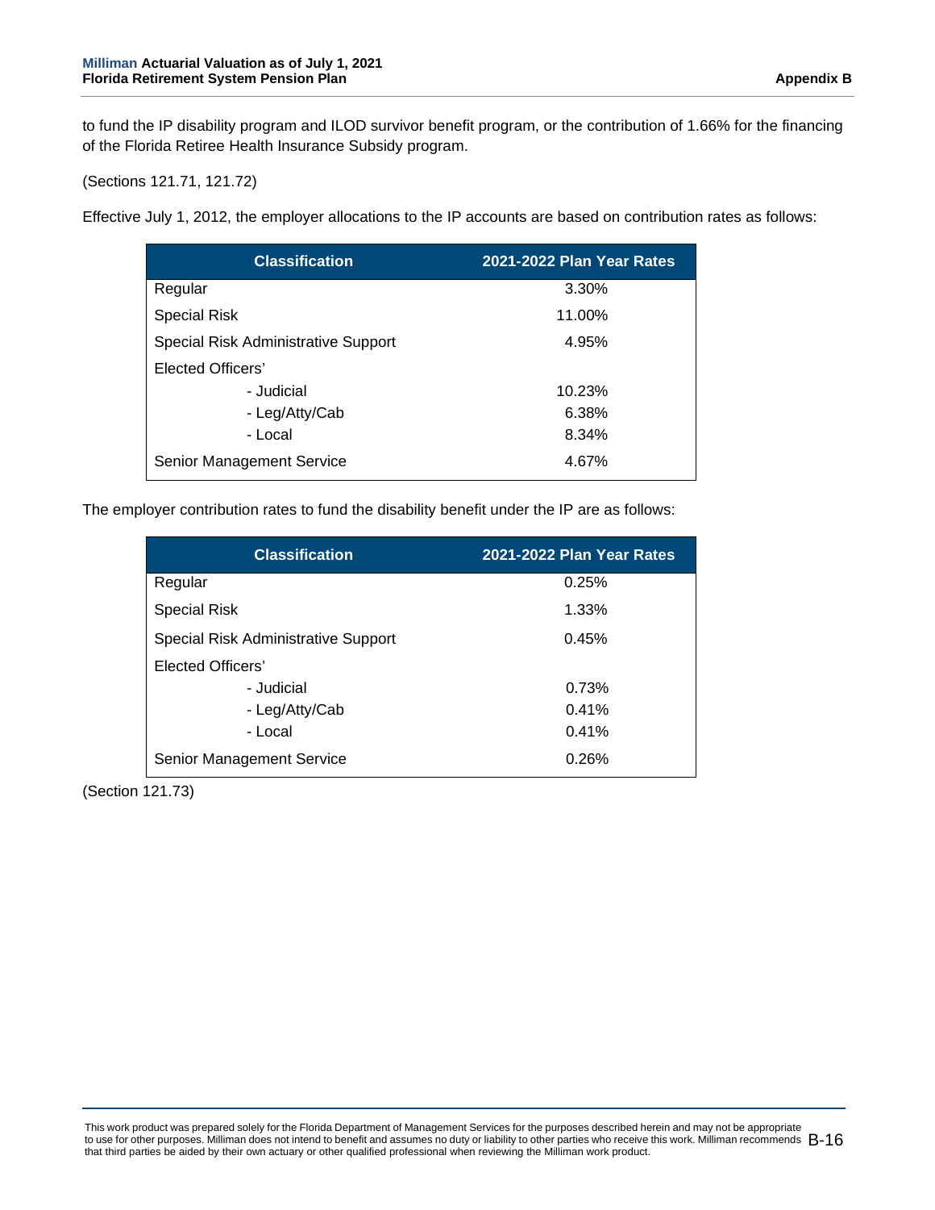to fund the IP disability program and ILOD survivor benefit program, or the contribution of 1.66% for the financing of the Florida Retiree Health Insurance Subsidy program.

(Sections 121.71, 121.72)

Effective July 1, 2012, the employer allocations to the IP accounts are based on contribution rates as follows:

| Classification | 2021-2022 Plan Year Rates |
|---|---|
| Regular | 3.30% |
| Special Risk | 11.00% |
| Special Risk Administrative Support | 4.95% |
| Elected Officers' | |
| - Judicial | 10.23% |
| - Leg/Atty/Cab | 6.38% |
| - Local | 8.34% |
| Senior Management Service | 4.67% |

The employer contribution rates to fund the disability benefit under the IP are as follows:

| Classification | 2021-2022 Plan Year Rates |
|---|---|
| Regular | 0.25% |
| Special Risk | 1.33% |
| Special Risk Administrative Support | 0.45% |
| Elected Officers' | |
| - Judicial | 0.73% |
| - Leg/Atty/Cab | 0.41% |
| - Local | 0.41% |
| Senior Management Service | 0.26% |

(Section 121.73)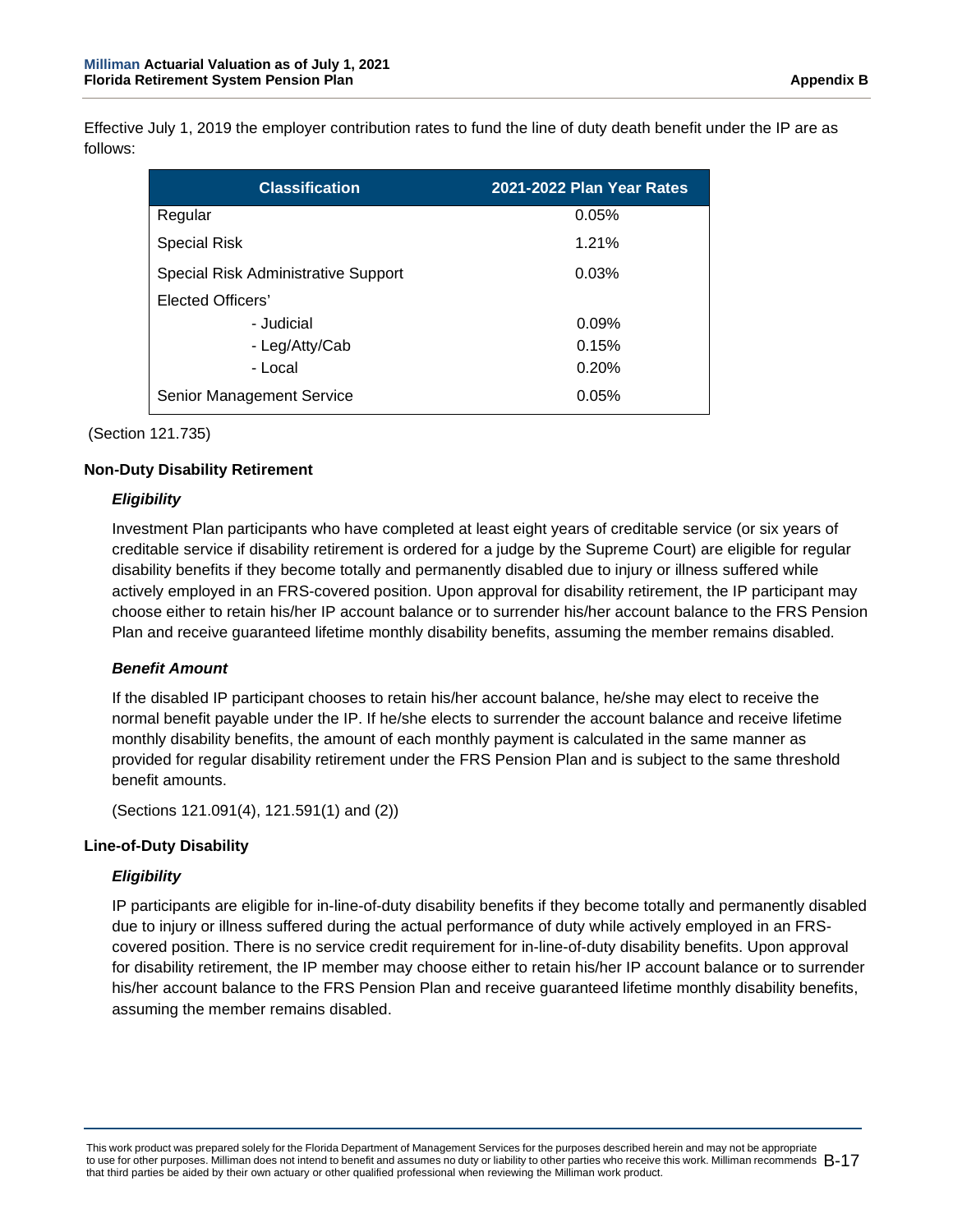Effective July 1, 2019 the employer contribution rates to fund the line of duty death benefit under the IP are as follows:

| Classification | 2021-2022 Plan Year Rates |
|---|---|
| Regular | 0.05% |
| Special Risk | 1.21% |
| Special Risk Administrative Support | 0.03% |
| Elected Officers' | |
| - Judicial | 0.09% |
| - Leg/Atty/Cab | 0.15% |
| - Local | 0.20% |
| Senior Management Service | 0.05% |

(Section 121.735)

**Non-Duty Disability Retirement**

***Eligibility***

Investment Plan participants who have completed at least eight years of creditable service (or six years of creditable service if disability retirement is ordered for a judge by the Supreme Court) are eligible for regular disability benefits if they become totally and permanently disabled due to injury or illness suffered while actively employed in an FRS-covered position. Upon approval for disability retirement, the IP participant may choose either to retain his/her IP account balance or to surrender his/her account balance to the FRS Pension Plan and receive guaranteed lifetime monthly disability benefits, assuming the member remains disabled.

***Benefit Amount***

If the disabled IP participant chooses to retain his/her account balance, he/she may elect to receive the normal benefit payable under the IP. If he/she elects to surrender the account balance and receive lifetime monthly disability benefits, the amount of each monthly payment is calculated in the same manner as provided for regular disability retirement under the FRS Pension Plan and is subject to the same threshold benefit amounts.

(Sections 121.091(4), 121.591(1) and (2))

**Line-of-Duty Disability**

***Eligibility***

IP participants are eligible for in-line-of-duty disability benefits if they become totally and permanently disabled due to injury or illness suffered during the actual performance of duty while actively employed in an FRS-covered position. There is no service credit requirement for in-line-of-duty disability benefits. Upon approval for disability retirement, the IP member may choose either to retain his/her IP account balance or to surrender his/her account balance to the FRS Pension Plan and receive guaranteed lifetime monthly disability benefits, assuming the member remains disabled.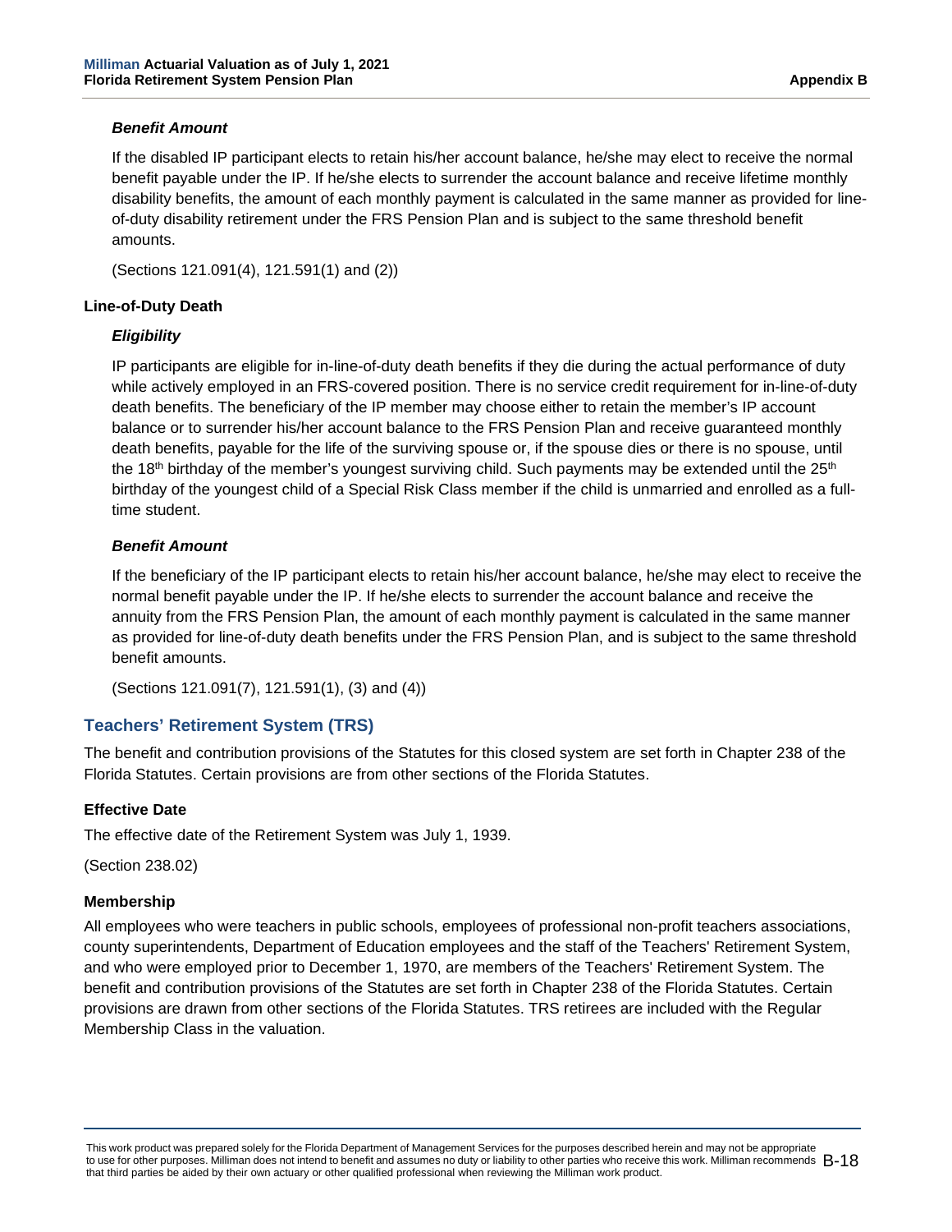#### *Benefit Amount*

If the disabled IP participant elects to retain his/her account balance, he/she may elect to receive the normal benefit payable under the IP. If he/she elects to surrender the account balance and receive lifetime monthly disability benefits, the amount of each monthly payment is calculated in the same manner as provided for line-of-duty disability retirement under the FRS Pension Plan and is subject to the same threshold benefit amounts.

(Sections 121.091(4), 121.591(1) and (2))

### Line-of-Duty Death

#### *Eligibility*

IP participants are eligible for in-line-of-duty death benefits if they die during the actual performance of duty while actively employed in an FRS-covered position. There is no service credit requirement for in-line-of-duty death benefits. The beneficiary of the IP member may choose either to retain the member's IP account balance or to surrender his/her account balance to the FRS Pension Plan and receive guaranteed monthly death benefits, payable for the life of the surviving spouse or, if the spouse dies or there is no spouse, until the 18th birthday of the member's youngest surviving child. Such payments may be extended until the 25th birthday of the youngest child of a Special Risk Class member if the child is unmarried and enrolled as a full-time student.

#### *Benefit Amount*

If the beneficiary of the IP participant elects to retain his/her account balance, he/she may elect to receive the normal benefit payable under the IP. If he/she elects to surrender the account balance and receive the annuity from the FRS Pension Plan, the amount of each monthly payment is calculated in the same manner as provided for line-of-duty death benefits under the FRS Pension Plan, and is subject to the same threshold benefit amounts.

(Sections 121.091(7), 121.591(1), (3) and (4))

## Teachers' Retirement System (TRS)

The benefit and contribution provisions of the Statutes for this closed system are set forth in Chapter 238 of the Florida Statutes. Certain provisions are from other sections of the Florida Statutes.

### Effective Date

The effective date of the Retirement System was July 1, 1939.

(Section 238.02)

### Membership

All employees who were teachers in public schools, employees of professional non-profit teachers associations, county superintendents, Department of Education employees and the staff of the Teachers' Retirement System, and who were employed prior to December 1, 1970, are members of the Teachers' Retirement System. The benefit and contribution provisions of the Statutes are set forth in Chapter 238 of the Florida Statutes. Certain provisions are drawn from other sections of the Florida Statutes. TRS retirees are included with the Regular Membership Class in the valuation.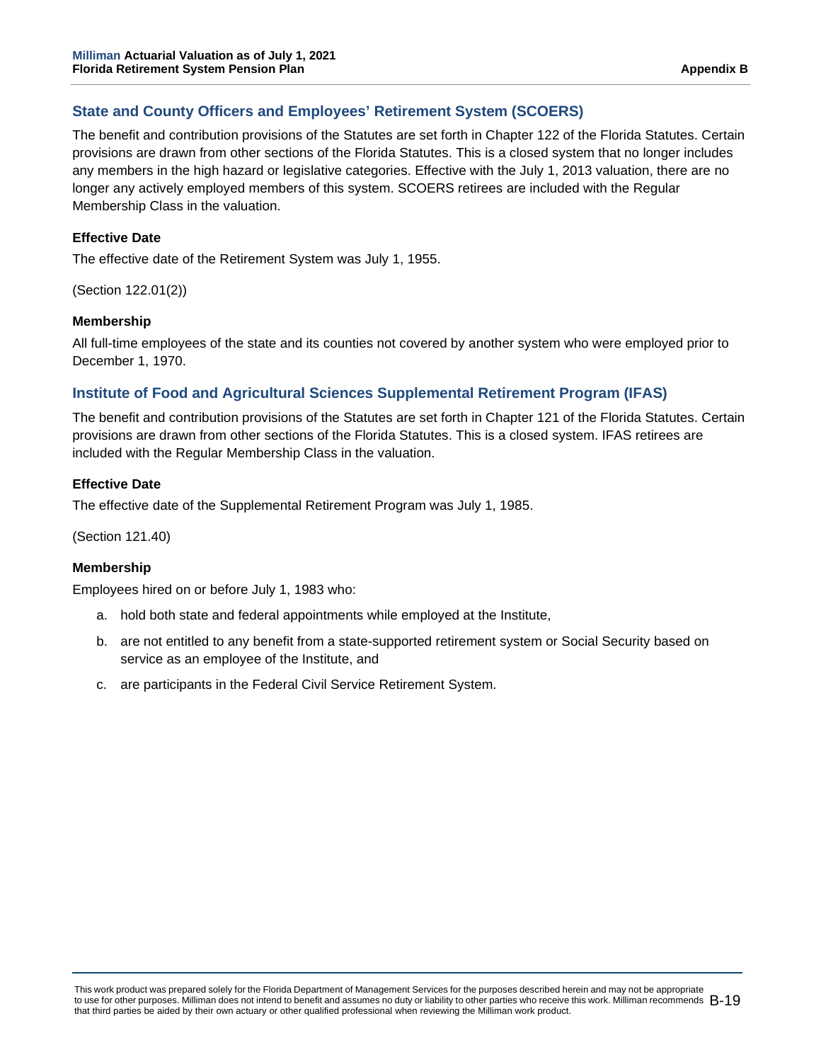## State and County Officers and Employees' Retirement System (SCOERS)

The benefit and contribution provisions of the Statutes are set forth in Chapter 122 of the Florida Statutes. Certain provisions are drawn from other sections of the Florida Statutes. This is a closed system that no longer includes any members in the high hazard or legislative categories. Effective with the July 1, 2013 valuation, there are no longer any actively employed members of this system. SCOERS retirees are included with the Regular Membership Class in the valuation.

### Effective Date

The effective date of the Retirement System was July 1, 1955.

(Section 122.01(2))

### Membership

All full-time employees of the state and its counties not covered by another system who were employed prior to December 1, 1970.

## Institute of Food and Agricultural Sciences Supplemental Retirement Program (IFAS)

The benefit and contribution provisions of the Statutes are set forth in Chapter 121 of the Florida Statutes. Certain provisions are drawn from other sections of the Florida Statutes. This is a closed system. IFAS retirees are included with the Regular Membership Class in the valuation.

### Effective Date

The effective date of the Supplemental Retirement Program was July 1, 1985.

(Section 121.40)

### Membership

Employees hired on or before July 1, 1983 who:

a. hold both state and federal appointments while employed at the Institute,

b. are not entitled to any benefit from a state-supported retirement system or Social Security based on service as an employee of the Institute, and

c. are participants in the Federal Civil Service Retirement System.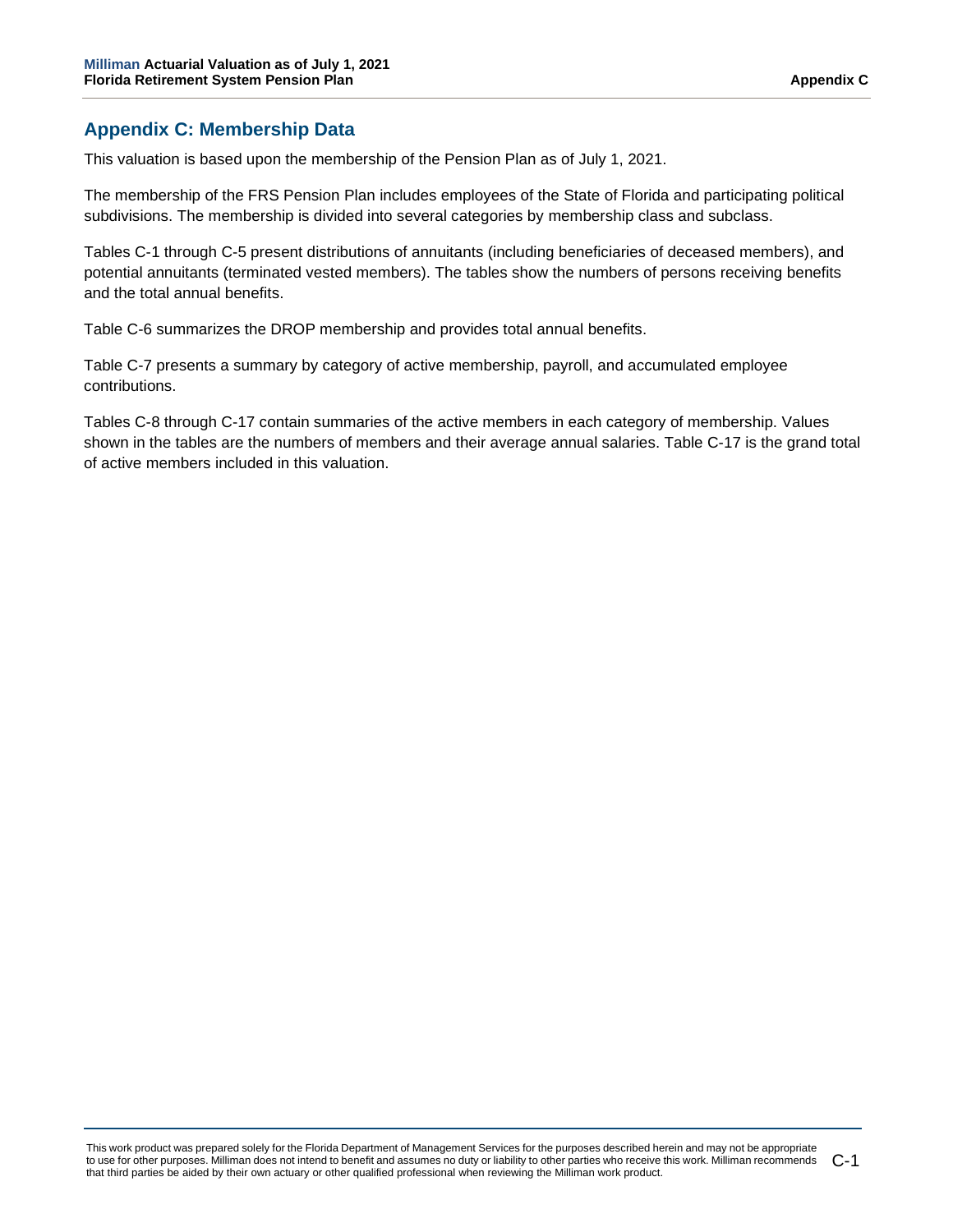## Appendix C: Membership Data

This valuation is based upon the membership of the Pension Plan as of July 1, 2021.

The membership of the FRS Pension Plan includes employees of the State of Florida and participating political subdivisions. The membership is divided into several categories by membership class and subclass.

Tables C-1 through C-5 present distributions of annuitants (including beneficiaries of deceased members), and potential annuitants (terminated vested members). The tables show the numbers of persons receiving benefits and the total annual benefits.

Table C-6 summarizes the DROP membership and provides total annual benefits.

Table C-7 presents a summary by category of active membership, payroll, and accumulated employee contributions.

Tables C-8 through C-17 contain summaries of the active members in each category of membership. Values shown in the tables are the numbers of members and their average annual salaries. Table C-17 is the grand total of active members included in this valuation.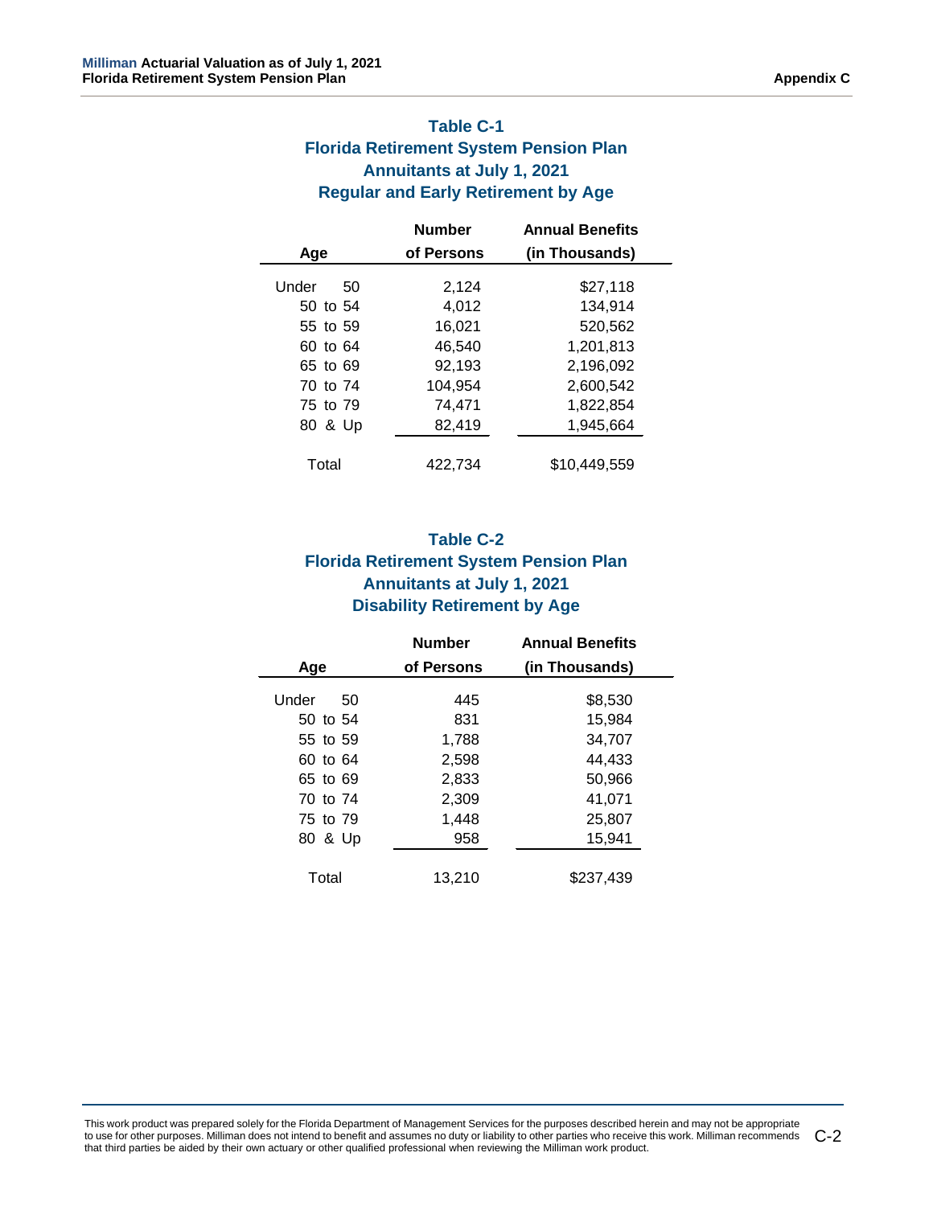### Table C-1
### Florida Retirement System Pension Plan
### Annuitants at July 1, 2021
### Regular and Early Retirement by Age

| Age | Number of Persons | Annual Benefits (in Thousands) |
|---|---|---|
| Under 50 | 2,124 | $27,118 |
| 50 to 54 | 4,012 | 134,914 |
| 55 to 59 | 16,021 | 520,562 |
| 60 to 64 | 46,540 | 1,201,813 |
| 65 to 69 | 92,193 | 2,196,092 |
| 70 to 74 | 104,954 | 2,600,542 |
| 75 to 79 | 74,471 | 1,822,854 |
| 80 & Up | 82,419 | 1,945,664 |
| Total | 422,734 | $10,449,559 |

### Table C-2
### Florida Retirement System Pension Plan
### Annuitants at July 1, 2021
### Disability Retirement by Age

| Age | Number of Persons | Annual Benefits (in Thousands) |
|---|---|---|
| Under 50 | 445 | $8,530 |
| 50 to 54 | 831 | 15,984 |
| 55 to 59 | 1,788 | 34,707 |
| 60 to 64 | 2,598 | 44,433 |
| 65 to 69 | 2,833 | 50,966 |
| 70 to 74 | 2,309 | 41,071 |
| 75 to 79 | 1,448 | 25,807 |
| 80 & Up | 958 | 15,941 |
| Total | 13,210 | $237,439 |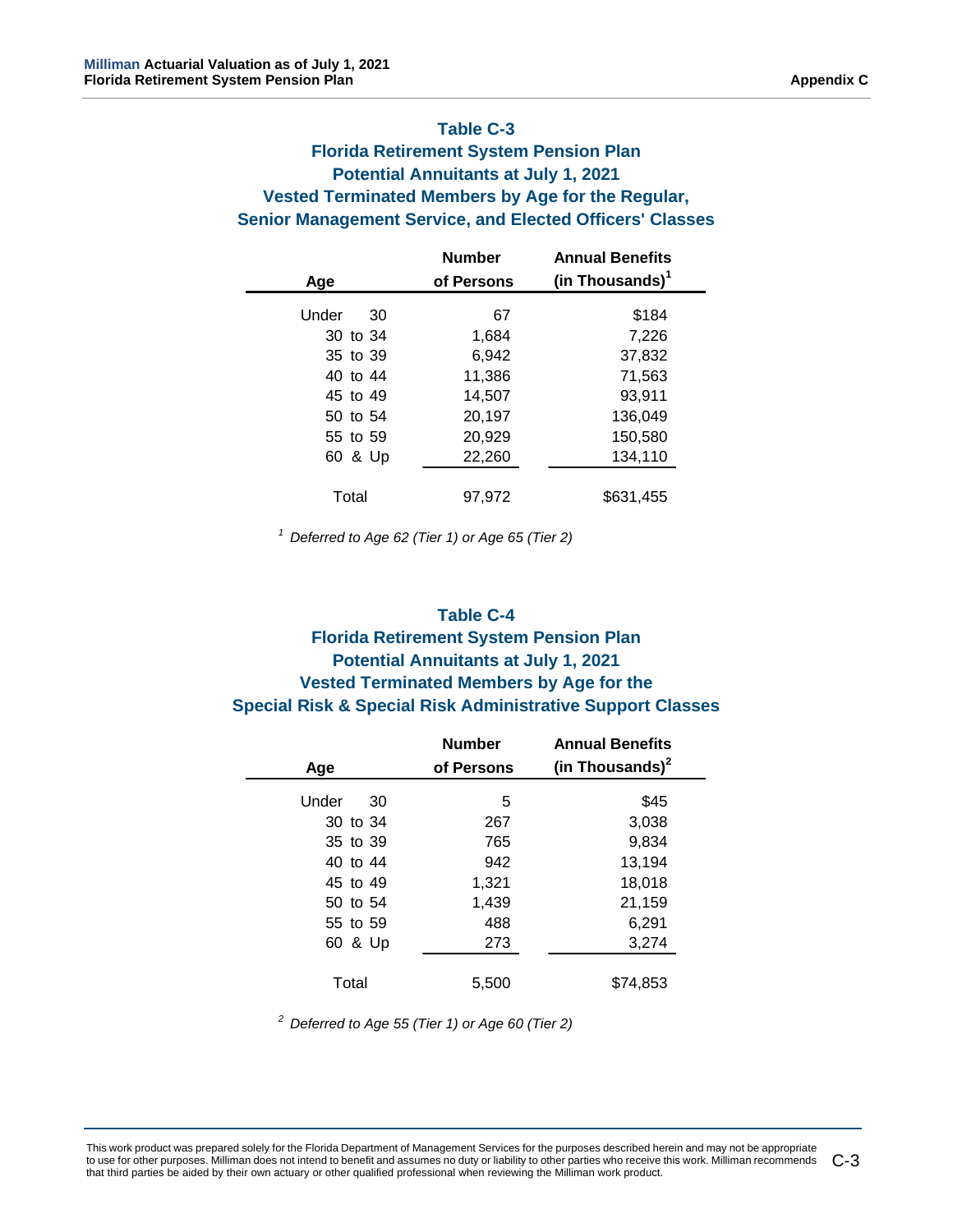## Table C-3
## Florida Retirement System Pension Plan
## Potential Annuitants at July 1, 2021
## Vested Terminated Members by Age for the Regular, Senior Management Service, and Elected Officers' Classes

| Age | Number of Persons | Annual Benefits (in Thousands)[1] |
|---|---|---|
| Under 30 | 67 | $184 |
| 30 to 34 | 1,684 | 7,226 |
| 35 to 39 | 6,942 | 37,832 |
| 40 to 44 | 11,386 | 71,563 |
| 45 to 49 | 14,507 | 93,911 |
| 50 to 54 | 20,197 | 136,049 |
| 55 to 59 | 20,929 | 150,580 |
| 60 & Up | 22,260 | 134,110 |
| Total | 97,972 | $631,455 |

[1] *Deferred to Age 62 (Tier 1) or Age 65 (Tier 2)*

## Table C-4
## Florida Retirement System Pension Plan
## Potential Annuitants at July 1, 2021
## Vested Terminated Members by Age for the Special Risk & Special Risk Administrative Support Classes

| Age | Number of Persons | Annual Benefits (in Thousands)[2] |
|---|---|---|
| Under 30 | 5 | $45 |
| 30 to 34 | 267 | 3,038 |
| 35 to 39 | 765 | 9,834 |
| 40 to 44 | 942 | 13,194 |
| 45 to 49 | 1,321 | 18,018 |
| 50 to 54 | 1,439 | 21,159 |
| 55 to 59 | 488 | 6,291 |
| 60 & Up | 273 | 3,274 |
| Total | 5,500 | $74,853 |

[2] *Deferred to Age 55 (Tier 1) or Age 60 (Tier 2)*

This work product was prepared solely for the Florida Department of Management Services for the purposes described herein and may not be appropriate to use for other purposes. Milliman does not intend to benefit and assumes no duty or liability to other parties who receive this work. Milliman recommends that third parties be aided by their own actuary or other qualified professional when reviewing the Milliman work product.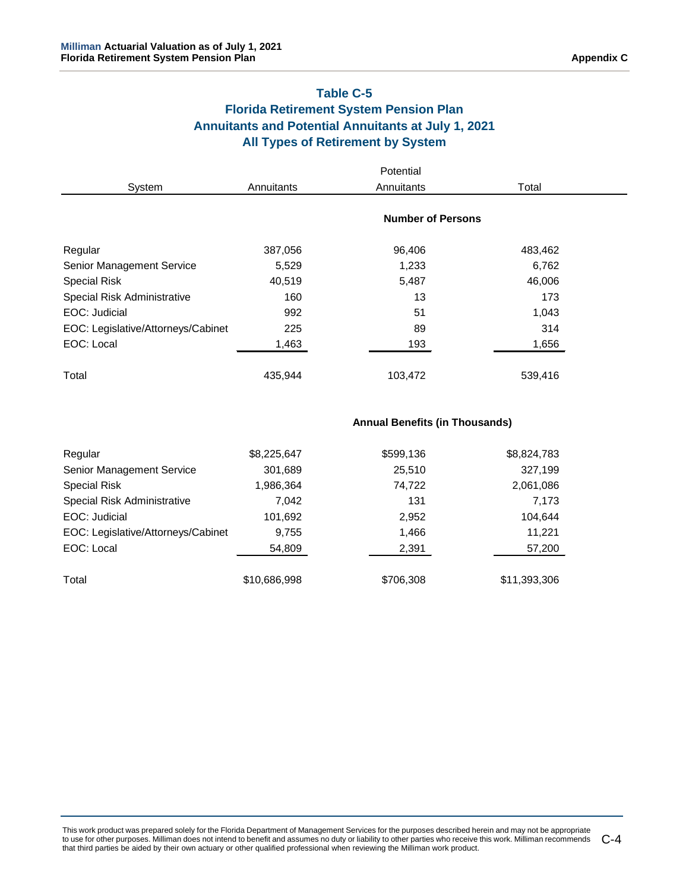## Table C-5
## Florida Retirement System Pension Plan
## Annuitants and Potential Annuitants at July 1, 2021
## All Types of Retirement by System

| System | Annuitants | Potential Annuitants | Total |
|---|---|---|---|
| | | **Number of Persons** | |
| Regular | 387,056 | 96,406 | 483,462 |
| Senior Management Service | 5,529 | 1,233 | 6,762 |
| Special Risk | 40,519 | 5,487 | 46,006 |
| Special Risk Administrative | 160 | 13 | 173 |
| EOC: Judicial | 992 | 51 | 1,043 |
| EOC: Legislative/Attorneys/Cabinet | 225 | 89 | 314 |
| EOC: Local | 1,463 | 193 | 1,656 |
| Total | 435,944 | 103,472 | 539,416 |
| | | **Annual Benefits (in Thousands)** | |
| Regular | $8,225,647 | $599,136 | $8,824,783 |
| Senior Management Service | 301,689 | 25,510 | 327,199 |
| Special Risk | 1,986,364 | 74,722 | 2,061,086 |
| Special Risk Administrative | 7,042 | 131 | 7,173 |
| EOC: Judicial | 101,692 | 2,952 | 104,644 |
| EOC: Legislative/Attorneys/Cabinet | 9,755 | 1,466 | 11,221 |
| EOC: Local | 54,809 | 2,391 | 57,200 |
| Total | $10,686,998 | $706,308 | $11,393,306 |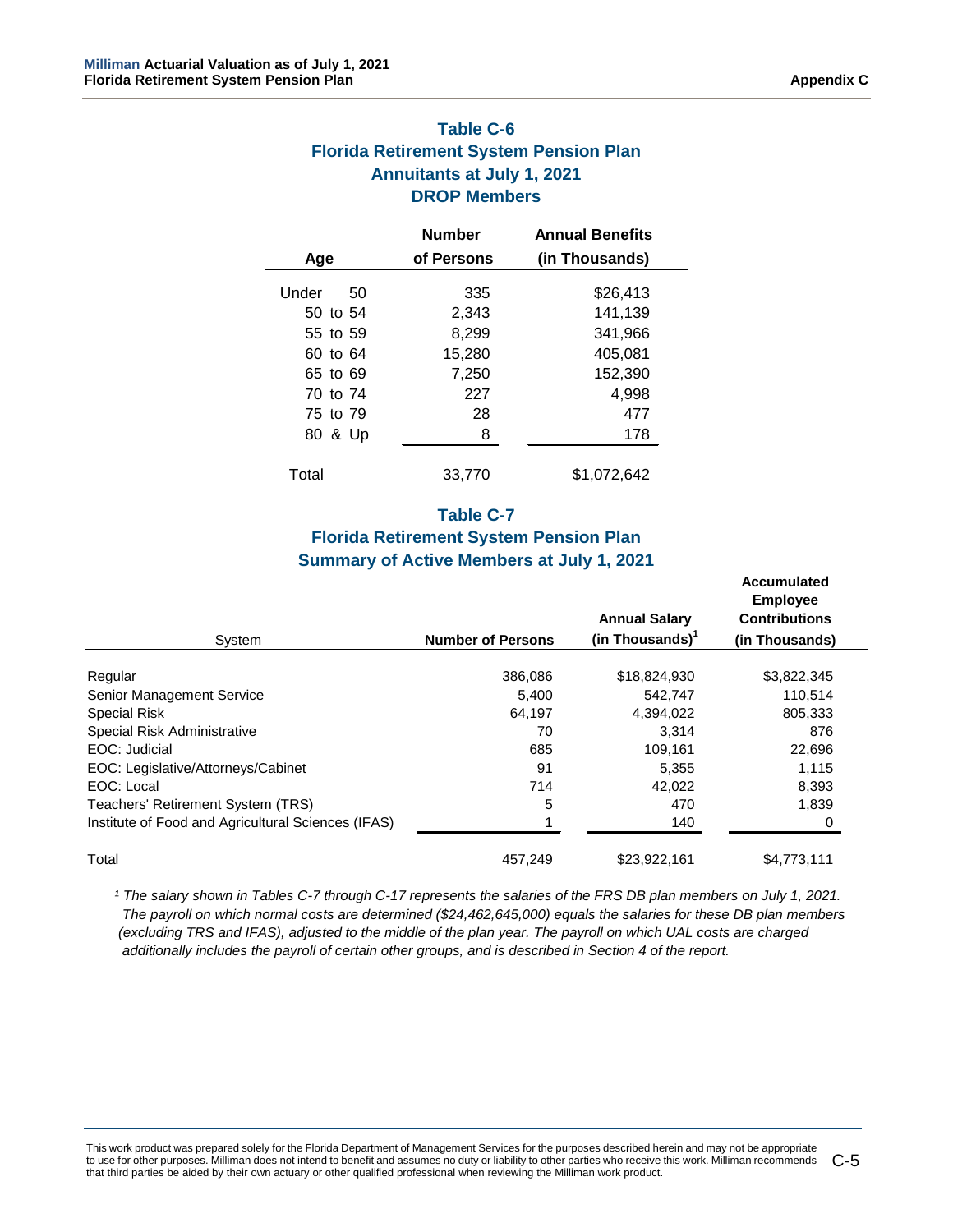## Table C-6
## Florida Retirement System Pension Plan
## Annuitants at July 1, 2021
## DROP Members

| Age | Number of Persons | Annual Benefits (in Thousands) |
|---|---|---|
| Under 50 | 335 | $26,413 |
| 50 to 54 | 2,343 | 141,139 |
| 55 to 59 | 8,299 | 341,966 |
| 60 to 64 | 15,280 | 405,081 |
| 65 to 69 | 7,250 | 152,390 |
| 70 to 74 | 227 | 4,998 |
| 75 to 79 | 28 | 477 |
| 80 & Up | 8 | 178 |
| Total | 33,770 | $1,072,642 |

## Table C-7
## Florida Retirement System Pension Plan
## Summary of Active Members at July 1, 2021

| System | Number of Persons | Annual Salary (in Thousands)[1] | Accumulated Employee Contributions (in Thousands) |
|---|---|---|---|
| Regular | 386,086 | $18,824,930 | $3,822,345 |
| Senior Management Service | 5,400 | 542,747 | 110,514 |
| Special Risk | 64,197 | 4,394,022 | 805,333 |
| Special Risk Administrative | 70 | 3,314 | 876 |
| EOC: Judicial | 685 | 109,161 | 22,696 |
| EOC: Legislative/Attorneys/Cabinet | 91 | 5,355 | 1,115 |
| EOC: Local | 714 | 42,022 | 8,393 |
| Teachers' Retirement System (TRS) | 5 | 470 | 1,839 |
| Institute of Food and Agricultural Sciences (IFAS) | 1 | 140 | 0 |
| Total | 457,249 | $23,922,161 | $4,773,111 |

*[1] The salary shown in Tables C-7 through C-17 represents the salaries of the FRS DB plan members on July 1, 2021. The payroll on which normal costs are determined ($24,462,645,000) equals the salaries for these DB plan members (excluding TRS and IFAS), adjusted to the middle of the plan year. The payroll on which UAL costs are charged additionally includes the payroll of certain other groups, and is described in Section 4 of the report.*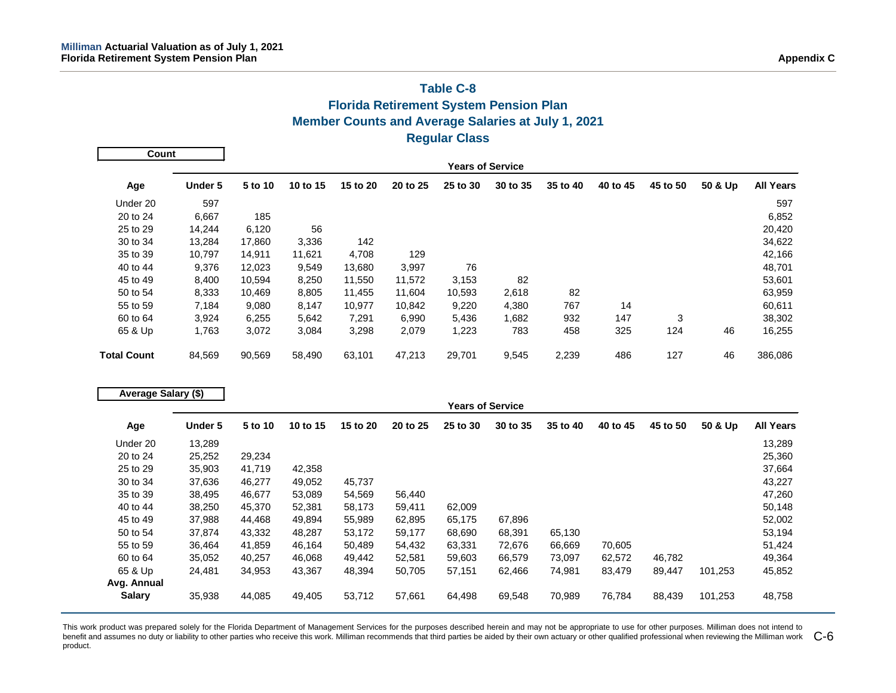# Table C-8
## Florida Retirement System Pension Plan
## Member Counts and Average Salaries at July 1, 2021
## Regular Class

**Count**

| Age | Under 5 | 5 to 10 | 10 to 15 | 15 to 20 | 20 to 25 | 25 to 30 | 30 to 35 | 35 to 40 | 40 to 45 | 45 to 50 | 50 & Up | All Years |
|---|---|---|---|---|---|---|---|---|---|---|---|---|
| | **Years of Service** | | | | | | | | | | | |
| Under 20 | 597 | | | | | | | | | | | 597 |
| 20 to 24 | 6,667 | 185 | | | | | | | | | | 6,852 |
| 25 to 29 | 14,244 | 6,120 | 56 | | | | | | | | | 20,420 |
| 30 to 34 | 13,284 | 17,860 | 3,336 | 142 | | | | | | | | 34,622 |
| 35 to 39 | 10,797 | 14,911 | 11,621 | 4,708 | 129 | | | | | | | 42,166 |
| 40 to 44 | 9,376 | 12,023 | 9,549 | 13,680 | 3,997 | 76 | | | | | | 48,701 |
| 45 to 49 | 8,400 | 10,594 | 8,250 | 11,550 | 11,572 | 3,153 | 82 | | | | | 53,601 |
| 50 to 54 | 8,333 | 10,469 | 8,805 | 11,455 | 11,604 | 10,593 | 2,618 | 82 | | | | 63,959 |
| 55 to 59 | 7,184 | 9,080 | 8,147 | 10,977 | 10,842 | 9,220 | 4,380 | 767 | 14 | | | 60,611 |
| 60 to 64 | 3,924 | 6,255 | 5,642 | 7,291 | 6,990 | 5,436 | 1,682 | 932 | 147 | 3 | | 38,302 |
| 65 & Up | 1,763 | 3,072 | 3,084 | 3,298 | 2,079 | 1,223 | 783 | 458 | 325 | 124 | 46 | 16,255 |
| **Total Count** | 84,569 | 90,569 | 58,490 | 63,101 | 47,213 | 29,701 | 9,545 | 2,239 | 486 | 127 | 46 | 386,086 |

**Average Salary ($)**

| Age | Under 5 | 5 to 10 | 10 to 15 | 15 to 20 | 20 to 25 | 25 to 30 | 30 to 35 | 35 to 40 | 40 to 45 | 45 to 50 | 50 & Up | All Years |
|---|---|---|---|---|---|---|---|---|---|---|---|---|
| | **Years of Service** | | | | | | | | | | | |
| Under 20 | 13,289 | | | | | | | | | | | 13,289 |
| 20 to 24 | 25,252 | 29,234 | | | | | | | | | | 25,360 |
| 25 to 29 | 35,903 | 41,719 | 42,358 | | | | | | | | | 37,664 |
| 30 to 34 | 37,636 | 46,277 | 49,052 | 45,737 | | | | | | | | 43,227 |
| 35 to 39 | 38,495 | 46,677 | 53,089 | 54,569 | 56,440 | | | | | | | 47,260 |
| 40 to 44 | 38,250 | 45,370 | 52,381 | 58,173 | 59,411 | 62,009 | | | | | | 50,148 |
| 45 to 49 | 37,988 | 44,468 | 49,894 | 55,989 | 62,895 | 65,175 | 67,896 | | | | | 52,002 |
| 50 to 54 | 37,874 | 43,332 | 48,287 | 53,172 | 59,177 | 68,690 | 68,391 | 65,130 | | | | 53,194 |
| 55 to 59 | 36,464 | 41,859 | 46,164 | 50,489 | 54,432 | 63,331 | 72,676 | 66,669 | 70,605 | | | 51,424 |
| 60 to 64 | 35,052 | 40,257 | 46,068 | 49,442 | 52,581 | 59,603 | 66,579 | 73,097 | 62,572 | 46,782 | | 49,364 |
| 65 & Up | 24,481 | 34,953 | 43,367 | 48,394 | 50,705 | 57,151 | 62,466 | 74,981 | 83,479 | 89,447 | 101,253 | 45,852 |
| **Avg. Annual Salary** | 35,938 | 44,085 | 49,405 | 53,712 | 57,661 | 64,498 | 69,548 | 70,989 | 76,784 | 88,439 | 101,253 | 48,758 |

This work product was prepared solely for the Florida Department of Management Services for the purposes described herein and may not be appropriate to use for other purposes. Milliman does not intend to benefit and assumes no duty or liability to other parties who receive this work. Milliman recommends that third parties be aided by their own actuary or other qualified professional when reviewing the Milliman work product.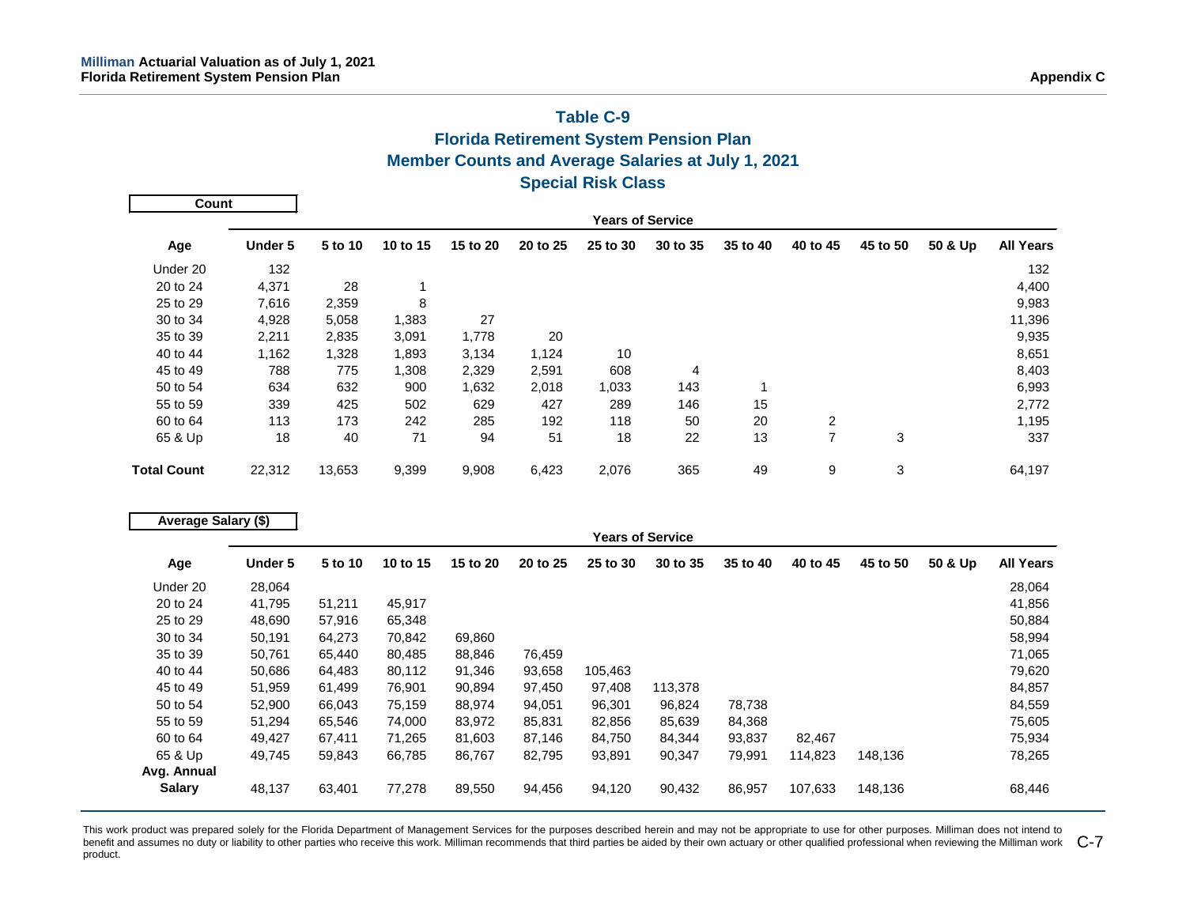**Table C-9**
**Florida Retirement System Pension Plan**
**Member Counts and Average Salaries at July 1, 2021**
**Special Risk Class**

**Count**

| | Years of Service | | | | | | | | | | | |
|---|---|---|---|---|---|---|---|---|---|---|---|---|
| **Age** | **Under 5** | **5 to 10** | **10 to 15** | **15 to 20** | **20 to 25** | **25 to 30** | **30 to 35** | **35 to 40** | **40 to 45** | **45 to 50** | **50 & Up** | **All Years** |
| Under 20 | 132 | | | | | | | | | | | 132 |
| 20 to 24 | 4,371 | 28 | 1 | | | | | | | | | 4,400 |
| 25 to 29 | 7,616 | 2,359 | 8 | | | | | | | | | 9,983 |
| 30 to 34 | 4,928 | 5,058 | 1,383 | 27 | | | | | | | | 11,396 |
| 35 to 39 | 2,211 | 2,835 | 3,091 | 1,778 | 20 | | | | | | | 9,935 |
| 40 to 44 | 1,162 | 1,328 | 1,893 | 3,134 | 1,124 | 10 | | | | | | 8,651 |
| 45 to 49 | 788 | 775 | 1,308 | 2,329 | 2,591 | 608 | 4 | | | | | 8,403 |
| 50 to 54 | 634 | 632 | 900 | 1,632 | 2,018 | 1,033 | 143 | 1 | | | | 6,993 |
| 55 to 59 | 339 | 425 | 502 | 629 | 427 | 289 | 146 | 15 | | | | 2,772 |
| 60 to 64 | 113 | 173 | 242 | 285 | 192 | 118 | 50 | 20 | 2 | | | 1,195 |
| 65 & Up | 18 | 40 | 71 | 94 | 51 | 18 | 22 | 13 | 7 | 3 | | 337 |
| **Total Count** | 22,312 | 13,653 | 9,399 | 9,908 | 6,423 | 2,076 | 365 | 49 | 9 | 3 | | 64,197 |

**Average Salary ($)**

| | Years of Service | | | | | | | | | | | |
|---|---|---|---|---|---|---|---|---|---|---|---|---|
| **Age** | **Under 5** | **5 to 10** | **10 to 15** | **15 to 20** | **20 to 25** | **25 to 30** | **30 to 35** | **35 to 40** | **40 to 45** | **45 to 50** | **50 & Up** | **All Years** |
| Under 20 | 28,064 | | | | | | | | | | | 28,064 |
| 20 to 24 | 41,795 | 51,211 | 45,917 | | | | | | | | | 41,856 |
| 25 to 29 | 48,690 | 57,916 | 65,348 | | | | | | | | | 50,884 |
| 30 to 34 | 50,191 | 64,273 | 70,842 | 69,860 | | | | | | | | 58,994 |
| 35 to 39 | 50,761 | 65,440 | 80,485 | 88,846 | 76,459 | | | | | | | 71,065 |
| 40 to 44 | 50,686 | 64,483 | 80,112 | 91,346 | 93,658 | 105,463 | | | | | | 79,620 |
| 45 to 49 | 51,959 | 61,499 | 76,901 | 90,894 | 97,450 | 97,408 | 113,378 | | | | | 84,857 |
| 50 to 54 | 52,900 | 66,043 | 75,159 | 88,974 | 94,051 | 96,301 | 96,824 | 78,738 | | | | 84,559 |
| 55 to 59 | 51,294 | 65,546 | 74,000 | 83,972 | 85,831 | 82,856 | 85,639 | 84,368 | | | | 75,605 |
| 60 to 64 | 49,427 | 67,411 | 71,265 | 81,603 | 87,146 | 84,750 | 84,344 | 93,837 | 82,467 | | | 75,934 |
| 65 & Up | 49,745 | 59,843 | 66,785 | 86,767 | 82,795 | 93,891 | 90,347 | 79,991 | 114,823 | 148,136 | | 78,265 |
| **Avg. Annual Salary** | 48,137 | 63,401 | 77,278 | 89,550 | 94,456 | 94,120 | 90,432 | 86,957 | 107,633 | 148,136 | | 68,446 |

This work product was prepared solely for the Florida Department of Management Services for the purposes described herein and may not be appropriate to use for other purposes. Milliman does not intend to benefit and assumes no duty or liability to other parties who receive this work. Milliman recommends that third parties be aided by their own actuary or other qualified professional when reviewing the Milliman work product.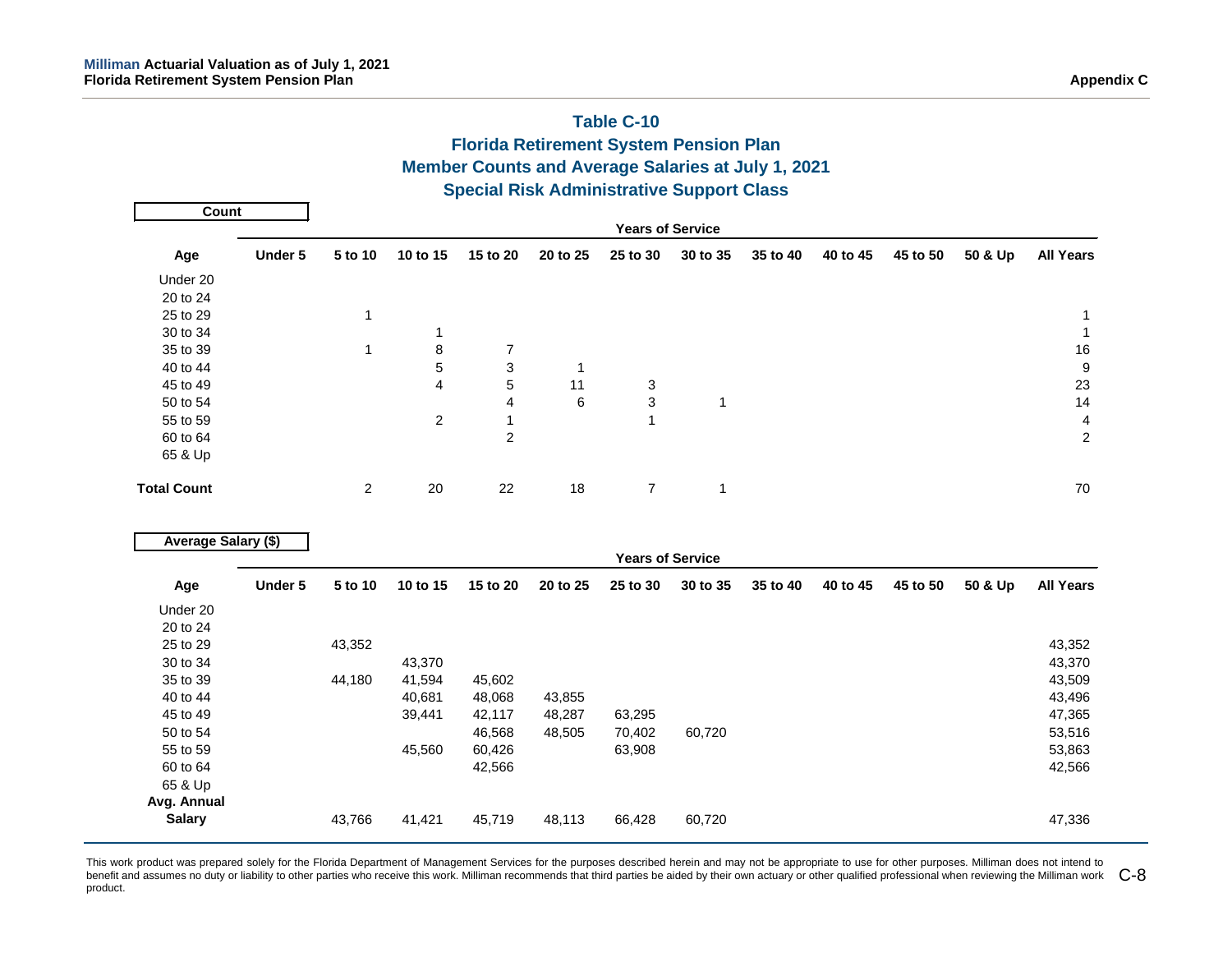## Table C-10
## Florida Retirement System Pension Plan
## Member Counts and Average Salaries at July 1, 2021
## Special Risk Administrative Support Class

**Count**

| | Years of Service | | | | | | | | | | | |
|---|---|---|---|---|---|---|---|---|---|---|---|---|
| **Age** | **Under 5** | **5 to 10** | **10 to 15** | **15 to 20** | **20 to 25** | **25 to 30** | **30 to 35** | **35 to 40** | **40 to 45** | **45 to 50** | **50 & Up** | **All Years** |
| Under 20 | | | | | | | | | | | | |
| 20 to 24 | | | | | | | | | | | | |
| 25 to 29 | | 1 | | | | | | | | | | 1 |
| 30 to 34 | | | 1 | | | | | | | | | 1 |
| 35 to 39 | | 1 | 8 | 7 | | | | | | | | 16 |
| 40 to 44 | | | 5 | 3 | 1 | | | | | | | 9 |
| 45 to 49 | | | 4 | 5 | 11 | 3 | | | | | | 23 |
| 50 to 54 | | | | 4 | 6 | 3 | 1 | | | | | 14 |
| 55 to 59 | | | 2 | 1 | | 1 | | | | | | 4 |
| 60 to 64 | | | | 2 | | | | | | | | 2 |
| 65 & Up | | | | | | | | | | | | |
| **Total Count** | | 2 | 20 | 22 | 18 | 7 | 1 | | | | | 70 |

**Average Salary ($)**

| | Years of Service | | | | | | | | | | | |
|---|---|---|---|---|---|---|---|---|---|---|---|---|
| **Age** | **Under 5** | **5 to 10** | **10 to 15** | **15 to 20** | **20 to 25** | **25 to 30** | **30 to 35** | **35 to 40** | **40 to 45** | **45 to 50** | **50 & Up** | **All Years** |
| Under 20 | | | | | | | | | | | | |
| 20 to 24 | | | | | | | | | | | | |
| 25 to 29 | | 43,352 | | | | | | | | | | 43,352 |
| 30 to 34 | | | 43,370 | | | | | | | | | 43,370 |
| 35 to 39 | | 44,180 | 41,594 | 45,602 | | | | | | | | 43,509 |
| 40 to 44 | | | 40,681 | 48,068 | 43,855 | | | | | | | 43,496 |
| 45 to 49 | | | 39,441 | 42,117 | 48,287 | 63,295 | | | | | | 47,365 |
| 50 to 54 | | | | 46,568 | 48,505 | 70,402 | 60,720 | | | | | 53,516 |
| 55 to 59 | | | 45,560 | 60,426 | | 63,908 | | | | | | 53,863 |
| 60 to 64 | | | | 42,566 | | | | | | | | 42,566 |
| 65 & Up | | | | | | | | | | | | |
| **Avg. Annual Salary** | | 43,766 | 41,421 | 45,719 | 48,113 | 66,428 | 60,720 | | | | | 47,336 |

This work product was prepared solely for the Florida Department of Management Services for the purposes described herein and may not be appropriate to use for other purposes. Milliman does not intend to benefit and assumes no duty or liability to other parties who receive this work. Milliman recommends that third parties be aided by their own actuary or other qualified professional when reviewing the Milliman work product.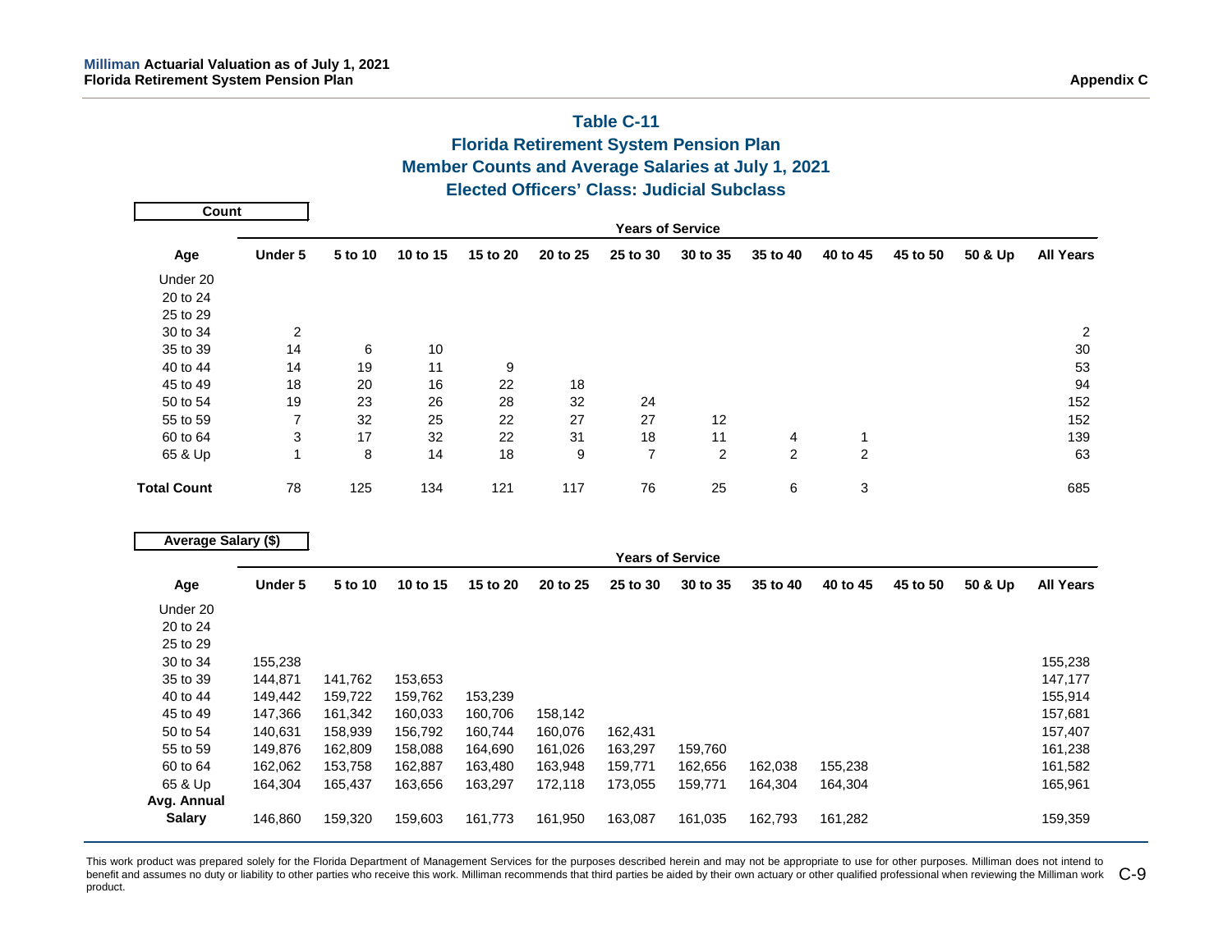## Table C-11
## Florida Retirement System Pension Plan
## Member Counts and Average Salaries at July 1, 2021
## Elected Officers' Class: Judicial Subclass

**Count**

| | Years of Service | | | | | | | | | | | |
|---|---|---|---|---|---|---|---|---|---|---|---|---|
| **Age** | **Under 5** | **5 to 10** | **10 to 15** | **15 to 20** | **20 to 25** | **25 to 30** | **30 to 35** | **35 to 40** | **40 to 45** | **45 to 50** | **50 & Up** | **All Years** |
| Under 20 | | | | | | | | | | | | |
| 20 to 24 | | | | | | | | | | | | |
| 25 to 29 | | | | | | | | | | | | |
| 30 to 34 | 2 | | | | | | | | | | | 2 |
| 35 to 39 | 14 | 6 | 10 | | | | | | | | | 30 |
| 40 to 44 | 14 | 19 | 11 | 9 | | | | | | | | 53 |
| 45 to 49 | 18 | 20 | 16 | 22 | 18 | | | | | | | 94 |
| 50 to 54 | 19 | 23 | 26 | 28 | 32 | 24 | | | | | | 152 |
| 55 to 59 | 7 | 32 | 25 | 22 | 27 | 27 | 12 | | | | | 152 |
| 60 to 64 | 3 | 17 | 32 | 22 | 31 | 18 | 11 | 4 | 1 | | | 139 |
| 65 & Up | 1 | 8 | 14 | 18 | 9 | 7 | 2 | 2 | 2 | | | 63 |
| **Total Count** | 78 | 125 | 134 | 121 | 117 | 76 | 25 | 6 | 3 | | | 685 |

**Average Salary ($)**

| | Years of Service | | | | | | | | | | | |
|---|---|---|---|---|---|---|---|---|---|---|---|---|
| **Age** | **Under 5** | **5 to 10** | **10 to 15** | **15 to 20** | **20 to 25** | **25 to 30** | **30 to 35** | **35 to 40** | **40 to 45** | **45 to 50** | **50 & Up** | **All Years** |
| Under 20 | | | | | | | | | | | | |
| 20 to 24 | | | | | | | | | | | | |
| 25 to 29 | | | | | | | | | | | | |
| 30 to 34 | 155,238 | | | | | | | | | | | 155,238 |
| 35 to 39 | 144,871 | 141,762 | 153,653 | | | | | | | | | 147,177 |
| 40 to 44 | 149,442 | 159,722 | 159,762 | 153,239 | | | | | | | | 155,914 |
| 45 to 49 | 147,366 | 161,342 | 160,033 | 160,706 | 158,142 | | | | | | | 157,681 |
| 50 to 54 | 140,631 | 158,939 | 156,792 | 160,744 | 160,076 | 162,431 | | | | | | 157,407 |
| 55 to 59 | 149,876 | 162,809 | 158,088 | 164,690 | 161,026 | 163,297 | 159,760 | | | | | 161,238 |
| 60 to 64 | 162,062 | 153,758 | 162,887 | 163,480 | 163,948 | 159,771 | 162,656 | 162,038 | 155,238 | | | 161,582 |
| 65 & Up | 164,304 | 165,437 | 163,656 | 163,297 | 172,118 | 173,055 | 159,771 | 164,304 | 164,304 | | | 165,961 |
| **Avg. Annual Salary** | 146,860 | 159,320 | 159,603 | 161,773 | 161,950 | 163,087 | 161,035 | 162,793 | 161,282 | | | 159,359 |

This work product was prepared solely for the Florida Department of Management Services for the purposes described herein and may not be appropriate to use for other purposes. Milliman does not intend to benefit and assumes no duty or liability to other parties who receive this work. Milliman recommends that third parties be aided by their own actuary or other qualified professional when reviewing the Milliman work product.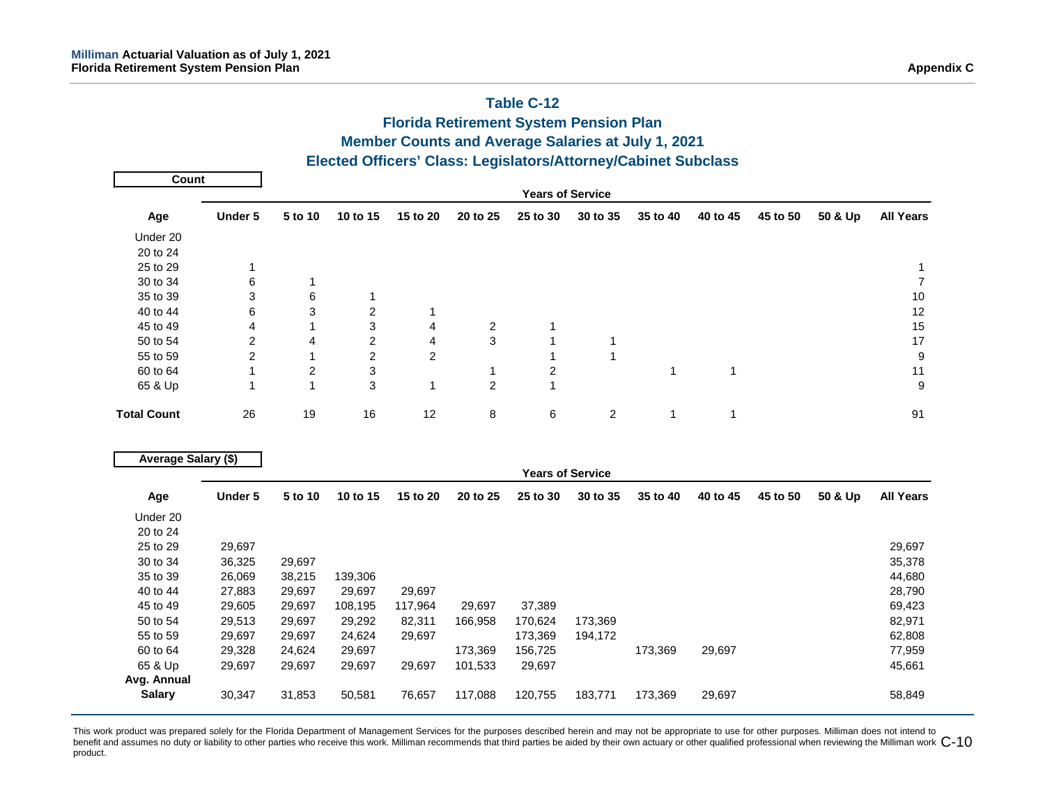## Table C-12
## Florida Retirement System Pension Plan
## Member Counts and Average Salaries at July 1, 2021
## Elected Officers' Class: Legislators/Attorney/Cabinet Subclass

**Count**

| | Years of Service | | | | | | | | | | | |
|---|---|---|---|---|---|---|---|---|---|---|---|---|
| **Age** | **Under 5** | **5 to 10** | **10 to 15** | **15 to 20** | **20 to 25** | **25 to 30** | **30 to 35** | **35 to 40** | **40 to 45** | **45 to 50** | **50 & Up** | **All Years** |
| Under 20 | | | | | | | | | | | | |
| 20 to 24 | | | | | | | | | | | | |
| 25 to 29 | 1 | | | | | | | | | | | 1 |
| 30 to 34 | 6 | 1 | | | | | | | | | | 7 |
| 35 to 39 | 3 | 6 | 1 | | | | | | | | | 10 |
| 40 to 44 | 6 | 3 | 2 | 1 | | | | | | | | 12 |
| 45 to 49 | 4 | 1 | 3 | 4 | 2 | 1 | | | | | | 15 |
| 50 to 54 | 2 | 4 | 2 | 4 | 3 | 1 | 1 | | | | | 17 |
| 55 to 59 | 2 | 1 | 2 | 2 | | 1 | 1 | | | | | 9 |
| 60 to 64 | 1 | 2 | 3 | | 1 | 2 | | 1 | 1 | | | 11 |
| 65 & Up | 1 | 1 | 3 | 1 | 2 | 1 | | | | | | 9 |
| **Total Count** | 26 | 19 | 16 | 12 | 8 | 6 | 2 | 1 | 1 | | | 91 |

**Average Salary ($)**

| | Years of Service | | | | | | | | | | | |
|---|---|---|---|---|---|---|---|---|---|---|---|---|
| **Age** | **Under 5** | **5 to 10** | **10 to 15** | **15 to 20** | **20 to 25** | **25 to 30** | **30 to 35** | **35 to 40** | **40 to 45** | **45 to 50** | **50 & Up** | **All Years** |
| Under 20 | | | | | | | | | | | | |
| 20 to 24 | | | | | | | | | | | | |
| 25 to 29 | 29,697 | | | | | | | | | | | 29,697 |
| 30 to 34 | 36,325 | 29,697 | | | | | | | | | | 35,378 |
| 35 to 39 | 26,069 | 38,215 | 139,306 | | | | | | | | | 44,680 |
| 40 to 44 | 27,883 | 29,697 | 29,697 | 29,697 | | | | | | | | 28,790 |
| 45 to 49 | 29,605 | 29,697 | 108,195 | 117,964 | 29,697 | 37,389 | | | | | | 69,423 |
| 50 to 54 | 29,513 | 29,697 | 29,292 | 82,311 | 166,958 | 170,624 | 173,369 | | | | | 82,971 |
| 55 to 59 | 29,697 | 29,697 | 24,624 | 29,697 | | 173,369 | 194,172 | | | | | 62,808 |
| 60 to 64 | 29,328 | 24,624 | 29,697 | | 173,369 | 156,725 | | 173,369 | 29,697 | | | 77,959 |
| 65 & Up | 29,697 | 29,697 | 29,697 | 29,697 | 101,533 | 29,697 | | | | | | 45,661 |
| **Avg. Annual Salary** | 30,347 | 31,853 | 50,581 | 76,657 | 117,088 | 120,755 | 183,771 | 173,369 | 29,697 | | | 58,849 |

This work product was prepared solely for the Florida Department of Management Services for the purposes described herein and may not be appropriate to use for other purposes. Milliman does not intend to benefit and assumes no duty or liability to other parties who receive this work. Milliman recommends that third parties be aided by their own actuary or other qualified professional when reviewing the Milliman work product.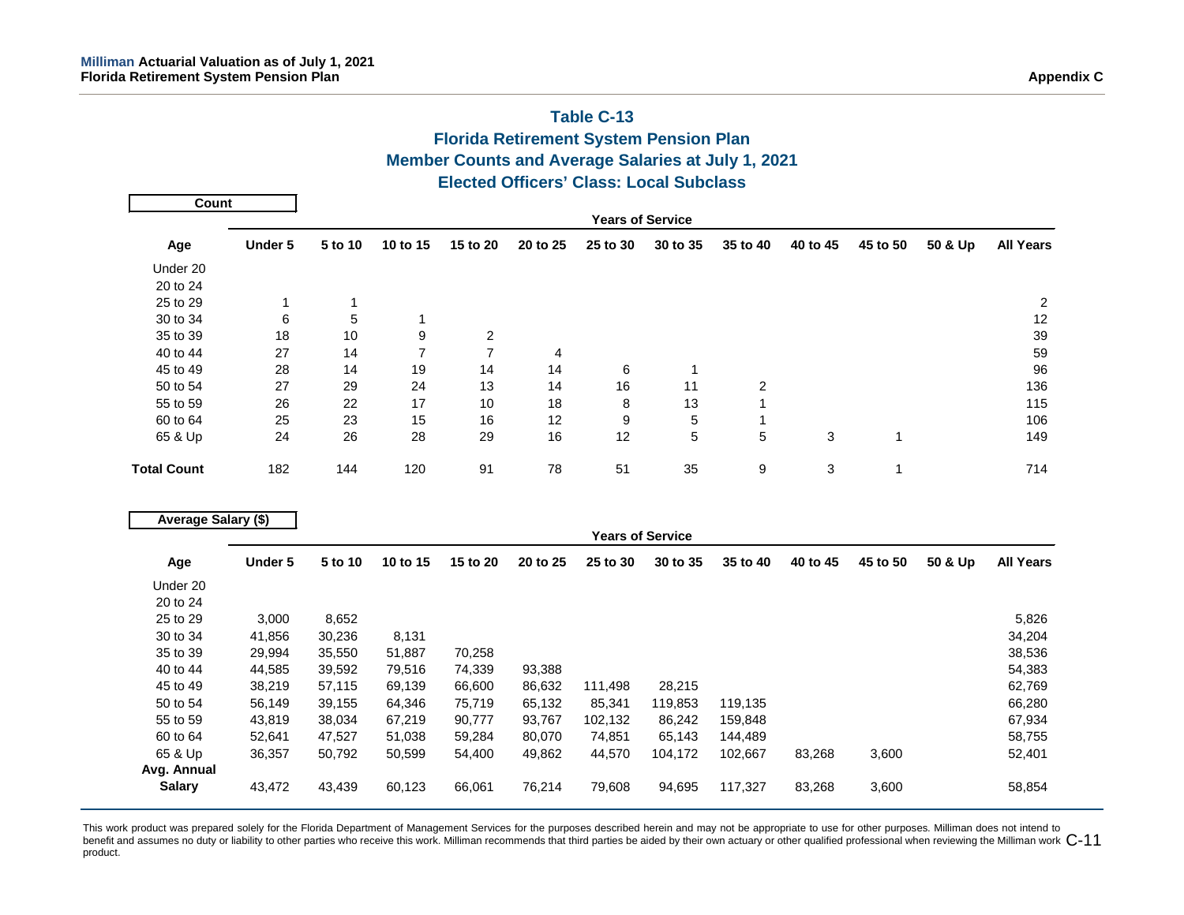# Table C-13
## Florida Retirement System Pension Plan
## Member Counts and Average Salaries at July 1, 2021
## Elected Officers' Class: Local Subclass

**Count**

| | Years of Service | | | | | | | | | | | |
|---|---|---|---|---|---|---|---|---|---|---|---|---|
| **Age** | **Under 5** | **5 to 10** | **10 to 15** | **15 to 20** | **20 to 25** | **25 to 30** | **30 to 35** | **35 to 40** | **40 to 45** | **45 to 50** | **50 & Up** | **All Years** |
| Under 20 | | | | | | | | | | | | |
| 20 to 24 | | | | | | | | | | | | |
| 25 to 29 | 1 | 1 | | | | | | | | | | 2 |
| 30 to 34 | 6 | 5 | 1 | | | | | | | | | 12 |
| 35 to 39 | 18 | 10 | 9 | 2 | | | | | | | | 39 |
| 40 to 44 | 27 | 14 | 7 | 7 | 4 | | | | | | | 59 |
| 45 to 49 | 28 | 14 | 19 | 14 | 14 | 6 | 1 | | | | | 96 |
| 50 to 54 | 27 | 29 | 24 | 13 | 14 | 16 | 11 | 2 | | | | 136 |
| 55 to 59 | 26 | 22 | 17 | 10 | 18 | 8 | 13 | 1 | | | | 115 |
| 60 to 64 | 25 | 23 | 15 | 16 | 12 | 9 | 5 | 1 | | | | 106 |
| 65 & Up | 24 | 26 | 28 | 29 | 16 | 12 | 5 | 5 | 3 | 1 | | 149 |
| **Total Count** | 182 | 144 | 120 | 91 | 78 | 51 | 35 | 9 | 3 | 1 | | 714 |

**Average Salary ($)**

| | Years of Service | | | | | | | | | | | |
|---|---|---|---|---|---|---|---|---|---|---|---|---|
| **Age** | **Under 5** | **5 to 10** | **10 to 15** | **15 to 20** | **20 to 25** | **25 to 30** | **30 to 35** | **35 to 40** | **40 to 45** | **45 to 50** | **50 & Up** | **All Years** |
| Under 20 | | | | | | | | | | | | |
| 20 to 24 | | | | | | | | | | | | |
| 25 to 29 | 3,000 | 8,652 | | | | | | | | | | 5,826 |
| 30 to 34 | 41,856 | 30,236 | 8,131 | | | | | | | | | 34,204 |
| 35 to 39 | 29,994 | 35,550 | 51,887 | 70,258 | | | | | | | | 38,536 |
| 40 to 44 | 44,585 | 39,592 | 79,516 | 74,339 | 93,388 | | | | | | | 54,383 |
| 45 to 49 | 38,219 | 57,115 | 69,139 | 66,600 | 86,632 | 111,498 | 28,215 | | | | | 62,769 |
| 50 to 54 | 56,149 | 39,155 | 64,346 | 75,719 | 65,132 | 85,341 | 119,853 | 119,135 | | | | 66,280 |
| 55 to 59 | 43,819 | 38,034 | 67,219 | 90,777 | 93,767 | 102,132 | 86,242 | 159,848 | | | | 67,934 |
| 60 to 64 | 52,641 | 47,527 | 51,038 | 59,284 | 80,070 | 74,851 | 65,143 | 144,489 | | | | 58,755 |
| 65 & Up | 36,357 | 50,792 | 50,599 | 54,400 | 49,862 | 44,570 | 104,172 | 102,667 | 83,268 | 3,600 | | 52,401 |
| **Avg. Annual Salary** | 43,472 | 43,439 | 60,123 | 66,061 | 76,214 | 79,608 | 94,695 | 117,327 | 83,268 | 3,600 | | 58,854 |

This work product was prepared solely for the Florida Department of Management Services for the purposes described herein and may not be appropriate to use for other purposes. Milliman does not intend to benefit and assumes no duty or liability to other parties who receive this work. Milliman recommends that third parties be aided by their own actuary or other qualified professional when reviewing the Milliman work product.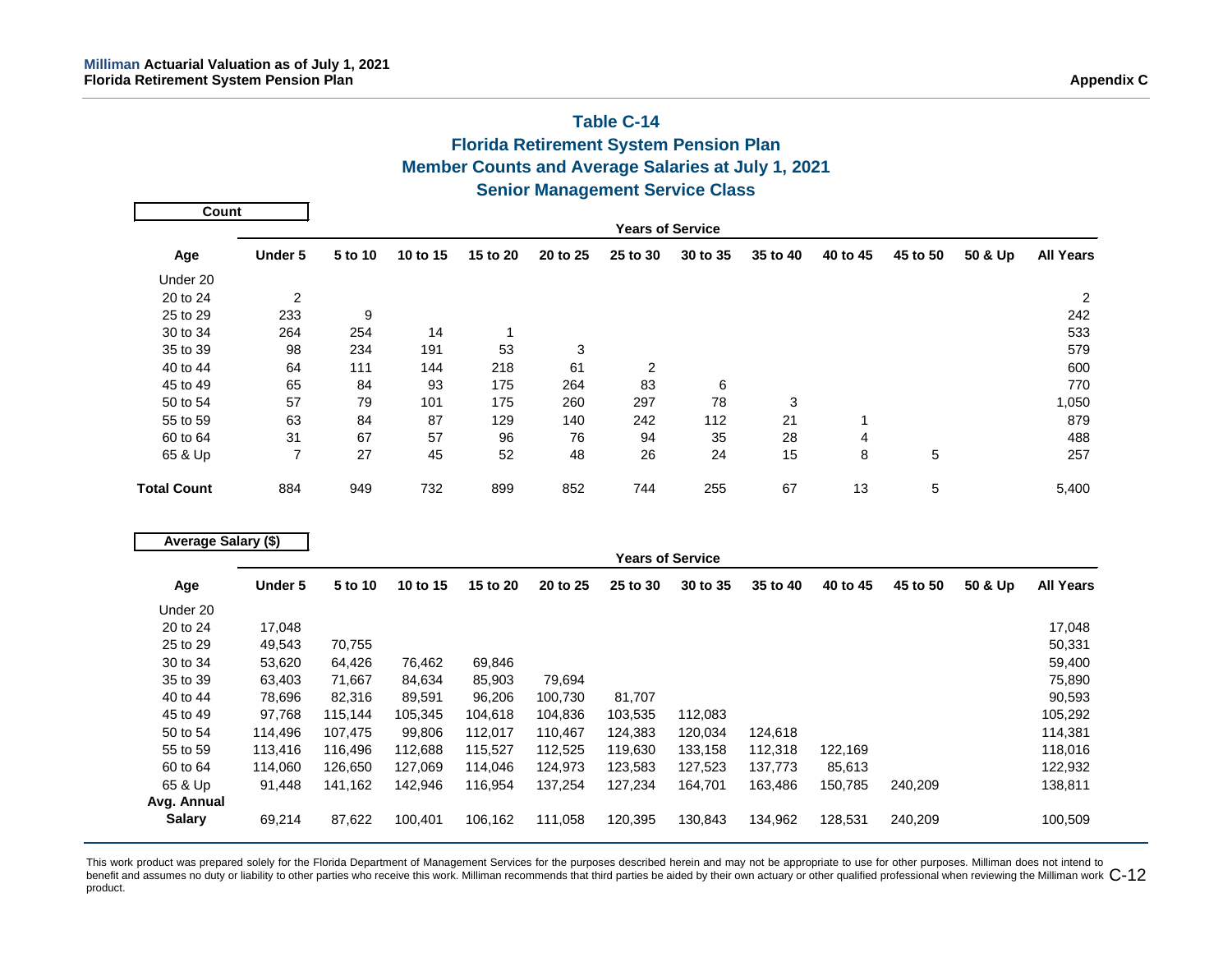## Table C-14
## Florida Retirement System Pension Plan
## Member Counts and Average Salaries at July 1, 2021
## Senior Management Service Class

**Count**

| | Years of Service | | | | | | | | | | | |
|---|---|---|---|---|---|---|---|---|---|---|---|---|
| Age | Under 5 | 5 to 10 | 10 to 15 | 15 to 20 | 20 to 25 | 25 to 30 | 30 to 35 | 35 to 40 | 40 to 45 | 45 to 50 | 50 & Up | All Years |
| Under 20 | | | | | | | | | | | | |
| 20 to 24 | 2 | | | | | | | | | | | 2 |
| 25 to 29 | 233 | 9 | | | | | | | | | | 242 |
| 30 to 34 | 264 | 254 | 14 | 1 | | | | | | | | 533 |
| 35 to 39 | 98 | 234 | 191 | 53 | 3 | | | | | | | 579 |
| 40 to 44 | 64 | 111 | 144 | 218 | 61 | 2 | | | | | | 600 |
| 45 to 49 | 65 | 84 | 93 | 175 | 264 | 83 | 6 | | | | | 770 |
| 50 to 54 | 57 | 79 | 101 | 175 | 260 | 297 | 78 | 3 | | | | 1,050 |
| 55 to 59 | 63 | 84 | 87 | 129 | 140 | 242 | 112 | 21 | 1 | | | 879 |
| 60 to 64 | 31 | 67 | 57 | 96 | 76 | 94 | 35 | 28 | 4 | | | 488 |
| 65 & Up | 7 | 27 | 45 | 52 | 48 | 26 | 24 | 15 | 8 | 5 | | 257 |
| **Total Count** | 884 | 949 | 732 | 899 | 852 | 744 | 255 | 67 | 13 | 5 | | 5,400 |

**Average Salary ($)**

| | Years of Service | | | | | | | | | | | |
|---|---|---|---|---|---|---|---|---|---|---|---|---|
| Age | Under 5 | 5 to 10 | 10 to 15 | 15 to 20 | 20 to 25 | 25 to 30 | 30 to 35 | 35 to 40 | 40 to 45 | 45 to 50 | 50 & Up | All Years |
| Under 20 | | | | | | | | | | | | |
| 20 to 24 | 17,048 | | | | | | | | | | | 17,048 |
| 25 to 29 | 49,543 | 70,755 | | | | | | | | | | 50,331 |
| 30 to 34 | 53,620 | 64,426 | 76,462 | 69,846 | | | | | | | | 59,400 |
| 35 to 39 | 63,403 | 71,667 | 84,634 | 85,903 | 79,694 | | | | | | | 75,890 |
| 40 to 44 | 78,696 | 82,316 | 89,591 | 96,206 | 100,730 | 81,707 | | | | | | 90,593 |
| 45 to 49 | 97,768 | 115,144 | 105,345 | 104,618 | 104,836 | 103,535 | 112,083 | | | | | 105,292 |
| 50 to 54 | 114,496 | 107,475 | 99,806 | 112,017 | 110,467 | 124,383 | 120,034 | 124,618 | | | | 114,381 |
| 55 to 59 | 113,416 | 116,496 | 112,688 | 115,527 | 112,525 | 119,630 | 133,158 | 112,318 | 122,169 | | | 118,016 |
| 60 to 64 | 114,060 | 126,650 | 127,069 | 114,046 | 124,973 | 123,583 | 127,523 | 137,773 | 85,613 | | | 122,932 |
| 65 & Up | 91,448 | 141,162 | 142,946 | 116,954 | 137,254 | 127,234 | 164,701 | 163,486 | 150,785 | 240,209 | | 138,811 |
| **Avg. Annual Salary** | 69,214 | 87,622 | 100,401 | 106,162 | 111,058 | 120,395 | 130,843 | 134,962 | 128,531 | 240,209 | | 100,509 |

This work product was prepared solely for the Florida Department of Management Services for the purposes described herein and may not be appropriate to use for other purposes. Milliman does not intend to benefit and assumes no duty or liability to other parties who receive this work. Milliman recommends that third parties be aided by their own actuary or other qualified professional when reviewing the Milliman work product.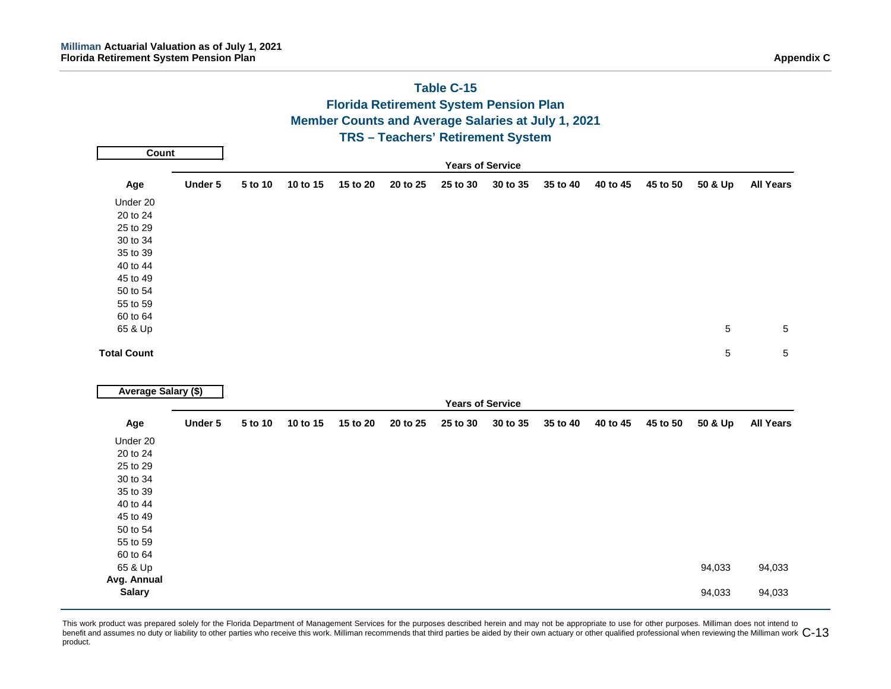# Table C-15
## Florida Retirement System Pension Plan
## Member Counts and Average Salaries at July 1, 2021
## TRS – Teachers' Retirement System

**Count**

| | Years of Service | | | | | | | | | | | |
|---|---|---|---|---|---|---|---|---|---|---|---|---|
| **Age** | **Under 5** | **5 to 10** | **10 to 15** | **15 to 20** | **20 to 25** | **25 to 30** | **30 to 35** | **35 to 40** | **40 to 45** | **45 to 50** | **50 & Up** | **All Years** |
| Under 20 | | | | | | | | | | | | |
| 20 to 24 | | | | | | | | | | | | |
| 25 to 29 | | | | | | | | | | | | |
| 30 to 34 | | | | | | | | | | | | |
| 35 to 39 | | | | | | | | | | | | |
| 40 to 44 | | | | | | | | | | | | |
| 45 to 49 | | | | | | | | | | | | |
| 50 to 54 | | | | | | | | | | | | |
| 55 to 59 | | | | | | | | | | | | |
| 60 to 64 | | | | | | | | | | | | |
| 65 & Up | | | | | | | | | | | 5 | 5 |
| **Total Count** | | | | | | | | | | | 5 | 5 |

**Average Salary ($)**

| | Years of Service | | | | | | | | | | | |
|---|---|---|---|---|---|---|---|---|---|---|---|---|
| **Age** | **Under 5** | **5 to 10** | **10 to 15** | **15 to 20** | **20 to 25** | **25 to 30** | **30 to 35** | **35 to 40** | **40 to 45** | **45 to 50** | **50 & Up** | **All Years** |
| Under 20 | | | | | | | | | | | | |
| 20 to 24 | | | | | | | | | | | | |
| 25 to 29 | | | | | | | | | | | | |
| 30 to 34 | | | | | | | | | | | | |
| 35 to 39 | | | | | | | | | | | | |
| 40 to 44 | | | | | | | | | | | | |
| 45 to 49 | | | | | | | | | | | | |
| 50 to 54 | | | | | | | | | | | | |
| 55 to 59 | | | | | | | | | | | | |
| 60 to 64 | | | | | | | | | | | | |
| 65 & Up | | | | | | | | | | | 94,033 | 94,033 |
| **Avg. Annual Salary** | | | | | | | | | | | 94,033 | 94,033 |

This work product was prepared solely for the Florida Department of Management Services for the purposes described herein and may not be appropriate to use for other purposes. Milliman does not intend to benefit and assumes no duty or liability to other parties who receive this work. Milliman recommends that third parties be aided by their own actuary or other qualified professional when reviewing the Milliman work product.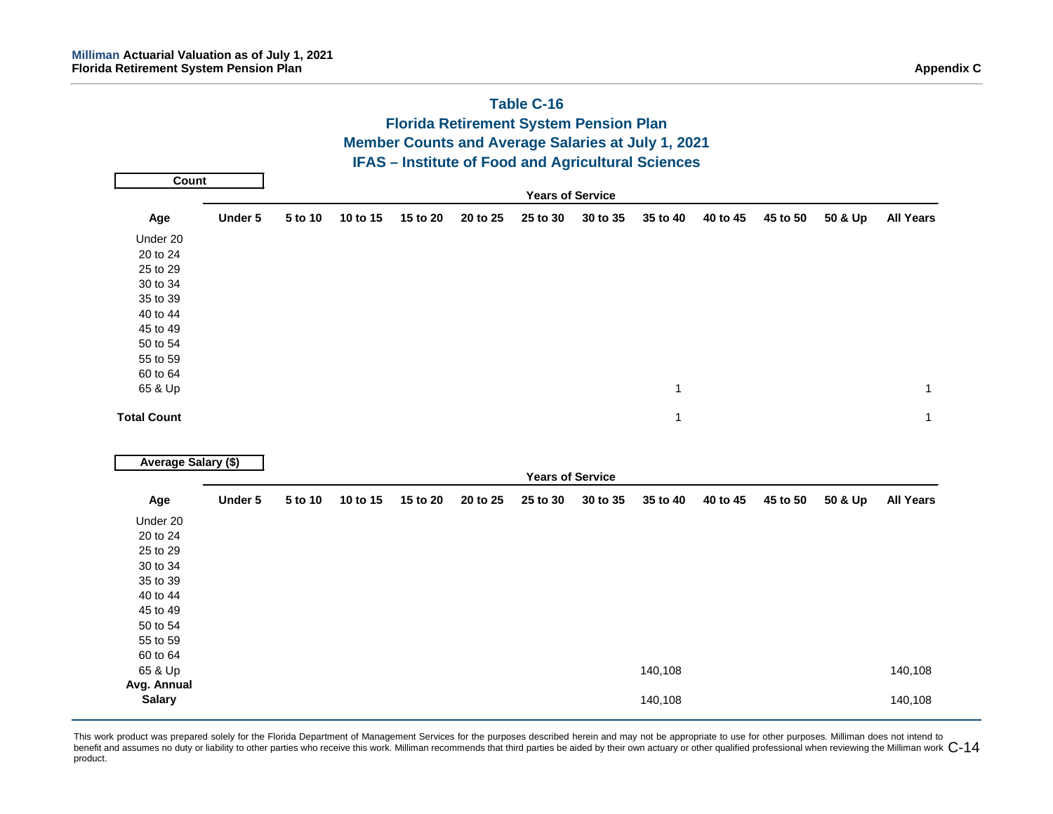## Table C-16
## Florida Retirement System Pension Plan
## Member Counts and Average Salaries at July 1, 2021
## IFAS – Institute of Food and Agricultural Sciences

**Count**

| | Years of Service | | | | | | | | | | | |
|---|---|---|---|---|---|---|---|---|---|---|---|---|
| **Age** | **Under 5** | **5 to 10** | **10 to 15** | **15 to 20** | **20 to 25** | **25 to 30** | **30 to 35** | **35 to 40** | **40 to 45** | **45 to 50** | **50 & Up** | **All Years** |
| Under 20 | | | | | | | | | | | | |
| 20 to 24 | | | | | | | | | | | | |
| 25 to 29 | | | | | | | | | | | | |
| 30 to 34 | | | | | | | | | | | | |
| 35 to 39 | | | | | | | | | | | | |
| 40 to 44 | | | | | | | | | | | | |
| 45 to 49 | | | | | | | | | | | | |
| 50 to 54 | | | | | | | | | | | | |
| 55 to 59 | | | | | | | | | | | | |
| 60 to 64 | | | | | | | | | | | | |
| 65 & Up | | | | | | | | 1 | | | | 1 |
| **Total Count** | | | | | | | | 1 | | | | 1 |

**Average Salary ($)**

| | Years of Service | | | | | | | | | | | |
|---|---|---|---|---|---|---|---|---|---|---|---|---|
| **Age** | **Under 5** | **5 to 10** | **10 to 15** | **15 to 20** | **20 to 25** | **25 to 30** | **30 to 35** | **35 to 40** | **40 to 45** | **45 to 50** | **50 & Up** | **All Years** |
| Under 20 | | | | | | | | | | | | |
| 20 to 24 | | | | | | | | | | | | |
| 25 to 29 | | | | | | | | | | | | |
| 30 to 34 | | | | | | | | | | | | |
| 35 to 39 | | | | | | | | | | | | |
| 40 to 44 | | | | | | | | | | | | |
| 45 to 49 | | | | | | | | | | | | |
| 50 to 54 | | | | | | | | | | | | |
| 55 to 59 | | | | | | | | | | | | |
| 60 to 64 | | | | | | | | | | | | |
| 65 & Up | | | | | | | | 140,108 | | | | 140,108 |
| **Avg. Annual Salary** | | | | | | | | 140,108 | | | | 140,108 |

This work product was prepared solely for the Florida Department of Management Services for the purposes described herein and may not be appropriate to use for other purposes. Milliman does not intend to benefit and assumes no duty or liability to other parties who receive this work. Milliman recommends that third parties be aided by their own actuary or other qualified professional when reviewing the Milliman work product.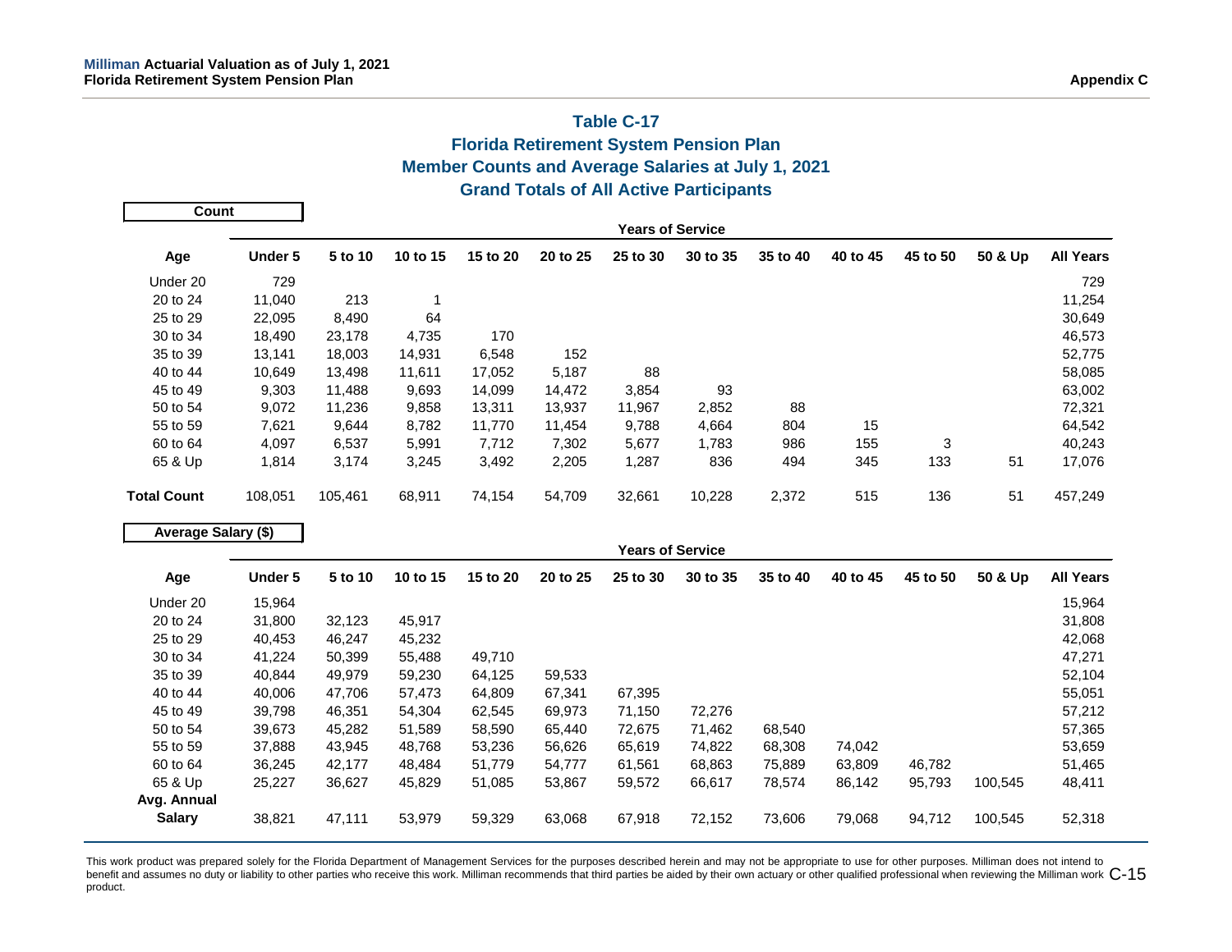## Table C-17
## Florida Retirement System Pension Plan
## Member Counts and Average Salaries at July 1, 2021
## Grand Totals of All Active Participants

**Count**

| | Years of Service | | | | | | | | | | | |
|---|---|---|---|---|---|---|---|---|---|---|---|---|
| **Age** | **Under 5** | **5 to 10** | **10 to 15** | **15 to 20** | **20 to 25** | **25 to 30** | **30 to 35** | **35 to 40** | **40 to 45** | **45 to 50** | **50 & Up** | **All Years** |
| Under 20 | 729 | | | | | | | | | | | 729 |
| 20 to 24 | 11,040 | 213 | 1 | | | | | | | | | 11,254 |
| 25 to 29 | 22,095 | 8,490 | 64 | | | | | | | | | 30,649 |
| 30 to 34 | 18,490 | 23,178 | 4,735 | 170 | | | | | | | | 46,573 |
| 35 to 39 | 13,141 | 18,003 | 14,931 | 6,548 | 152 | | | | | | | 52,775 |
| 40 to 44 | 10,649 | 13,498 | 11,611 | 17,052 | 5,187 | 88 | | | | | | 58,085 |
| 45 to 49 | 9,303 | 11,488 | 9,693 | 14,099 | 14,472 | 3,854 | 93 | | | | | 63,002 |
| 50 to 54 | 9,072 | 11,236 | 9,858 | 13,311 | 13,937 | 11,967 | 2,852 | 88 | | | | 72,321 |
| 55 to 59 | 7,621 | 9,644 | 8,782 | 11,770 | 11,454 | 9,788 | 4,664 | 804 | 15 | | | 64,542 |
| 60 to 64 | 4,097 | 6,537 | 5,991 | 7,712 | 7,302 | 5,677 | 1,783 | 986 | 155 | 3 | | 40,243 |
| 65 & Up | 1,814 | 3,174 | 3,245 | 3,492 | 2,205 | 1,287 | 836 | 494 | 345 | 133 | 51 | 17,076 |
| **Total Count** | 108,051 | 105,461 | 68,911 | 74,154 | 54,709 | 32,661 | 10,228 | 2,372 | 515 | 136 | 51 | 457,249 |

**Average Salary ($)**

| | Years of Service | | | | | | | | | | | |
|---|---|---|---|---|---|---|---|---|---|---|---|---|
| **Age** | **Under 5** | **5 to 10** | **10 to 15** | **15 to 20** | **20 to 25** | **25 to 30** | **30 to 35** | **35 to 40** | **40 to 45** | **45 to 50** | **50 & Up** | **All Years** |
| Under 20 | 15,964 | | | | | | | | | | | 15,964 |
| 20 to 24 | 31,800 | 32,123 | 45,917 | | | | | | | | | 31,808 |
| 25 to 29 | 40,453 | 46,247 | 45,232 | | | | | | | | | 42,068 |
| 30 to 34 | 41,224 | 50,399 | 55,488 | 49,710 | | | | | | | | 47,271 |
| 35 to 39 | 40,844 | 49,979 | 59,230 | 64,125 | 59,533 | | | | | | | 52,104 |
| 40 to 44 | 40,006 | 47,706 | 57,473 | 64,809 | 67,341 | 67,395 | | | | | | 55,051 |
| 45 to 49 | 39,798 | 46,351 | 54,304 | 62,545 | 69,973 | 71,150 | 72,276 | | | | | 57,212 |
| 50 to 54 | 39,673 | 45,282 | 51,589 | 58,590 | 65,440 | 72,675 | 71,462 | 68,540 | | | | 57,365 |
| 55 to 59 | 37,888 | 43,945 | 48,768 | 53,236 | 56,626 | 65,619 | 74,822 | 68,308 | 74,042 | | | 53,659 |
| 60 to 64 | 36,245 | 42,177 | 48,484 | 51,779 | 54,777 | 61,561 | 68,863 | 75,889 | 63,809 | 46,782 | | 51,465 |
| 65 & Up | 25,227 | 36,627 | 45,829 | 51,085 | 53,867 | 59,572 | 66,617 | 78,574 | 86,142 | 95,793 | 100,545 | 48,411 |
| **Avg. Annual Salary** | 38,821 | 47,111 | 53,979 | 59,329 | 63,068 | 67,918 | 72,152 | 73,606 | 79,068 | 94,712 | 100,545 | 52,318 |

This work product was prepared solely for the Florida Department of Management Services for the purposes described herein and may not be appropriate to use for other purposes. Milliman does not intend to benefit and assumes no duty or liability to other parties who receive this work. Milliman recommends that third parties be aided by their own actuary or other qualified professional when reviewing the Milliman work product.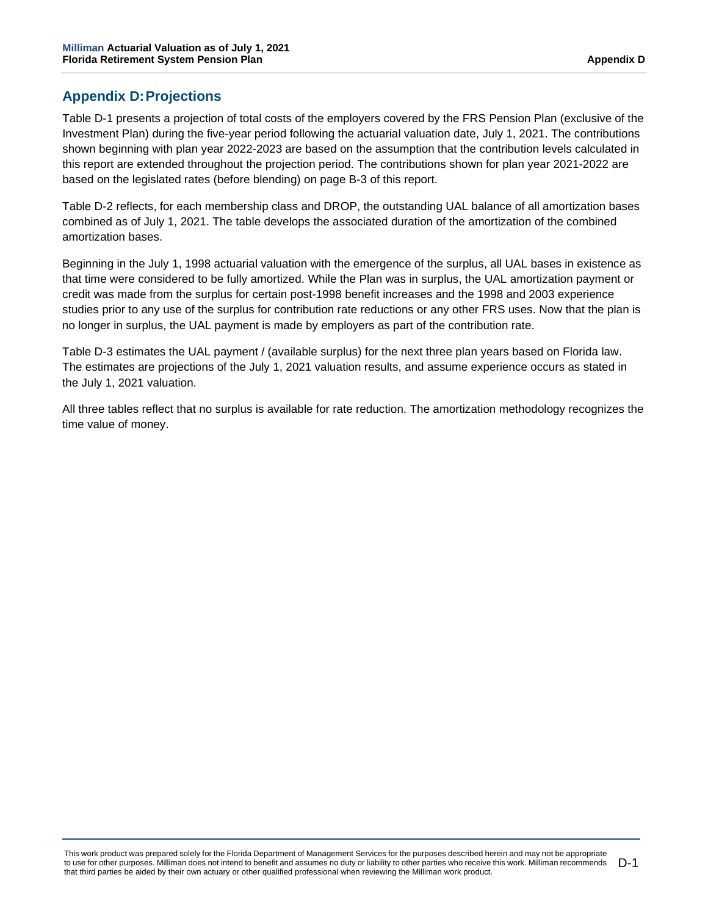## Appendix D: Projections

Table D-1 presents a projection of total costs of the employers covered by the FRS Pension Plan (exclusive of the Investment Plan) during the five-year period following the actuarial valuation date, July 1, 2021. The contributions shown beginning with plan year 2022-2023 are based on the assumption that the contribution levels calculated in this report are extended throughout the projection period. The contributions shown for plan year 2021-2022 are based on the legislated rates (before blending) on page B-3 of this report.

Table D-2 reflects, for each membership class and DROP, the outstanding UAL balance of all amortization bases combined as of July 1, 2021. The table develops the associated duration of the amortization of the combined amortization bases.

Beginning in the July 1, 1998 actuarial valuation with the emergence of the surplus, all UAL bases in existence as that time were considered to be fully amortized. While the Plan was in surplus, the UAL amortization payment or credit was made from the surplus for certain post-1998 benefit increases and the 1998 and 2003 experience studies prior to any use of the surplus for contribution rate reductions or any other FRS uses. Now that the plan is no longer in surplus, the UAL payment is made by employers as part of the contribution rate.

Table D-3 estimates the UAL payment / (available surplus) for the next three plan years based on Florida law. The estimates are projections of the July 1, 2021 valuation results, and assume experience occurs as stated in the July 1, 2021 valuation.

All three tables reflect that no surplus is available for rate reduction. The amortization methodology recognizes the time value of money.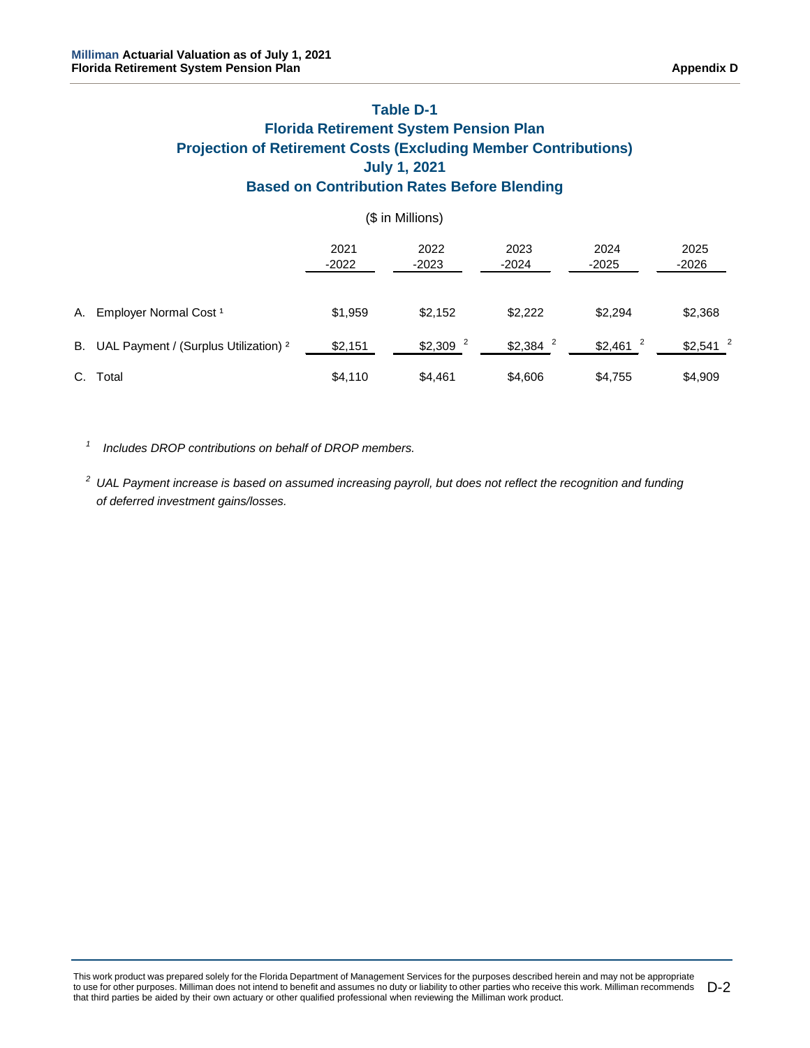## Table D-1
## Florida Retirement System Pension Plan
## Projection of Retirement Costs (Excluding Member Contributions)
## July 1, 2021
## Based on Contribution Rates Before Blending

($ in Millions)

| | 2021 -2022 | 2022 -2023 | 2023 -2024 | 2024 -2025 | 2025 -2026 |
|---|---|---|---|---|---|
| A. Employer Normal Cost [1] | $1,959 | $2,152 | $2,222 | $2,294 | $2,368 |
| B. UAL Payment / (Surplus Utilization) [2] | $2,151 | $2,309 [2] | $2,384 [2] | $2,461 [2] | $2,541 [2] |
| C. Total | $4,110 | $4,461 | $4,606 | $4,755 | $4,909 |

[1] *Includes DROP contributions on behalf of DROP members.*

[2] *UAL Payment increase is based on assumed increasing payroll, but does not reflect the recognition and funding of deferred investment gains/losses.*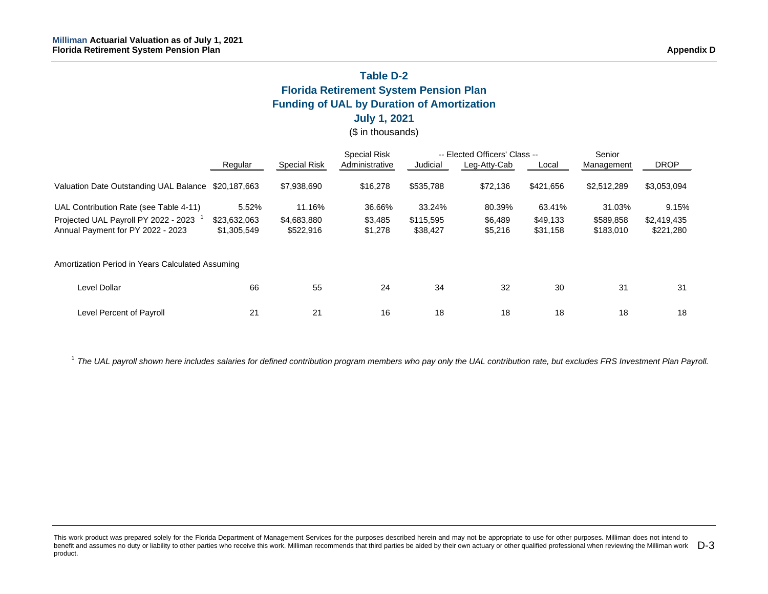## Table D-2
## Florida Retirement System Pension Plan
## Funding of UAL by Duration of Amortization
## July 1, 2021

($ in thousands)

| | Regular | Special Risk | Special Risk Administrative | -- Elected Officers' Class -- Judicial | Leg-Atty-Cab | Local | Senior Management | DROP |
|---|---|---|---|---|---|---|---|---|
| Valuation Date Outstanding UAL Balance | $20,187,663 | $7,938,690 | $16,278 | $535,788 | $72,136 | $421,656 | $2,512,289 | $3,053,094 |
| UAL Contribution Rate (see Table 4-11) | 5.52% | 11.16% | 36.66% | 33.24% | 80.39% | 63.41% | 31.03% | 9.15% |
| Projected UAL Payroll PY 2022 - 2023 [1] | $23,632,063 | $4,683,880 | $3,485 | $115,595 | $6,489 | $49,133 | $589,858 | $2,419,435 |
| Annual Payment for PY 2022 - 2023 | $1,305,549 | $522,916 | $1,278 | $38,427 | $5,216 | $31,158 | $183,010 | $221,280 |
| Amortization Period in Years Calculated Assuming | | | | | | | | |
| Level Dollar | 66 | 55 | 24 | 34 | 32 | 30 | 31 | 31 |
| Level Percent of Payroll | 21 | 21 | 16 | 18 | 18 | 18 | 18 | 18 |

[1] *The UAL payroll shown here includes salaries for defined contribution program members who pay only the UAL contribution rate, but excludes FRS Investment Plan Payroll.*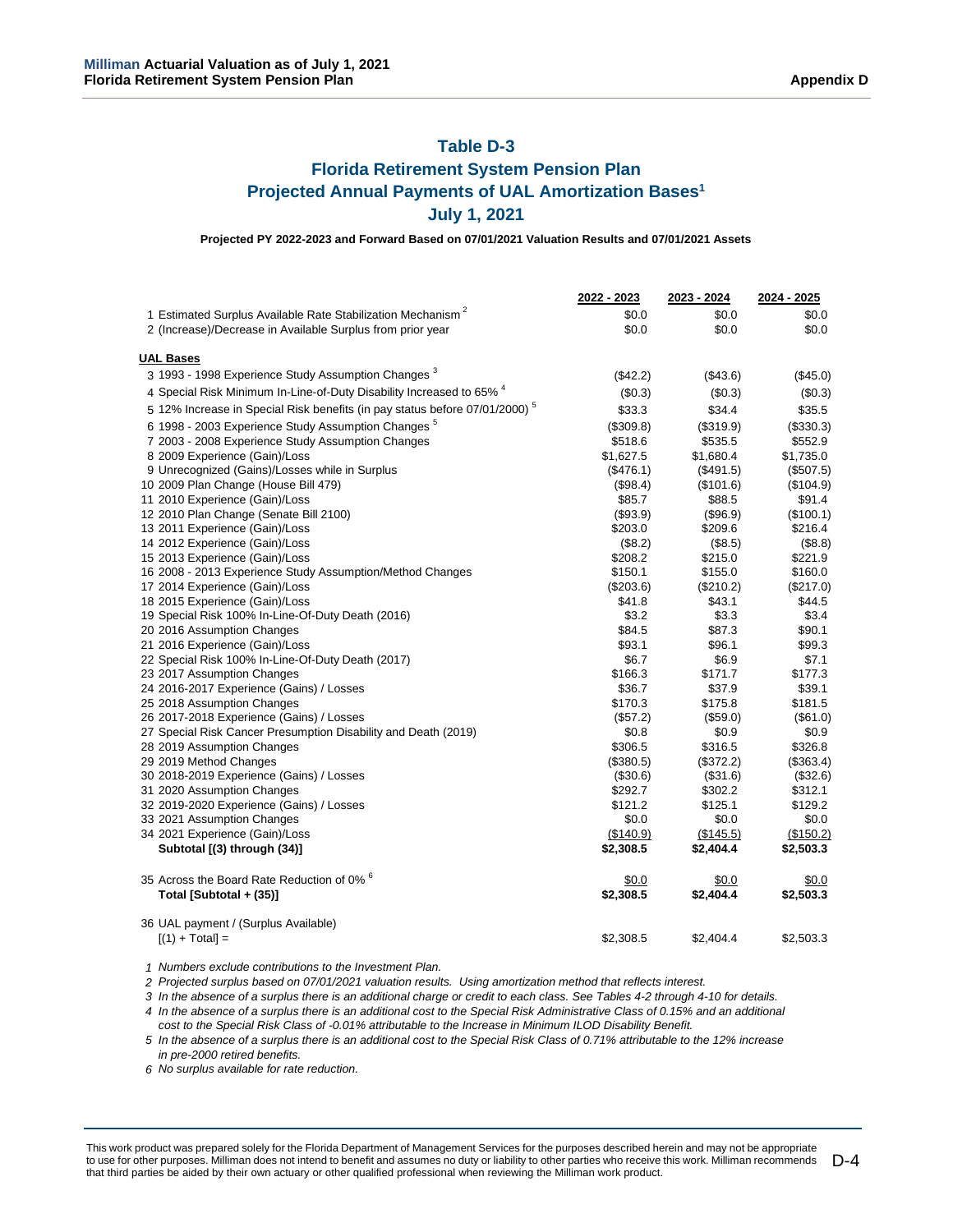## Table D-3

## Florida Retirement System Pension Plan

## Projected Annual Payments of UAL Amortization Bases[1]

## July 1, 2021

**Projected PY 2022-2023 and Forward Based on 07/01/2021 Valuation Results and 07/01/2021 Assets**

| | 2022 - 2023 | 2023 - 2024 | 2024 - 2025 |
|---|---|---|---|
| 1 Estimated Surplus Available Rate Stabilization Mechanism [2] | $0.0 | $0.0 | $0.0 |
| 2 (Increase)/Decrease in Available Surplus from prior year | $0.0 | $0.0 | $0.0 |
| **UAL Bases** | | | |
| 3 1993 - 1998 Experience Study Assumption Changes [3] | ($42.2) | ($43.6) | ($45.0) |
| 4 Special Risk Minimum In-Line-of-Duty Disability Increased to 65% [4] | ($0.3) | ($0.3) | ($0.3) |
| 5 12% Increase in Special Risk benefits (in pay status before 07/01/2000) [5] | $33.3 | $34.4 | $35.5 |
| 6 1998 - 2003 Experience Study Assumption Changes [5] | ($309.8) | ($319.9) | ($330.3) |
| 7 2003 - 2008 Experience Study Assumption Changes | $518.6 | $535.5 | $552.9 |
| 8 2009 Experience (Gain)/Loss | $1,627.5 | $1,680.4 | $1,735.0 |
| 9 Unrecognized (Gains)/Losses while in Surplus | ($476.1) | ($491.5) | ($507.5) |
| 10 2009 Plan Change (House Bill 479) | ($98.4) | ($101.6) | ($104.9) |
| 11 2010 Experience (Gain)/Loss | $85.7 | $88.5 | $91.4 |
| 12 2010 Plan Change (Senate Bill 2100) | ($93.9) | ($96.9) | ($100.1) |
| 13 2011 Experience (Gain)/Loss | $203.0 | $209.6 | $216.4 |
| 14 2012 Experience (Gain)/Loss | ($8.2) | ($8.5) | ($8.8) |
| 15 2013 Experience (Gain)/Loss | $208.2 | $215.0 | $221.9 |
| 16 2008 - 2013 Experience Study Assumption/Method Changes | $150.1 | $155.0 | $160.0 |
| 17 2014 Experience (Gain)/Loss | ($203.6) | ($210.2) | ($217.0) |
| 18 2015 Experience (Gain)/Loss | $41.8 | $43.1 | $44.5 |
| 19 Special Risk 100% In-Line-Of-Duty Death (2016) | $3.2 | $3.3 | $3.4 |
| 20 2016 Assumption Changes | $84.5 | $87.3 | $90.1 |
| 21 2016 Experience (Gain)/Loss | $93.1 | $96.1 | $99.3 |
| 22 Special Risk 100% In-Line-Of-Duty Death (2017) | $6.7 | $6.9 | $7.1 |
| 23 2017 Assumption Changes | $166.3 | $171.7 | $177.3 |
| 24 2016-2017 Experience (Gains) / Losses | $36.7 | $37.9 | $39.1 |
| 25 2018 Assumption Changes | $170.3 | $175.8 | $181.5 |
| 26 2017-2018 Experience (Gains) / Losses | ($57.2) | ($59.0) | ($61.0) |
| 27 Special Risk Cancer Presumption Disability and Death (2019) | $0.8 | $0.9 | $0.9 |
| 28 2019 Assumption Changes | $306.5 | $316.5 | $326.8 |
| 29 2019 Method Changes | ($380.5) | ($372.2) | ($363.4) |
| 30 2018-2019 Experience (Gains) / Losses | ($30.6) | ($31.6) | ($32.6) |
| 31 2020 Assumption Changes | $292.7 | $302.2 | $312.1 |
| 32 2019-2020 Experience (Gains) / Losses | $121.2 | $125.1 | $129.2 |
| 33 2021 Assumption Changes | $0.0 | $0.0 | $0.0 |
| 34 2021 Experience (Gain)/Loss | ($140.9) | ($145.5) | ($150.2) |
| **Subtotal [(3) through (34)]** | **$2,308.5** | **$2,404.4** | **$2,503.3** |
| 35 Across the Board Rate Reduction of 0% [6] | $0.0 | $0.0 | $0.0 |
| **Total [Subtotal + (35)]** | **$2,308.5** | **$2,404.4** | **$2,503.3** |
| 36 UAL payment / (Surplus Available) [(1) + Total] = | $2,308.5 | $2,404.4 | $2,503.3 |

*1 Numbers exclude contributions to the Investment Plan.*

*2 Projected surplus based on 07/01/2021 valuation results. Using amortization method that reflects interest.*

*3 In the absence of a surplus there is an additional charge or credit to each class. See Tables 4-2 through 4-10 for details.*

*4 In the absence of a surplus there is an additional cost to the Special Risk Administrative Class of 0.15% and an additional cost to the Special Risk Class of -0.01% attributable to the Increase in Minimum ILOD Disability Benefit.*

*5 In the absence of a surplus there is an additional cost to the Special Risk Class of 0.71% attributable to the 12% increase in pre-2000 retired benefits.*

*6 No surplus available for rate reduction.*

This work product was prepared solely for the Florida Department of Management Services for the purposes described herein and may not be appropriate to use for other purposes. Milliman does not intend to benefit and assumes no duty or liability to other parties who receive this work. Milliman recommends that third parties be aided by their own actuary or other qualified professional when reviewing the Milliman work product.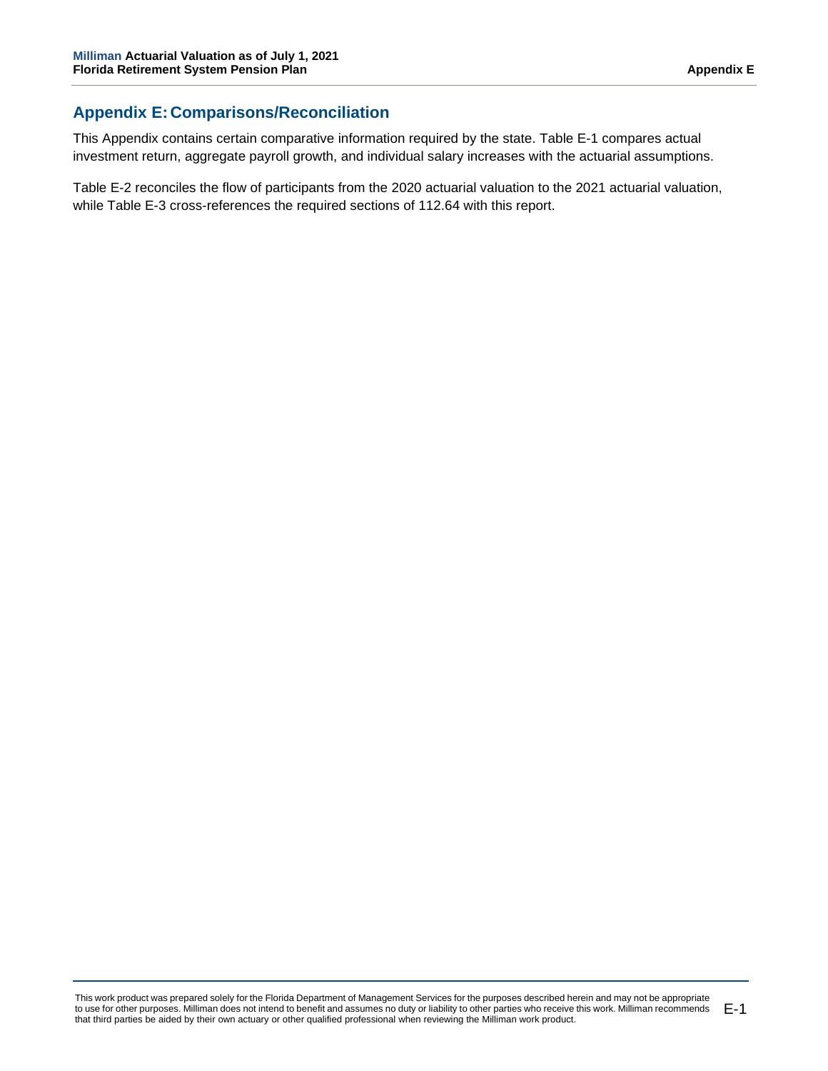## Appendix E: Comparisons/Reconciliation

This Appendix contains certain comparative information required by the state. Table E-1 compares actual investment return, aggregate payroll growth, and individual salary increases with the actuarial assumptions.

Table E-2 reconciles the flow of participants from the 2020 actuarial valuation to the 2021 actuarial valuation, while Table E-3 cross-references the required sections of 112.64 with this report.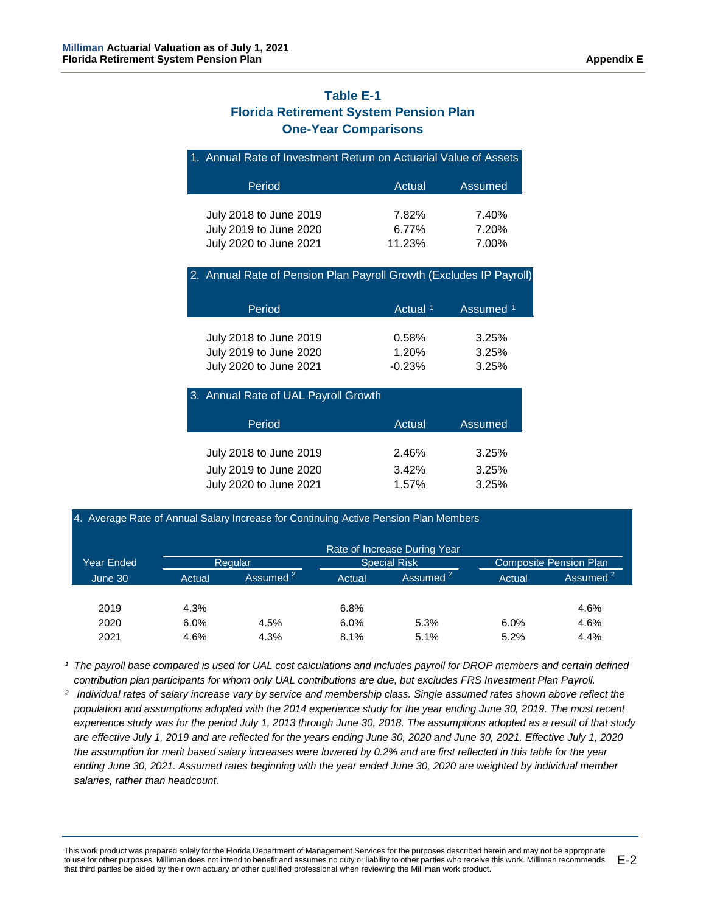# Table E-1
## Florida Retirement System Pension Plan
## One-Year Comparisons

| 1. Annual Rate of Investment Return on Actuarial Value of Assets | | |
|---|---|---|
| Period | Actual | Assumed |
| July 2018 to June 2019 | 7.82% | 7.40% |
| July 2019 to June 2020 | 6.77% | 7.20% |
| July 2020 to June 2021 | 11.23% | 7.00% |

| 2. Annual Rate of Pension Plan Payroll Growth (Excludes IP Payroll) | | |
|---|---|---|
| Period | Actual [1] | Assumed [1] |
| July 2018 to June 2019 | 0.58% | 3.25% |
| July 2019 to June 2020 | 1.20% | 3.25% |
| July 2020 to June 2021 | -0.23% | 3.25% |

| 3. Annual Rate of UAL Payroll Growth | | |
|---|---|---|
| Period | Actual | Assumed |
| July 2018 to June 2019 | 2.46% | 3.25% |
| July 2019 to June 2020 | 3.42% | 3.25% |
| July 2020 to June 2021 | 1.57% | 3.25% |

4. Average Rate of Annual Salary Increase for Continuing Active Pension Plan Members

| Year Ended | Rate of Increase During Year | | | | | |
|---|---|---|---|---|---|---|
| | Regular | | Special Risk | | Composite Pension Plan | |
| June 30 | Actual | Assumed [2] | Actual | Assumed [2] | Actual | Assumed [2] |
| 2019 | 4.3% | | 6.8% | | | 4.6% |
| 2020 | 6.0% | 4.5% | 6.0% | 5.3% | 6.0% | 4.6% |
| 2021 | 4.6% | 4.3% | 8.1% | 5.1% | 5.2% | 4.4% |

[1] *The payroll base compared is used for UAL cost calculations and includes payroll for DROP members and certain defined contribution plan participants for whom only UAL contributions are due, but excludes FRS Investment Plan Payroll.*

[2] *Individual rates of salary increase vary by service and membership class. Single assumed rates shown above reflect the population and assumptions adopted with the 2014 experience study for the year ending June 30, 2019. The most recent experience study was for the period July 1, 2013 through June 30, 2018. The assumptions adopted as a result of that study are effective July 1, 2019 and are reflected for the years ending June 30, 2020 and June 30, 2021. Effective July 1, 2020 the assumption for merit based salary increases were lowered by 0.2% and are first reflected in this table for the year ending June 30, 2021. Assumed rates beginning with the year ended June 30, 2020 are weighted by individual member salaries, rather than headcount.*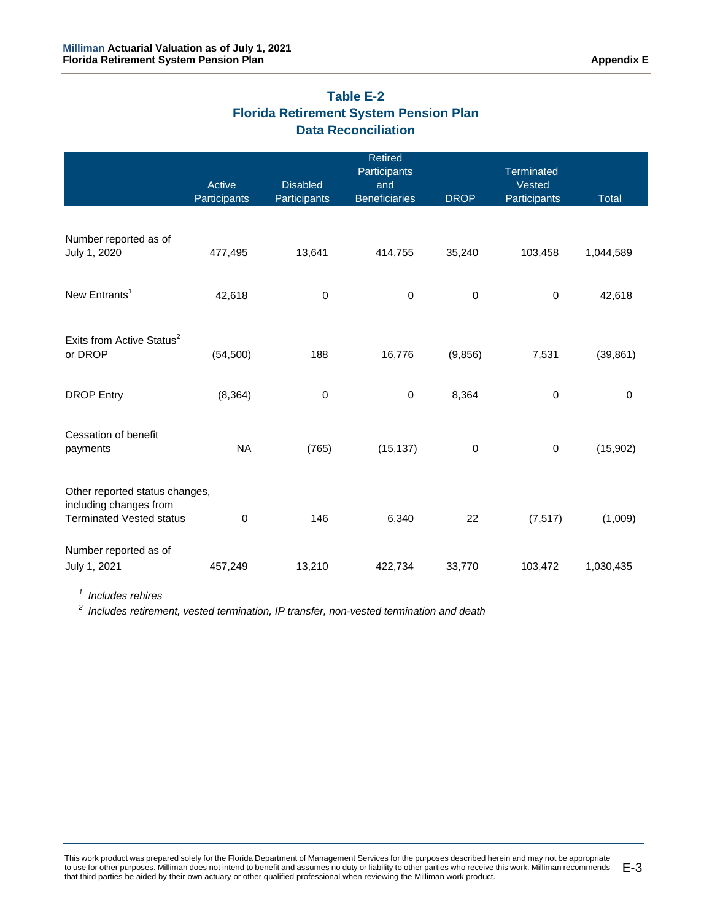## Table E-2
## Florida Retirement System Pension Plan
## Data Reconciliation

| | Active Participants | Disabled Participants | Retired Participants and Beneficiaries | DROP | Terminated Vested Participants | Total |
|---|---|---|---|---|---|---|
| Number reported as of July 1, 2020 | 477,495 | 13,641 | 414,755 | 35,240 | 103,458 | 1,044,589 |
| New Entrants[1] | 42,618 | 0 | 0 | 0 | 0 | 42,618 |
| Exits from Active Status[2] or DROP | (54,500) | 188 | 16,776 | (9,856) | 7,531 | (39,861) |
| DROP Entry | (8,364) | 0 | 0 | 8,364 | 0 | 0 |
| Cessation of benefit payments | NA | (765) | (15,137) | 0 | 0 | (15,902) |
| Other reported status changes, including changes from Terminated Vested status | 0 | 146 | 6,340 | 22 | (7,517) | (1,009) |
| Number reported as of July 1, 2021 | 457,249 | 13,210 | 422,734 | 33,770 | 103,472 | 1,030,435 |

[1] *Includes rehires*

[2] *Includes retirement, vested termination, IP transfer, non-vested termination and death*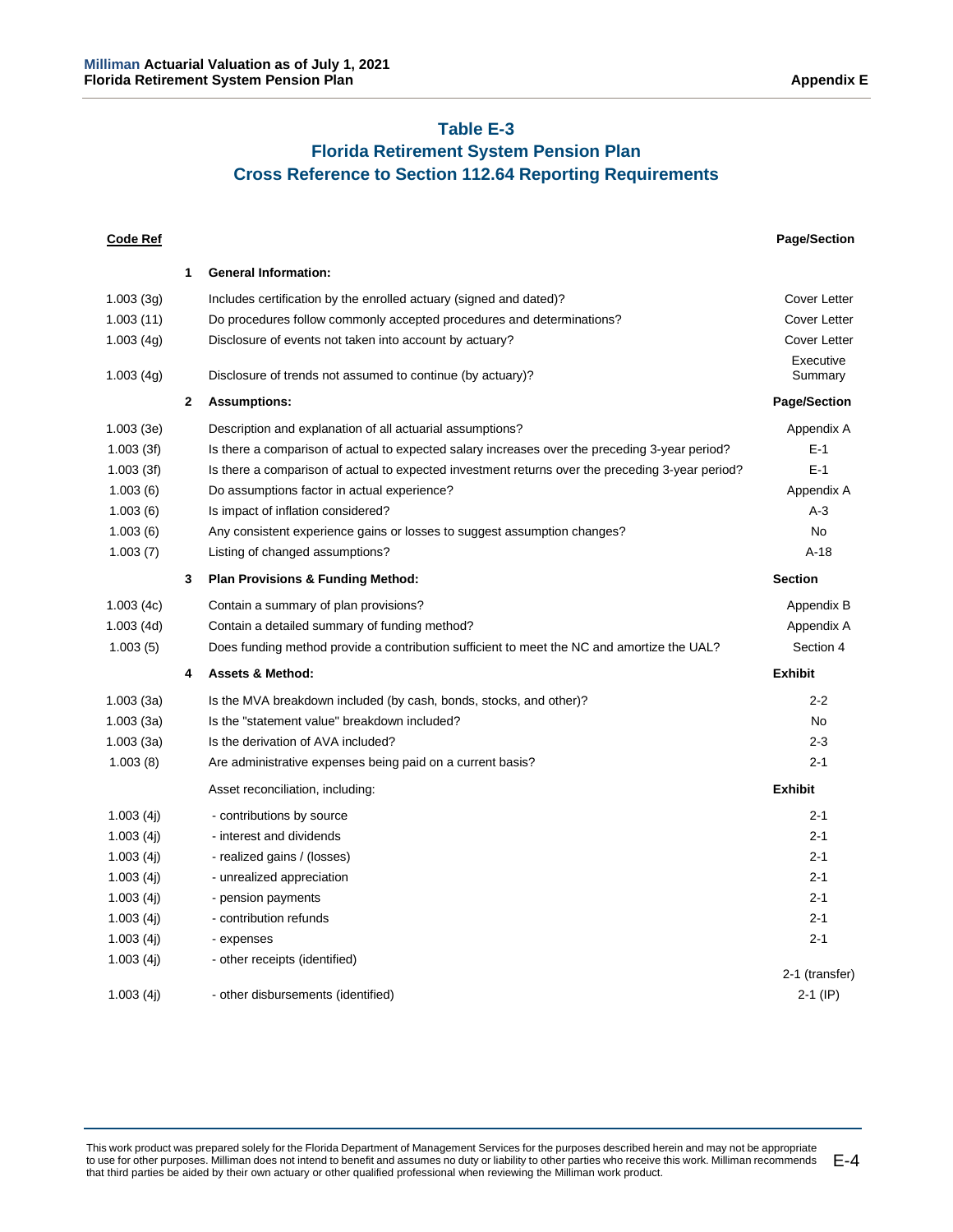# Table E-3

## Florida Retirement System Pension Plan

## Cross Reference to Section 112.64 Reporting Requirements

| Code Ref | | | Page/Section |
|---|---|---|---|
| | 1 | **General Information:** | |
| 1.003 (3g) | | Includes certification by the enrolled actuary (signed and dated)? | Cover Letter |
| 1.003 (11) | | Do procedures follow commonly accepted procedures and determinations? | Cover Letter |
| 1.003 (4g) | | Disclosure of events not taken into account by actuary? | Cover Letter |
| 1.003 (4g) | | Disclosure of trends not assumed to continue (by actuary)? | Executive Summary |
| | 2 | **Assumptions:** | **Page/Section** |
| 1.003 (3e) | | Description and explanation of all actuarial assumptions? | Appendix A |
| 1.003 (3f) | | Is there a comparison of actual to expected salary increases over the preceding 3-year period? | E-1 |
| 1.003 (3f) | | Is there a comparison of actual to expected investment returns over the preceding 3-year period? | E-1 |
| 1.003 (6) | | Do assumptions factor in actual experience? | Appendix A |
| 1.003 (6) | | Is impact of inflation considered? | A-3 |
| 1.003 (6) | | Any consistent experience gains or losses to suggest assumption changes? | No |
| 1.003 (7) | | Listing of changed assumptions? | A-18 |
| | 3 | **Plan Provisions & Funding Method:** | **Section** |
| 1.003 (4c) | | Contain a summary of plan provisions? | Appendix B |
| 1.003 (4d) | | Contain a detailed summary of funding method? | Appendix A |
| 1.003 (5) | | Does funding method provide a contribution sufficient to meet the NC and amortize the UAL? | Section 4 |
| | 4 | **Assets & Method:** | **Exhibit** |
| 1.003 (3a) | | Is the MVA breakdown included (by cash, bonds, stocks, and other)? | 2-2 |
| 1.003 (3a) | | Is the "statement value" breakdown included? | No |
| 1.003 (3a) | | Is the derivation of AVA included? | 2-3 |
| 1.003 (8) | | Are administrative expenses being paid on a current basis? | 2-1 |
| | | Asset reconciliation, including: | **Exhibit** |
| 1.003 (4j) | | - contributions by source | 2-1 |
| 1.003 (4j) | | - interest and dividends | 2-1 |
| 1.003 (4j) | | - realized gains / (losses) | 2-1 |
| 1.003 (4j) | | - unrealized appreciation | 2-1 |
| 1.003 (4j) | | - pension payments | 2-1 |
| 1.003 (4j) | | - contribution refunds | 2-1 |
| 1.003 (4j) | | - expenses | 2-1 |
| 1.003 (4j) | | - other receipts (identified) | 2-1 (transfer) |
| 1.003 (4j) | | - other disbursements (identified) | 2-1 (IP) |

This work product was prepared solely for the Florida Department of Management Services for the purposes described herein and may not be appropriate to use for other purposes. Milliman does not intend to benefit and assumes no duty or liability to other parties who receive this work. Milliman recommends that third parties be aided by their own actuary or other qualified professional when reviewing the Milliman work product.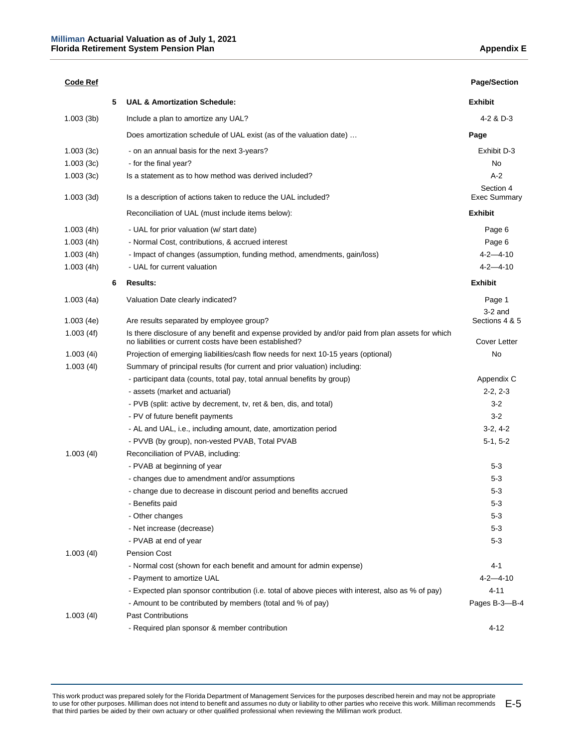| Code Ref | | | Page/Section |
|---|---|---|---|
| | 5 | **UAL & Amortization Schedule:** | **Exhibit** |
| 1.003 (3b) | | Include a plan to amortize any UAL? | 4-2 & D-3 |
| | | Does amortization schedule of UAL exist (as of the valuation date) … | **Page** |
| 1.003 (3c) | | - on an annual basis for the next 3-years? | Exhibit D-3 |
| 1.003 (3c) | | - for the final year? | No |
| 1.003 (3c) | | Is a statement as to how method was derived included? | A-2 |
| 1.003 (3d) | | Is a description of actions taken to reduce the UAL included? | Section 4 Exec Summary |
| | | Reconciliation of UAL (must include items below): | **Exhibit** |
| 1.003 (4h) | | - UAL for prior valuation (w/ start date) | Page 6 |
| 1.003 (4h) | | - Normal Cost, contributions, & accrued interest | Page 6 |
| 1.003 (4h) | | - Impact of changes (assumption, funding method, amendments, gain/loss) | 4-2—4-10 |
| 1.003 (4h) | | - UAL for current valuation | 4-2—4-10 |
| | 6 | **Results:** | **Exhibit** |
| 1.003 (4a) | | Valuation Date clearly indicated? | Page 1 |
| 1.003 (4e) | | Are results separated by employee group? | 3-2 and Sections 4 & 5 |
| 1.003 (4f) | | Is there disclosure of any benefit and expense provided by and/or paid from plan assets for which no liabilities or current costs have been established? | Cover Letter |
| 1.003 (4i) | | Projection of emerging liabilities/cash flow needs for next 10-15 years (optional) | No |
| 1.003 (4l) | | Summary of principal results (for current and prior valuation) including: | |
| | | - participant data (counts, total pay, total annual benefits by group) | Appendix C |
| | | - assets (market and actuarial) | 2-2, 2-3 |
| | | - PVB (split: active by decrement, tv, ret & ben, dis, and total) | 3-2 |
| | | - PV of future benefit payments | 3-2 |
| | | - AL and UAL, i.e., including amount, date, amortization period | 3-2, 4-2 |
| | | - PVVB (by group), non-vested PVAB, Total PVAB | 5-1, 5-2 |
| 1.003 (4l) | | Reconciliation of PVAB, including: | |
| | | - PVAB at beginning of year | 5-3 |
| | | - changes due to amendment and/or assumptions | 5-3 |
| | | - change due to decrease in discount period and benefits accrued | 5-3 |
| | | - Benefits paid | 5-3 |
| | | - Other changes | 5-3 |
| | | - Net increase (decrease) | 5-3 |
| | | - PVAB at end of year | 5-3 |
| 1.003 (4l) | | Pension Cost | |
| | | - Normal cost (shown for each benefit and amount for admin expense) | 4-1 |
| | | - Payment to amortize UAL | 4-2—4-10 |
| | | - Expected plan sponsor contribution (i.e. total of above pieces with interest, also as % of pay) | 4-11 |
| | | - Amount to be contributed by members (total and % of pay) | Pages B-3—B-4 |
| 1.003 (4l) | | Past Contributions | |
| | | - Required plan sponsor & member contribution | 4-12 |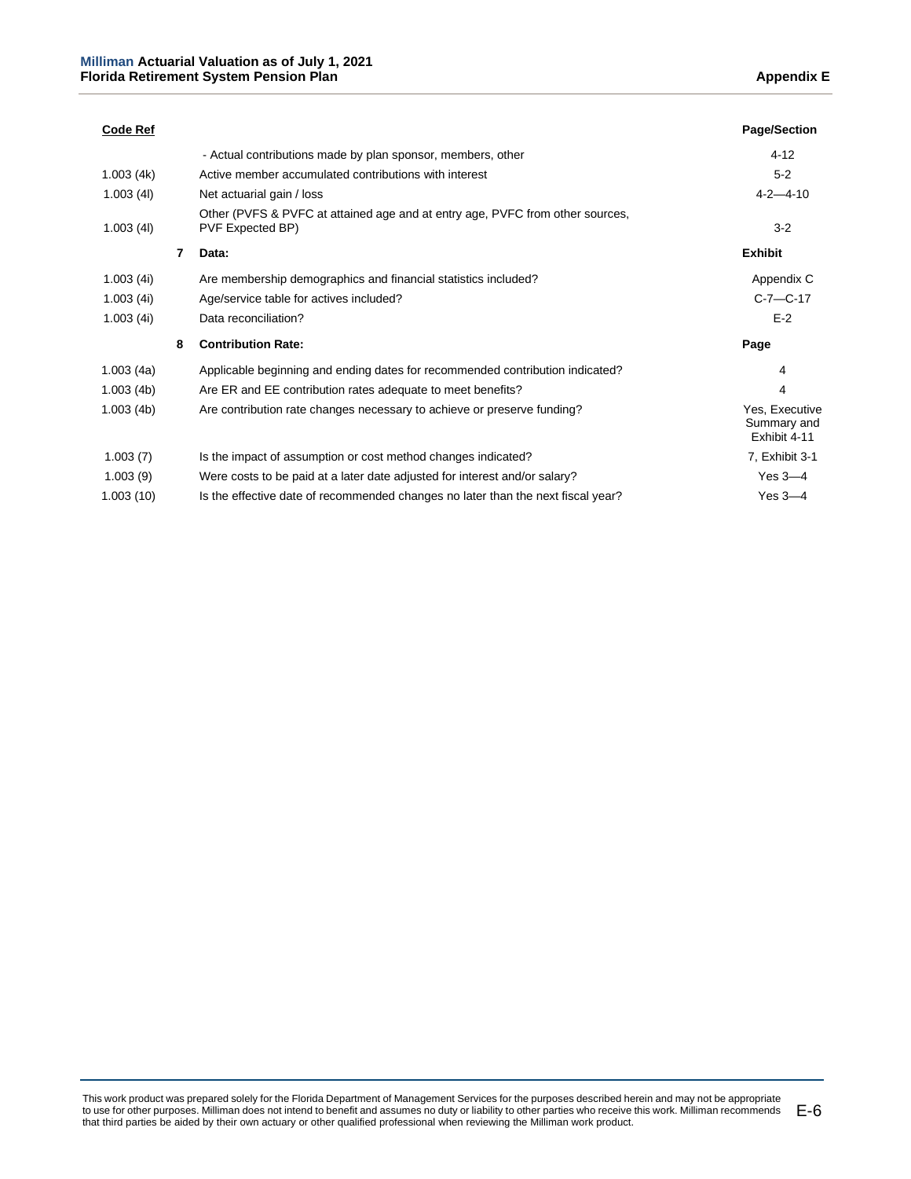| Code Ref | | | Page/Section |
|---|---|---|---|
| | | - Actual contributions made by plan sponsor, members, other | 4-12 |
| 1.003 (4k) | | Active member accumulated contributions with interest | 5-2 |
| 1.003 (4l) | | Net actuarial gain / loss | 4-2—4-10 |
| 1.003 (4l) | | Other (PVFS & PVFC at attained age and at entry age, PVFC from other sources, PVF Expected BP) | 3-2 |
| | **7** | **Data:** | **Exhibit** |
| 1.003 (4i) | | Are membership demographics and financial statistics included? | Appendix C |
| 1.003 (4i) | | Age/service table for actives included? | C-7—C-17 |
| 1.003 (4i) | | Data reconciliation? | E-2 |
| | **8** | **Contribution Rate:** | **Page** |
| 1.003 (4a) | | Applicable beginning and ending dates for recommended contribution indicated? | 4 |
| 1.003 (4b) | | Are ER and EE contribution rates adequate to meet benefits? | 4 |
| 1.003 (4b) | | Are contribution rate changes necessary to achieve or preserve funding? | Yes, Executive Summary and Exhibit 4-11 |
| 1.003 (7) | | Is the impact of assumption or cost method changes indicated? | 7, Exhibit 3-1 |
| 1.003 (9) | | Were costs to be paid at a later date adjusted for interest and/or salary? | Yes 3—4 |
| 1.003 (10) | | Is the effective date of recommended changes no later than the next fiscal year? | Yes 3—4 |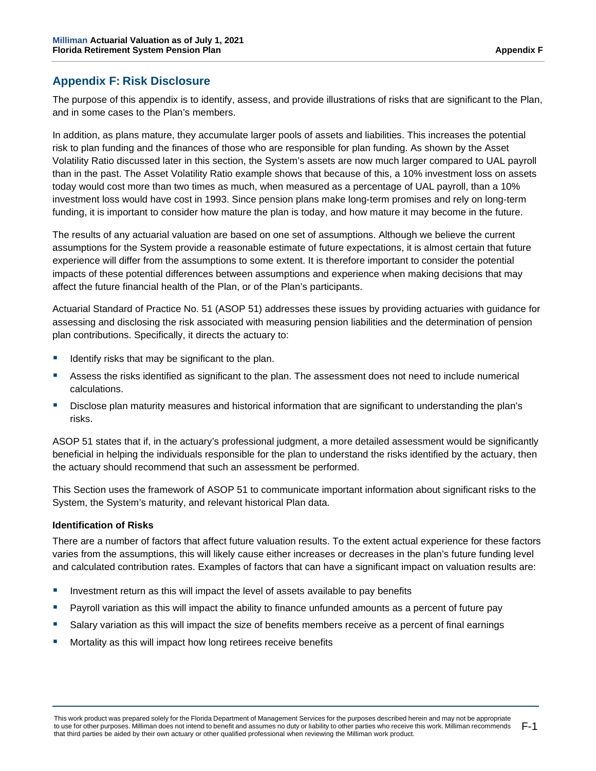## Appendix F: Risk Disclosure

The purpose of this appendix is to identify, assess, and provide illustrations of risks that are significant to the Plan, and in some cases to the Plan's members.

In addition, as plans mature, they accumulate larger pools of assets and liabilities. This increases the potential risk to plan funding and the finances of those who are responsible for plan funding. As shown by the Asset Volatility Ratio discussed later in this section, the System's assets are now much larger compared to UAL payroll than in the past. The Asset Volatility Ratio example shows that because of this, a 10% investment loss on assets today would cost more than two times as much, when measured as a percentage of UAL payroll, than a 10% investment loss would have cost in 1993. Since pension plans make long-term promises and rely on long-term funding, it is important to consider how mature the plan is today, and how mature it may become in the future.

The results of any actuarial valuation are based on one set of assumptions. Although we believe the current assumptions for the System provide a reasonable estimate of future expectations, it is almost certain that future experience will differ from the assumptions to some extent. It is therefore important to consider the potential impacts of these potential differences between assumptions and experience when making decisions that may affect the future financial health of the Plan, or of the Plan's participants.

Actuarial Standard of Practice No. 51 (ASOP 51) addresses these issues by providing actuaries with guidance for assessing and disclosing the risk associated with measuring pension liabilities and the determination of pension plan contributions. Specifically, it directs the actuary to:

- Identify risks that may be significant to the plan.
- Assess the risks identified as significant to the plan. The assessment does not need to include numerical calculations.
- Disclose plan maturity measures and historical information that are significant to understanding the plan's risks.

ASOP 51 states that if, in the actuary's professional judgment, a more detailed assessment would be significantly beneficial in helping the individuals responsible for the plan to understand the risks identified by the actuary, then the actuary should recommend that such an assessment be performed.

This Section uses the framework of ASOP 51 to communicate important information about significant risks to the System, the System's maturity, and relevant historical Plan data.

**Identification of Risks**

There are a number of factors that affect future valuation results. To the extent actual experience for these factors varies from the assumptions, this will likely cause either increases or decreases in the plan's future funding level and calculated contribution rates. Examples of factors that can have a significant impact on valuation results are:

- Investment return as this will impact the level of assets available to pay benefits
- Payroll variation as this will impact the ability to finance unfunded amounts as a percent of future pay
- Salary variation as this will impact the size of benefits members receive as a percent of final earnings
- Mortality as this will impact how long retirees receive benefits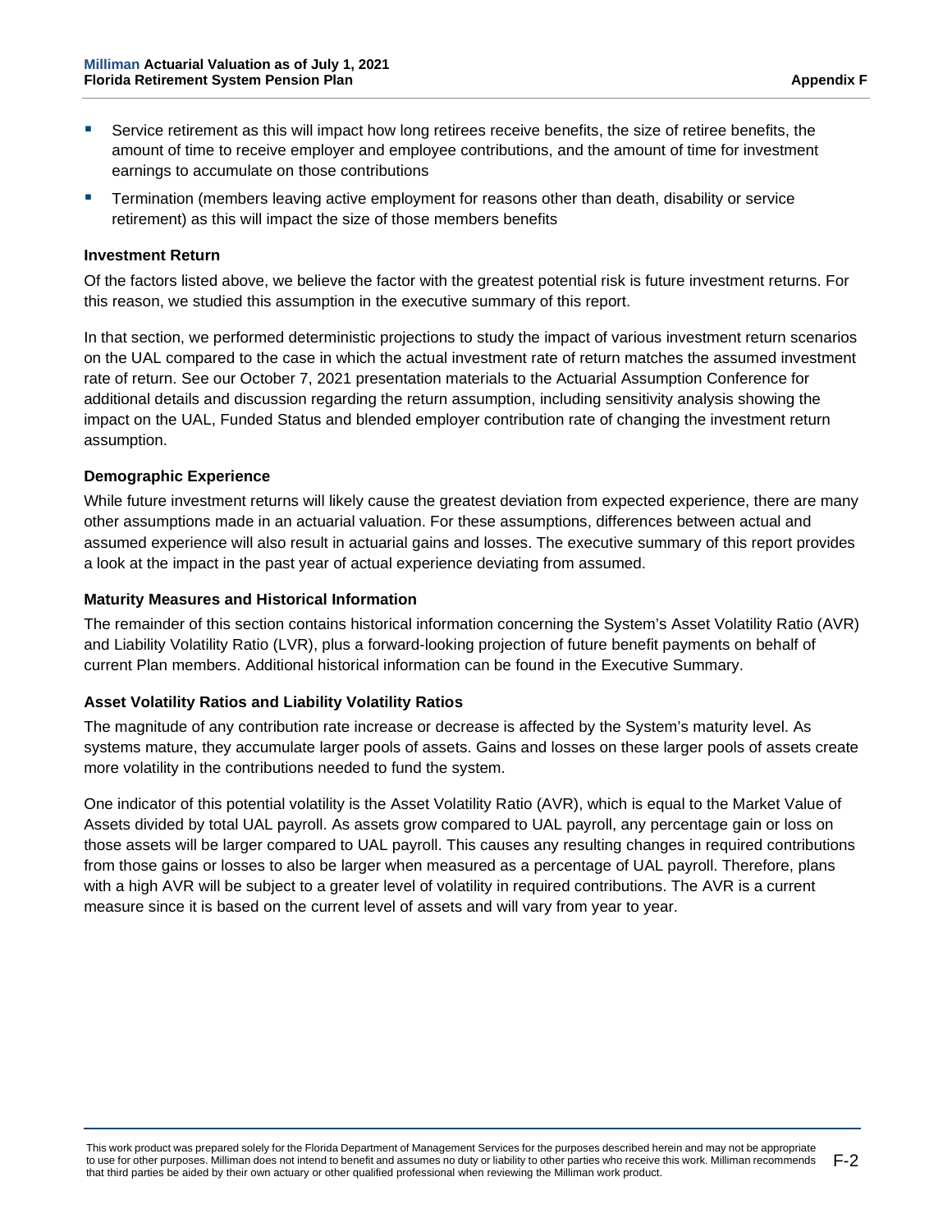- Service retirement as this will impact how long retirees receive benefits, the size of retiree benefits, the amount of time to receive employer and employee contributions, and the amount of time for investment earnings to accumulate on those contributions
- Termination (members leaving active employment for reasons other than death, disability or service retirement) as this will impact the size of those members benefits

**Investment Return**

Of the factors listed above, we believe the factor with the greatest potential risk is future investment returns. For this reason, we studied this assumption in the executive summary of this report.

In that section, we performed deterministic projections to study the impact of various investment return scenarios on the UAL compared to the case in which the actual investment rate of return matches the assumed investment rate of return. See our October 7, 2021 presentation materials to the Actuarial Assumption Conference for additional details and discussion regarding the return assumption, including sensitivity analysis showing the impact on the UAL, Funded Status and blended employer contribution rate of changing the investment return assumption.

**Demographic Experience**

While future investment returns will likely cause the greatest deviation from expected experience, there are many other assumptions made in an actuarial valuation. For these assumptions, differences between actual and assumed experience will also result in actuarial gains and losses. The executive summary of this report provides a look at the impact in the past year of actual experience deviating from assumed.

**Maturity Measures and Historical Information**

The remainder of this section contains historical information concerning the System's Asset Volatility Ratio (AVR) and Liability Volatility Ratio (LVR), plus a forward-looking projection of future benefit payments on behalf of current Plan members. Additional historical information can be found in the Executive Summary.

**Asset Volatility Ratios and Liability Volatility Ratios**

The magnitude of any contribution rate increase or decrease is affected by the System's maturity level. As systems mature, they accumulate larger pools of assets. Gains and losses on these larger pools of assets create more volatility in the contributions needed to fund the system.

One indicator of this potential volatility is the Asset Volatility Ratio (AVR), which is equal to the Market Value of Assets divided by total UAL payroll. As assets grow compared to UAL payroll, any percentage gain or loss on those assets will be larger compared to UAL payroll. This causes any resulting changes in required contributions from those gains or losses to also be larger when measured as a percentage of UAL payroll. Therefore, plans with a high AVR will be subject to a greater level of volatility in required contributions. The AVR is a current measure since it is based on the current level of assets and will vary from year to year.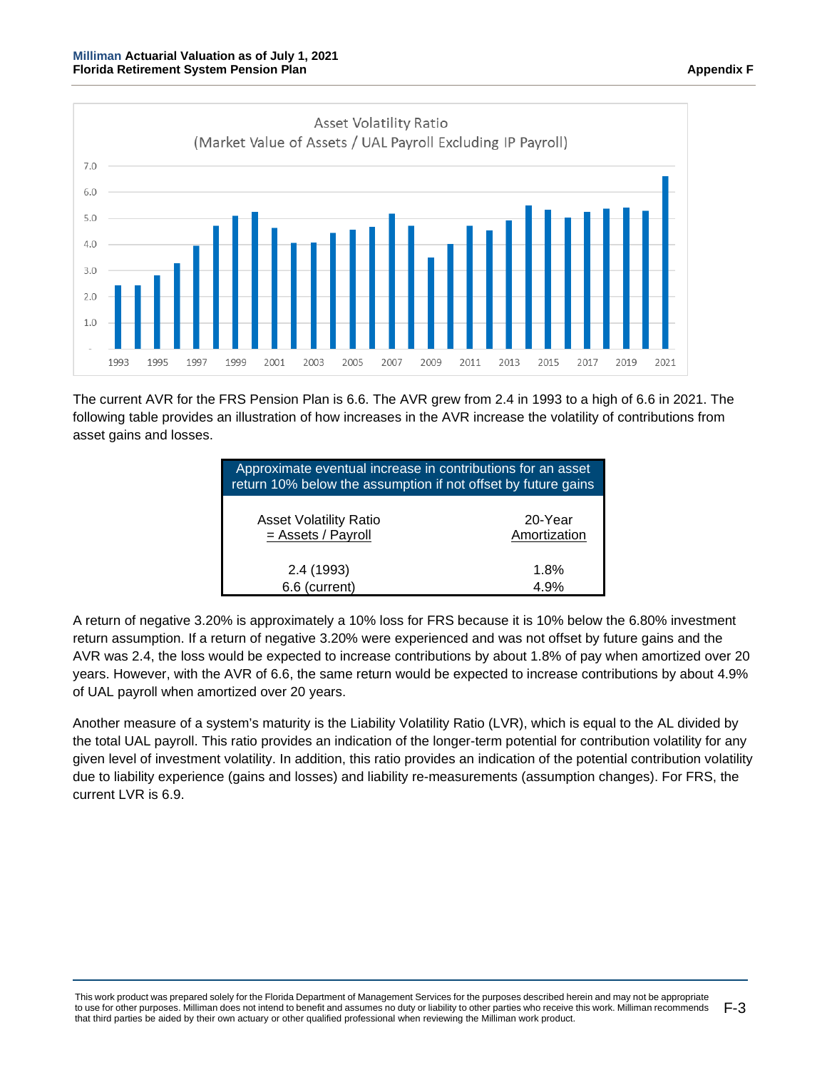Asset Volatility Ratio
(Market Value of Assets / UAL Payroll Excluding IP Payroll)

The current AVR for the FRS Pension Plan is 6.6. The AVR grew from 2.4 in 1993 to a high of 6.6 in 2021. The following table provides an illustration of how increases in the AVR increase the volatility of contributions from asset gains and losses.

| Approximate eventual increase in contributions for an asset return 10% below the assumption if not offset by future gains | |
|---|---|
| Asset Volatility Ratio<br>= Assets / Payroll | 20-Year<br>Amortization |
| 2.4 (1993) | 1.8% |
| 6.6 (current) | 4.9% |

A return of negative 3.20% is approximately a 10% loss for FRS because it is 10% below the 6.80% investment return assumption. If a return of negative 3.20% were experienced and was not offset by future gains and the AVR was 2.4, the loss would be expected to increase contributions by about 1.8% of pay when amortized over 20 years. However, with the AVR of 6.6, the same return would be expected to increase contributions by about 4.9% of UAL payroll when amortized over 20 years.

Another measure of a system's maturity is the Liability Volatility Ratio (LVR), which is equal to the AL divided by the total UAL payroll. This ratio provides an indication of the longer-term potential for contribution volatility for any given level of investment volatility. In addition, this ratio provides an indication of the potential contribution volatility due to liability experience (gains and losses) and liability re-measurements (assumption changes). For FRS, the current LVR is 6.9.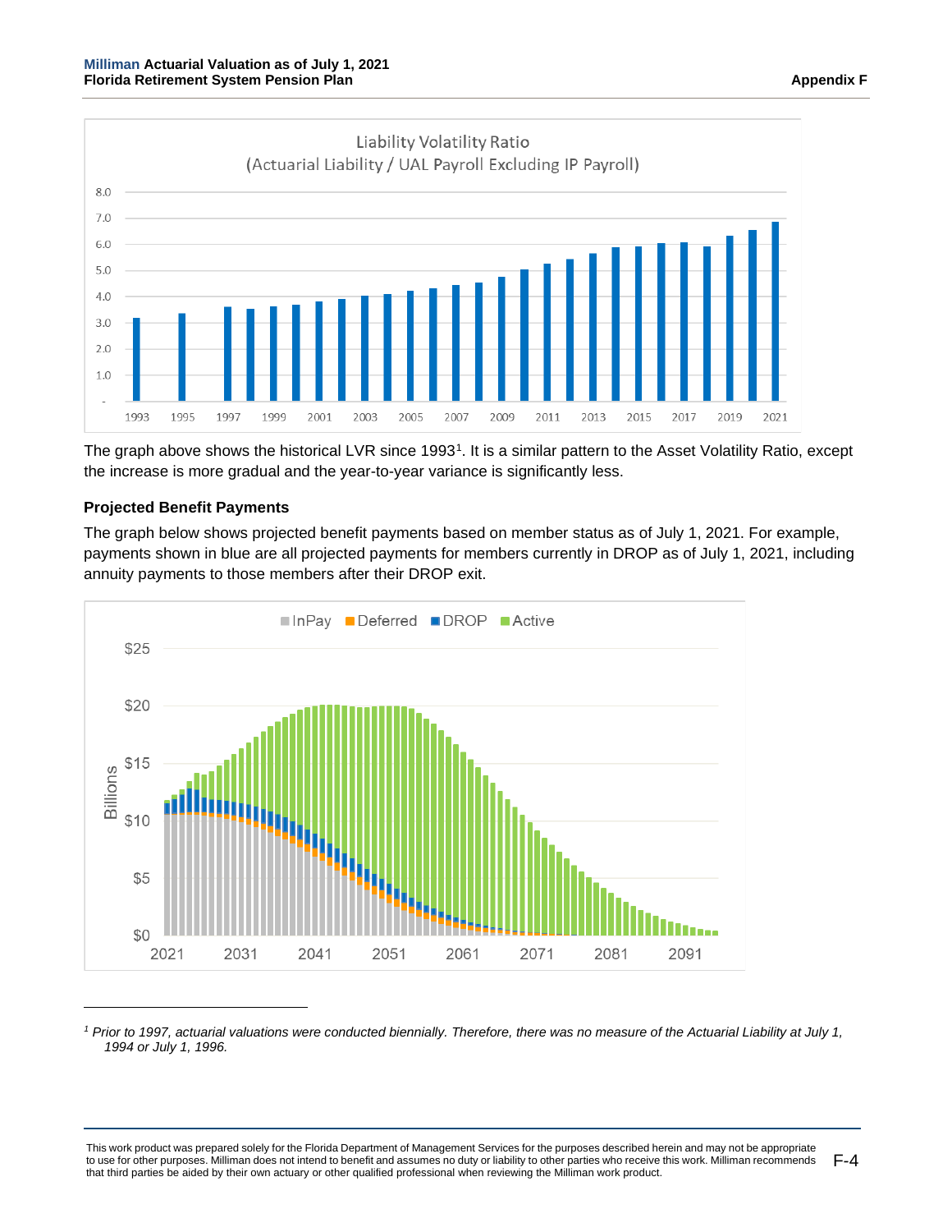The graph above shows the historical LVR since 1993[1]. It is a similar pattern to the Asset Volatility Ratio, except the increase is more gradual and the year-to-year variance is significantly less.

**Projected Benefit Payments**

The graph below shows projected benefit payments based on member status as of July 1, 2021. For example, payments shown in blue are all projected payments for members currently in DROP as of July 1, 2021, including annuity payments to those members after their DROP exit.

[1] *Prior to 1997, actuarial valuations were conducted biennially. Therefore, there was no measure of the Actuarial Liability at July 1, 1994 or July 1, 1996.*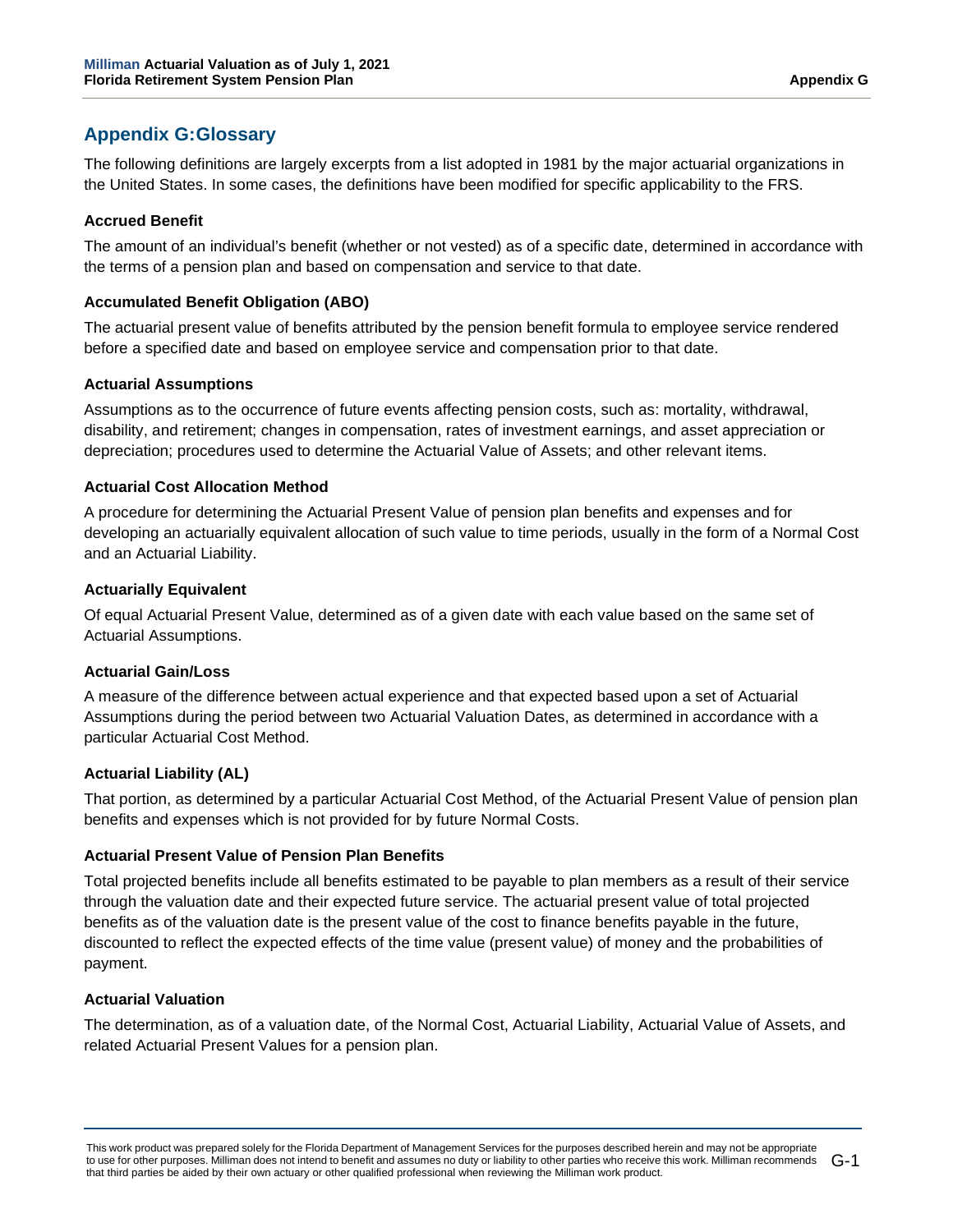## Appendix G:Glossary

The following definitions are largely excerpts from a list adopted in 1981 by the major actuarial organizations in the United States. In some cases, the definitions have been modified for specific applicability to the FRS.

**Accrued Benefit**

The amount of an individual's benefit (whether or not vested) as of a specific date, determined in accordance with the terms of a pension plan and based on compensation and service to that date.

**Accumulated Benefit Obligation (ABO)**

The actuarial present value of benefits attributed by the pension benefit formula to employee service rendered before a specified date and based on employee service and compensation prior to that date.

**Actuarial Assumptions**

Assumptions as to the occurrence of future events affecting pension costs, such as: mortality, withdrawal, disability, and retirement; changes in compensation, rates of investment earnings, and asset appreciation or depreciation; procedures used to determine the Actuarial Value of Assets; and other relevant items.

**Actuarial Cost Allocation Method**

A procedure for determining the Actuarial Present Value of pension plan benefits and expenses and for developing an actuarially equivalent allocation of such value to time periods, usually in the form of a Normal Cost and an Actuarial Liability.

**Actuarially Equivalent**

Of equal Actuarial Present Value, determined as of a given date with each value based on the same set of Actuarial Assumptions.

**Actuarial Gain/Loss**

A measure of the difference between actual experience and that expected based upon a set of Actuarial Assumptions during the period between two Actuarial Valuation Dates, as determined in accordance with a particular Actuarial Cost Method.

**Actuarial Liability (AL)**

That portion, as determined by a particular Actuarial Cost Method, of the Actuarial Present Value of pension plan benefits and expenses which is not provided for by future Normal Costs.

**Actuarial Present Value of Pension Plan Benefits**

Total projected benefits include all benefits estimated to be payable to plan members as a result of their service through the valuation date and their expected future service. The actuarial present value of total projected benefits as of the valuation date is the present value of the cost to finance benefits payable in the future, discounted to reflect the expected effects of the time value (present value) of money and the probabilities of payment.

**Actuarial Valuation**

The determination, as of a valuation date, of the Normal Cost, Actuarial Liability, Actuarial Value of Assets, and related Actuarial Present Values for a pension plan.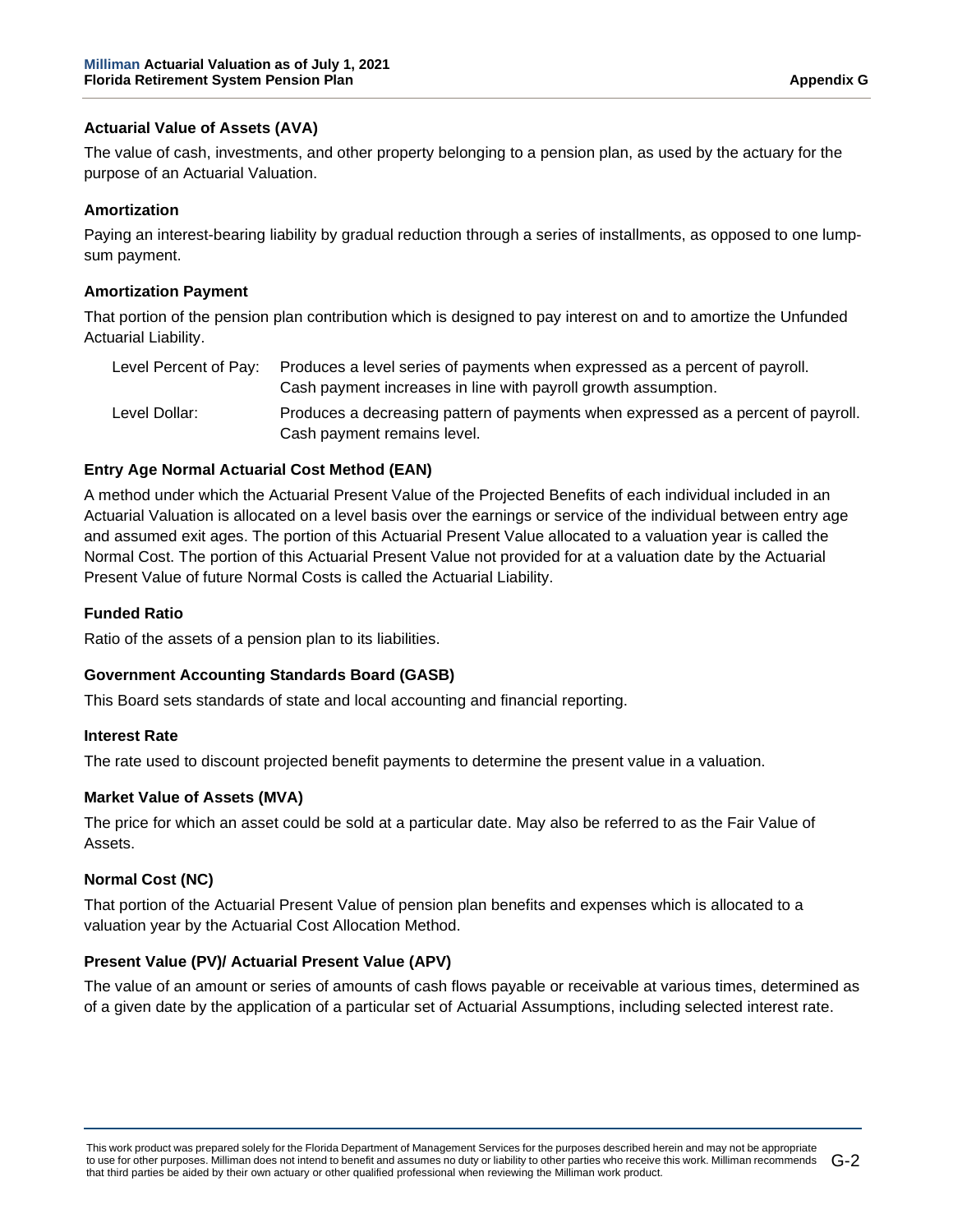### Actuarial Value of Assets (AVA)

The value of cash, investments, and other property belonging to a pension plan, as used by the actuary for the purpose of an Actuarial Valuation.

### Amortization

Paying an interest-bearing liability by gradual reduction through a series of installments, as opposed to one lump-sum payment.

### Amortization Payment

That portion of the pension plan contribution which is designed to pay interest on and to amortize the Unfunded Actuarial Liability.

| | |
|---|---|
| Level Percent of Pay: | Produces a level series of payments when expressed as a percent of payroll. Cash payment increases in line with payroll growth assumption. |
| Level Dollar: | Produces a decreasing pattern of payments when expressed as a percent of payroll. Cash payment remains level. |

### Entry Age Normal Actuarial Cost Method (EAN)

A method under which the Actuarial Present Value of the Projected Benefits of each individual included in an Actuarial Valuation is allocated on a level basis over the earnings or service of the individual between entry age and assumed exit ages. The portion of this Actuarial Present Value allocated to a valuation year is called the Normal Cost. The portion of this Actuarial Present Value not provided for at a valuation date by the Actuarial Present Value of future Normal Costs is called the Actuarial Liability.

### Funded Ratio

Ratio of the assets of a pension plan to its liabilities.

### Government Accounting Standards Board (GASB)

This Board sets standards of state and local accounting and financial reporting.

### Interest Rate

The rate used to discount projected benefit payments to determine the present value in a valuation.

### Market Value of Assets (MVA)

The price for which an asset could be sold at a particular date. May also be referred to as the Fair Value of Assets.

### Normal Cost (NC)

That portion of the Actuarial Present Value of pension plan benefits and expenses which is allocated to a valuation year by the Actuarial Cost Allocation Method.

### Present Value (PV)/ Actuarial Present Value (APV)

The value of an amount or series of amounts of cash flows payable or receivable at various times, determined as of a given date by the application of a particular set of Actuarial Assumptions, including selected interest rate.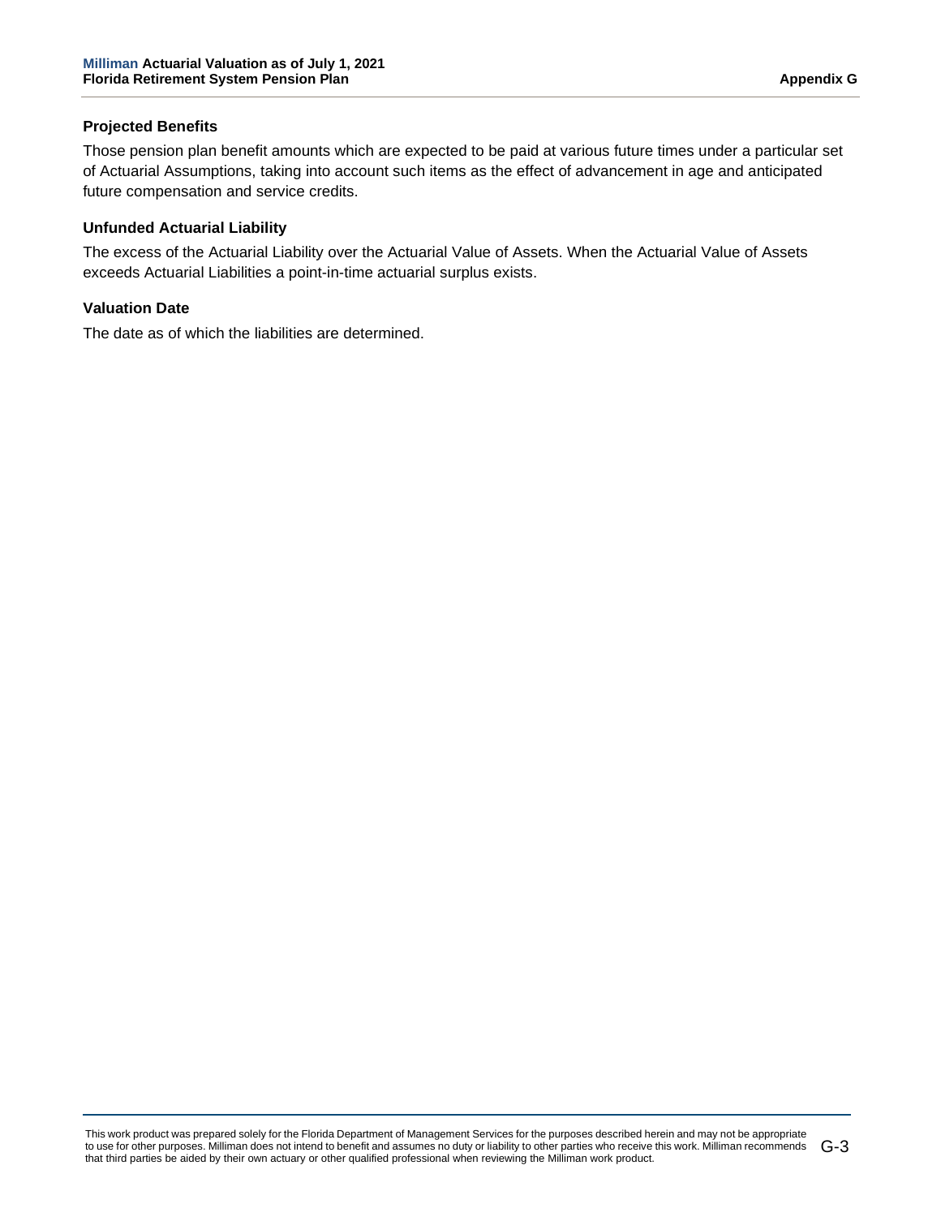### Projected Benefits

Those pension plan benefit amounts which are expected to be paid at various future times under a particular set of Actuarial Assumptions, taking into account such items as the effect of advancement in age and anticipated future compensation and service credits.

### Unfunded Actuarial Liability

The excess of the Actuarial Liability over the Actuarial Value of Assets. When the Actuarial Value of Assets exceeds Actuarial Liabilities a point-in-time actuarial surplus exists.

### Valuation Date

The date as of which the liabilities are determined.